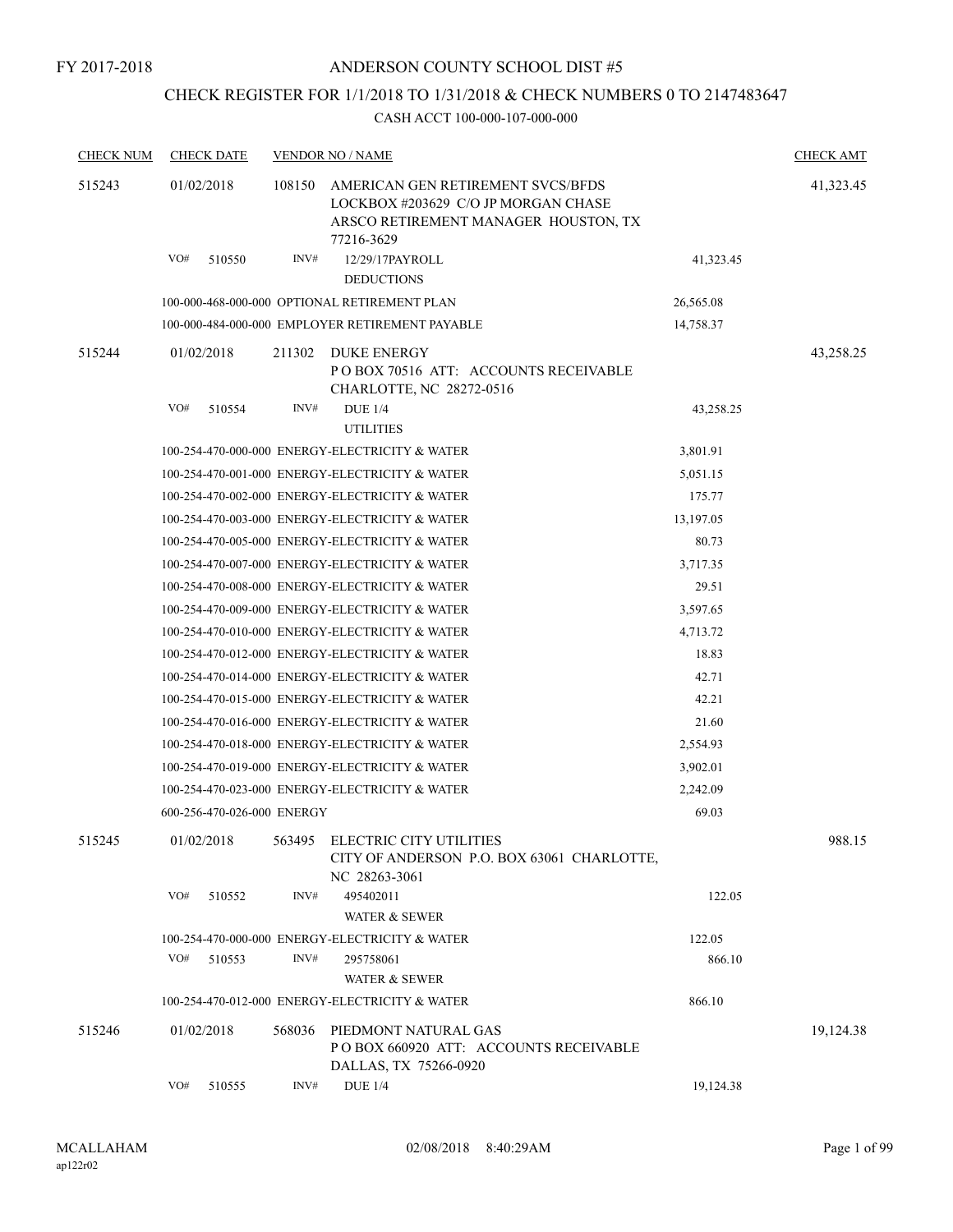FY 2017-2018

# ANDERSON COUNTY SCHOOL DIST #5

## CHECK REGISTER FOR 1/1/2018 TO 1/31/2018 & CHECK NUMBERS 0 TO 2147483647

### CASH ACCT 100-000-107-000-000

| CHECK NUM | CHECK DATE | VENDOR NO / NAME | | | CHECK AMT |
|---|---|---|---|---|---|
| 515243 | 01/02/2018 | 108150 | AMERICAN GEN RETIREMENT SVCS/BFDS LOCKBOX #203629 C/O JP MORGAN CHASE ARSCO RETIREMENT MANAGER HOUSTON, TX 77216-3629 | | 41,323.45 |
| | VO# 510550 | INV# | 12/29/17PAYROLL DEDUCTIONS | 41,323.45 | |
| | 100-000-468-000-000 OPTIONAL RETIREMENT PLAN | | | 26,565.08 | |
| | 100-000-484-000-000 EMPLOYER RETIREMENT PAYABLE | | | 14,758.37 | |
| 515244 | 01/02/2018 | 211302 | DUKE ENERGY P O BOX 70516 ATT: ACCOUNTS RECEIVABLE CHARLOTTE, NC 28272-0516 | | 43,258.25 |
| | VO# 510554 | INV# | DUE 1/4 UTILITIES | 43,258.25 | |
| | 100-254-470-000-000 ENERGY-ELECTRICITY & WATER | | | 3,801.91 | |
| | 100-254-470-001-000 ENERGY-ELECTRICITY & WATER | | | 5,051.15 | |
| | 100-254-470-002-000 ENERGY-ELECTRICITY & WATER | | | 175.77 | |
| | 100-254-470-003-000 ENERGY-ELECTRICITY & WATER | | | 13,197.05 | |
| | 100-254-470-005-000 ENERGY-ELECTRICITY & WATER | | | 80.73 | |
| | 100-254-470-007-000 ENERGY-ELECTRICITY & WATER | | | 3,717.35 | |
| | 100-254-470-008-000 ENERGY-ELECTRICITY & WATER | | | 29.51 | |
| | 100-254-470-009-000 ENERGY-ELECTRICITY & WATER | | | 3,597.65 | |
| | 100-254-470-010-000 ENERGY-ELECTRICITY & WATER | | | 4,713.72 | |
| | 100-254-470-012-000 ENERGY-ELECTRICITY & WATER | | | 18.83 | |
| | 100-254-470-014-000 ENERGY-ELECTRICITY & WATER | | | 42.71 | |
| | 100-254-470-015-000 ENERGY-ELECTRICITY & WATER | | | 42.21 | |
| | 100-254-470-016-000 ENERGY-ELECTRICITY & WATER | | | 21.60 | |
| | 100-254-470-018-000 ENERGY-ELECTRICITY & WATER | | | 2,554.93 | |
| | 100-254-470-019-000 ENERGY-ELECTRICITY & WATER | | | 3,902.01 | |
| | 100-254-470-023-000 ENERGY-ELECTRICITY & WATER | | | 2,242.09 | |
| | 600-256-470-026-000 ENERGY | | | 69.03 | |
| 515245 | 01/02/2018 | 563495 | ELECTRIC CITY UTILITIES CITY OF ANDERSON P.O. BOX 63061 CHARLOTTE, NC 28263-3061 | | 988.15 |
| | VO# 510552 | INV# | 495402011 WATER & SEWER | 122.05 | |
| | 100-254-470-000-000 ENERGY-ELECTRICITY & WATER | | | 122.05 | |
| | VO# 510553 | INV# | 295758061 WATER & SEWER | 866.10 | |
| | 100-254-470-012-000 ENERGY-ELECTRICITY & WATER | | | 866.10 | |
| 515246 | 01/02/2018 | 568036 | PIEDMONT NATURAL GAS P O BOX 660920 ATT: ACCOUNTS RECEIVABLE DALLAS, TX 75266-0920 | | 19,124.38 |
| | VO# 510555 | INV# | DUE 1/4 | 19,124.38 | |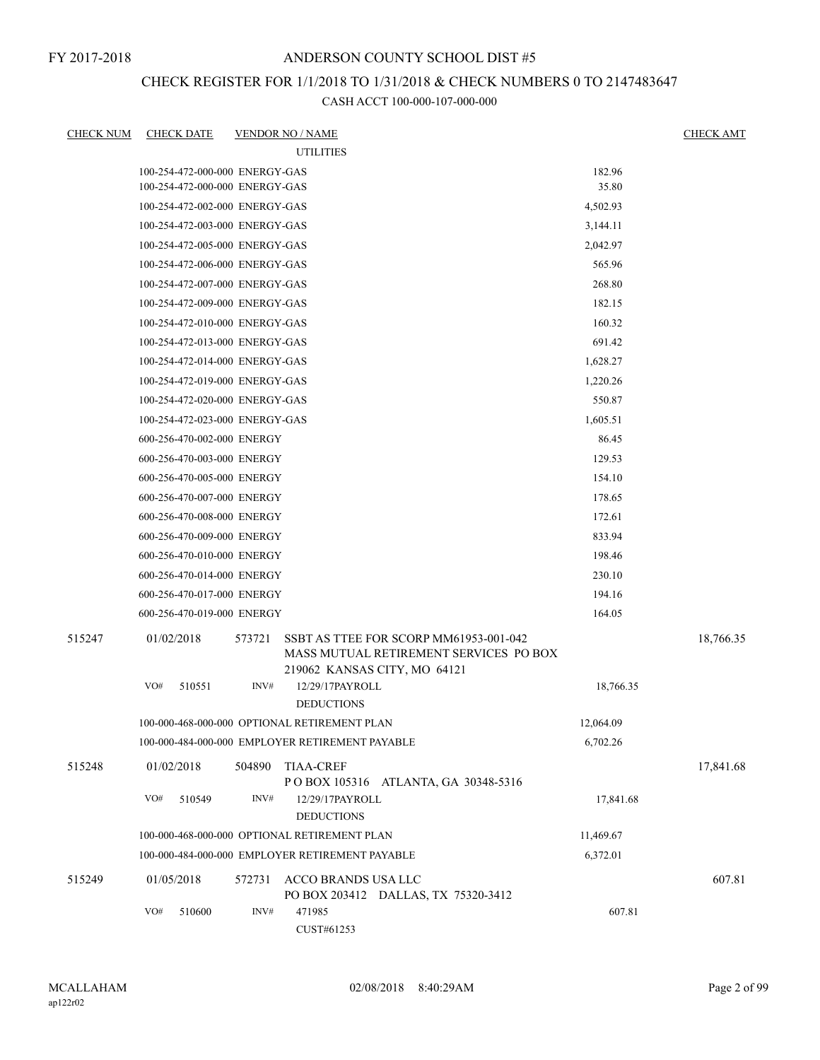FY 2017-2018

# ANDERSON COUNTY SCHOOL DIST #5

## CHECK REGISTER FOR 1/1/2018 TO 1/31/2018 & CHECK NUMBERS 0 TO 2147483647

### CASH ACCT 100-000-107-000-000

| CHECK NUM | CHECK DATE | VENDOR NO / NAME | | CHECK AMT |
|---|---|---|---|---|
| | | UTILITIES | | |
| | 100-254-472-000-000 ENERGY-GAS | | 182.96 | |
| | 100-254-472-000-000 ENERGY-GAS | | 35.80 | |
| | 100-254-472-002-000 ENERGY-GAS | | 4,502.93 | |
| | 100-254-472-003-000 ENERGY-GAS | | 3,144.11 | |
| | 100-254-472-005-000 ENERGY-GAS | | 2,042.97 | |
| | 100-254-472-006-000 ENERGY-GAS | | 565.96 | |
| | 100-254-472-007-000 ENERGY-GAS | | 268.80 | |
| | 100-254-472-009-000 ENERGY-GAS | | 182.15 | |
| | 100-254-472-010-000 ENERGY-GAS | | 160.32 | |
| | 100-254-472-013-000 ENERGY-GAS | | 691.42 | |
| | 100-254-472-014-000 ENERGY-GAS | | 1,628.27 | |
| | 100-254-472-019-000 ENERGY-GAS | | 1,220.26 | |
| | 100-254-472-020-000 ENERGY-GAS | | 550.87 | |
| | 100-254-472-023-000 ENERGY-GAS | | 1,605.51 | |
| | 600-256-470-002-000 ENERGY | | 86.45 | |
| | 600-256-470-003-000 ENERGY | | 129.53 | |
| | 600-256-470-005-000 ENERGY | | 154.10 | |
| | 600-256-470-007-000 ENERGY | | 178.65 | |
| | 600-256-470-008-000 ENERGY | | 172.61 | |
| | 600-256-470-009-000 ENERGY | | 833.94 | |
| | 600-256-470-010-000 ENERGY | | 198.46 | |
| | 600-256-470-014-000 ENERGY | | 230.10 | |
| | 600-256-470-017-000 ENERGY | | 194.16 | |
| | 600-256-470-019-000 ENERGY | | 164.05 | |
| 515247 | 01/02/2018 | 573721 SSBT AS TTEE FOR SCORP MM61953-001-042 MASS MUTUAL RETIREMENT SERVICES PO BOX 219062 KANSAS CITY, MO 64121 | | 18,766.35 |
| | VO# 510551 | INV# 12/29/17PAYROLL DEDUCTIONS | 18,766.35 | |
| | 100-000-468-000-000 OPTIONAL RETIREMENT PLAN | | 12,064.09 | |
| | 100-000-484-000-000 EMPLOYER RETIREMENT PAYABLE | | 6,702.26 | |
| 515248 | 01/02/2018 | 504890 TIAA-CREF P O BOX 105316 ATLANTA, GA 30348-5316 | | 17,841.68 |
| | VO# 510549 | INV# 12/29/17PAYROLL DEDUCTIONS | 17,841.68 | |
| | 100-000-468-000-000 OPTIONAL RETIREMENT PLAN | | 11,469.67 | |
| | 100-000-484-000-000 EMPLOYER RETIREMENT PAYABLE | | 6,372.01 | |
| 515249 | 01/05/2018 | 572731 ACCO BRANDS USA LLC PO BOX 203412 DALLAS, TX 75320-3412 | | 607.81 |
| | VO# 510600 | INV# 471985 CUST#61253 | 607.81 | |

MCALLAHAM ap122r02 02/08/2018 8:40:29AM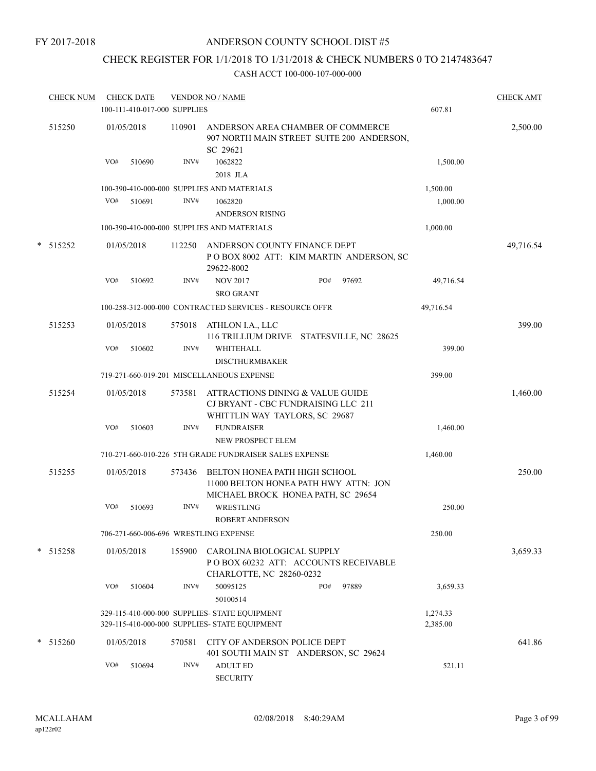FY 2017-2018

# ANDERSON COUNTY SCHOOL DIST #5

## CHECK REGISTER FOR 1/1/2018 TO 1/31/2018 & CHECK NUMBERS 0 TO 2147483647

### CASH ACCT 100-000-107-000-000

| CHECK NUM | CHECK DATE | VENDOR NO / NAME | | CHECK AMT |
|---|---|---|---|---|
| | 100-111-410-017-000 SUPPLIES | | 607.81 | |
| 515250 | 01/05/2018 | 110901 ANDERSON AREA CHAMBER OF COMMERCE 907 NORTH MAIN STREET SUITE 200 ANDERSON, SC 29621 | | 2,500.00 |
| | VO# 510690 | INV# 1062822 2018 JLA | 1,500.00 | |
| | 100-390-410-000-000 SUPPLIES AND MATERIALS | | 1,500.00 | |
| | VO# 510691 | INV# 1062820 ANDERSON RISING | 1,000.00 | |
| | 100-390-410-000-000 SUPPLIES AND MATERIALS | | 1,000.00 | |
| * 515252 | 01/05/2018 | 112250 ANDERSON COUNTY FINANCE DEPT P O BOX 8002 ATT: KIM MARTIN ANDERSON, SC 29622-8002 | | 49,716.54 |
| | VO# 510692 | INV# NOV 2017 PO# 97692 SRO GRANT | 49,716.54 | |
| | 100-258-312-000-000 CONTRACTED SERVICES - RESOURCE OFFR | | 49,716.54 | |
| 515253 | 01/05/2018 | 575018 ATHLON I.A., LLC 116 TRILLIUM DRIVE STATESVILLE, NC 28625 | | 399.00 |
| | VO# 510602 | INV# WHITEHALL DISCTHURMBAKER | 399.00 | |
| | 719-271-660-019-201 MISCELLANEOUS EXPENSE | | 399.00 | |
| 515254 | 01/05/2018 | 573581 ATTRACTIONS DINING & VALUE GUIDE CJ BRYANT - CBC FUNDRAISING LLC 211 WHITTLIN WAY TAYLORS, SC 29687 | | 1,460.00 |
| | VO# 510603 | INV# FUNDRAISER NEW PROSPECT ELEM | 1,460.00 | |
| | 710-271-660-010-226 5TH GRADE FUNDRAISER SALES EXPENSE | | 1,460.00 | |
| 515255 | 01/05/2018 | 573436 BELTON HONEA PATH HIGH SCHOOL 11000 BELTON HONEA PATH HWY ATTN: JON MICHAEL BROCK HONEA PATH, SC 29654 | | 250.00 |
| | VO# 510693 | INV# WRESTLING ROBERT ANDERSON | 250.00 | |
| | 706-271-660-006-696 WRESTLING EXPENSE | | 250.00 | |
| * 515258 | 01/05/2018 | 155900 CAROLINA BIOLOGICAL SUPPLY P O BOX 60232 ATT: ACCOUNTS RECEIVABLE CHARLOTTE, NC 28260-0232 | | 3,659.33 |
| | VO# 510604 | INV# 50095125 PO# 97889 50100514 | 3,659.33 | |
| | 329-115-410-000-000 SUPPLIES- STATE EQUIPMENT | | 1,274.33 | |
| | 329-115-410-000-000 SUPPLIES- STATE EQUIPMENT | | 2,385.00 | |
| * 515260 | 01/05/2018 | 570581 CITY OF ANDERSON POLICE DEPT 401 SOUTH MAIN ST ANDERSON, SC 29624 | | 641.86 |
| | VO# 510694 | INV# ADULT ED SECURITY | 521.11 | |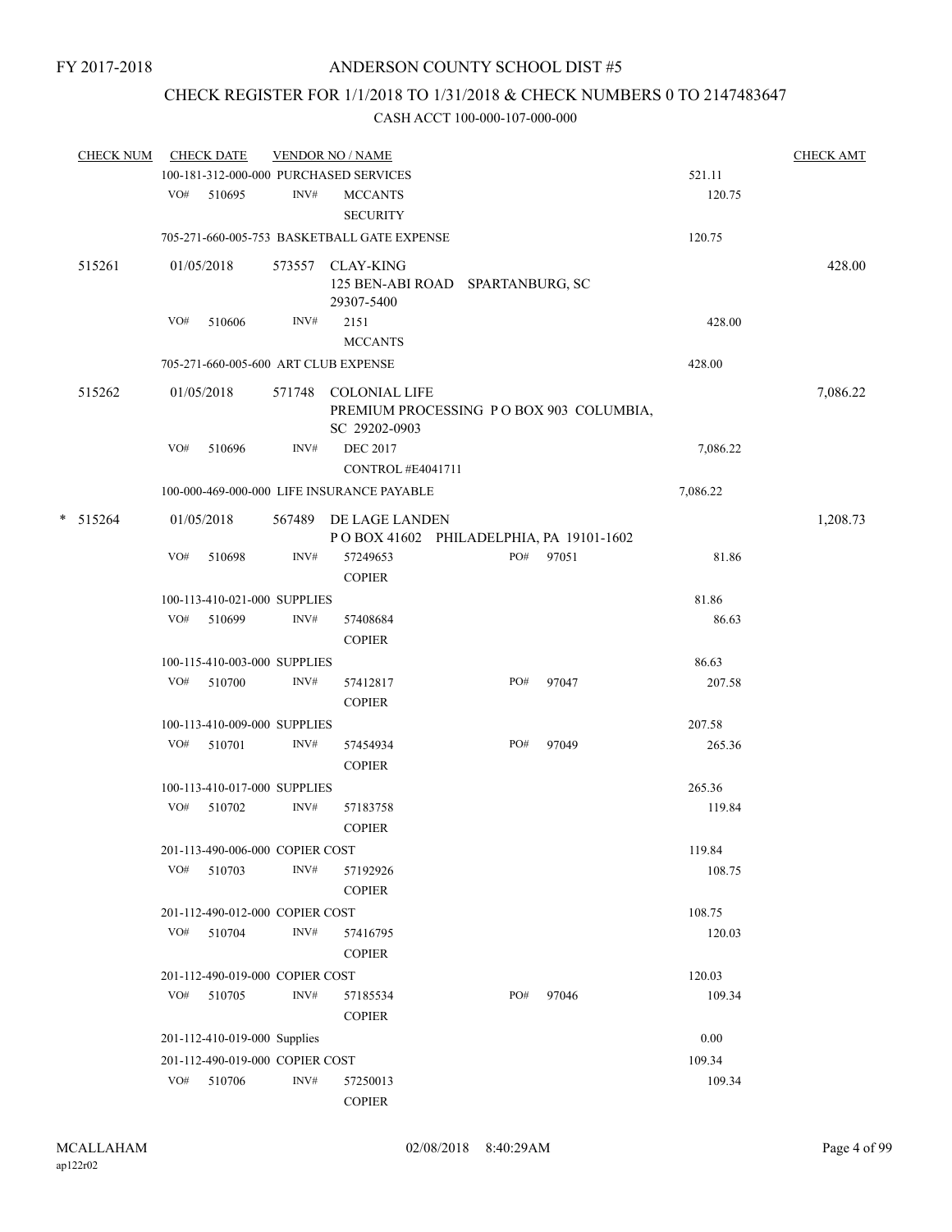FY 2017-2018

# ANDERSON COUNTY SCHOOL DIST #5

## CHECK REGISTER FOR 1/1/2018 TO 1/31/2018 & CHECK NUMBERS 0 TO 2147483647

### CASH ACCT 100-000-107-000-000

| CHECK NUM | CHECK DATE | VENDOR NO / NAME | | | CHECK AMT |
|---|---|---|---|---|---|
| | 100-181-312-000-000 PURCHASED SERVICES | | | 521.11 | |
| | VO# 510695 | INV# MCCANTS SECURITY | | 120.75 | |
| | 705-271-660-005-753 BASKETBALL GATE EXPENSE | | | 120.75 | |
| 515261 | 01/05/2018 | 573557 CLAY-KING 125 BEN-ABI ROAD SPARTANBURG, SC 29307-5400 | | | 428.00 |
| | VO# 510606 | INV# 2151 MCCANTS | | 428.00 | |
| | 705-271-660-005-600 ART CLUB EXPENSE | | | 428.00 | |
| 515262 | 01/05/2018 | 571748 COLONIAL LIFE PREMIUM PROCESSING P O BOX 903 COLUMBIA, SC 29202-0903 | | | 7,086.22 |
| | VO# 510696 | INV# DEC 2017 CONTROL #E4041711 | | 7,086.22 | |
| | 100-000-469-000-000 LIFE INSURANCE PAYABLE | | | 7,086.22 | |
| * 515264 | 01/05/2018 | 567489 DE LAGE LANDEN P O BOX 41602 PHILADELPHIA, PA 19101-1602 | | | 1,208.73 |
| | VO# 510698 | INV# 57249653 COPIER | PO# 97051 | 81.86 | |
| | 100-113-410-021-000 SUPPLIES | | | 81.86 | |
| | VO# 510699 | INV# 57408684 COPIER | | 86.63 | |
| | 100-115-410-003-000 SUPPLIES | | | 86.63 | |
| | VO# 510700 | INV# 57412817 COPIER | PO# 97047 | 207.58 | |
| | 100-113-410-009-000 SUPPLIES | | | 207.58 | |
| | VO# 510701 | INV# 57454934 COPIER | PO# 97049 | 265.36 | |
| | 100-113-410-017-000 SUPPLIES | | | 265.36 | |
| | VO# 510702 | INV# 57183758 COPIER | | 119.84 | |
| | 201-113-490-006-000 COPIER COST | | | 119.84 | |
| | VO# 510703 | INV# 57192926 COPIER | | 108.75 | |
| | 201-112-490-012-000 COPIER COST | | | 108.75 | |
| | VO# 510704 | INV# 57416795 COPIER | | 120.03 | |
| | 201-112-490-019-000 COPIER COST | | | 120.03 | |
| | VO# 510705 | INV# 57185534 COPIER | PO# 97046 | 109.34 | |
| | 201-112-410-019-000 Supplies | | | 0.00 | |
| | 201-112-490-019-000 COPIER COST | | | 109.34 | |
| | VO# 510706 | INV# 57250013 COPIER | | 109.34 | |

MCALLAHAM ap122r02 02/08/2018 8:40:29AM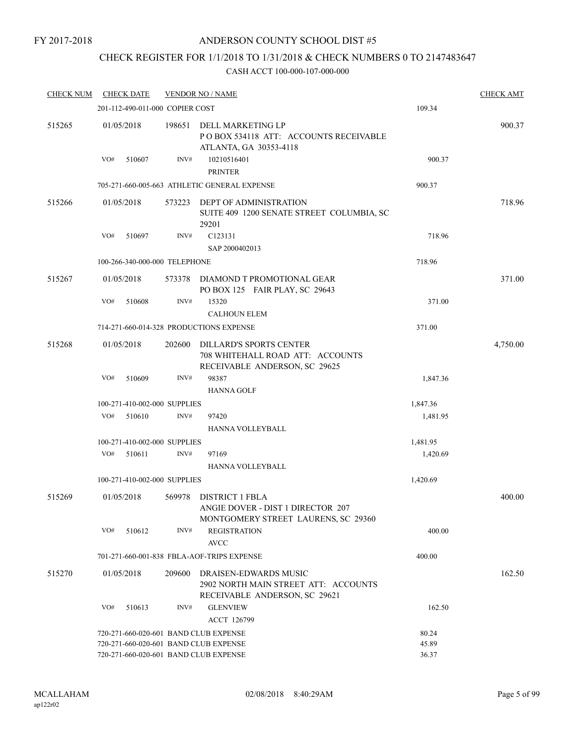FY 2017-2018

# ANDERSON COUNTY SCHOOL DIST #5

## CHECK REGISTER FOR 1/1/2018 TO 1/31/2018 & CHECK NUMBERS 0 TO 2147483647

### CASH ACCT 100-000-107-000-000

| CHECK NUM | CHECK DATE | VENDOR NO / NAME | | CHECK AMT |
|---|---|---|---|---|
| | 201-112-490-011-000 COPIER COST | | 109.34 | |
| 515265 | 01/05/2018 | 198651 DELL MARKETING LP<br>P O BOX 534118 ATT: ACCOUNTS RECEIVABLE<br>ATLANTA, GA 30353-4118 | | 900.37 |
| | VO# 510607 | INV# 10210516401<br>PRINTER | 900.37 | |
| | 705-271-660-005-663 ATHLETIC GENERAL EXPENSE | | 900.37 | |
| 515266 | 01/05/2018 | 573223 DEPT OF ADMINISTRATION<br>SUITE 409 1200 SENATE STREET COLUMBIA, SC 29201 | | 718.96 |
| | VO# 510697 | INV# C123131<br>SAP 2000402013 | 718.96 | |
| | 100-266-340-000-000 TELEPHONE | | 718.96 | |
| 515267 | 01/05/2018 | 573378 DIAMOND T PROMOTIONAL GEAR<br>PO BOX 125 FAIR PLAY, SC 29643 | | 371.00 |
| | VO# 510608 | INV# 15320<br>CALHOUN ELEM | 371.00 | |
| | 714-271-660-014-328 PRODUCTIONS EXPENSE | | 371.00 | |
| 515268 | 01/05/2018 | 202600 DILLARD'S SPORTS CENTER<br>708 WHITEHALL ROAD ATT: ACCOUNTS<br>RECEIVABLE ANDERSON, SC 29625 | | 4,750.00 |
| | VO# 510609 | INV# 98387<br>HANNA GOLF | 1,847.36 | |
| | 100-271-410-002-000 SUPPLIES | | 1,847.36 | |
| | VO# 510610 | INV# 97420<br>HANNA VOLLEYBALL | 1,481.95 | |
| | 100-271-410-002-000 SUPPLIES | | 1,481.95 | |
| | VO# 510611 | INV# 97169<br>HANNA VOLLEYBALL | 1,420.69 | |
| | 100-271-410-002-000 SUPPLIES | | 1,420.69 | |
| 515269 | 01/05/2018 | 569978 DISTRICT 1 FBLA<br>ANGIE DOVER - DIST 1 DIRECTOR 207<br>MONTGOMERY STREET LAURENS, SC 29360 | | 400.00 |
| | VO# 510612 | INV# REGISTRATION<br>AVCC | 400.00 | |
| | 701-271-660-001-838 FBLA-AOF-TRIPS EXPENSE | | 400.00 | |
| 515270 | 01/05/2018 | 209600 DRAISEN-EDWARDS MUSIC<br>2902 NORTH MAIN STREET ATT: ACCOUNTS<br>RECEIVABLE ANDERSON, SC 29621 | | 162.50 |
| | VO# 510613 | INV# GLENVIEW<br>ACCT 126799 | 162.50 | |
| | 720-271-660-020-601 BAND CLUB EXPENSE | | 80.24 | |
| | 720-271-660-020-601 BAND CLUB EXPENSE | | 45.89 | |
| | 720-271-660-020-601 BAND CLUB EXPENSE | | 36.37 | |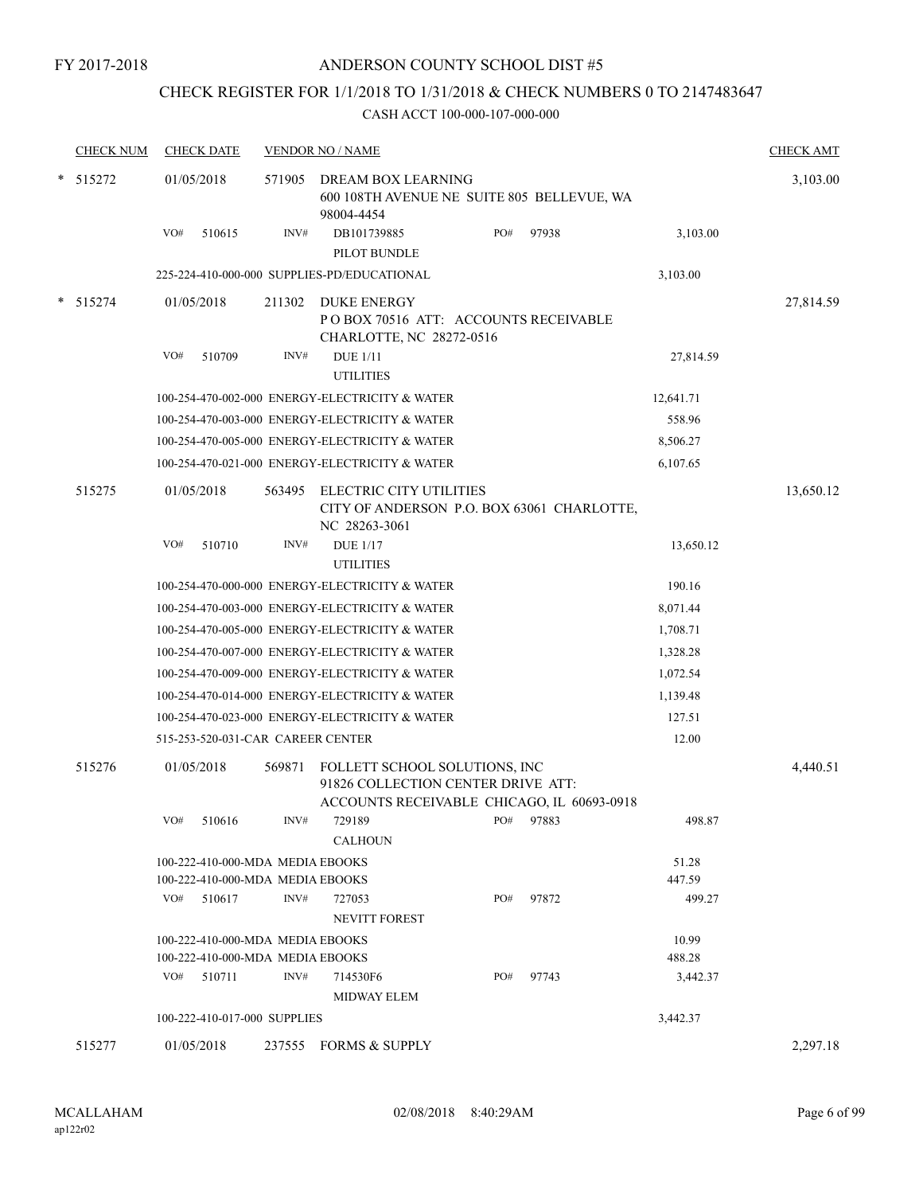FY 2017-2018

# ANDERSON COUNTY SCHOOL DIST #5

## CHECK REGISTER FOR 1/1/2018 TO 1/31/2018 & CHECK NUMBERS 0 TO 2147483647

CASH ACCT 100-000-107-000-000

| CHECK NUM | CHECK DATE | VENDOR NO / NAME | | | CHECK AMT |
|---|---|---|---|---|---|
| * 515272 | 01/05/2018 | 571905 | DREAM BOX LEARNING<br>600 108TH AVENUE NE SUITE 805 BELLEVUE, WA 98004-4454 | | 3,103.00 |
| | VO# 510615 | INV# | DB101739885 PO# 97938<br>PILOT BUNDLE | 3,103.00 | |
| | 225-224-410-000-000 SUPPLIES-PD/EDUCATIONAL | | | 3,103.00 | |
| * 515274 | 01/05/2018 | 211302 | DUKE ENERGY<br>P O BOX 70516 ATT: ACCOUNTS RECEIVABLE CHARLOTTE, NC 28272-0516 | | 27,814.59 |
| | VO# 510709 | INV# | DUE 1/11<br>UTILITIES | 27,814.59 | |
| | 100-254-470-002-000 ENERGY-ELECTRICITY & WATER | | | 12,641.71 | |
| | 100-254-470-003-000 ENERGY-ELECTRICITY & WATER | | | 558.96 | |
| | 100-254-470-005-000 ENERGY-ELECTRICITY & WATER | | | 8,506.27 | |
| | 100-254-470-021-000 ENERGY-ELECTRICITY & WATER | | | 6,107.65 | |
| 515275 | 01/05/2018 | 563495 | ELECTRIC CITY UTILITIES<br>CITY OF ANDERSON P.O. BOX 63061 CHARLOTTE, NC 28263-3061 | | 13,650.12 |
| | VO# 510710 | INV# | DUE 1/17<br>UTILITIES | 13,650.12 | |
| | 100-254-470-000-000 ENERGY-ELECTRICITY & WATER | | | 190.16 | |
| | 100-254-470-003-000 ENERGY-ELECTRICITY & WATER | | | 8,071.44 | |
| | 100-254-470-005-000 ENERGY-ELECTRICITY & WATER | | | 1,708.71 | |
| | 100-254-470-007-000 ENERGY-ELECTRICITY & WATER | | | 1,328.28 | |
| | 100-254-470-009-000 ENERGY-ELECTRICITY & WATER | | | 1,072.54 | |
| | 100-254-470-014-000 ENERGY-ELECTRICITY & WATER | | | 1,139.48 | |
| | 100-254-470-023-000 ENERGY-ELECTRICITY & WATER | | | 127.51 | |
| | 515-253-520-031-CAR CAREER CENTER | | | 12.00 | |
| 515276 | 01/05/2018 | 569871 | FOLLETT SCHOOL SOLUTIONS, INC<br>91826 COLLECTION CENTER DRIVE ATT: ACCOUNTS RECEIVABLE CHICAGO, IL 60693-0918 | | 4,440.51 |
| | VO# 510616 | INV# | 729189 PO# 97883<br>CALHOUN | 498.87 | |
| | 100-222-410-000-MDA MEDIA EBOOKS | | | 51.28 | |
| | 100-222-410-000-MDA MEDIA EBOOKS | | | 447.59 | |
| | VO# 510617 | INV# | 727053 PO# 97872<br>NEVITT FOREST | 499.27 | |
| | 100-222-410-000-MDA MEDIA EBOOKS | | | 10.99 | |
| | 100-222-410-000-MDA MEDIA EBOOKS | | | 488.28 | |
| | VO# 510711 | INV# | 714530F6 PO# 97743<br>MIDWAY ELEM | 3,442.37 | |
| | 100-222-410-017-000 SUPPLIES | | | 3,442.37 | |
| 515277 | 01/05/2018 | 237555 | FORMS & SUPPLY | | 2,297.18 |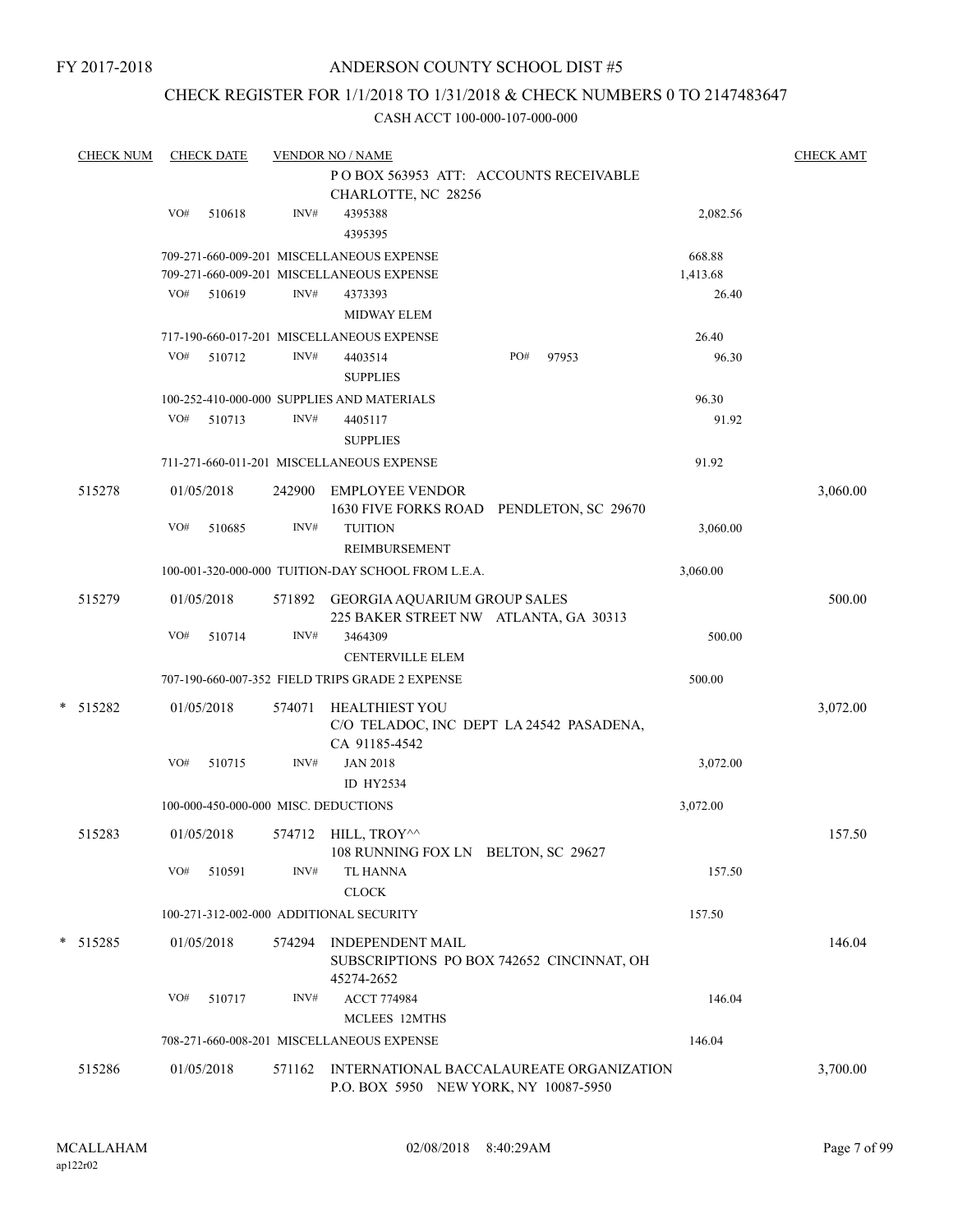FY 2017-2018

# ANDERSON COUNTY SCHOOL DIST #5

## CHECK REGISTER FOR 1/1/2018 TO 1/31/2018 & CHECK NUMBERS 0 TO 2147483647

CASH ACCT 100-000-107-000-000

| CHECK NUM | CHECK DATE | VENDOR NO / NAME | | CHECK AMT |
|---|---|---|---|---|
| | | P O BOX 563953 ATT: ACCOUNTS RECEIVABLE CHARLOTTE, NC 28256 | | |
| | VO# 510618 | INV# 4395388 4395395 | 2,082.56 | |
| | | 709-271-660-009-201 MISCELLANEOUS EXPENSE | 668.88 | |
| | | 709-271-660-009-201 MISCELLANEOUS EXPENSE | 1,413.68 | |
| | VO# 510619 | INV# 4373393 MIDWAY ELEM | 26.40 | |
| | | 717-190-660-017-201 MISCELLANEOUS EXPENSE | 26.40 | |
| | VO# 510712 | INV# 4403514 SUPPLIES PO# 97953 | 96.30 | |
| | | 100-252-410-000-000 SUPPLIES AND MATERIALS | 96.30 | |
| | VO# 510713 | INV# 4405117 SUPPLIES | 91.92 | |
| | | 711-271-660-011-201 MISCELLANEOUS EXPENSE | 91.92 | |
| 515278 | 01/05/2018 | 242900 EMPLOYEE VENDOR 1630 FIVE FORKS ROAD PENDLETON, SC 29670 | | 3,060.00 |
| | VO# 510685 | INV# TUITION REIMBURSEMENT | 3,060.00 | |
| | | 100-001-320-000-000 TUITION-DAY SCHOOL FROM L.E.A. | 3,060.00 | |
| 515279 | 01/05/2018 | 571892 GEORGIA AQUARIUM GROUP SALES 225 BAKER STREET NW ATLANTA, GA 30313 | | 500.00 |
| | VO# 510714 | INV# 3464309 CENTERVILLE ELEM | 500.00 | |
| | | 707-190-660-007-352 FIELD TRIPS GRADE 2 EXPENSE | 500.00 | |
| * 515282 | 01/05/2018 | 574071 HEALTHIEST YOU C/O TELADOC, INC DEPT LA 24542 PASADENA, CA 91185-4542 | | 3,072.00 |
| | VO# 510715 | INV# JAN 2018 ID HY2534 | 3,072.00 | |
| | | 100-000-450-000-000 MISC. DEDUCTIONS | 3,072.00 | |
| 515283 | 01/05/2018 | 574712 HILL, TROY^^ 108 RUNNING FOX LN BELTON, SC 29627 | | 157.50 |
| | VO# 510591 | INV# TL HANNA CLOCK | 157.50 | |
| | | 100-271-312-002-000 ADDITIONAL SECURITY | 157.50 | |
| * 515285 | 01/05/2018 | 574294 INDEPENDENT MAIL SUBSCRIPTIONS PO BOX 742652 CINCINNAT, OH 45274-2652 | | 146.04 |
| | VO# 510717 | INV# ACCT 774984 MCLEES 12MTHS | 146.04 | |
| | | 708-271-660-008-201 MISCELLANEOUS EXPENSE | 146.04 | |
| 515286 | 01/05/2018 | 571162 INTERNATIONAL BACCALAUREATE ORGANIZATION P.O. BOX 5950 NEW YORK, NY 10087-5950 | | 3,700.00 |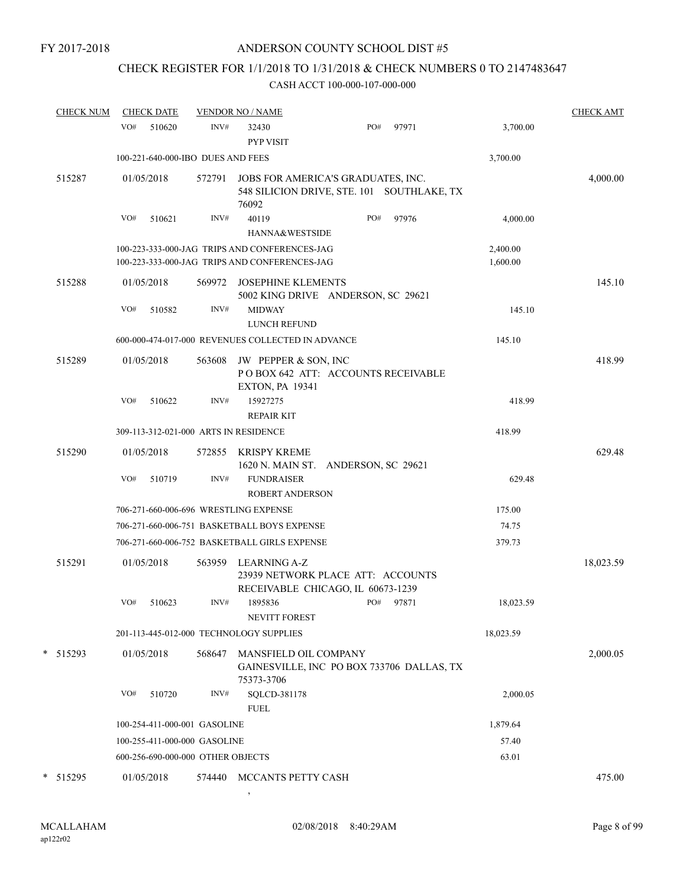# ANDERSON COUNTY SCHOOL DIST #5

FY 2017-2018

## CHECK REGISTER FOR 1/1/2018 TO 1/31/2018 & CHECK NUMBERS 0 TO 2147483647

CASH ACCT 100-000-107-000-000

| CHECK NUM | CHECK DATE | VENDOR NO / NAME | | CHECK AMT |
|---|---|---|---|---|
| | VO# 510620 | INV# 32430 PYP VISIT PO# 97971 | 3,700.00 | |
| | 100-221-640-000-IBO DUES AND FEES | | 3,700.00 | |
| 515287 | 01/05/2018 | 572791 JOBS FOR AMERICA'S GRADUATES, INC. 548 SILICION DRIVE, STE. 101 SOUTHLAKE, TX 76092 | | 4,000.00 |
| | VO# 510621 | INV# 40119 HANNA&WESTSIDE PO# 97976 | 4,000.00 | |
| | 100-223-333-000-JAG TRIPS AND CONFERENCES-JAG | | 2,400.00 | |
| | 100-223-333-000-JAG TRIPS AND CONFERENCES-JAG | | 1,600.00 | |
| 515288 | 01/05/2018 | 569972 JOSEPHINE KLEMENTS 5002 KING DRIVE ANDERSON, SC 29621 | | 145.10 |
| | VO# 510582 | INV# MIDWAY LUNCH REFUND | 145.10 | |
| | 600-000-474-017-000 REVENUES COLLECTED IN ADVANCE | | 145.10 | |
| 515289 | 01/05/2018 | 563608 JW PEPPER & SON, INC P O BOX 642 ATT: ACCOUNTS RECEIVABLE EXTON, PA 19341 | | 418.99 |
| | VO# 510622 | INV# 15927275 REPAIR KIT | 418.99 | |
| | 309-113-312-021-000 ARTS IN RESIDENCE | | 418.99 | |
| 515290 | 01/05/2018 | 572855 KRISPY KREME 1620 N. MAIN ST. ANDERSON, SC 29621 | | 629.48 |
| | VO# 510719 | INV# FUNDRAISER ROBERT ANDERSON | 629.48 | |
| | 706-271-660-006-696 WRESTLING EXPENSE | | 175.00 | |
| | 706-271-660-006-751 BASKETBALL BOYS EXPENSE | | 74.75 | |
| | 706-271-660-006-752 BASKETBALL GIRLS EXPENSE | | 379.73 | |
| 515291 | 01/05/2018 | 563959 LEARNING A-Z 23939 NETWORK PLACE ATT: ACCOUNTS RECEIVABLE CHICAGO, IL 60673-1239 | | 18,023.59 |
| | VO# 510623 | INV# 1895836 NEVITT FOREST PO# 97871 | 18,023.59 | |
| | 201-113-445-012-000 TECHNOLOGY SUPPLIES | | 18,023.59 | |
| * 515293 | 01/05/2018 | 568647 MANSFIELD OIL COMPANY GAINESVILLE, INC PO BOX 733706 DALLAS, TX 75373-3706 | | 2,000.05 |
| | VO# 510720 | INV# SQLCD-381178 FUEL | 2,000.05 | |
| | 100-254-411-000-001 GASOLINE | | 1,879.64 | |
| | 100-255-411-000-000 GASOLINE | | 57.40 | |
| | 600-256-690-000-000 OTHER OBJECTS | | 63.01 | |
| * 515295 | 01/05/2018 | 574440 MCCANTS PETTY CASH , | | 475.00 |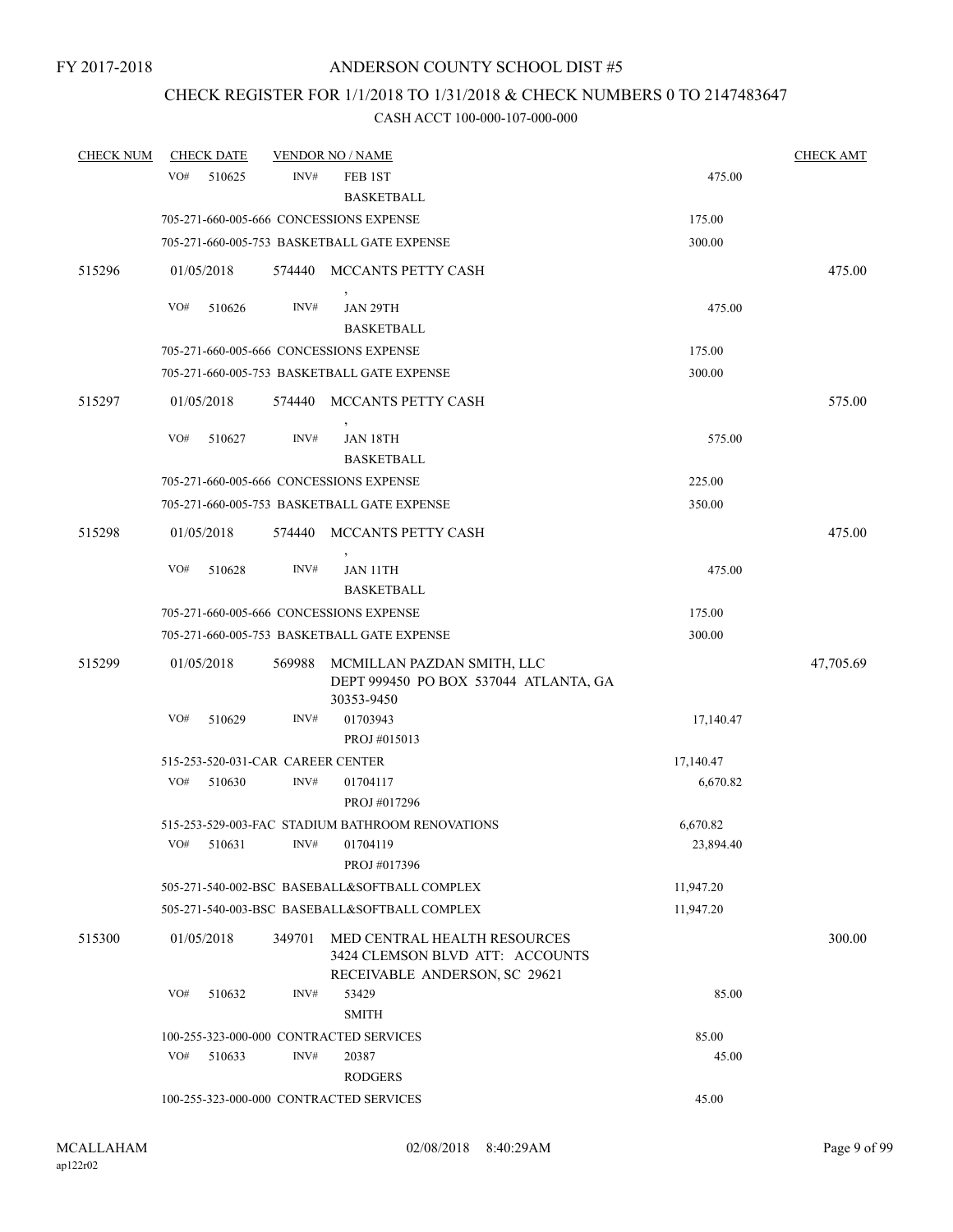FY 2017-2018

# ANDERSON COUNTY SCHOOL DIST #5

## CHECK REGISTER FOR 1/1/2018 TO 1/31/2018 & CHECK NUMBERS 0 TO 2147483647

### CASH ACCT 100-000-107-000-000

| CHECK NUM | CHECK DATE | VENDOR NO / NAME | | CHECK AMT |
|---|---|---|---|---|
| | VO# 510625 | INV# FEB 1ST BASKETBALL | 475.00 | |
| | 705-271-660-005-666 CONCESSIONS EXPENSE | | 175.00 | |
| | 705-271-660-005-753 BASKETBALL GATE EXPENSE | | 300.00 | |
| 515296 | 01/05/2018 | 574440 MCCANTS PETTY CASH , | | 475.00 |
| | VO# 510626 | INV# JAN 29TH BASKETBALL | 475.00 | |
| | 705-271-660-005-666 CONCESSIONS EXPENSE | | 175.00 | |
| | 705-271-660-005-753 BASKETBALL GATE EXPENSE | | 300.00 | |
| 515297 | 01/05/2018 | 574440 MCCANTS PETTY CASH , | | 575.00 |
| | VO# 510627 | INV# JAN 18TH BASKETBALL | 575.00 | |
| | 705-271-660-005-666 CONCESSIONS EXPENSE | | 225.00 | |
| | 705-271-660-005-753 BASKETBALL GATE EXPENSE | | 350.00 | |
| 515298 | 01/05/2018 | 574440 MCCANTS PETTY CASH , | | 475.00 |
| | VO# 510628 | INV# JAN 11TH BASKETBALL | 475.00 | |
| | 705-271-660-005-666 CONCESSIONS EXPENSE | | 175.00 | |
| | 705-271-660-005-753 BASKETBALL GATE EXPENSE | | 300.00 | |
| 515299 | 01/05/2018 | 569988 MCMILLAN PAZDAN SMITH, LLC DEPT 999450 PO BOX 537044 ATLANTA, GA 30353-9450 | | 47,705.69 |
| | VO# 510629 | INV# 01703943 PROJ #015013 | 17,140.47 | |
| | 515-253-520-031-CAR CAREER CENTER | | 17,140.47 | |
| | VO# 510630 | INV# 01704117 PROJ #017296 | 6,670.82 | |
| | 515-253-529-003-FAC STADIUM BATHROOM RENOVATIONS | | 6,670.82 | |
| | VO# 510631 | INV# 01704119 PROJ #017396 | 23,894.40 | |
| | 505-271-540-002-BSC BASEBALL&SOFTBALL COMPLEX | | 11,947.20 | |
| | 505-271-540-003-BSC BASEBALL&SOFTBALL COMPLEX | | 11,947.20 | |
| 515300 | 01/05/2018 | 349701 MED CENTRAL HEALTH RESOURCES 3424 CLEMSON BLVD ATT: ACCOUNTS RECEIVABLE ANDERSON, SC 29621 | | 300.00 |
| | VO# 510632 | INV# 53429 SMITH | 85.00 | |
| | 100-255-323-000-000 CONTRACTED SERVICES | | 85.00 | |
| | VO# 510633 | INV# 20387 RODGERS | 45.00 | |
| | 100-255-323-000-000 CONTRACTED SERVICES | | 45.00 | |

MCALLAHAM
ap122r02

02/08/2018 8:40:29AM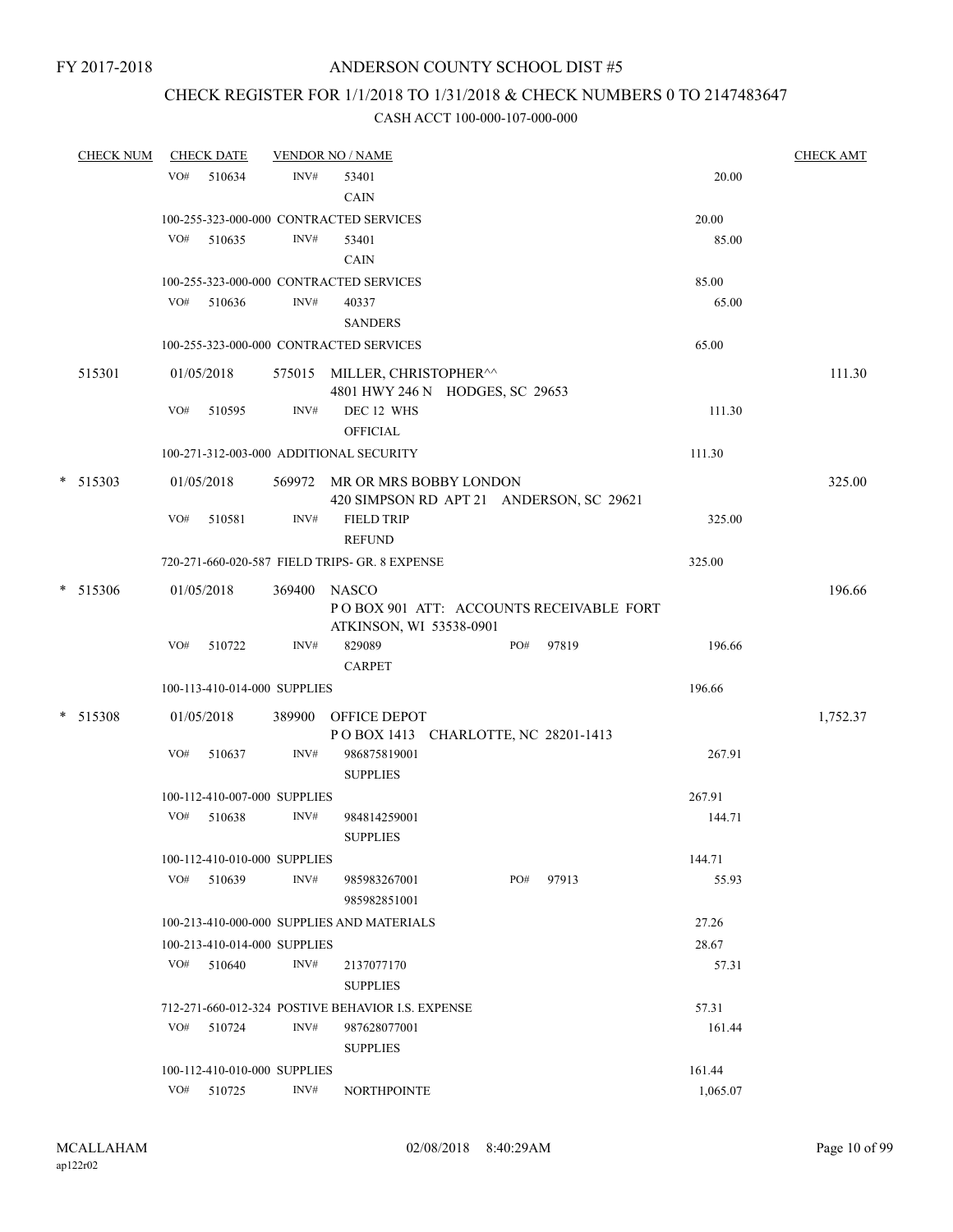FY 2017-2018

# ANDERSON COUNTY SCHOOL DIST #5

## CHECK REGISTER FOR 1/1/2018 TO 1/31/2018 & CHECK NUMBERS 0 TO 2147483647

### CASH ACCT 100-000-107-000-000

| CHECK NUM | CHECK DATE | VENDOR NO / NAME | | CHECK AMT |
|---|---|---|---|---|
| | VO# 510634 | INV# 53401 CAIN | 20.00 | |
| | 100-255-323-000-000 CONTRACTED SERVICES | | 20.00 | |
| | VO# 510635 | INV# 53401 CAIN | 85.00 | |
| | 100-255-323-000-000 CONTRACTED SERVICES | | 85.00 | |
| | VO# 510636 | INV# 40337 SANDERS | 65.00 | |
| | 100-255-323-000-000 CONTRACTED SERVICES | | 65.00 | |
| 515301 | 01/05/2018 | 575015 MILLER, CHRISTOPHER^^ 4801 HWY 246 N HODGES, SC 29653 | | 111.30 |
| | VO# 510595 | INV# DEC 12 WHS OFFICIAL | 111.30 | |
| | 100-271-312-003-000 ADDITIONAL SECURITY | | 111.30 | |
| * 515303 | 01/05/2018 | 569972 MR OR MRS BOBBY LONDON 420 SIMPSON RD APT 21 ANDERSON, SC 29621 | | 325.00 |
| | VO# 510581 | INV# FIELD TRIP REFUND | 325.00 | |
| | 720-271-660-020-587 FIELD TRIPS- GR. 8 EXPENSE | | 325.00 | |
| * 515306 | 01/05/2018 | 369400 NASCO P O BOX 901 ATT: ACCOUNTS RECEIVABLE FORT ATKINSON, WI 53538-0901 | | 196.66 |
| | VO# 510722 | INV# 829089 CARPET PO# 97819 | 196.66 | |
| | 100-113-410-014-000 SUPPLIES | | 196.66 | |
| * 515308 | 01/05/2018 | 389900 OFFICE DEPOT P O BOX 1413 CHARLOTTE, NC 28201-1413 | | 1,752.37 |
| | VO# 510637 | INV# 986875819001 SUPPLIES | 267.91 | |
| | 100-112-410-007-000 SUPPLIES | | 267.91 | |
| | VO# 510638 | INV# 984814259001 SUPPLIES | 144.71 | |
| | 100-112-410-010-000 SUPPLIES | | 144.71 | |
| | VO# 510639 | INV# 985983267001 985982851001 PO# 97913 | 55.93 | |
| | 100-213-410-000-000 SUPPLIES AND MATERIALS | | 27.26 | |
| | 100-213-410-014-000 SUPPLIES | | 28.67 | |
| | VO# 510640 | INV# 2137077170 SUPPLIES | 57.31 | |
| | 712-271-660-012-324 POSTIVE BEHAVIOR I.S. EXPENSE | | 57.31 | |
| | VO# 510724 | INV# 987628077001 SUPPLIES | 161.44 | |
| | 100-112-410-010-000 SUPPLIES | | 161.44 | |
| | VO# 510725 | INV# NORTHPOINTE | 1,065.07 | |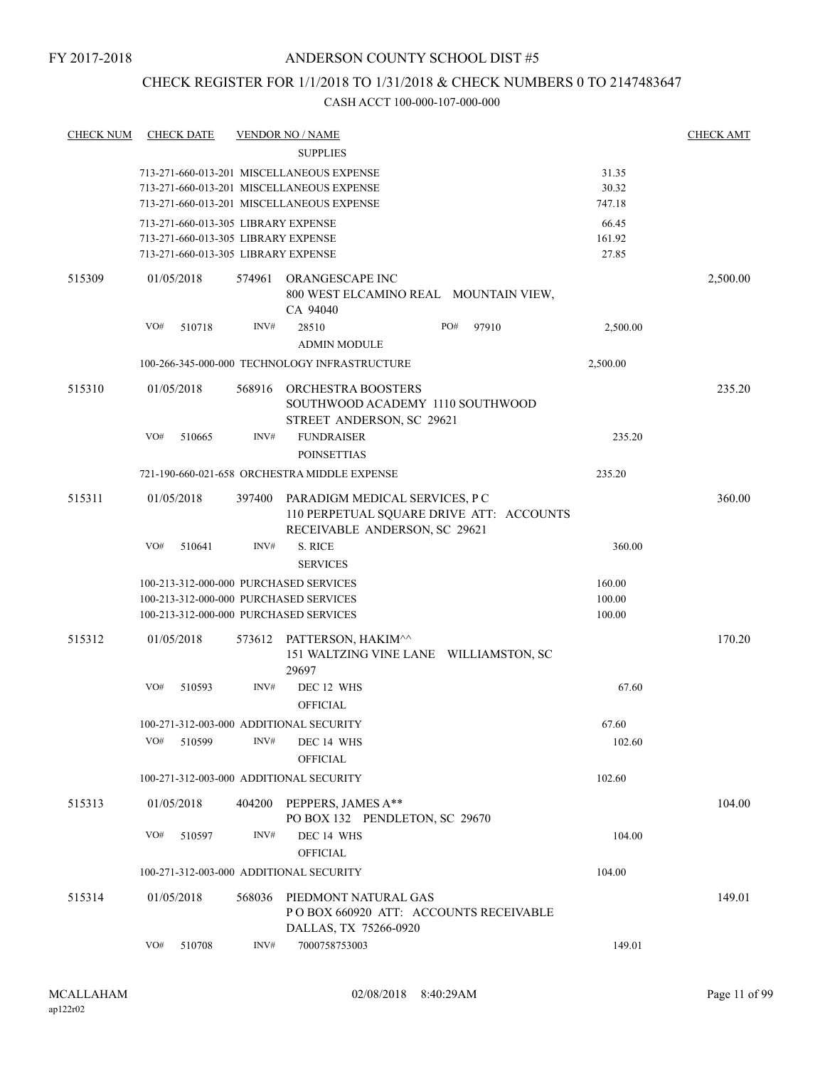FY 2017-2018

# ANDERSON COUNTY SCHOOL DIST #5

## CHECK REGISTER FOR 1/1/2018 TO 1/31/2018 & CHECK NUMBERS 0 TO 2147483647

CASH ACCT 100-000-107-000-000

| CHECK NUM | CHECK DATE | VENDOR NO / NAME | | CHECK AMT |
|---|---|---|---|---|
| | | SUPPLIES | | |
| | | 713-271-660-013-201 MISCELLANEOUS EXPENSE | 31.35 | |
| | | 713-271-660-013-201 MISCELLANEOUS EXPENSE | 30.32 | |
| | | 713-271-660-013-201 MISCELLANEOUS EXPENSE | 747.18 | |
| | | 713-271-660-013-305 LIBRARY EXPENSE | 66.45 | |
| | | 713-271-660-013-305 LIBRARY EXPENSE | 161.92 | |
| | | 713-271-660-013-305 LIBRARY EXPENSE | 27.85 | |
| 515309 | 01/05/2018 | 574961 ORANGESCAPE INC<br>800 WEST ELCAMINO REAL MOUNTAIN VIEW, CA 94040 | | 2,500.00 |
| | VO# 510718 | INV# 28510 PO# 97910<br>ADMIN MODULE | 2,500.00 | |
| | | 100-266-345-000-000 TECHNOLOGY INFRASTRUCTURE | 2,500.00 | |
| 515310 | 01/05/2018 | 568916 ORCHESTRA BOOSTERS<br>SOUTHWOOD ACADEMY 1110 SOUTHWOOD STREET ANDERSON, SC 29621 | | 235.20 |
| | VO# 510665 | INV# FUNDRAISER<br>POINSETTIAS | 235.20 | |
| | | 721-190-660-021-658 ORCHESTRA MIDDLE EXPENSE | 235.20 | |
| 515311 | 01/05/2018 | 397400 PARADIGM MEDICAL SERVICES, P C<br>110 PERPETUAL SQUARE DRIVE ATT: ACCOUNTS RECEIVABLE ANDERSON, SC 29621 | | 360.00 |
| | VO# 510641 | INV# S. RICE<br>SERVICES | 360.00 | |
| | | 100-213-312-000-000 PURCHASED SERVICES | 160.00 | |
| | | 100-213-312-000-000 PURCHASED SERVICES | 100.00 | |
| | | 100-213-312-000-000 PURCHASED SERVICES | 100.00 | |
| 515312 | 01/05/2018 | 573612 PATTERSON, HAKIM^^<br>151 WALTZING VINE LANE WILLIAMSTON, SC 29697 | | 170.20 |
| | VO# 510593 | INV# DEC 12 WHS<br>OFFICIAL | 67.60 | |
| | | 100-271-312-003-000 ADDITIONAL SECURITY | 67.60 | |
| | VO# 510599 | INV# DEC 14 WHS<br>OFFICIAL | 102.60 | |
| | | 100-271-312-003-000 ADDITIONAL SECURITY | 102.60 | |
| 515313 | 01/05/2018 | 404200 PEPPERS, JAMES A**<br>PO BOX 132 PENDLETON, SC 29670 | | 104.00 |
| | VO# 510597 | INV# DEC 14 WHS<br>OFFICIAL | 104.00 | |
| | | 100-271-312-003-000 ADDITIONAL SECURITY | 104.00 | |
| 515314 | 01/05/2018 | 568036 PIEDMONT NATURAL GAS<br>P O BOX 660920 ATT: ACCOUNTS RECEIVABLE DALLAS, TX 75266-0920 | | 149.01 |
| | VO# 510708 | INV# 7000758753003 | 149.01 | |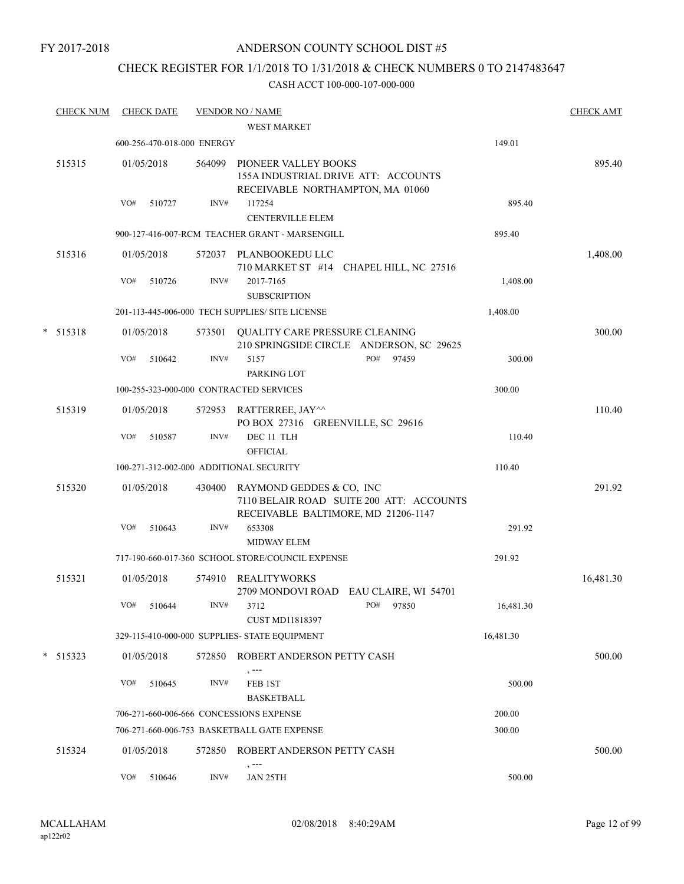FY 2017-2018

# ANDERSON COUNTY SCHOOL DIST #5

## CHECK REGISTER FOR 1/1/2018 TO 1/31/2018 & CHECK NUMBERS 0 TO 2147483647

CASH ACCT 100-000-107-000-000

| CHECK NUM | CHECK DATE | VENDOR NO / NAME | | CHECK AMT |
|---|---|---|---|---|
| | | WEST MARKET | | |
| | 600-256-470-018-000 ENERGY | | 149.01 | |
| 515315 | 01/05/2018 | 564099 PIONEER VALLEY BOOKS<br>155A INDUSTRIAL DRIVE ATT: ACCOUNTS RECEIVABLE NORTHAMPTON, MA 01060 | | 895.40 |
| | VO# 510727 | INV# 117254<br>CENTERVILLE ELEM | 895.40 | |
| | 900-127-416-007-RCM TEACHER GRANT - MARSENGILL | | 895.40 | |
| 515316 | 01/05/2018 | 572037 PLANBOOKEDU LLC<br>710 MARKET ST #14 CHAPEL HILL, NC 27516 | | 1,408.00 |
| | VO# 510726 | INV# 2017-7165<br>SUBSCRIPTION | 1,408.00 | |
| | 201-113-445-006-000 TECH SUPPLIES/ SITE LICENSE | | 1,408.00 | |
| * 515318 | 01/05/2018 | 573501 QUALITY CARE PRESSURE CLEANING<br>210 SPRINGSIDE CIRCLE ANDERSON, SC 29625 | | 300.00 |
| | VO# 510642 | INV# 5157 PO# 97459<br>PARKING LOT | 300.00 | |
| | 100-255-323-000-000 CONTRACTED SERVICES | | 300.00 | |
| 515319 | 01/05/2018 | 572953 RATTERREE, JAY^^<br>PO BOX 27316 GREENVILLE, SC 29616 | | 110.40 |
| | VO# 510587 | INV# DEC 11 TLH<br>OFFICIAL | 110.40 | |
| | 100-271-312-002-000 ADDITIONAL SECURITY | | 110.40 | |
| 515320 | 01/05/2018 | 430400 RAYMOND GEDDES & CO, INC<br>7110 BELAIR ROAD SUITE 200 ATT: ACCOUNTS RECEIVABLE BALTIMORE, MD 21206-1147 | | 291.92 |
| | VO# 510643 | INV# 653308<br>MIDWAY ELEM | 291.92 | |
| | 717-190-660-017-360 SCHOOL STORE/COUNCIL EXPENSE | | 291.92 | |
| 515321 | 01/05/2018 | 574910 REALITYWORKS<br>2709 MONDOVI ROAD EAU CLAIRE, WI 54701 | | 16,481.30 |
| | VO# 510644 | INV# 3712 PO# 97850<br>CUST MD11818397 | 16,481.30 | |
| | 329-115-410-000-000 SUPPLIES- STATE EQUIPMENT | | 16,481.30 | |
| * 515323 | 01/05/2018 | 572850 ROBERT ANDERSON PETTY CASH<br>, --- | | 500.00 |
| | VO# 510645 | INV# FEB 1ST<br>BASKETBALL | 500.00 | |
| | 706-271-660-006-666 CONCESSIONS EXPENSE | | 200.00 | |
| | 706-271-660-006-753 BASKETBALL GATE EXPENSE | | 300.00 | |
| 515324 | 01/05/2018 | 572850 ROBERT ANDERSON PETTY CASH<br>, --- | | 500.00 |
| | VO# 510646 | INV# JAN 25TH | 500.00 | |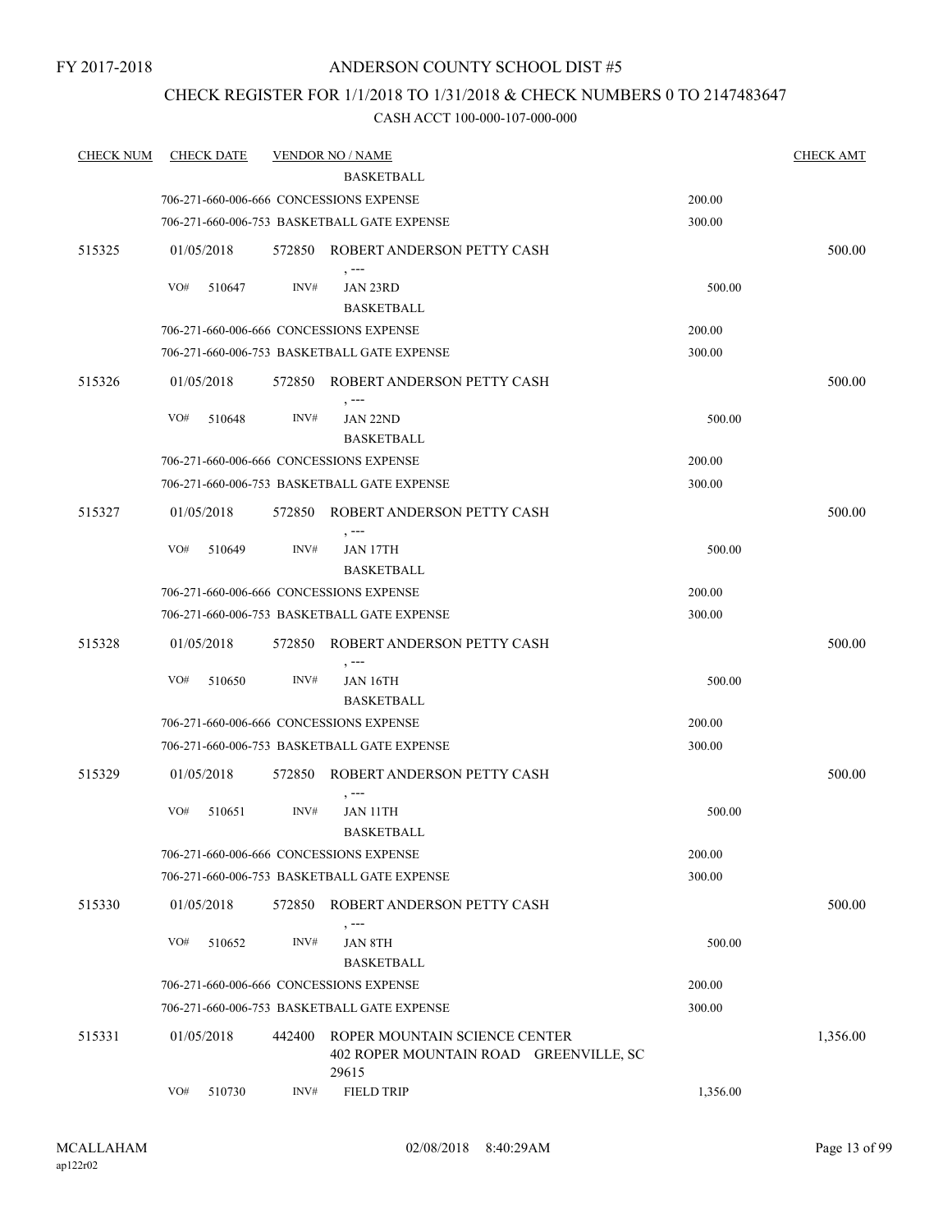FY 2017-2018

ANDERSON COUNTY SCHOOL DIST #5

CHECK REGISTER FOR 1/1/2018 TO 1/31/2018 & CHECK NUMBERS 0 TO 2147483647

CASH ACCT 100-000-107-000-000

| CHECK NUM | CHECK DATE | VENDOR NO / NAME | | CHECK AMT |
|---|---|---|---|---|
| | | BASKETBALL | | |
| | 706-271-660-006-666 CONCESSIONS EXPENSE | | 200.00 | |
| | 706-271-660-006-753 BASKETBALL GATE EXPENSE | | 300.00 | |
| 515325 | 01/05/2018 | 572850 ROBERT ANDERSON PETTY CASH<br>, --- | | 500.00 |
| | VO# 510647 | INV# JAN 23RD<br>BASKETBALL | 500.00 | |
| | 706-271-660-006-666 CONCESSIONS EXPENSE | | 200.00 | |
| | 706-271-660-006-753 BASKETBALL GATE EXPENSE | | 300.00 | |
| 515326 | 01/05/2018 | 572850 ROBERT ANDERSON PETTY CASH<br>, --- | | 500.00 |
| | VO# 510648 | INV# JAN 22ND<br>BASKETBALL | 500.00 | |
| | 706-271-660-006-666 CONCESSIONS EXPENSE | | 200.00 | |
| | 706-271-660-006-753 BASKETBALL GATE EXPENSE | | 300.00 | |
| 515327 | 01/05/2018 | 572850 ROBERT ANDERSON PETTY CASH<br>, --- | | 500.00 |
| | VO# 510649 | INV# JAN 17TH<br>BASKETBALL | 500.00 | |
| | 706-271-660-006-666 CONCESSIONS EXPENSE | | 200.00 | |
| | 706-271-660-006-753 BASKETBALL GATE EXPENSE | | 300.00 | |
| 515328 | 01/05/2018 | 572850 ROBERT ANDERSON PETTY CASH<br>, --- | | 500.00 |
| | VO# 510650 | INV# JAN 16TH<br>BASKETBALL | 500.00 | |
| | 706-271-660-006-666 CONCESSIONS EXPENSE | | 200.00 | |
| | 706-271-660-006-753 BASKETBALL GATE EXPENSE | | 300.00 | |
| 515329 | 01/05/2018 | 572850 ROBERT ANDERSON PETTY CASH<br>, --- | | 500.00 |
| | VO# 510651 | INV# JAN 11TH<br>BASKETBALL | 500.00 | |
| | 706-271-660-006-666 CONCESSIONS EXPENSE | | 200.00 | |
| | 706-271-660-006-753 BASKETBALL GATE EXPENSE | | 300.00 | |
| 515330 | 01/05/2018 | 572850 ROBERT ANDERSON PETTY CASH<br>, --- | | 500.00 |
| | VO# 510652 | INV# JAN 8TH<br>BASKETBALL | 500.00 | |
| | 706-271-660-006-666 CONCESSIONS EXPENSE | | 200.00 | |
| | 706-271-660-006-753 BASKETBALL GATE EXPENSE | | 300.00 | |
| 515331 | 01/05/2018 | 442400 ROPER MOUNTAIN SCIENCE CENTER<br>402 ROPER MOUNTAIN ROAD GREENVILLE, SC 29615 | | 1,356.00 |
| | VO# 510730 | INV# FIELD TRIP | 1,356.00 | |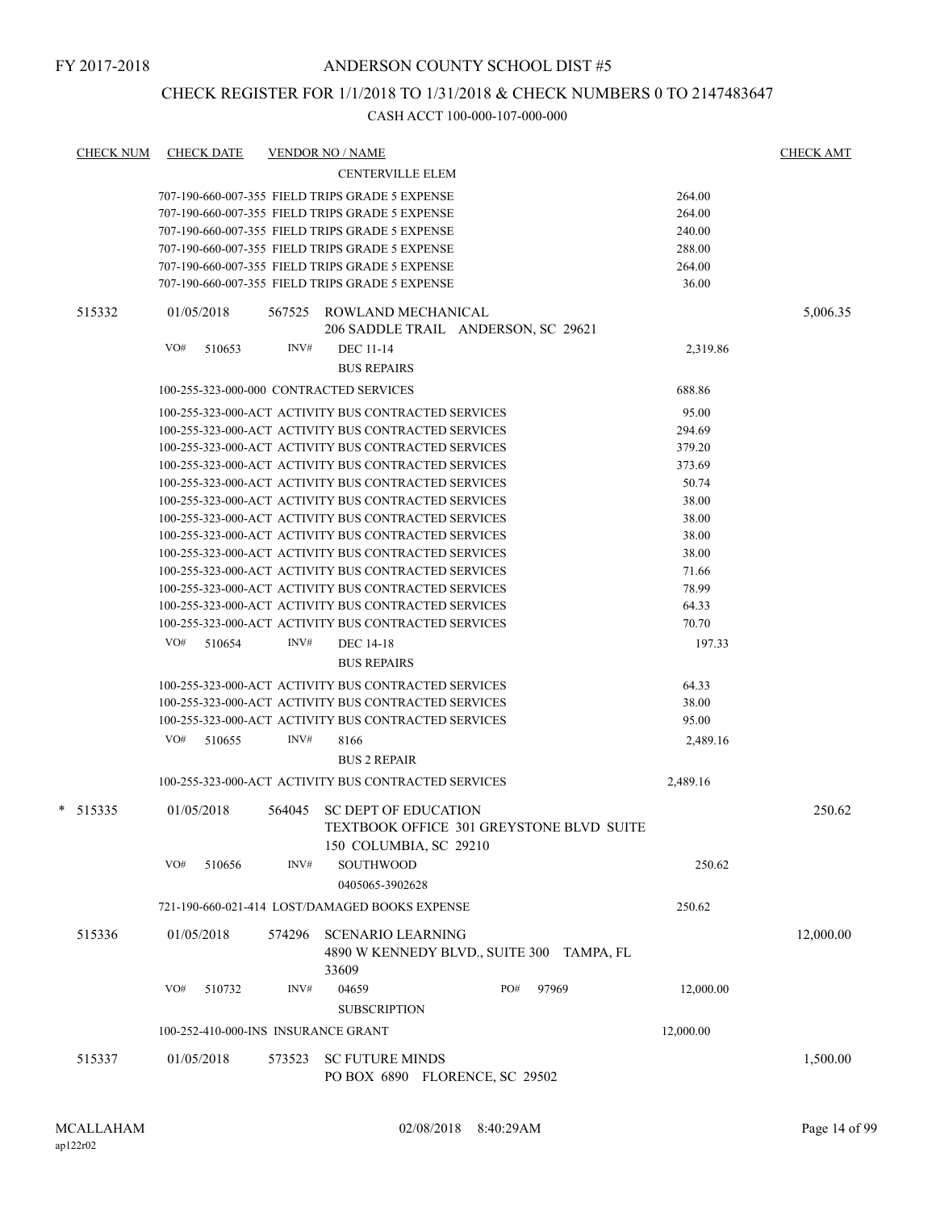FY 2017-2018

# ANDERSON COUNTY SCHOOL DIST #5

## CHECK REGISTER FOR 1/1/2018 TO 1/31/2018 & CHECK NUMBERS 0 TO 2147483647

### CASH ACCT 100-000-107-000-000

| CHECK NUM | CHECK DATE | VENDOR NO / NAME | | CHECK AMT |
|---|---|---|---|---|
| | | CENTERVILLE ELEM | | |
| | | 707-190-660-007-355 FIELD TRIPS GRADE 5 EXPENSE | 264.00 | |
| | | 707-190-660-007-355 FIELD TRIPS GRADE 5 EXPENSE | 264.00 | |
| | | 707-190-660-007-355 FIELD TRIPS GRADE 5 EXPENSE | 240.00 | |
| | | 707-190-660-007-355 FIELD TRIPS GRADE 5 EXPENSE | 288.00 | |
| | | 707-190-660-007-355 FIELD TRIPS GRADE 5 EXPENSE | 264.00 | |
| | | 707-190-660-007-355 FIELD TRIPS GRADE 5 EXPENSE | 36.00 | |
| 515332 | 01/05/2018 | 567525 ROWLAND MECHANICAL<br>206 SADDLE TRAIL ANDERSON, SC 29621 | | 5,006.35 |
| | | VO# 510653 INV# DEC 11-14<br>BUS REPAIRS | 2,319.86 | |
| | | 100-255-323-000-000 CONTRACTED SERVICES | 688.86 | |
| | | 100-255-323-000-ACT ACTIVITY BUS CONTRACTED SERVICES | 95.00 | |
| | | 100-255-323-000-ACT ACTIVITY BUS CONTRACTED SERVICES | 294.69 | |
| | | 100-255-323-000-ACT ACTIVITY BUS CONTRACTED SERVICES | 379.20 | |
| | | 100-255-323-000-ACT ACTIVITY BUS CONTRACTED SERVICES | 373.69 | |
| | | 100-255-323-000-ACT ACTIVITY BUS CONTRACTED SERVICES | 50.74 | |
| | | 100-255-323-000-ACT ACTIVITY BUS CONTRACTED SERVICES | 38.00 | |
| | | 100-255-323-000-ACT ACTIVITY BUS CONTRACTED SERVICES | 38.00 | |
| | | 100-255-323-000-ACT ACTIVITY BUS CONTRACTED SERVICES | 38.00 | |
| | | 100-255-323-000-ACT ACTIVITY BUS CONTRACTED SERVICES | 38.00 | |
| | | 100-255-323-000-ACT ACTIVITY BUS CONTRACTED SERVICES | 71.66 | |
| | | 100-255-323-000-ACT ACTIVITY BUS CONTRACTED SERVICES | 78.99 | |
| | | 100-255-323-000-ACT ACTIVITY BUS CONTRACTED SERVICES | 64.33 | |
| | | 100-255-323-000-ACT ACTIVITY BUS CONTRACTED SERVICES | 70.70 | |
| | | VO# 510654 INV# DEC 14-18<br>BUS REPAIRS | 197.33 | |
| | | 100-255-323-000-ACT ACTIVITY BUS CONTRACTED SERVICES | 64.33 | |
| | | 100-255-323-000-ACT ACTIVITY BUS CONTRACTED SERVICES | 38.00 | |
| | | 100-255-323-000-ACT ACTIVITY BUS CONTRACTED SERVICES | 95.00 | |
| | | VO# 510655 INV# 8166<br>BUS 2 REPAIR | 2,489.16 | |
| | | 100-255-323-000-ACT ACTIVITY BUS CONTRACTED SERVICES | 2,489.16 | |
| * 515335 | 01/05/2018 | 564045 SC DEPT OF EDUCATION<br>TEXTBOOK OFFICE 301 GREYSTONE BLVD SUITE 150 COLUMBIA, SC 29210 | | 250.62 |
| | | VO# 510656 INV# SOUTHWOOD<br>0405065-3902628 | 250.62 | |
| | | 721-190-660-021-414 LOST/DAMAGED BOOKS EXPENSE | 250.62 | |
| 515336 | 01/05/2018 | 574296 SCENARIO LEARNING<br>4890 W KENNEDY BLVD., SUITE 300 TAMPA, FL 33609 | | 12,000.00 |
| | | VO# 510732 INV# 04659 PO# 97969<br>SUBSCRIPTION | 12,000.00 | |
| | | 100-252-410-000-INS INSURANCE GRANT | 12,000.00 | |
| 515337 | 01/05/2018 | 573523 SC FUTURE MINDS<br>PO BOX 6890 FLORENCE, SC 29502 | | 1,500.00 |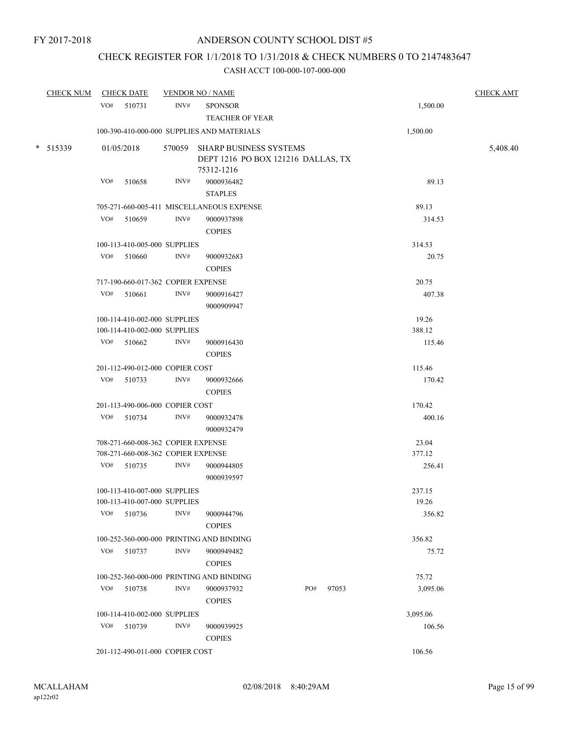FY 2017-2018

ANDERSON COUNTY SCHOOL DIST #5

CHECK REGISTER FOR 1/1/2018 TO 1/31/2018 & CHECK NUMBERS 0 TO 2147483647

CASH ACCT 100-000-107-000-000

| CHECK NUM | CHECK DATE | VENDOR NO / NAME | | CHECK AMT |
|---|---|---|---|---|
| | VO# 510731 | INV# SPONSOR<br>TEACHER OF YEAR | 1,500.00 | |
| | 100-390-410-000-000 SUPPLIES AND MATERIALS | | 1,500.00 | |
| * 515339 | 01/05/2018 | 570059 SHARP BUSINESS SYSTEMS<br>DEPT 1216 PO BOX 121216 DALLAS, TX 75312-1216 | | 5,408.40 |
| | VO# 510658 | INV# 9000936482<br>STAPLES | 89.13 | |
| | 705-271-660-005-411 MISCELLANEOUS EXPENSE | | 89.13 | |
| | VO# 510659 | INV# 9000937898<br>COPIES | 314.53 | |
| | 100-113-410-005-000 SUPPLIES | | 314.53 | |
| | VO# 510660 | INV# 9000932683<br>COPIES | 20.75 | |
| | 717-190-660-017-362 COPIER EXPENSE | | 20.75 | |
| | VO# 510661 | INV# 9000916427<br>9000909947 | 407.38 | |
| | 100-114-410-002-000 SUPPLIES | | 19.26 | |
| | 100-114-410-002-000 SUPPLIES | | 388.12 | |
| | VO# 510662 | INV# 9000916430<br>COPIES | 115.46 | |
| | 201-112-490-012-000 COPIER COST | | 115.46 | |
| | VO# 510733 | INV# 9000932666<br>COPIES | 170.42 | |
| | 201-113-490-006-000 COPIER COST | | 170.42 | |
| | VO# 510734 | INV# 9000932478<br>9000932479 | 400.16 | |
| | 708-271-660-008-362 COPIER EXPENSE | | 23.04 | |
| | 708-271-660-008-362 COPIER EXPENSE | | 377.12 | |
| | VO# 510735 | INV# 9000944805<br>9000939597 | 256.41 | |
| | 100-113-410-007-000 SUPPLIES | | 237.15 | |
| | 100-113-410-007-000 SUPPLIES | | 19.26 | |
| | VO# 510736 | INV# 9000944796<br>COPIES | 356.82 | |
| | 100-252-360-000-000 PRINTING AND BINDING | | 356.82 | |
| | VO# 510737 | INV# 9000949482<br>COPIES | 75.72 | |
| | 100-252-360-000-000 PRINTING AND BINDING | | 75.72 | |
| | VO# 510738 | INV# 9000937932 PO# 97053<br>COPIES | 3,095.06 | |
| | 100-114-410-002-000 SUPPLIES | | 3,095.06 | |
| | VO# 510739 | INV# 9000939925<br>COPIES | 106.56 | |
| | 201-112-490-011-000 COPIER COST | | 106.56 | |

MCALLAHAM
ap122r02

02/08/2018 8:40:29AM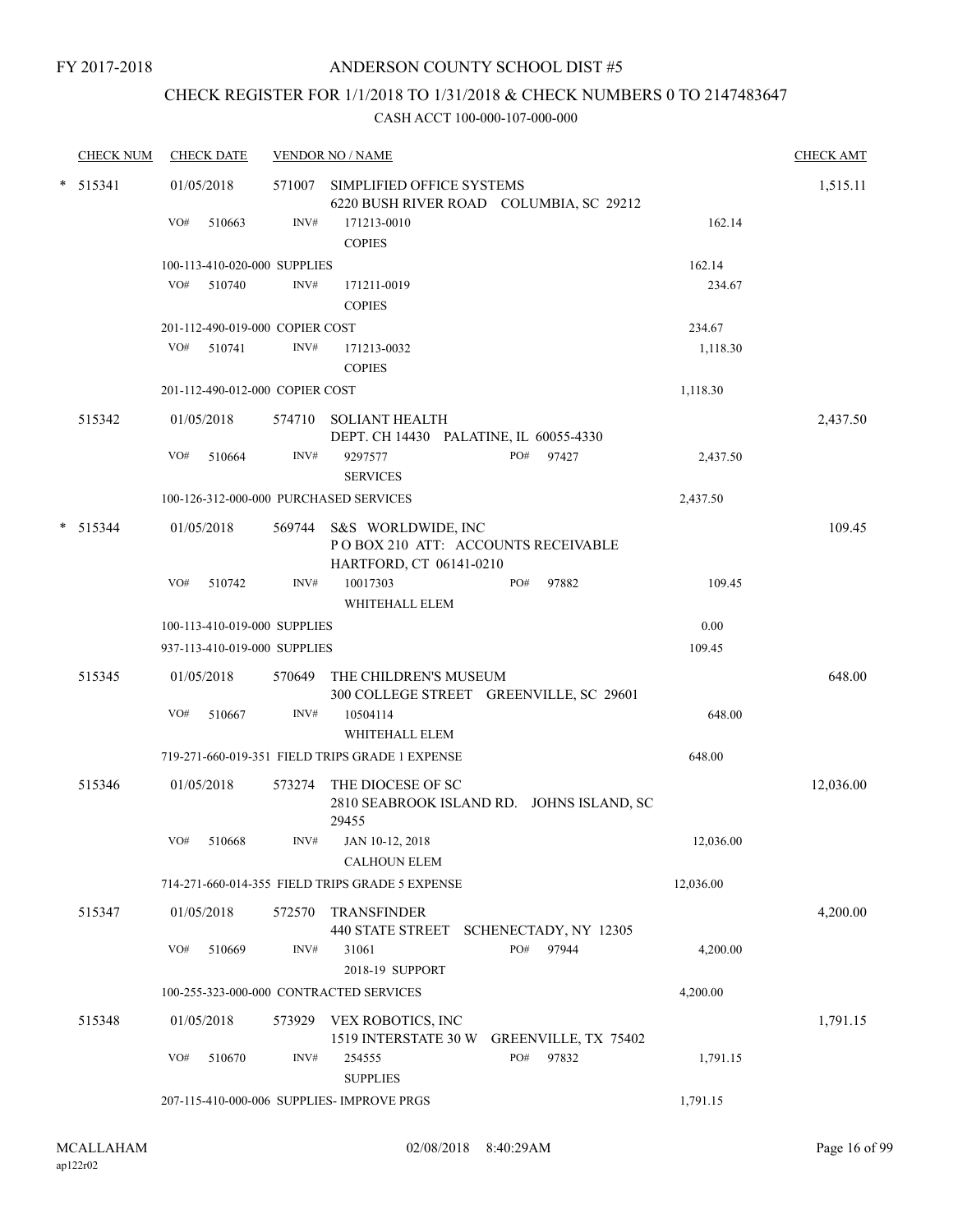FY 2017-2018

# ANDERSON COUNTY SCHOOL DIST #5

## CHECK REGISTER FOR 1/1/2018 TO 1/31/2018 & CHECK NUMBERS 0 TO 2147483647

### CASH ACCT 100-000-107-000-000

| CHECK NUM | CHECK DATE | VENDOR NO / NAME | | CHECK AMT |
|---|---|---|---|---|
| * 515341 | 01/05/2018 | 571007 SIMPLIFIED OFFICE SYSTEMS<br>6220 BUSH RIVER ROAD COLUMBIA, SC 29212 | | 1,515.11 |
| | VO# 510663 | INV# 171213-0010<br>COPIES | 162.14 | |
| | 100-113-410-020-000 SUPPLIES | | 162.14 | |
| | VO# 510740 | INV# 171211-0019<br>COPIES | 234.67 | |
| | 201-112-490-019-000 COPIER COST | | 234.67 | |
| | VO# 510741 | INV# 171213-0032<br>COPIES | 1,118.30 | |
| | 201-112-490-012-000 COPIER COST | | 1,118.30 | |
| 515342 | 01/05/2018 | 574710 SOLIANT HEALTH<br>DEPT. CH 14430 PALATINE, IL 60055-4330 | | 2,437.50 |
| | VO# 510664 | INV# 9297577 PO# 97427<br>SERVICES | 2,437.50 | |
| | 100-126-312-000-000 PURCHASED SERVICES | | 2,437.50 | |
| * 515344 | 01/05/2018 | 569744 S&S WORLDWIDE, INC<br>P O BOX 210 ATT: ACCOUNTS RECEIVABLE<br>HARTFORD, CT 06141-0210 | | 109.45 |
| | VO# 510742 | INV# 10017303 PO# 97882<br>WHITEHALL ELEM | 109.45 | |
| | 100-113-410-019-000 SUPPLIES | | 0.00 | |
| | 937-113-410-019-000 SUPPLIES | | 109.45 | |
| 515345 | 01/05/2018 | 570649 THE CHILDREN'S MUSEUM<br>300 COLLEGE STREET GREENVILLE, SC 29601 | | 648.00 |
| | VO# 510667 | INV# 10504114<br>WHITEHALL ELEM | 648.00 | |
| | 719-271-660-019-351 FIELD TRIPS GRADE 1 EXPENSE | | 648.00 | |
| 515346 | 01/05/2018 | 573274 THE DIOCESE OF SC<br>2810 SEABROOK ISLAND RD. JOHNS ISLAND, SC 29455 | | 12,036.00 |
| | VO# 510668 | INV# JAN 10-12, 2018<br>CALHOUN ELEM | 12,036.00 | |
| | 714-271-660-014-355 FIELD TRIPS GRADE 5 EXPENSE | | 12,036.00 | |
| 515347 | 01/05/2018 | 572570 TRANSFINDER<br>440 STATE STREET SCHENECTADY, NY 12305 | | 4,200.00 |
| | VO# 510669 | INV# 31061 PO# 97944<br>2018-19 SUPPORT | 4,200.00 | |
| | 100-255-323-000-000 CONTRACTED SERVICES | | 4,200.00 | |
| 515348 | 01/05/2018 | 573929 VEX ROBOTICS, INC<br>1519 INTERSTATE 30 W GREENVILLE, TX 75402 | | 1,791.15 |
| | VO# 510670 | INV# 254555 PO# 97832<br>SUPPLIES | 1,791.15 | |
| | 207-115-410-000-006 SUPPLIES- IMPROVE PRGS | | 1,791.15 | |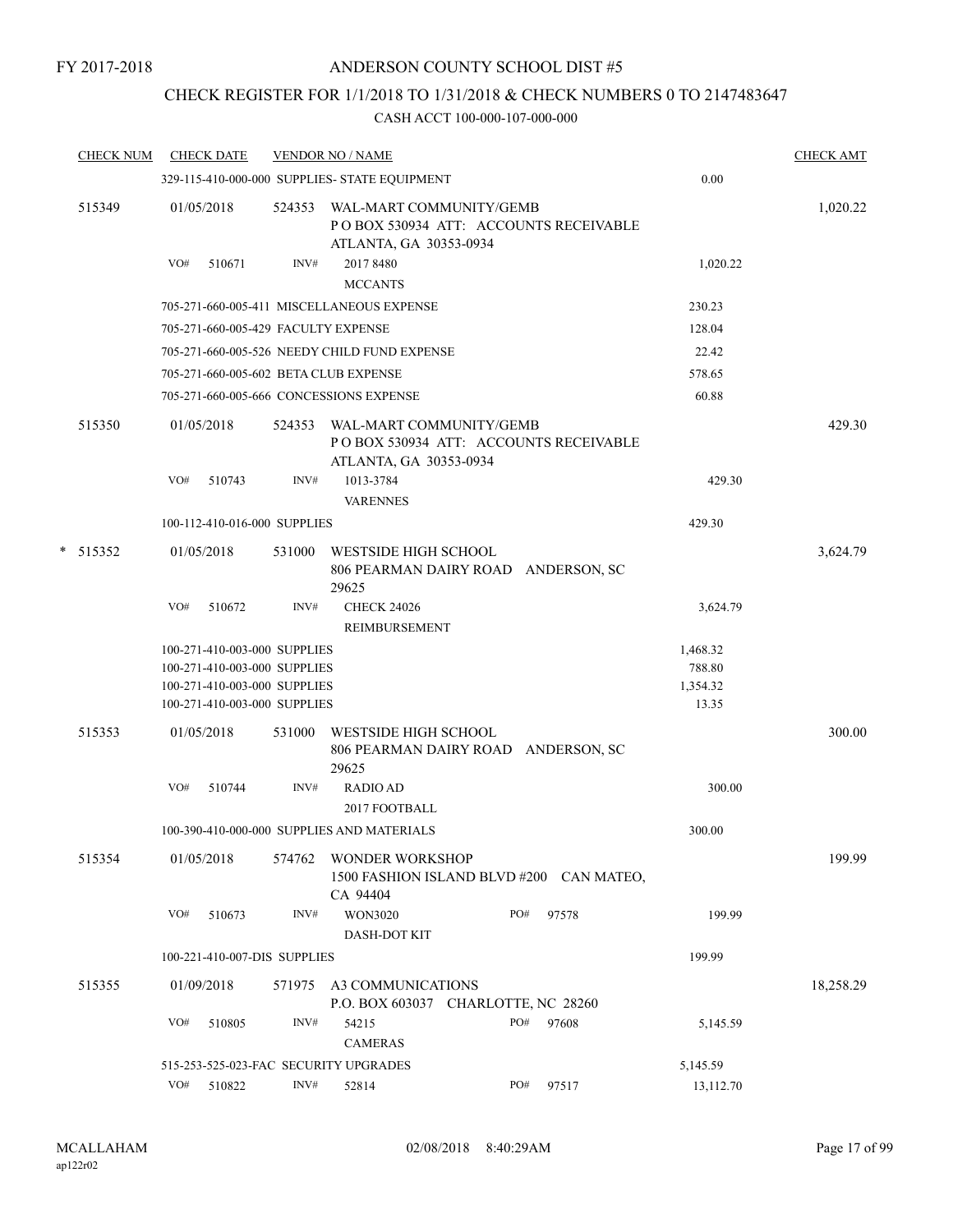FY 2017-2018

# ANDERSON COUNTY SCHOOL DIST #5

## CHECK REGISTER FOR 1/1/2018 TO 1/31/2018 & CHECK NUMBERS 0 TO 2147483647

### CASH ACCT 100-000-107-000-000

| CHECK NUM | CHECK DATE | VENDOR NO / NAME | | CHECK AMT |
|---|---|---|---|---|
| | 329-115-410-000-000 SUPPLIES- STATE EQUIPMENT | | 0.00 | |
| 515349 | 01/05/2018 | 524353 WAL-MART COMMUNITY/GEMB P O BOX 530934 ATT: ACCOUNTS RECEIVABLE ATLANTA, GA 30353-0934 | | 1,020.22 |
| | VO# 510671 | INV# 2017 8480 MCCANTS | 1,020.22 | |
| | 705-271-660-005-411 MISCELLANEOUS EXPENSE | | 230.23 | |
| | 705-271-660-005-429 FACULTY EXPENSE | | 128.04 | |
| | 705-271-660-005-526 NEEDY CHILD FUND EXPENSE | | 22.42 | |
| | 705-271-660-005-602 BETA CLUB EXPENSE | | 578.65 | |
| | 705-271-660-005-666 CONCESSIONS EXPENSE | | 60.88 | |
| 515350 | 01/05/2018 | 524353 WAL-MART COMMUNITY/GEMB P O BOX 530934 ATT: ACCOUNTS RECEIVABLE ATLANTA, GA 30353-0934 | | 429.30 |
| | VO# 510743 | INV# 1013-3784 VARENNES | 429.30 | |
| | 100-112-410-016-000 SUPPLIES | | 429.30 | |
| * 515352 | 01/05/2018 | 531000 WESTSIDE HIGH SCHOOL 806 PEARMAN DAIRY ROAD ANDERSON, SC 29625 | | 3,624.79 |
| | VO# 510672 | INV# CHECK 24026 REIMBURSEMENT | 3,624.79 | |
| | 100-271-410-003-000 SUPPLIES | | 1,468.32 | |
| | 100-271-410-003-000 SUPPLIES | | 788.80 | |
| | 100-271-410-003-000 SUPPLIES | | 1,354.32 | |
| | 100-271-410-003-000 SUPPLIES | | 13.35 | |
| 515353 | 01/05/2018 | 531000 WESTSIDE HIGH SCHOOL 806 PEARMAN DAIRY ROAD ANDERSON, SC 29625 | | 300.00 |
| | VO# 510744 | INV# RADIO AD 2017 FOOTBALL | 300.00 | |
| | 100-390-410-000-000 SUPPLIES AND MATERIALS | | 300.00 | |
| 515354 | 01/05/2018 | 574762 WONDER WORKSHOP 1500 FASHION ISLAND BLVD #200 CAN MATEO, CA 94404 | | 199.99 |
| | VO# 510673 | INV# WON3020 DASH-DOT KIT PO# 97578 | 199.99 | |
| | 100-221-410-007-DIS SUPPLIES | | 199.99 | |
| 515355 | 01/09/2018 | 571975 A3 COMMUNICATIONS P.O. BOX 603037 CHARLOTTE, NC 28260 | | 18,258.29 |
| | VO# 510805 | INV# 54215 CAMERAS PO# 97608 | 5,145.59 | |
| | 515-253-525-023-FAC SECURITY UPGRADES | | 5,145.59 | |
| | VO# 510822 | INV# 52814 PO# 97517 | 13,112.70 | |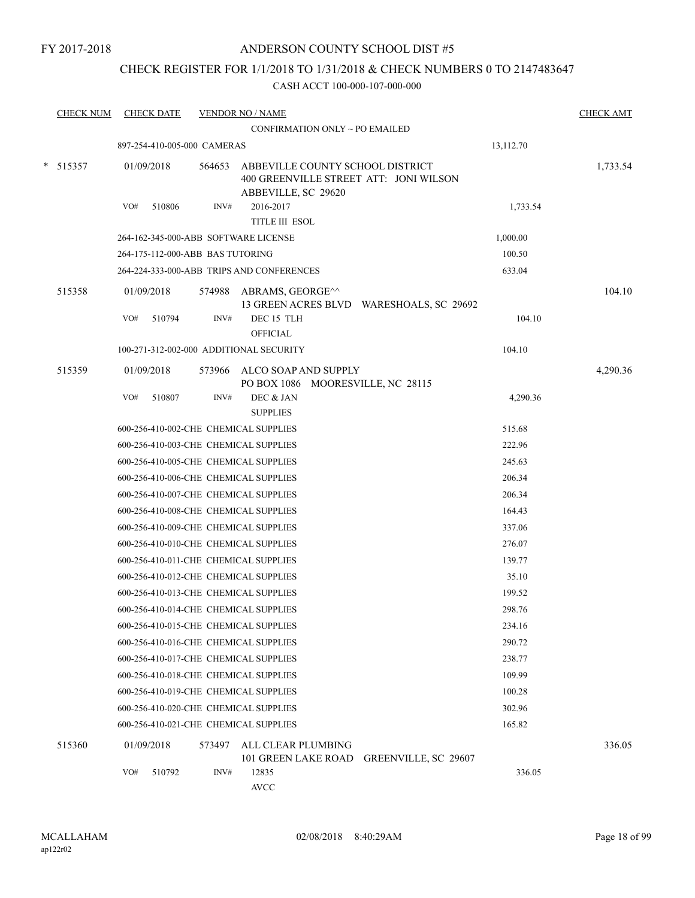FY 2017-2018

# ANDERSON COUNTY SCHOOL DIST #5

## CHECK REGISTER FOR 1/1/2018 TO 1/31/2018 & CHECK NUMBERS 0 TO 2147483647

### CASH ACCT 100-000-107-000-000

| CHECK NUM | CHECK DATE | VENDOR NO / NAME | | CHECK AMT |
|---|---|---|---|---|
| | | CONFIRMATION ONLY ~ PO EMAILED | | |
| | 897-254-410-005-000 CAMERAS | | 13,112.70 | |
| * 515357 | 01/09/2018 | 564653 ABBEVILLE COUNTY SCHOOL DISTRICT<br>400 GREENVILLE STREET ATT: JONI WILSON<br>ABBEVILLE, SC 29620 | | 1,733.54 |
| | VO# 510806 | INV# 2016-2017<br>TITLE III ESOL | 1,733.54 | |
| | 264-162-345-000-ABB SOFTWARE LICENSE | | 1,000.00 | |
| | 264-175-112-000-ABB BAS TUTORING | | 100.50 | |
| | 264-224-333-000-ABB TRIPS AND CONFERENCES | | 633.04 | |
| 515358 | 01/09/2018 | 574988 ABRAMS, GEORGE^^<br>13 GREEN ACRES BLVD WARESHOALS, SC 29692 | | 104.10 |
| | VO# 510794 | INV# DEC 15 TLH<br>OFFICIAL | 104.10 | |
| | 100-271-312-002-000 ADDITIONAL SECURITY | | 104.10 | |
| 515359 | 01/09/2018 | 573966 ALCO SOAP AND SUPPLY<br>PO BOX 1086 MOORESVILLE, NC 28115 | | 4,290.36 |
| | VO# 510807 | INV# DEC & JAN<br>SUPPLIES | 4,290.36 | |
| | 600-256-410-002-CHE CHEMICAL SUPPLIES | | 515.68 | |
| | 600-256-410-003-CHE CHEMICAL SUPPLIES | | 222.96 | |
| | 600-256-410-005-CHE CHEMICAL SUPPLIES | | 245.63 | |
| | 600-256-410-006-CHE CHEMICAL SUPPLIES | | 206.34 | |
| | 600-256-410-007-CHE CHEMICAL SUPPLIES | | 206.34 | |
| | 600-256-410-008-CHE CHEMICAL SUPPLIES | | 164.43 | |
| | 600-256-410-009-CHE CHEMICAL SUPPLIES | | 337.06 | |
| | 600-256-410-010-CHE CHEMICAL SUPPLIES | | 276.07 | |
| | 600-256-410-011-CHE CHEMICAL SUPPLIES | | 139.77 | |
| | 600-256-410-012-CHE CHEMICAL SUPPLIES | | 35.10 | |
| | 600-256-410-013-CHE CHEMICAL SUPPLIES | | 199.52 | |
| | 600-256-410-014-CHE CHEMICAL SUPPLIES | | 298.76 | |
| | 600-256-410-015-CHE CHEMICAL SUPPLIES | | 234.16 | |
| | 600-256-410-016-CHE CHEMICAL SUPPLIES | | 290.72 | |
| | 600-256-410-017-CHE CHEMICAL SUPPLIES | | 238.77 | |
| | 600-256-410-018-CHE CHEMICAL SUPPLIES | | 109.99 | |
| | 600-256-410-019-CHE CHEMICAL SUPPLIES | | 100.28 | |
| | 600-256-410-020-CHE CHEMICAL SUPPLIES | | 302.96 | |
| | 600-256-410-021-CHE CHEMICAL SUPPLIES | | 165.82 | |
| 515360 | 01/09/2018 | 573497 ALL CLEAR PLUMBING<br>101 GREEN LAKE ROAD GREENVILLE, SC 29607 | | 336.05 |
| | VO# 510792 | INV# 12835<br>AVCC | 336.05 | |

MCALLAHAM
ap122r02

02/08/2018 8:40:29AM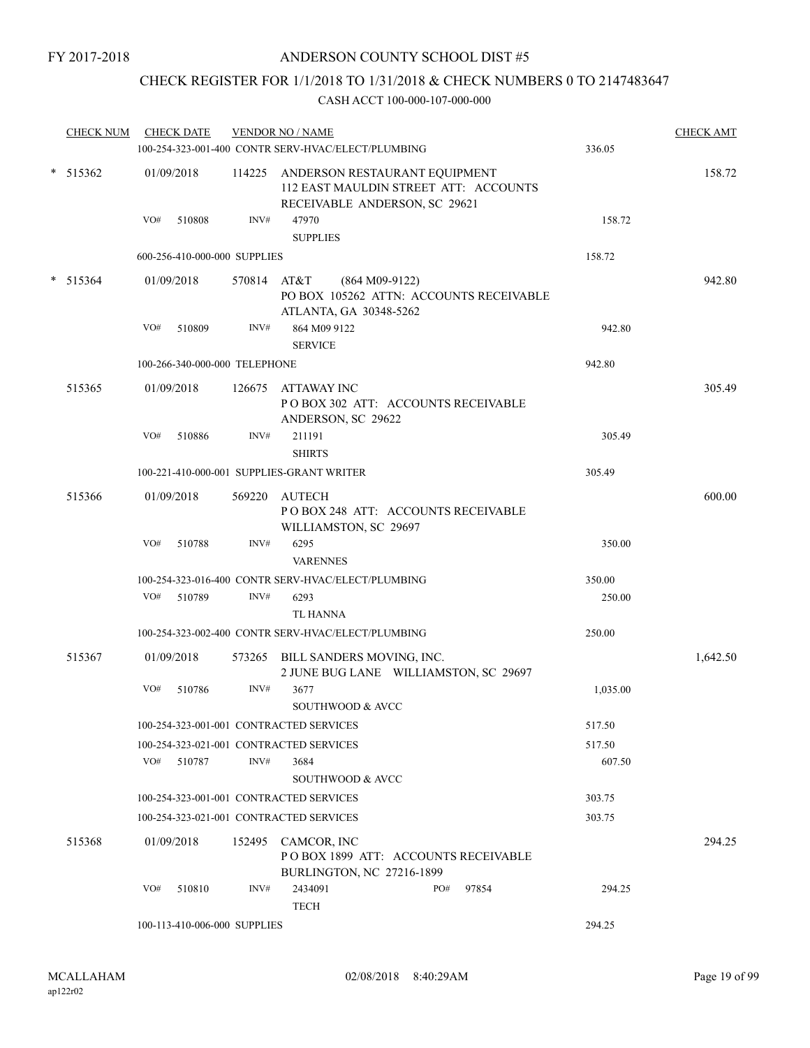FY 2017-2018

# ANDERSON COUNTY SCHOOL DIST #5

## CHECK REGISTER FOR 1/1/2018 TO 1/31/2018 & CHECK NUMBERS 0 TO 2147483647

CASH ACCT 100-000-107-000-000

| CHECK NUM | CHECK DATE | VENDOR NO / NAME | | CHECK AMT |
|---|---|---|---|---|
| | | 100-254-323-001-400 CONTR SERV-HVAC/ELECT/PLUMBING | 336.05 | |
| * 515362 | 01/09/2018 | 114225 ANDERSON RESTAURANT EQUIPMENT 112 EAST MAULDIN STREET ATT: ACCOUNTS RECEIVABLE ANDERSON, SC 29621 | | 158.72 |
| | VO# 510808 | INV# 47970 SUPPLIES | 158.72 | |
| | | 600-256-410-000-000 SUPPLIES | 158.72 | |
| * 515364 | 01/09/2018 | 570814 AT&T (864 M09-9122) PO BOX 105262 ATTN: ACCOUNTS RECEIVABLE ATLANTA, GA 30348-5262 | | 942.80 |
| | VO# 510809 | INV# 864 M09 9122 SERVICE | 942.80 | |
| | | 100-266-340-000-000 TELEPHONE | 942.80 | |
| 515365 | 01/09/2018 | 126675 ATTAWAY INC P O BOX 302 ATT: ACCOUNTS RECEIVABLE ANDERSON, SC 29622 | | 305.49 |
| | VO# 510886 | INV# 211191 SHIRTS | 305.49 | |
| | | 100-221-410-000-001 SUPPLIES-GRANT WRITER | 305.49 | |
| 515366 | 01/09/2018 | 569220 AUTECH P O BOX 248 ATT: ACCOUNTS RECEIVABLE WILLIAMSTON, SC 29697 | | 600.00 |
| | VO# 510788 | INV# 6295 VARENNES | 350.00 | |
| | | 100-254-323-016-400 CONTR SERV-HVAC/ELECT/PLUMBING | 350.00 | |
| | VO# 510789 | INV# 6293 TL HANNA | 250.00 | |
| | | 100-254-323-002-400 CONTR SERV-HVAC/ELECT/PLUMBING | 250.00 | |
| 515367 | 01/09/2018 | 573265 BILL SANDERS MOVING, INC. 2 JUNE BUG LANE WILLIAMSTON, SC 29697 | | 1,642.50 |
| | VO# 510786 | INV# 3677 SOUTHWOOD & AVCC | 1,035.00 | |
| | | 100-254-323-001-001 CONTRACTED SERVICES | 517.50 | |
| | | 100-254-323-021-001 CONTRACTED SERVICES | 517.50 | |
| | VO# 510787 | INV# 3684 SOUTHWOOD & AVCC | 607.50 | |
| | | 100-254-323-001-001 CONTRACTED SERVICES | 303.75 | |
| | | 100-254-323-021-001 CONTRACTED SERVICES | 303.75 | |
| 515368 | 01/09/2018 | 152495 CAMCOR, INC P O BOX 1899 ATT: ACCOUNTS RECEIVABLE BURLINGTON, NC 27216-1899 | | 294.25 |
| | VO# 510810 | INV# 2434091 PO# 97854 TECH | 294.25 | |
| | | 100-113-410-006-000 SUPPLIES | 294.25 | |

MCALLAHAM ap122r02 02/08/2018 8:40:29AM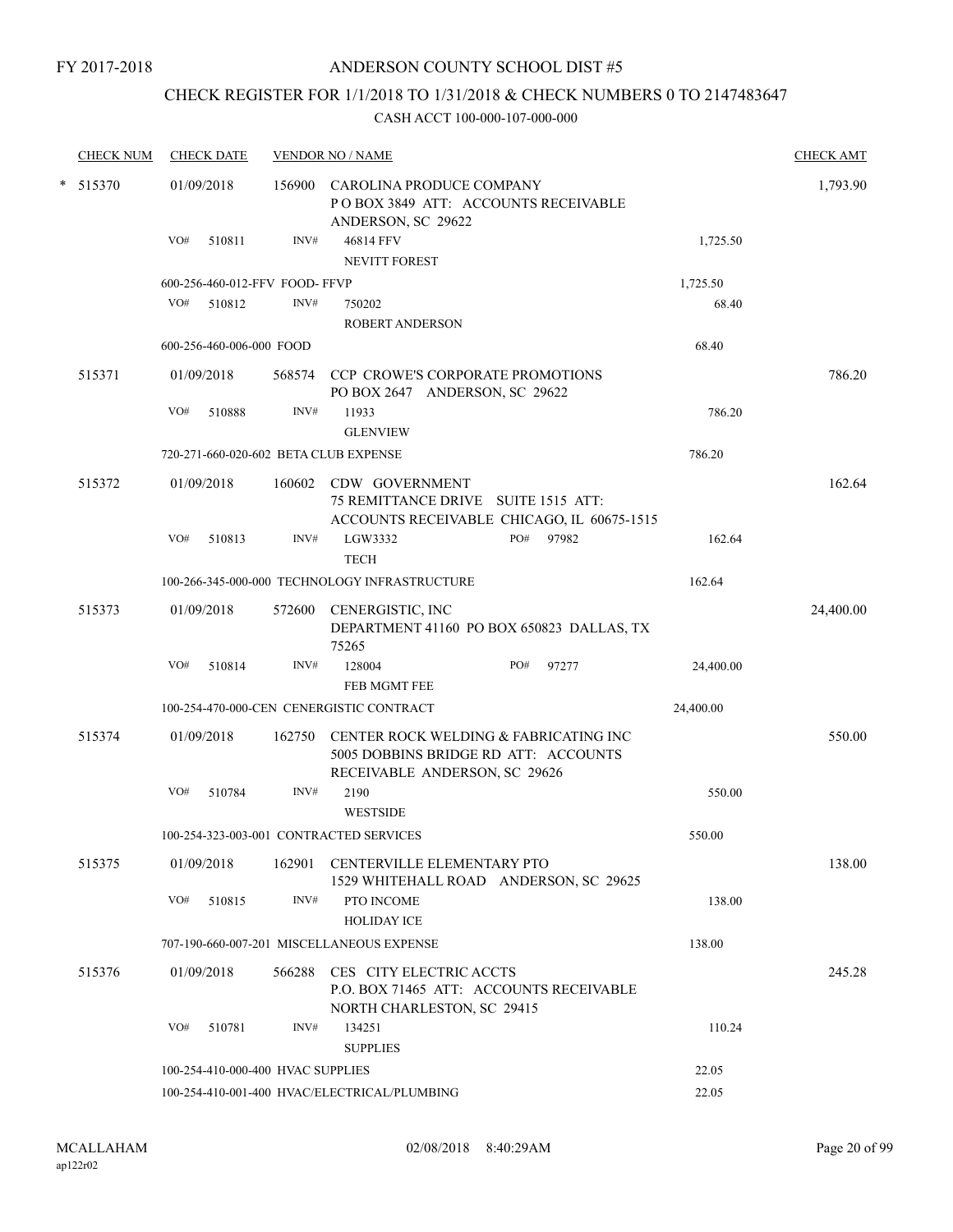FY 2017-2018

# ANDERSON COUNTY SCHOOL DIST #5

## CHECK REGISTER FOR 1/1/2018 TO 1/31/2018 & CHECK NUMBERS 0 TO 2147483647

CASH ACCT 100-000-107-000-000

| CHECK NUM | CHECK DATE | VENDOR NO / NAME | | CHECK AMT |
|---|---|---|---|---|
| * 515370 | 01/09/2018 | 156900 CAROLINA PRODUCE COMPANY P O BOX 3849 ATT: ACCOUNTS RECEIVABLE ANDERSON, SC 29622 | | 1,793.90 |
| | VO# 510811 | INV# 46814 FFV NEVITT FOREST | 1,725.50 | |
| | 600-256-460-012-FFV FOOD- FFVP | | 1,725.50 | |
| | VO# 510812 | INV# 750202 ROBERT ANDERSON | 68.40 | |
| | 600-256-460-006-000 FOOD | | 68.40 | |
| 515371 | 01/09/2018 | 568574 CCP CROWE'S CORPORATE PROMOTIONS PO BOX 2647 ANDERSON, SC 29622 | | 786.20 |
| | VO# 510888 | INV# 11933 GLENVIEW | 786.20 | |
| | 720-271-660-020-602 BETA CLUB EXPENSE | | 786.20 | |
| 515372 | 01/09/2018 | 160602 CDW GOVERNMENT 75 REMITTANCE DRIVE SUITE 1515 ATT: ACCOUNTS RECEIVABLE CHICAGO, IL 60675-1515 | | 162.64 |
| | VO# 510813 | INV# LGW3332 PO# 97982 TECH | 162.64 | |
| | 100-266-345-000-000 TECHNOLOGY INFRASTRUCTURE | | 162.64 | |
| 515373 | 01/09/2018 | 572600 CENERGISTIC, INC DEPARTMENT 41160 PO BOX 650823 DALLAS, TX 75265 | | 24,400.00 |
| | VO# 510814 | INV# 128004 PO# 97277 FEB MGMT FEE | 24,400.00 | |
| | 100-254-470-000-CEN CENERGISTIC CONTRACT | | 24,400.00 | |
| 515374 | 01/09/2018 | 162750 CENTER ROCK WELDING & FABRICATING INC 5005 DOBBINS BRIDGE RD ATT: ACCOUNTS RECEIVABLE ANDERSON, SC 29626 | | 550.00 |
| | VO# 510784 | INV# 2190 WESTSIDE | 550.00 | |
| | 100-254-323-003-001 CONTRACTED SERVICES | | 550.00 | |
| 515375 | 01/09/2018 | 162901 CENTERVILLE ELEMENTARY PTO 1529 WHITEHALL ROAD ANDERSON, SC 29625 | | 138.00 |
| | VO# 510815 | INV# PTO INCOME HOLIDAY ICE | 138.00 | |
| | 707-190-660-007-201 MISCELLANEOUS EXPENSE | | 138.00 | |
| 515376 | 01/09/2018 | 566288 CES CITY ELECTRIC ACCTS P.O. BOX 71465 ATT: ACCOUNTS RECEIVABLE NORTH CHARLESTON, SC 29415 | | 245.28 |
| | VO# 510781 | INV# 134251 SUPPLIES | 110.24 | |
| | 100-254-410-000-400 HVAC SUPPLIES | | 22.05 | |
| | 100-254-410-001-400 HVAC/ELECTRICAL/PLUMBING | | 22.05 | |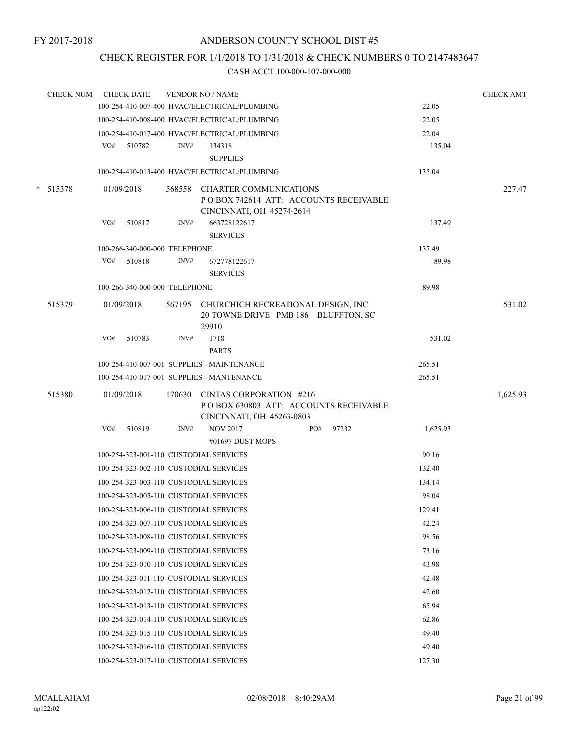FY 2017-2018

# ANDERSON COUNTY SCHOOL DIST #5

## CHECK REGISTER FOR 1/1/2018 TO 1/31/2018 & CHECK NUMBERS 0 TO 2147483647

### CASH ACCT 100-000-107-000-000

| CHECK NUM | CHECK DATE | VENDOR NO / NAME | | CHECK AMT |
|---|---|---|---|---|
| | | 100-254-410-007-400 HVAC/ELECTRICAL/PLUMBING | 22.05 | |
| | | 100-254-410-008-400 HVAC/ELECTRICAL/PLUMBING | 22.05 | |
| | | 100-254-410-017-400 HVAC/ELECTRICAL/PLUMBING | 22.04 | |
| | VO# 510782 | INV# 134318 SUPPLIES | 135.04 | |
| | | 100-254-410-013-400 HVAC/ELECTRICAL/PLUMBING | 135.04 | |
| * 515378 | 01/09/2018 | 568558 CHARTER COMMUNICATIONS P O BOX 742614 ATT: ACCOUNTS RECEIVABLE CINCINNATI, OH 45274-2614 | | 227.47 |
| | VO# 510817 | INV# 663728122617 SERVICES | 137.49 | |
| | | 100-266-340-000-000 TELEPHONE | 137.49 | |
| | VO# 510818 | INV# 672778122617 SERVICES | 89.98 | |
| | | 100-266-340-000-000 TELEPHONE | 89.98 | |
| 515379 | 01/09/2018 | 567195 CHURCHICH RECREATIONAL DESIGN, INC 20 TOWNE DRIVE PMB 186 BLUFFTON, SC 29910 | | 531.02 |
| | VO# 510783 | INV# 1718 PARTS | 531.02 | |
| | | 100-254-410-007-001 SUPPLIES - MAINTENANCE | 265.51 | |
| | | 100-254-410-017-001 SUPPLIES - MANTENANCE | 265.51 | |
| 515380 | 01/09/2018 | 170630 CINTAS CORPORATION #216 P O BOX 630803 ATT: ACCOUNTS RECEIVABLE CINCINNATI, OH 45263-0803 | | 1,625.93 |
| | VO# 510819 | INV# NOV 2017 PO# 97232 #01697 DUST MOPS | 1,625.93 | |
| | | 100-254-323-001-110 CUSTODIAL SERVICES | 90.16 | |
| | | 100-254-323-002-110 CUSTODIAL SERVICES | 132.40 | |
| | | 100-254-323-003-110 CUSTODIAL SERVICES | 134.14 | |
| | | 100-254-323-005-110 CUSTODIAL SERVICES | 98.04 | |
| | | 100-254-323-006-110 CUSTODIAL SERVICES | 129.41 | |
| | | 100-254-323-007-110 CUSTODIAL SERVICES | 42.24 | |
| | | 100-254-323-008-110 CUSTODIAL SERVICES | 98.56 | |
| | | 100-254-323-009-110 CUSTODIAL SERVICES | 73.16 | |
| | | 100-254-323-010-110 CUSTODIAL SERVICES | 43.98 | |
| | | 100-254-323-011-110 CUSTODIAL SERVICES | 42.48 | |
| | | 100-254-323-012-110 CUSTODIAL SERVICES | 42.60 | |
| | | 100-254-323-013-110 CUSTODIAL SERVICES | 65.94 | |
| | | 100-254-323-014-110 CUSTODIAL SERVICES | 62.86 | |
| | | 100-254-323-015-110 CUSTODIAL SERVICES | 49.40 | |
| | | 100-254-323-016-110 CUSTODIAL SERVICES | 49.40 | |
| | | 100-254-323-017-110 CUSTODIAL SERVICES | 127.30 | |

MCALLAHAM
ap122r02 02/08/2018 8:40:29AM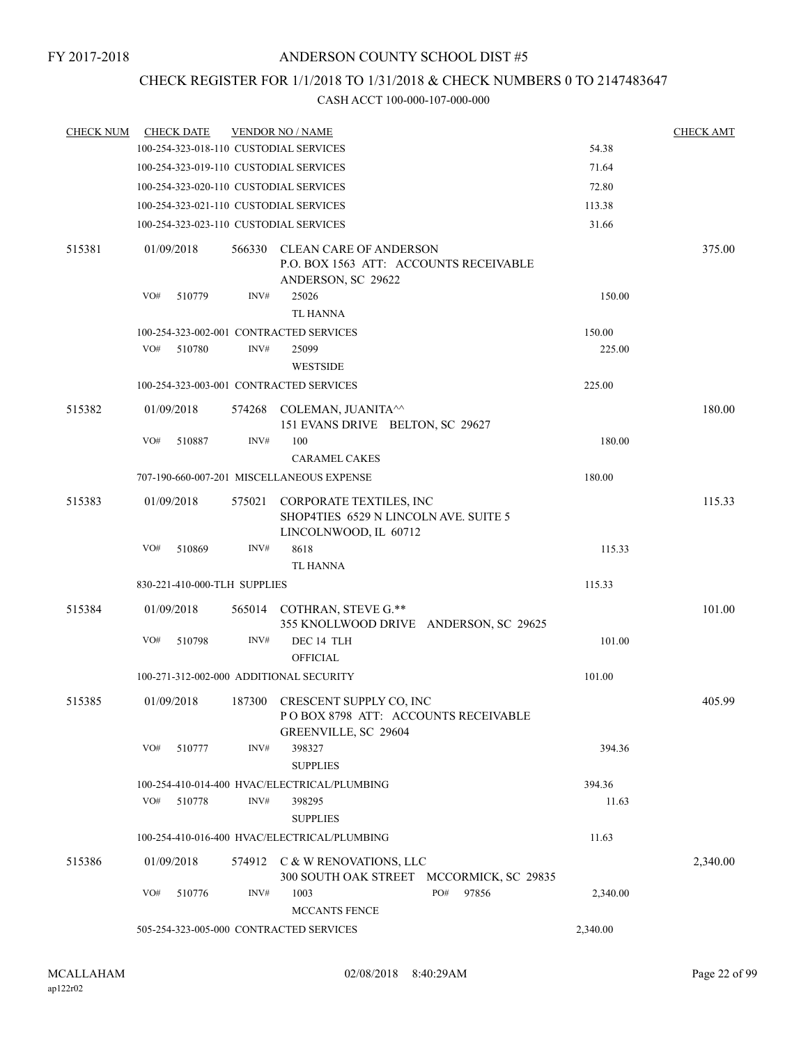FY 2017-2018

# ANDERSON COUNTY SCHOOL DIST #5

## CHECK REGISTER FOR 1/1/2018 TO 1/31/2018 & CHECK NUMBERS 0 TO 2147483647

CASH ACCT 100-000-107-000-000

| CHECK NUM | CHECK DATE | VENDOR NO / NAME | | CHECK AMT |
|---|---|---|---|---|
| | | 100-254-323-018-110 CUSTODIAL SERVICES | 54.38 | |
| | | 100-254-323-019-110 CUSTODIAL SERVICES | 71.64 | |
| | | 100-254-323-020-110 CUSTODIAL SERVICES | 72.80 | |
| | | 100-254-323-021-110 CUSTODIAL SERVICES | 113.38 | |
| | | 100-254-323-023-110 CUSTODIAL SERVICES | 31.66 | |
| 515381 | 01/09/2018 | 566330 CLEAN CARE OF ANDERSON<br>P.O. BOX 1563 ATT: ACCOUNTS RECEIVABLE<br>ANDERSON, SC 29622 | | 375.00 |
| | VO# 510779 | INV# 25026<br>TL HANNA | 150.00 | |
| | | 100-254-323-002-001 CONTRACTED SERVICES | 150.00 | |
| | VO# 510780 | INV# 25099<br>WESTSIDE | 225.00 | |
| | | 100-254-323-003-001 CONTRACTED SERVICES | 225.00 | |
| 515382 | 01/09/2018 | 574268 COLEMAN, JUANITA^^<br>151 EVANS DRIVE BELTON, SC 29627 | | 180.00 |
| | VO# 510887 | INV# 100<br>CARAMEL CAKES | 180.00 | |
| | | 707-190-660-007-201 MISCELLANEOUS EXPENSE | 180.00 | |
| 515383 | 01/09/2018 | 575021 CORPORATE TEXTILES, INC<br>SHOP4TIES 6529 N LINCOLN AVE. SUITE 5<br>LINCOLNWOOD, IL 60712 | | 115.33 |
| | VO# 510869 | INV# 8618<br>TL HANNA | 115.33 | |
| | | 830-221-410-000-TLH SUPPLIES | 115.33 | |
| 515384 | 01/09/2018 | 565014 COTHRAN, STEVE G.**<br>355 KNOLLWOOD DRIVE ANDERSON, SC 29625 | | 101.00 |
| | VO# 510798 | INV# DEC 14 TLH<br>OFFICIAL | 101.00 | |
| | | 100-271-312-002-000 ADDITIONAL SECURITY | 101.00 | |
| 515385 | 01/09/2018 | 187300 CRESCENT SUPPLY CO, INC<br>P O BOX 8798 ATT: ACCOUNTS RECEIVABLE<br>GREENVILLE, SC 29604 | | 405.99 |
| | VO# 510777 | INV# 398327<br>SUPPLIES | 394.36 | |
| | | 100-254-410-014-400 HVAC/ELECTRICAL/PLUMBING | 394.36 | |
| | VO# 510778 | INV# 398295<br>SUPPLIES | 11.63 | |
| | | 100-254-410-016-400 HVAC/ELECTRICAL/PLUMBING | 11.63 | |
| 515386 | 01/09/2018 | 574912 C & W RENOVATIONS, LLC<br>300 SOUTH OAK STREET MCCORMICK, SC 29835 | | 2,340.00 |
| | VO# 510776 | INV# 1003 PO# 97856<br>MCCANTS FENCE | 2,340.00 | |
| | | 505-254-323-005-000 CONTRACTED SERVICES | 2,340.00 | |

MCALLAHAM
ap122r02
02/08/2018 8:40:29AM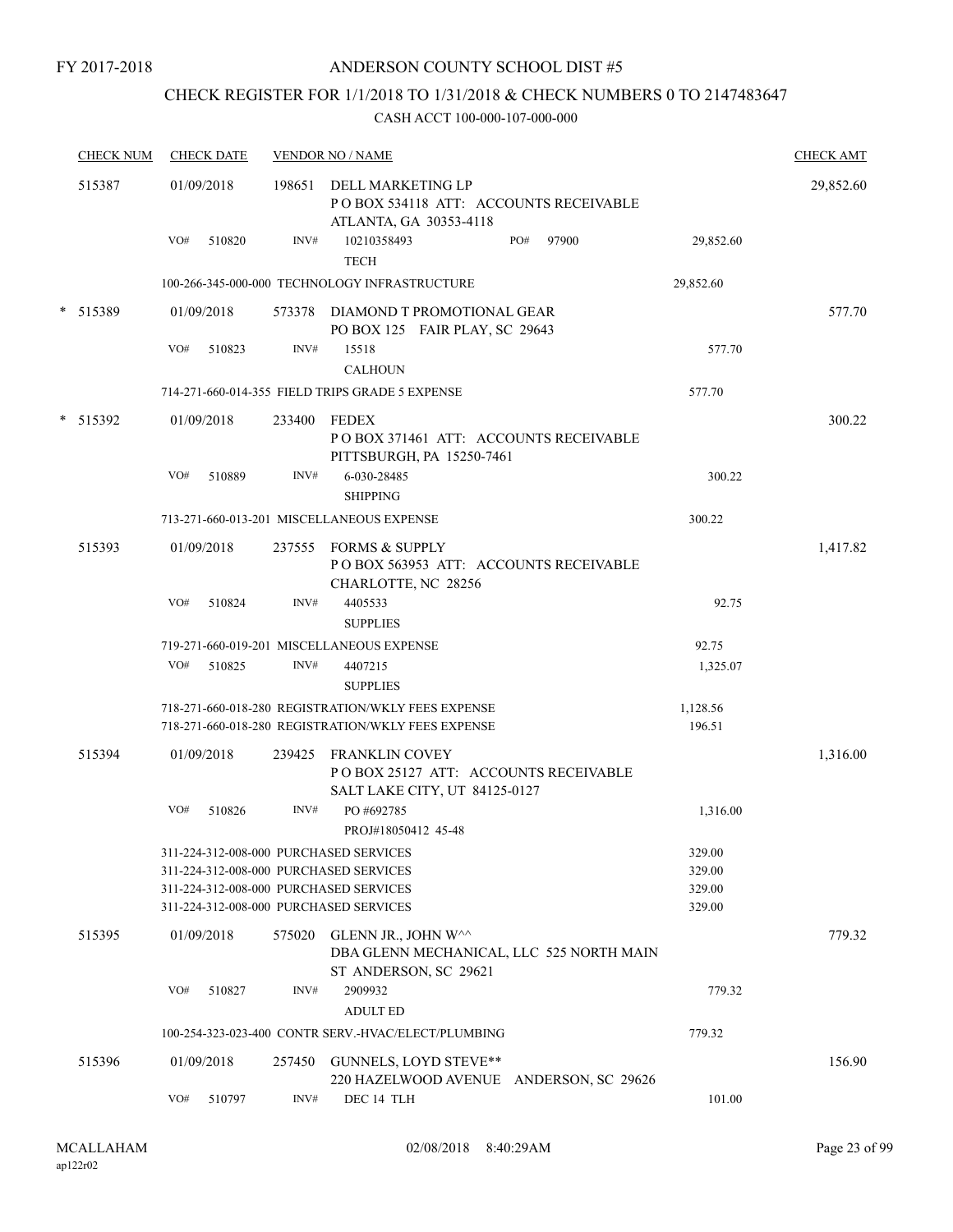FY 2017-2018

# ANDERSON COUNTY SCHOOL DIST #5

## CHECK REGISTER FOR 1/1/2018 TO 1/31/2018 & CHECK NUMBERS 0 TO 2147483647

### CASH ACCT 100-000-107-000-000

| CHECK NUM | CHECK DATE | VENDOR NO / NAME | | CHECK AMT |
|---|---|---|---|---|
| 515387 | 01/09/2018 | 198651 DELL MARKETING LP<br>P O BOX 534118 ATT: ACCOUNTS RECEIVABLE<br>ATLANTA, GA 30353-4118 | | 29,852.60 |
| | VO# 510820 | INV# 10210358493 PO# 97900<br>TECH | 29,852.60 | |
| | | 100-266-345-000-000 TECHNOLOGY INFRASTRUCTURE | 29,852.60 | |
| * 515389 | 01/09/2018 | 573378 DIAMOND T PROMOTIONAL GEAR<br>PO BOX 125 FAIR PLAY, SC 29643 | | 577.70 |
| | VO# 510823 | INV# 15518<br>CALHOUN | 577.70 | |
| | | 714-271-660-014-355 FIELD TRIPS GRADE 5 EXPENSE | 577.70 | |
| * 515392 | 01/09/2018 | 233400 FEDEX<br>P O BOX 371461 ATT: ACCOUNTS RECEIVABLE<br>PITTSBURGH, PA 15250-7461 | | 300.22 |
| | VO# 510889 | INV# 6-030-28485<br>SHIPPING | 300.22 | |
| | | 713-271-660-013-201 MISCELLANEOUS EXPENSE | 300.22 | |
| 515393 | 01/09/2018 | 237555 FORMS & SUPPLY<br>P O BOX 563953 ATT: ACCOUNTS RECEIVABLE<br>CHARLOTTE, NC 28256 | | 1,417.82 |
| | VO# 510824 | INV# 4405533<br>SUPPLIES | 92.75 | |
| | | 719-271-660-019-201 MISCELLANEOUS EXPENSE | 92.75 | |
| | VO# 510825 | INV# 4407215<br>SUPPLIES | 1,325.07 | |
| | | 718-271-660-018-280 REGISTRATION/WKLY FEES EXPENSE | 1,128.56 | |
| | | 718-271-660-018-280 REGISTRATION/WKLY FEES EXPENSE | 196.51 | |
| 515394 | 01/09/2018 | 239425 FRANKLIN COVEY<br>P O BOX 25127 ATT: ACCOUNTS RECEIVABLE<br>SALT LAKE CITY, UT 84125-0127 | | 1,316.00 |
| | VO# 510826 | INV# PO #692785<br>PROJ#18050412 45-48 | 1,316.00 | |
| | | 311-224-312-008-000 PURCHASED SERVICES | 329.00 | |
| | | 311-224-312-008-000 PURCHASED SERVICES | 329.00 | |
| | | 311-224-312-008-000 PURCHASED SERVICES | 329.00 | |
| | | 311-224-312-008-000 PURCHASED SERVICES | 329.00 | |
| 515395 | 01/09/2018 | 575020 GLENN JR., JOHN W^^<br>DBA GLENN MECHANICAL, LLC 525 NORTH MAIN<br>ST ANDERSON, SC 29621 | | 779.32 |
| | VO# 510827 | INV# 2909932<br>ADULT ED | 779.32 | |
| | | 100-254-323-023-400 CONTR SERV.-HVAC/ELECT/PLUMBING | 779.32 | |
| 515396 | 01/09/2018 | 257450 GUNNELS, LOYD STEVE**<br>220 HAZELWOOD AVENUE ANDERSON, SC 29626 | | 156.90 |
| | VO# 510797 | INV# DEC 14 TLH | 101.00 | |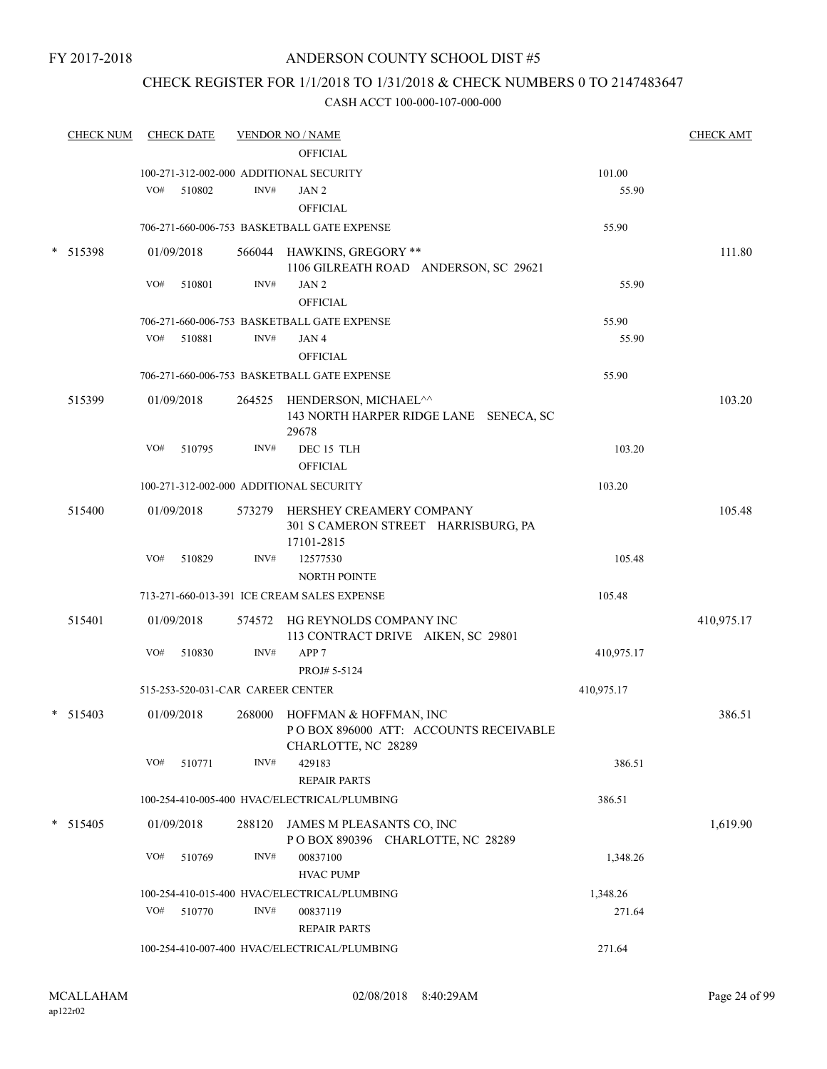FY 2017-2018

ANDERSON COUNTY SCHOOL DIST #5

CHECK REGISTER FOR 1/1/2018 TO 1/31/2018 & CHECK NUMBERS 0 TO 2147483647

CASH ACCT 100-000-107-000-000

| CHECK NUM | CHECK DATE | VENDOR NO / NAME | | CHECK AMT |
|---|---|---|---|---|
| | | OFFICIAL | | |
| | | 100-271-312-002-000 ADDITIONAL SECURITY | 101.00 | |
| | VO# 510802 | INV# JAN 2 OFFICIAL | 55.90 | |
| | | 706-271-660-006-753 BASKETBALL GATE EXPENSE | 55.90 | |
| * 515398 | 01/09/2018 | 566044 HAWKINS, GREGORY ** 1106 GILREATH ROAD ANDERSON, SC 29621 | | 111.80 |
| | VO# 510801 | INV# JAN 2 OFFICIAL | 55.90 | |
| | | 706-271-660-006-753 BASKETBALL GATE EXPENSE | 55.90 | |
| | VO# 510881 | INV# JAN 4 OFFICIAL | 55.90 | |
| | | 706-271-660-006-753 BASKETBALL GATE EXPENSE | 55.90 | |
| 515399 | 01/09/2018 | 264525 HENDERSON, MICHAEL^^ 143 NORTH HARPER RIDGE LANE SENECA, SC 29678 | | 103.20 |
| | VO# 510795 | INV# DEC 15 TLH OFFICIAL | 103.20 | |
| | | 100-271-312-002-000 ADDITIONAL SECURITY | 103.20 | |
| 515400 | 01/09/2018 | 573279 HERSHEY CREAMERY COMPANY 301 S CAMERON STREET HARRISBURG, PA 17101-2815 | | 105.48 |
| | VO# 510829 | INV# 12577530 NORTH POINTE | 105.48 | |
| | | 713-271-660-013-391 ICE CREAM SALES EXPENSE | 105.48 | |
| 515401 | 01/09/2018 | 574572 HG REYNOLDS COMPANY INC 113 CONTRACT DRIVE AIKEN, SC 29801 | | 410,975.17 |
| | VO# 510830 | INV# APP 7 PROJ# 5-5124 | 410,975.17 | |
| | | 515-253-520-031-CAR CAREER CENTER | 410,975.17 | |
| * 515403 | 01/09/2018 | 268000 HOFFMAN & HOFFMAN, INC P O BOX 896000 ATT: ACCOUNTS RECEIVABLE CHARLOTTE, NC 28289 | | 386.51 |
| | VO# 510771 | INV# 429183 REPAIR PARTS | 386.51 | |
| | | 100-254-410-005-400 HVAC/ELECTRICAL/PLUMBING | 386.51 | |
| * 515405 | 01/09/2018 | 288120 JAMES M PLEASANTS CO, INC P O BOX 890396 CHARLOTTE, NC 28289 | | 1,619.90 |
| | VO# 510769 | INV# 00837100 HVAC PUMP | 1,348.26 | |
| | | 100-254-410-015-400 HVAC/ELECTRICAL/PLUMBING | 1,348.26 | |
| | VO# 510770 | INV# 00837119 REPAIR PARTS | 271.64 | |
| | | 100-254-410-007-400 HVAC/ELECTRICAL/PLUMBING | 271.64 | |

MCALLAHAM ap122r02 02/08/2018 8:40:29AM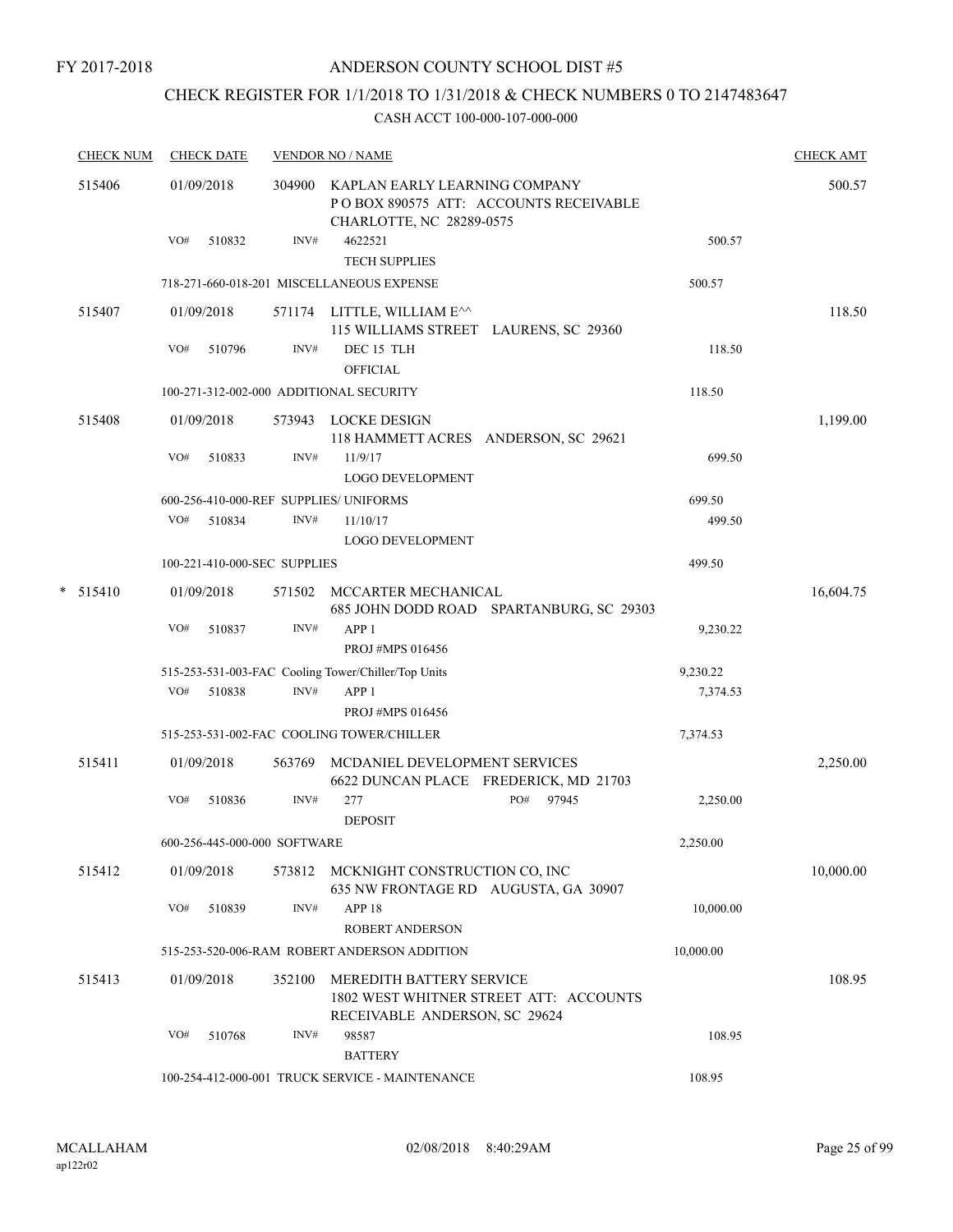FY 2017-2018

# ANDERSON COUNTY SCHOOL DIST #5

## CHECK REGISTER FOR 1/1/2018 TO 1/31/2018 & CHECK NUMBERS 0 TO 2147483647

### CASH ACCT 100-000-107-000-000

| CHECK NUM | CHECK DATE | VENDOR NO / NAME | | CHECK AMT |
|---|---|---|---|---|
| 515406 | 01/09/2018 | 304900 KAPLAN EARLY LEARNING COMPANY<br>P O BOX 890575 ATT: ACCOUNTS RECEIVABLE<br>CHARLOTTE, NC 28289-0575 | | 500.57 |
| | VO# 510832 | INV# 4622521<br>TECH SUPPLIES | 500.57 | |
| | 718-271-660-018-201 MISCELLANEOUS EXPENSE | | 500.57 | |
| 515407 | 01/09/2018 | 571174 LITTLE, WILLIAM E^^<br>115 WILLIAMS STREET LAURENS, SC 29360 | | 118.50 |
| | VO# 510796 | INV# DEC 15 TLH<br>OFFICIAL | 118.50 | |
| | 100-271-312-002-000 ADDITIONAL SECURITY | | 118.50 | |
| 515408 | 01/09/2018 | 573943 LOCKE DESIGN<br>118 HAMMETT ACRES ANDERSON, SC 29621 | | 1,199.00 |
| | VO# 510833 | INV# 11/9/17<br>LOGO DEVELOPMENT | 699.50 | |
| | 600-256-410-000-REF SUPPLIES/ UNIFORMS | | 699.50 | |
| | VO# 510834 | INV# 11/10/17<br>LOGO DEVELOPMENT | 499.50 | |
| | 100-221-410-000-SEC SUPPLIES | | 499.50 | |
| * 515410 | 01/09/2018 | 571502 MCCARTER MECHANICAL<br>685 JOHN DODD ROAD SPARTANBURG, SC 29303 | | 16,604.75 |
| | VO# 510837 | INV# APP 1<br>PROJ #MPS 016456 | 9,230.22 | |
| | 515-253-531-003-FAC Cooling Tower/Chiller/Top Units | | 9,230.22 | |
| | VO# 510838 | INV# APP 1<br>PROJ #MPS 016456 | 7,374.53 | |
| | 515-253-531-002-FAC COOLING TOWER/CHILLER | | 7,374.53 | |
| 515411 | 01/09/2018 | 563769 MCDANIEL DEVELOPMENT SERVICES<br>6622 DUNCAN PLACE FREDERICK, MD 21703 | | 2,250.00 |
| | VO# 510836 | INV# 277 PO# 97945<br>DEPOSIT | 2,250.00 | |
| | 600-256-445-000-000 SOFTWARE | | 2,250.00 | |
| 515412 | 01/09/2018 | 573812 MCKNIGHT CONSTRUCTION CO, INC<br>635 NW FRONTAGE RD AUGUSTA, GA 30907 | | 10,000.00 |
| | VO# 510839 | INV# APP 18<br>ROBERT ANDERSON | 10,000.00 | |
| | 515-253-520-006-RAM ROBERT ANDERSON ADDITION | | 10,000.00 | |
| 515413 | 01/09/2018 | 352100 MEREDITH BATTERY SERVICE<br>1802 WEST WHITNER STREET ATT: ACCOUNTS<br>RECEIVABLE ANDERSON, SC 29624 | | 108.95 |
| | VO# 510768 | INV# 98587<br>BATTERY | 108.95 | |
| | 100-254-412-000-001 TRUCK SERVICE - MAINTENANCE | | 108.95 | |

MCALLAHAM ap122r02 02/08/2018 8:40:29AM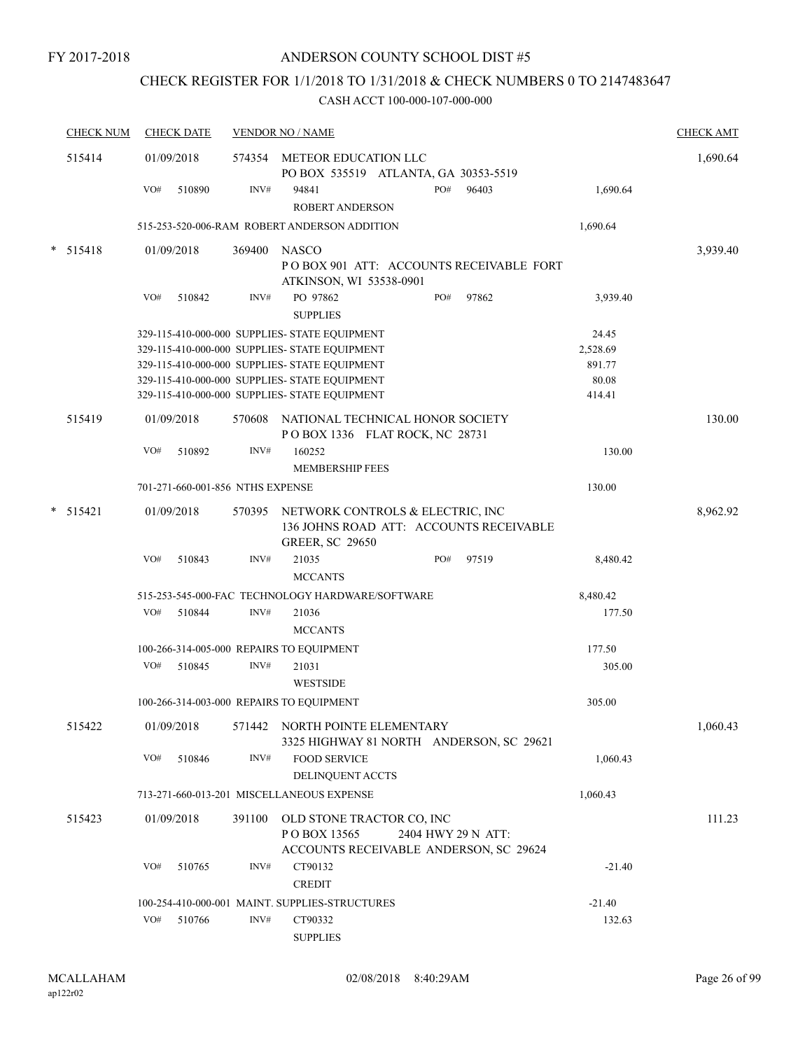FY 2017-2018

# ANDERSON COUNTY SCHOOL DIST #5

## CHECK REGISTER FOR 1/1/2018 TO 1/31/2018 & CHECK NUMBERS 0 TO 2147483647

### CASH ACCT 100-000-107-000-000

| CHECK NUM | CHECK DATE | VENDOR NO / NAME | | | CHECK AMT |
|---|---|---|---|---|---|
| 515414 | 01/09/2018 | 574354 METEOR EDUCATION LLC<br>PO BOX 535519 ATLANTA, GA 30353-5519 | | | 1,690.64 |
| | VO# 510890 | INV# 94841<br>ROBERT ANDERSON | PO# 96403 | 1,690.64 | |
| | 515-253-520-006-RAM ROBERT ANDERSON ADDITION | | | 1,690.64 | |
| * 515418 | 01/09/2018 | 369400 NASCO<br>P O BOX 901 ATT: ACCOUNTS RECEIVABLE FORT ATKINSON, WI 53538-0901 | | | 3,939.40 |
| | VO# 510842 | INV# PO 97862<br>SUPPLIES | PO# 97862 | 3,939.40 | |
| | 329-115-410-000-000 SUPPLIES- STATE EQUIPMENT | | | 24.45 | |
| | 329-115-410-000-000 SUPPLIES- STATE EQUIPMENT | | | 2,528.69 | |
| | 329-115-410-000-000 SUPPLIES- STATE EQUIPMENT | | | 891.77 | |
| | 329-115-410-000-000 SUPPLIES- STATE EQUIPMENT | | | 80.08 | |
| | 329-115-410-000-000 SUPPLIES- STATE EQUIPMENT | | | 414.41 | |
| 515419 | 01/09/2018 | 570608 NATIONAL TECHNICAL HONOR SOCIETY<br>P O BOX 1336 FLAT ROCK, NC 28731 | | | 130.00 |
| | VO# 510892 | INV# 160252<br>MEMBERSHIP FEES | | 130.00 | |
| | 701-271-660-001-856 NTHS EXPENSE | | | 130.00 | |
| * 515421 | 01/09/2018 | 570395 NETWORK CONTROLS & ELECTRIC, INC<br>136 JOHNS ROAD ATT: ACCOUNTS RECEIVABLE GREER, SC 29650 | | | 8,962.92 |
| | VO# 510843 | INV# 21035<br>MCCANTS | PO# 97519 | 8,480.42 | |
| | 515-253-545-000-FAC TECHNOLOGY HARDWARE/SOFTWARE | | | 8,480.42 | |
| | VO# 510844 | INV# 21036<br>MCCANTS | | 177.50 | |
| | 100-266-314-005-000 REPAIRS TO EQUIPMENT | | | 177.50 | |
| | VO# 510845 | INV# 21031<br>WESTSIDE | | 305.00 | |
| | 100-266-314-003-000 REPAIRS TO EQUIPMENT | | | 305.00 | |
| 515422 | 01/09/2018 | 571442 NORTH POINTE ELEMENTARY<br>3325 HIGHWAY 81 NORTH ANDERSON, SC 29621 | | | 1,060.43 |
| | VO# 510846 | INV# FOOD SERVICE<br>DELINQUENT ACCTS | | 1,060.43 | |
| | 713-271-660-013-201 MISCELLANEOUS EXPENSE | | | 1,060.43 | |
| 515423 | 01/09/2018 | 391100 OLD STONE TRACTOR CO, INC<br>P O BOX 13565 2404 HWY 29 N ATT: ACCOUNTS RECEIVABLE ANDERSON, SC 29624 | | | 111.23 |
| | VO# 510765 | INV# CT90132<br>CREDIT | | -21.40 | |
| | 100-254-410-000-001 MAINT. SUPPLIES-STRUCTURES | | | -21.40 | |
| | VO# 510766 | INV# CT90332<br>SUPPLIES | | 132.63 | |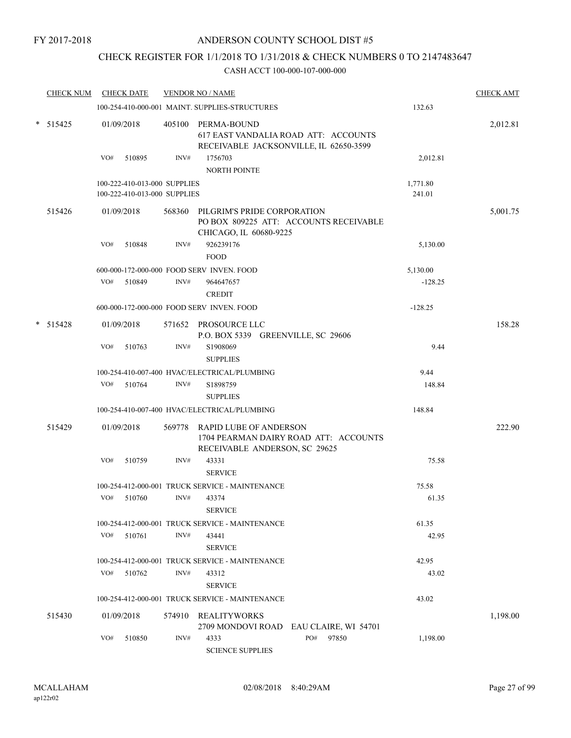FY 2017-2018

# ANDERSON COUNTY SCHOOL DIST #5

## CHECK REGISTER FOR 1/1/2018 TO 1/31/2018 & CHECK NUMBERS 0 TO 2147483647

### CASH ACCT 100-000-107-000-000

| CHECK NUM | CHECK DATE | VENDOR NO / NAME | | CHECK AMT |
|---|---|---|---|---|
| | | 100-254-410-000-001 MAINT. SUPPLIES-STRUCTURES | 132.63 | |
| * 515425 | 01/09/2018 | 405100 PERMA-BOUND<br>617 EAST VANDALIA ROAD ATT: ACCOUNTS RECEIVABLE JACKSONVILLE, IL 62650-3599 | | 2,012.81 |
| | VO# 510895 | INV# 1756703<br>NORTH POINTE | 2,012.81 | |
| | | 100-222-410-013-000 SUPPLIES | 1,771.80 | |
| | | 100-222-410-013-000 SUPPLIES | 241.01 | |
| 515426 | 01/09/2018 | 568360 PILGRIM'S PRIDE CORPORATION<br>PO BOX 809225 ATT: ACCOUNTS RECEIVABLE CHICAGO, IL 60680-9225 | | 5,001.75 |
| | VO# 510848 | INV# 926239176<br>FOOD | 5,130.00 | |
| | | 600-000-172-000-000 FOOD SERV INVEN. FOOD | 5,130.00 | |
| | VO# 510849 | INV# 964647657<br>CREDIT | -128.25 | |
| | | 600-000-172-000-000 FOOD SERV INVEN. FOOD | -128.25 | |
| * 515428 | 01/09/2018 | 571652 PROSOURCE LLC<br>P.O. BOX 5339 GREENVILLE, SC 29606 | | 158.28 |
| | VO# 510763 | INV# S1908069<br>SUPPLIES | 9.44 | |
| | | 100-254-410-007-400 HVAC/ELECTRICAL/PLUMBING | 9.44 | |
| | VO# 510764 | INV# S1898759<br>SUPPLIES | 148.84 | |
| | | 100-254-410-007-400 HVAC/ELECTRICAL/PLUMBING | 148.84 | |
| 515429 | 01/09/2018 | 569778 RAPID LUBE OF ANDERSON<br>1704 PEARMAN DAIRY ROAD ATT: ACCOUNTS RECEIVABLE ANDERSON, SC 29625 | | 222.90 |
| | VO# 510759 | INV# 43331<br>SERVICE | 75.58 | |
| | | 100-254-412-000-001 TRUCK SERVICE - MAINTENANCE | 75.58 | |
| | VO# 510760 | INV# 43374<br>SERVICE | 61.35 | |
| | | 100-254-412-000-001 TRUCK SERVICE - MAINTENANCE | 61.35 | |
| | VO# 510761 | INV# 43441<br>SERVICE | 42.95 | |
| | | 100-254-412-000-001 TRUCK SERVICE - MAINTENANCE | 42.95 | |
| | VO# 510762 | INV# 43312<br>SERVICE | 43.02 | |
| | | 100-254-412-000-001 TRUCK SERVICE - MAINTENANCE | 43.02 | |
| 515430 | 01/09/2018 | 574910 REALITYWORKS<br>2709 MONDOVI ROAD EAU CLAIRE, WI 54701 | | 1,198.00 |
| | VO# 510850 | INV# 4333 PO# 97850<br>SCIENCE SUPPLIES | 1,198.00 | |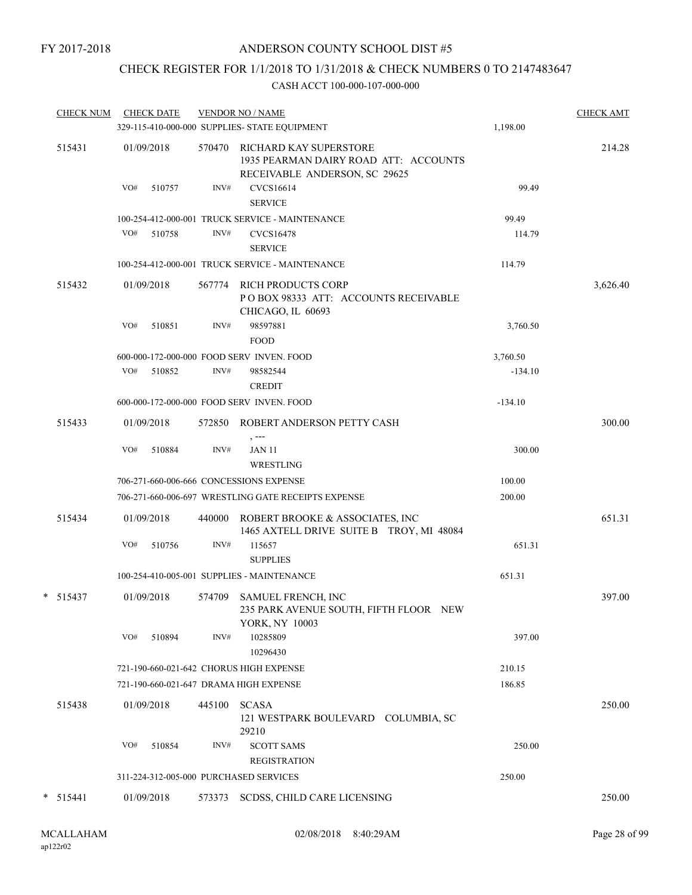FY 2017-2018

# ANDERSON COUNTY SCHOOL DIST #5

## CHECK REGISTER FOR 1/1/2018 TO 1/31/2018 & CHECK NUMBERS 0 TO 2147483647

CASH ACCT 100-000-107-000-000

| CHECK NUM | CHECK DATE | VENDOR NO / NAME | | CHECK AMT |
|---|---|---|---|---|
| | | 329-115-410-000-000 SUPPLIES- STATE EQUIPMENT | 1,198.00 | |
| 515431 | 01/09/2018 | 570470 RICHARD KAY SUPERSTORE<br>1935 PEARMAN DAIRY ROAD ATT: ACCOUNTS RECEIVABLE ANDERSON, SC 29625 | | 214.28 |
| | VO# 510757 | INV# CVCS16614<br>SERVICE | 99.49 | |
| | | 100-254-412-000-001 TRUCK SERVICE - MAINTENANCE | 99.49 | |
| | VO# 510758 | INV# CVCS16478<br>SERVICE | 114.79 | |
| | | 100-254-412-000-001 TRUCK SERVICE - MAINTENANCE | 114.79 | |
| 515432 | 01/09/2018 | 567774 RICH PRODUCTS CORP<br>P O BOX 98333 ATT: ACCOUNTS RECEIVABLE CHICAGO, IL 60693 | | 3,626.40 |
| | VO# 510851 | INV# 98597881<br>FOOD | 3,760.50 | |
| | | 600-000-172-000-000 FOOD SERV INVEN. FOOD | 3,760.50 | |
| | VO# 510852 | INV# 98582544<br>CREDIT | -134.10 | |
| | | 600-000-172-000-000 FOOD SERV INVEN. FOOD | -134.10 | |
| 515433 | 01/09/2018 | 572850 ROBERT ANDERSON PETTY CASH<br>, --- | | 300.00 |
| | VO# 510884 | INV# JAN 11<br>WRESTLING | 300.00 | |
| | | 706-271-660-006-666 CONCESSIONS EXPENSE | 100.00 | |
| | | 706-271-660-006-697 WRESTLING GATE RECEIPTS EXPENSE | 200.00 | |
| 515434 | 01/09/2018 | 440000 ROBERT BROOKE & ASSOCIATES, INC<br>1465 AXTELL DRIVE SUITE B TROY, MI 48084 | | 651.31 |
| | VO# 510756 | INV# 115657<br>SUPPLIES | 651.31 | |
| | | 100-254-410-005-001 SUPPLIES - MAINTENANCE | 651.31 | |
| * 515437 | 01/09/2018 | 574709 SAMUEL FRENCH, INC<br>235 PARK AVENUE SOUTH, FIFTH FLOOR NEW YORK, NY 10003 | | 397.00 |
| | VO# 510894 | INV# 10285809<br>10296430 | 397.00 | |
| | | 721-190-660-021-642 CHORUS HIGH EXPENSE | 210.15 | |
| | | 721-190-660-021-647 DRAMA HIGH EXPENSE | 186.85 | |
| 515438 | 01/09/2018 | 445100 SCASA<br>121 WESTPARK BOULEVARD COLUMBIA, SC 29210 | | 250.00 |
| | VO# 510854 | INV# SCOTT SAMS<br>REGISTRATION | 250.00 | |
| | | 311-224-312-005-000 PURCHASED SERVICES | 250.00 | |
| * 515441 | 01/09/2018 | 573373 SCDSS, CHILD CARE LICENSING | | 250.00 |

MCALLAHAM
ap122r02

02/08/2018 8:40:29AM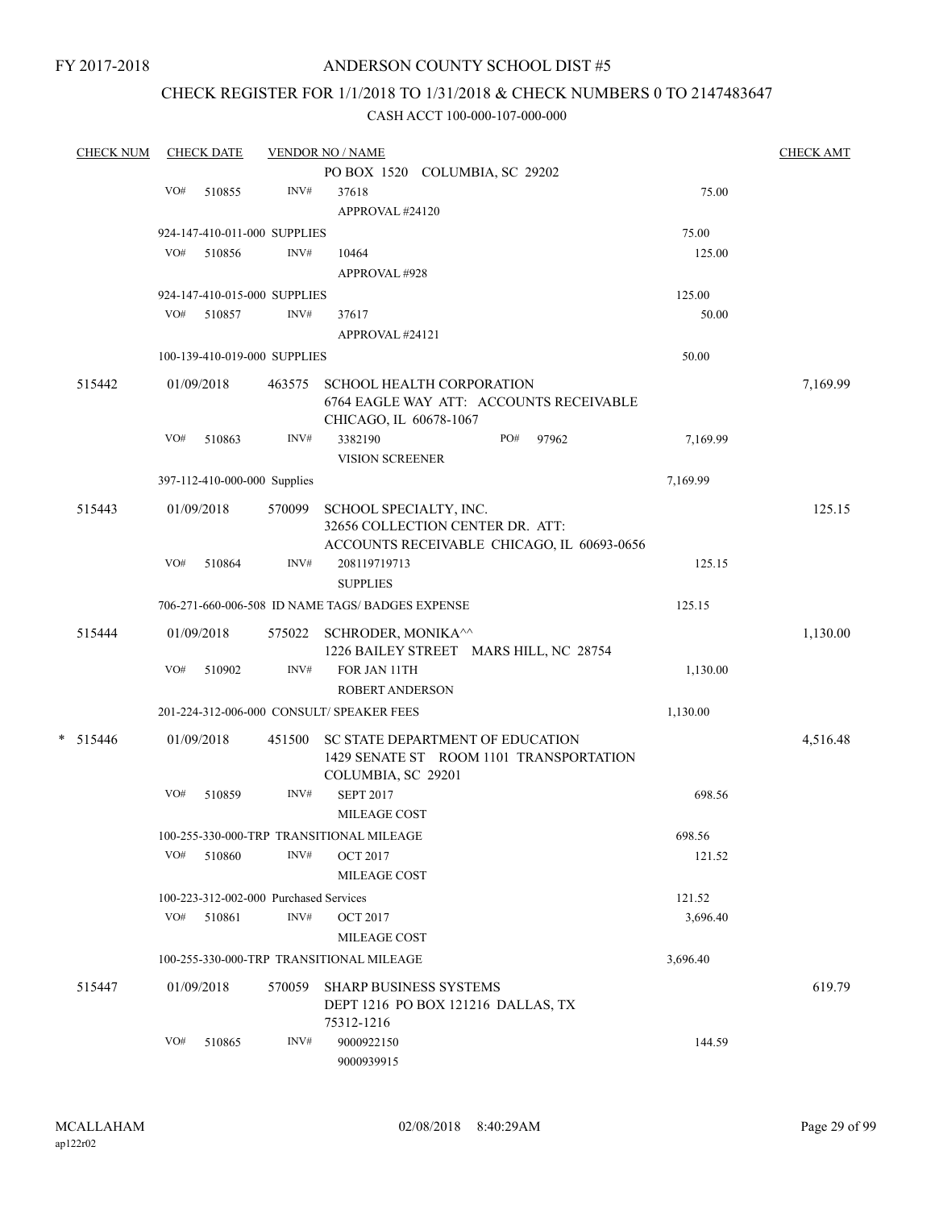FY 2017-2018

# ANDERSON COUNTY SCHOOL DIST #5

## CHECK REGISTER FOR 1/1/2018 TO 1/31/2018 & CHECK NUMBERS 0 TO 2147483647

### CASH ACCT 100-000-107-000-000

| CHECK NUM | CHECK DATE | VENDOR NO / NAME | | CHECK AMT |
|---|---|---|---|---|
| | | PO BOX 1520 COLUMBIA, SC 29202 | | |
| | VO# 510855 | INV# 37618 APPROVAL #24120 | 75.00 | |
| | 924-147-410-011-000 SUPPLIES | | 75.00 | |
| | VO# 510856 | INV# 10464 APPROVAL #928 | 125.00 | |
| | 924-147-410-015-000 SUPPLIES | | 125.00 | |
| | VO# 510857 | INV# 37617 APPROVAL #24121 | 50.00 | |
| | 100-139-410-019-000 SUPPLIES | | 50.00 | |
| 515442 | 01/09/2018 | 463575 SCHOOL HEALTH CORPORATION 6764 EAGLE WAY ATT: ACCOUNTS RECEIVABLE CHICAGO, IL 60678-1067 | | 7,169.99 |
| | VO# 510863 | INV# 3382190 PO# 97962 VISION SCREENER | 7,169.99 | |
| | 397-112-410-000-000 Supplies | | 7,169.99 | |
| 515443 | 01/09/2018 | 570099 SCHOOL SPECIALTY, INC. 32656 COLLECTION CENTER DR. ATT: ACCOUNTS RECEIVABLE CHICAGO, IL 60693-0656 | | 125.15 |
| | VO# 510864 | INV# 208119719713 SUPPLIES | 125.15 | |
| | 706-271-660-006-508 ID NAME TAGS/ BADGES EXPENSE | | 125.15 | |
| 515444 | 01/09/2018 | 575022 SCHRODER, MONIKA^^ 1226 BAILEY STREET MARS HILL, NC 28754 | | 1,130.00 |
| | VO# 510902 | INV# FOR JAN 11TH ROBERT ANDERSON | 1,130.00 | |
| | 201-224-312-006-000 CONSULT/ SPEAKER FEES | | 1,130.00 | |
| * 515446 | 01/09/2018 | 451500 SC STATE DEPARTMENT OF EDUCATION 1429 SENATE ST ROOM 1101 TRANSPORTATION COLUMBIA, SC 29201 | | 4,516.48 |
| | VO# 510859 | INV# SEPT 2017 MILEAGE COST | 698.56 | |
| | 100-255-330-000-TRP TRANSITIONAL MILEAGE | | 698.56 | |
| | VO# 510860 | INV# OCT 2017 MILEAGE COST | 121.52 | |
| | 100-223-312-002-000 Purchased Services | | 121.52 | |
| | VO# 510861 | INV# OCT 2017 MILEAGE COST | 3,696.40 | |
| | 100-255-330-000-TRP TRANSITIONAL MILEAGE | | 3,696.40 | |
| 515447 | 01/09/2018 | 570059 SHARP BUSINESS SYSTEMS DEPT 1216 PO BOX 121216 DALLAS, TX 75312-1216 | | 619.79 |
| | VO# 510865 | INV# 9000922150 9000939915 | 144.59 | |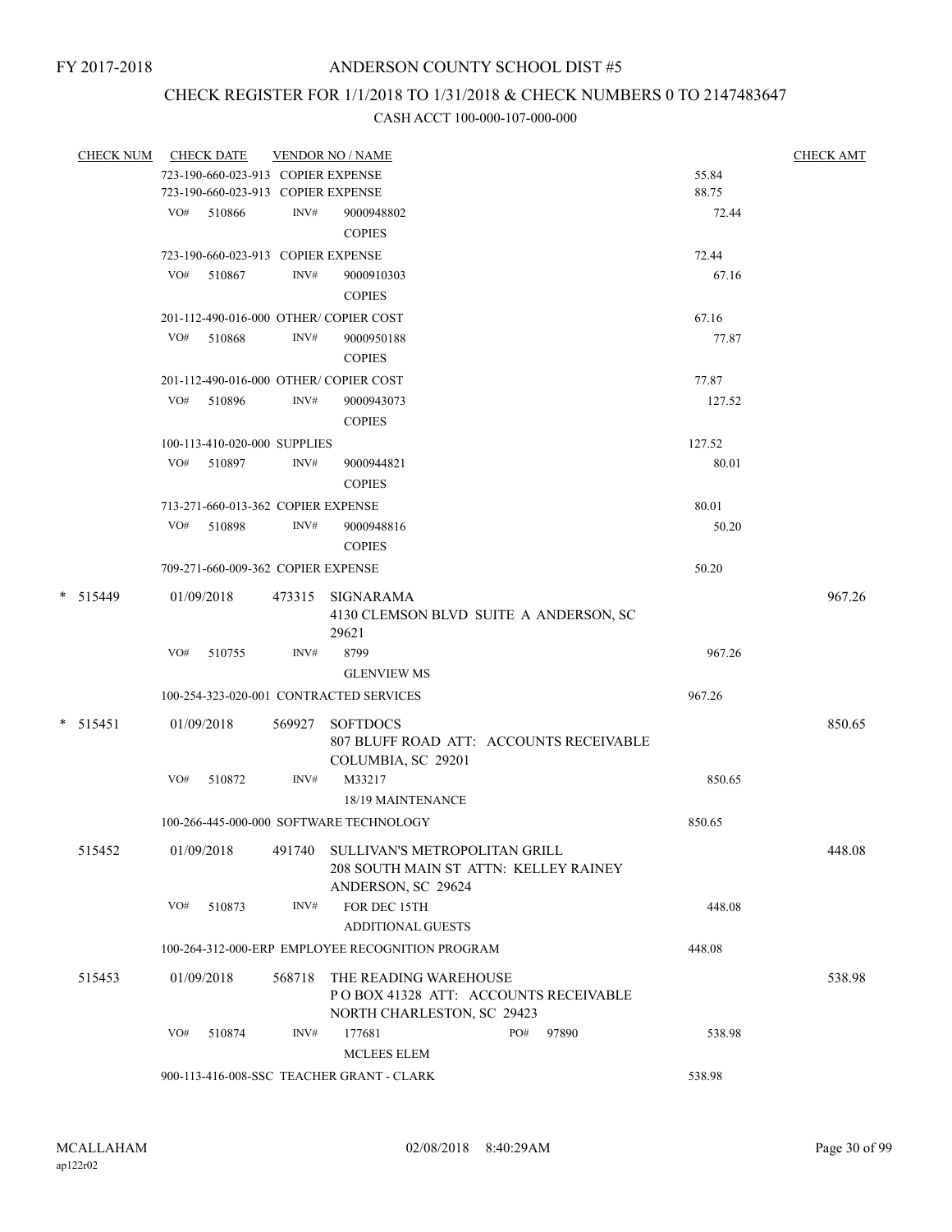FY 2017-2018

# ANDERSON COUNTY SCHOOL DIST #5

## CHECK REGISTER FOR 1/1/2018 TO 1/31/2018 & CHECK NUMBERS 0 TO 2147483647

### CASH ACCT 100-000-107-000-000

| CHECK NUM | CHECK DATE | VENDOR NO / NAME | | CHECK AMT |
|---|---|---|---|---|
| | 723-190-660-023-913 COPIER EXPENSE | | 55.84 | |
| | 723-190-660-023-913 COPIER EXPENSE | | 88.75 | |
| | VO# 510866 | INV# 9000948802<br>COPIES | 72.44 | |
| | 723-190-660-023-913 COPIER EXPENSE | | 72.44 | |
| | VO# 510867 | INV# 9000910303<br>COPIES | 67.16 | |
| | 201-112-490-016-000 OTHER/ COPIER COST | | 67.16 | |
| | VO# 510868 | INV# 9000950188<br>COPIES | 77.87 | |
| | 201-112-490-016-000 OTHER/ COPIER COST | | 77.87 | |
| | VO# 510896 | INV# 9000943073<br>COPIES | 127.52 | |
| | 100-113-410-020-000 SUPPLIES | | 127.52 | |
| | VO# 510897 | INV# 9000944821<br>COPIES | 80.01 | |
| | 713-271-660-013-362 COPIER EXPENSE | | 80.01 | |
| | VO# 510898 | INV# 9000948816<br>COPIES | 50.20 | |
| | 709-271-660-009-362 COPIER EXPENSE | | 50.20 | |
| * 515449 | 01/09/2018 | 473315 SIGNARAMA<br>4130 CLEMSON BLVD SUITE A ANDERSON, SC 29621 | | 967.26 |
| | VO# 510755 | INV# 8799<br>GLENVIEW MS | 967.26 | |
| | 100-254-323-020-001 CONTRACTED SERVICES | | 967.26 | |
| * 515451 | 01/09/2018 | 569927 SOFTDOCS<br>807 BLUFF ROAD ATT: ACCOUNTS RECEIVABLE<br>COLUMBIA, SC 29201 | | 850.65 |
| | VO# 510872 | INV# M33217<br>18/19 MAINTENANCE | 850.65 | |
| | 100-266-445-000-000 SOFTWARE TECHNOLOGY | | 850.65 | |
| 515452 | 01/09/2018 | 491740 SULLIVAN'S METROPOLITAN GRILL<br>208 SOUTH MAIN ST ATTN: KELLEY RAINEY<br>ANDERSON, SC 29624 | | 448.08 |
| | VO# 510873 | INV# FOR DEC 15TH<br>ADDITIONAL GUESTS | 448.08 | |
| | 100-264-312-000-ERP EMPLOYEE RECOGNITION PROGRAM | | 448.08 | |
| 515453 | 01/09/2018 | 568718 THE READING WAREHOUSE<br>P O BOX 41328 ATT: ACCOUNTS RECEIVABLE<br>NORTH CHARLESTON, SC 29423 | | 538.98 |
| | VO# 510874 | INV# 177681 PO# 97890<br>MCLEES ELEM | 538.98 | |
| | 900-113-416-008-SSC TEACHER GRANT - CLARK | | 538.98 | |

MCALLAHAM
ap122r02

02/08/2018 8:40:29AM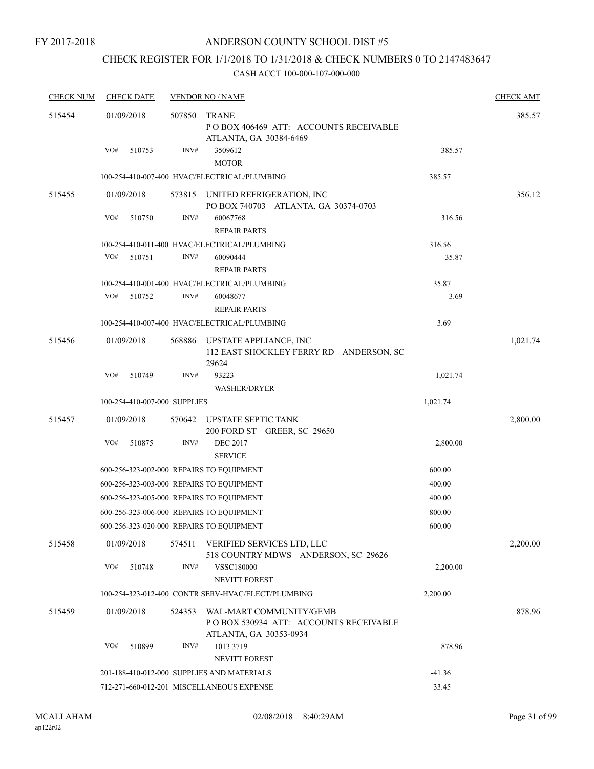FY 2017-2018

ANDERSON COUNTY SCHOOL DIST #5

CHECK REGISTER FOR 1/1/2018 TO 1/31/2018 & CHECK NUMBERS 0 TO 2147483647

CASH ACCT 100-000-107-000-000

| CHECK NUM | CHECK DATE | VENDOR NO / NAME | | CHECK AMT |
|---|---|---|---|---|
| 515454 | 01/09/2018 | 507850 TRANE<br>P O BOX 406469 ATT: ACCOUNTS RECEIVABLE<br>ATLANTA, GA 30384-6469 | | 385.57 |
| | VO# 510753 | INV# 3509612<br>MOTOR | 385.57 | |
| | | 100-254-410-007-400 HVAC/ELECTRICAL/PLUMBING | 385.57 | |
| 515455 | 01/09/2018 | 573815 UNITED REFRIGERATION, INC<br>PO BOX 740703 ATLANTA, GA 30374-0703 | | 356.12 |
| | VO# 510750 | INV# 60067768<br>REPAIR PARTS | 316.56 | |
| | | 100-254-410-011-400 HVAC/ELECTRICAL/PLUMBING | 316.56 | |
| | VO# 510751 | INV# 60090444<br>REPAIR PARTS | 35.87 | |
| | | 100-254-410-001-400 HVAC/ELECTRICAL/PLUMBING | 35.87 | |
| | VO# 510752 | INV# 60048677<br>REPAIR PARTS | 3.69 | |
| | | 100-254-410-007-400 HVAC/ELECTRICAL/PLUMBING | 3.69 | |
| 515456 | 01/09/2018 | 568886 UPSTATE APPLIANCE, INC<br>112 EAST SHOCKLEY FERRY RD ANDERSON, SC 29624 | | 1,021.74 |
| | VO# 510749 | INV# 93223<br>WASHER/DRYER | 1,021.74 | |
| | | 100-254-410-007-000 SUPPLIES | 1,021.74 | |
| 515457 | 01/09/2018 | 570642 UPSTATE SEPTIC TANK<br>200 FORD ST GREER, SC 29650 | | 2,800.00 |
| | VO# 510875 | INV# DEC 2017<br>SERVICE | 2,800.00 | |
| | | 600-256-323-002-000 REPAIRS TO EQUIPMENT | 600.00 | |
| | | 600-256-323-003-000 REPAIRS TO EQUIPMENT | 400.00 | |
| | | 600-256-323-005-000 REPAIRS TO EQUIPMENT | 400.00 | |
| | | 600-256-323-006-000 REPAIRS TO EQUIPMENT | 800.00 | |
| | | 600-256-323-020-000 REPAIRS TO EQUIPMENT | 600.00 | |
| 515458 | 01/09/2018 | 574511 VERIFIED SERVICES LTD, LLC<br>518 COUNTRY MDWS ANDERSON, SC 29626 | | 2,200.00 |
| | VO# 510748 | INV# VSSC180000<br>NEVITT FOREST | 2,200.00 | |
| | | 100-254-323-012-400 CONTR SERV-HVAC/ELECT/PLUMBING | 2,200.00 | |
| 515459 | 01/09/2018 | 524353 WAL-MART COMMUNITY/GEMB<br>P O BOX 530934 ATT: ACCOUNTS RECEIVABLE<br>ATLANTA, GA 30353-0934 | | 878.96 |
| | VO# 510899 | INV# 1013 3719<br>NEVITT FOREST | 878.96 | |
| | | 201-188-410-012-000 SUPPLIES AND MATERIALS | -41.36 | |
| | | 712-271-660-012-201 MISCELLANEOUS EXPENSE | 33.45 | |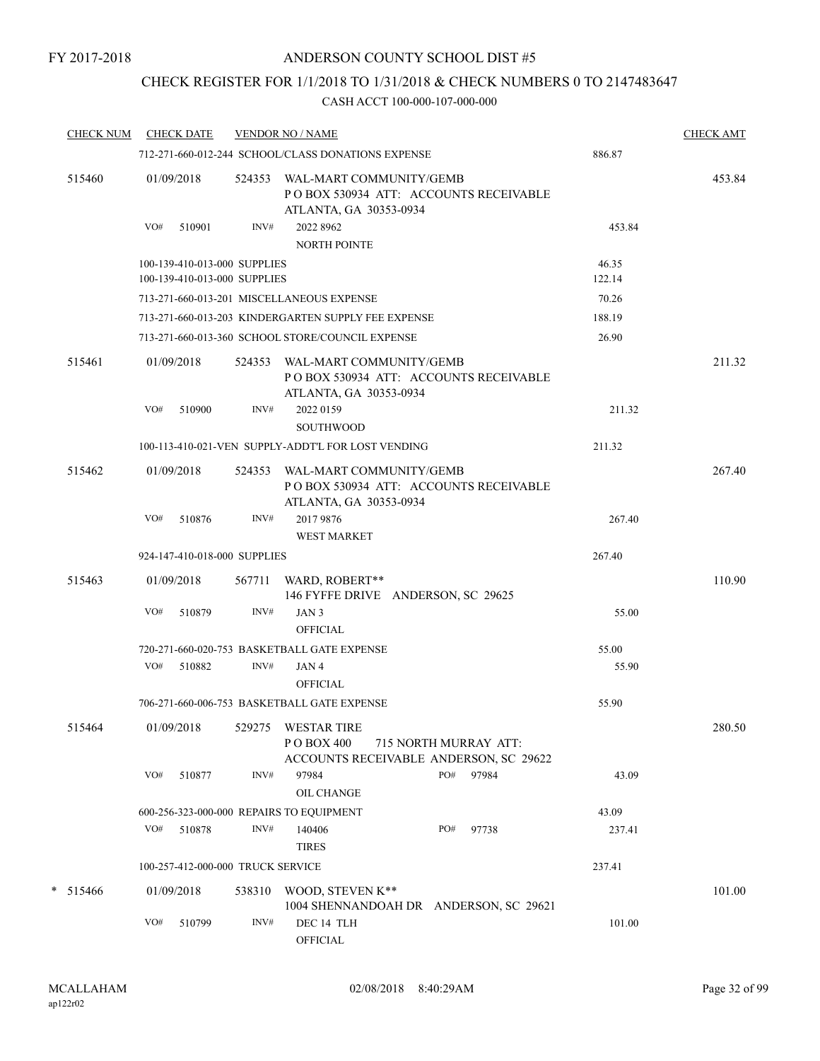FY 2017-2018

ANDERSON COUNTY SCHOOL DIST #5

CHECK REGISTER FOR 1/1/2018 TO 1/31/2018 & CHECK NUMBERS 0 TO 2147483647

CASH ACCT 100-000-107-000-000

| CHECK NUM | CHECK DATE | VENDOR NO / NAME | | CHECK AMT |
|---|---|---|---|---|
| | 712-271-660-012-244 SCHOOL/CLASS DONATIONS EXPENSE | | 886.87 | |
| 515460 | 01/09/2018 | 524353 WAL-MART COMMUNITY/GEMB<br>P O BOX 530934 ATT: ACCOUNTS RECEIVABLE<br>ATLANTA, GA 30353-0934 | | 453.84 |
| | VO# 510901 | INV# 2022 8962<br>NORTH POINTE | 453.84 | |
| | 100-139-410-013-000 SUPPLIES | | 46.35 | |
| | 100-139-410-013-000 SUPPLIES | | 122.14 | |
| | 713-271-660-013-201 MISCELLANEOUS EXPENSE | | 70.26 | |
| | 713-271-660-013-203 KINDERGARTEN SUPPLY FEE EXPENSE | | 188.19 | |
| | 713-271-660-013-360 SCHOOL STORE/COUNCIL EXPENSE | | 26.90 | |
| 515461 | 01/09/2018 | 524353 WAL-MART COMMUNITY/GEMB<br>P O BOX 530934 ATT: ACCOUNTS RECEIVABLE<br>ATLANTA, GA 30353-0934 | | 211.32 |
| | VO# 510900 | INV# 2022 0159<br>SOUTHWOOD | 211.32 | |
| | 100-113-410-021-VEN SUPPLY-ADDT'L FOR LOST VENDING | | 211.32 | |
| 515462 | 01/09/2018 | 524353 WAL-MART COMMUNITY/GEMB<br>P O BOX 530934 ATT: ACCOUNTS RECEIVABLE<br>ATLANTA, GA 30353-0934 | | 267.40 |
| | VO# 510876 | INV# 2017 9876<br>WEST MARKET | 267.40 | |
| | 924-147-410-018-000 SUPPLIES | | 267.40 | |
| 515463 | 01/09/2018 | 567711 WARD, ROBERT**<br>146 FYFFE DRIVE ANDERSON, SC 29625 | | 110.90 |
| | VO# 510879 | INV# JAN 3<br>OFFICIAL | 55.00 | |
| | 720-271-660-020-753 BASKETBALL GATE EXPENSE | | 55.00 | |
| | VO# 510882 | INV# JAN 4<br>OFFICIAL | 55.90 | |
| | 706-271-660-006-753 BASKETBALL GATE EXPENSE | | 55.90 | |
| 515464 | 01/09/2018 | 529275 WESTAR TIRE<br>P O BOX 400 715 NORTH MURRAY ATT:<br>ACCOUNTS RECEIVABLE ANDERSON, SC 29622 | | 280.50 |
| | VO# 510877 | INV# 97984 PO# 97984<br>OIL CHANGE | 43.09 | |
| | 600-256-323-000-000 REPAIRS TO EQUIPMENT | | 43.09 | |
| | VO# 510878 | INV# 140406 PO# 97738<br>TIRES | 237.41 | |
| | 100-257-412-000-000 TRUCK SERVICE | | 237.41 | |
| * 515466 | 01/09/2018 | 538310 WOOD, STEVEN K**<br>1004 SHENNANDOAH DR ANDERSON, SC 29621 | | 101.00 |
| | VO# 510799 | INV# DEC 14 TLH<br>OFFICIAL | 101.00 | |

MCALLAHAM
ap122r02

02/08/2018 8:40:29AM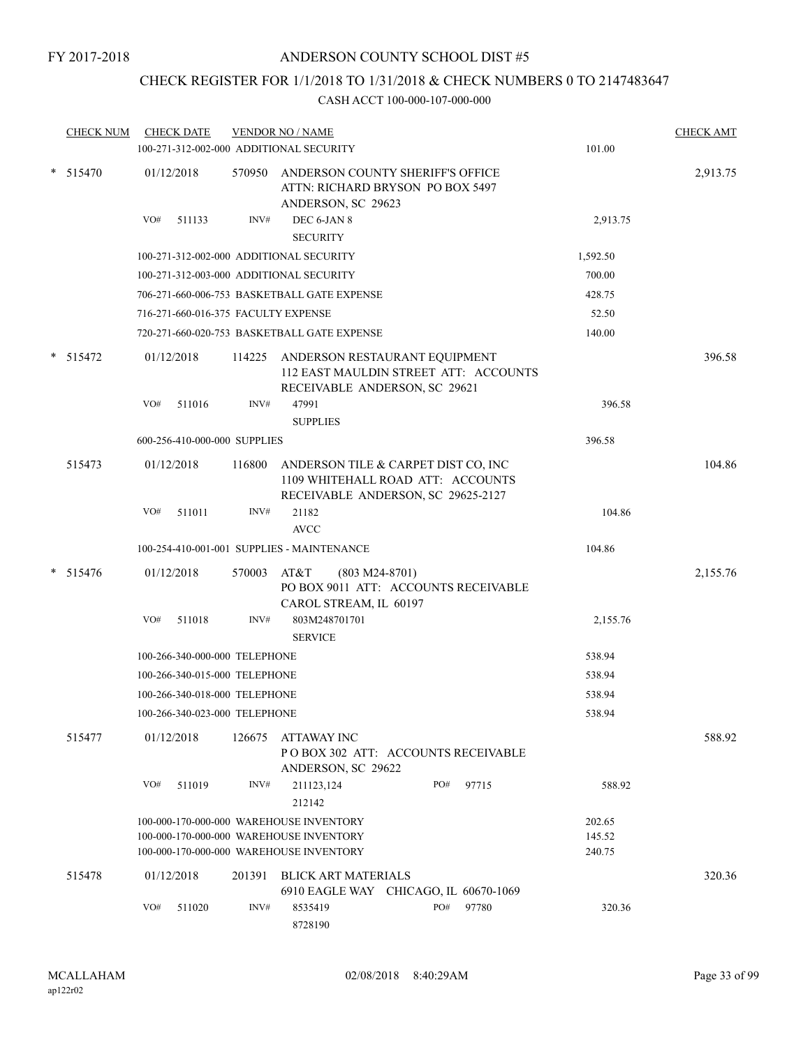FY 2017-2018

# ANDERSON COUNTY SCHOOL DIST #5

## CHECK REGISTER FOR 1/1/2018 TO 1/31/2018 & CHECK NUMBERS 0 TO 2147483647

### CASH ACCT 100-000-107-000-000

| CHECK NUM | CHECK DATE | VENDOR NO / NAME | | CHECK AMT |
|---|---|---|---|---|
| | 100-271-312-002-000 ADDITIONAL SECURITY | | 101.00 | |
| * 515470 | 01/12/2018 | 570950 ANDERSON COUNTY SHERIFF'S OFFICE ATTN: RICHARD BRYSON PO BOX 5497 ANDERSON, SC 29623 | | 2,913.75 |
| | VO# 511133 | INV# DEC 6-JAN 8 SECURITY | 2,913.75 | |
| | 100-271-312-002-000 ADDITIONAL SECURITY | | 1,592.50 | |
| | 100-271-312-003-000 ADDITIONAL SECURITY | | 700.00 | |
| | 706-271-660-006-753 BASKETBALL GATE EXPENSE | | 428.75 | |
| | 716-271-660-016-375 FACULTY EXPENSE | | 52.50 | |
| | 720-271-660-020-753 BASKETBALL GATE EXPENSE | | 140.00 | |
| * 515472 | 01/12/2018 | 114225 ANDERSON RESTAURANT EQUIPMENT 112 EAST MAULDIN STREET ATT: ACCOUNTS RECEIVABLE ANDERSON, SC 29621 | | 396.58 |
| | VO# 511016 | INV# 47991 SUPPLIES | 396.58 | |
| | 600-256-410-000-000 SUPPLIES | | 396.58 | |
| 515473 | 01/12/2018 | 116800 ANDERSON TILE & CARPET DIST CO, INC 1109 WHITEHALL ROAD ATT: ACCOUNTS RECEIVABLE ANDERSON, SC 29625-2127 | | 104.86 |
| | VO# 511011 | INV# 21182 AVCC | 104.86 | |
| | 100-254-410-001-001 SUPPLIES - MAINTENANCE | | 104.86 | |
| * 515476 | 01/12/2018 | 570003 AT&T (803 M24-8701) PO BOX 9011 ATT: ACCOUNTS RECEIVABLE CAROL STREAM, IL 60197 | | 2,155.76 |
| | VO# 511018 | INV# 803M248701701 SERVICE | 2,155.76 | |
| | 100-266-340-000-000 TELEPHONE | | 538.94 | |
| | 100-266-340-015-000 TELEPHONE | | 538.94 | |
| | 100-266-340-018-000 TELEPHONE | | 538.94 | |
| | 100-266-340-023-000 TELEPHONE | | 538.94 | |
| 515477 | 01/12/2018 | 126675 ATTAWAY INC P O BOX 302 ATT: ACCOUNTS RECEIVABLE ANDERSON, SC 29622 | | 588.92 |
| | VO# 511019 | INV# 211123,124 212142 PO# 97715 | 588.92 | |
| | 100-000-170-000-000 WAREHOUSE INVENTORY | | 202.65 | |
| | 100-000-170-000-000 WAREHOUSE INVENTORY | | 145.52 | |
| | 100-000-170-000-000 WAREHOUSE INVENTORY | | 240.75 | |
| 515478 | 01/12/2018 | 201391 BLICK ART MATERIALS 6910 EAGLE WAY CHICAGO, IL 60670-1069 | | 320.36 |
| | VO# 511020 | INV# 8535419 8728190 PO# 97780 | 320.36 | |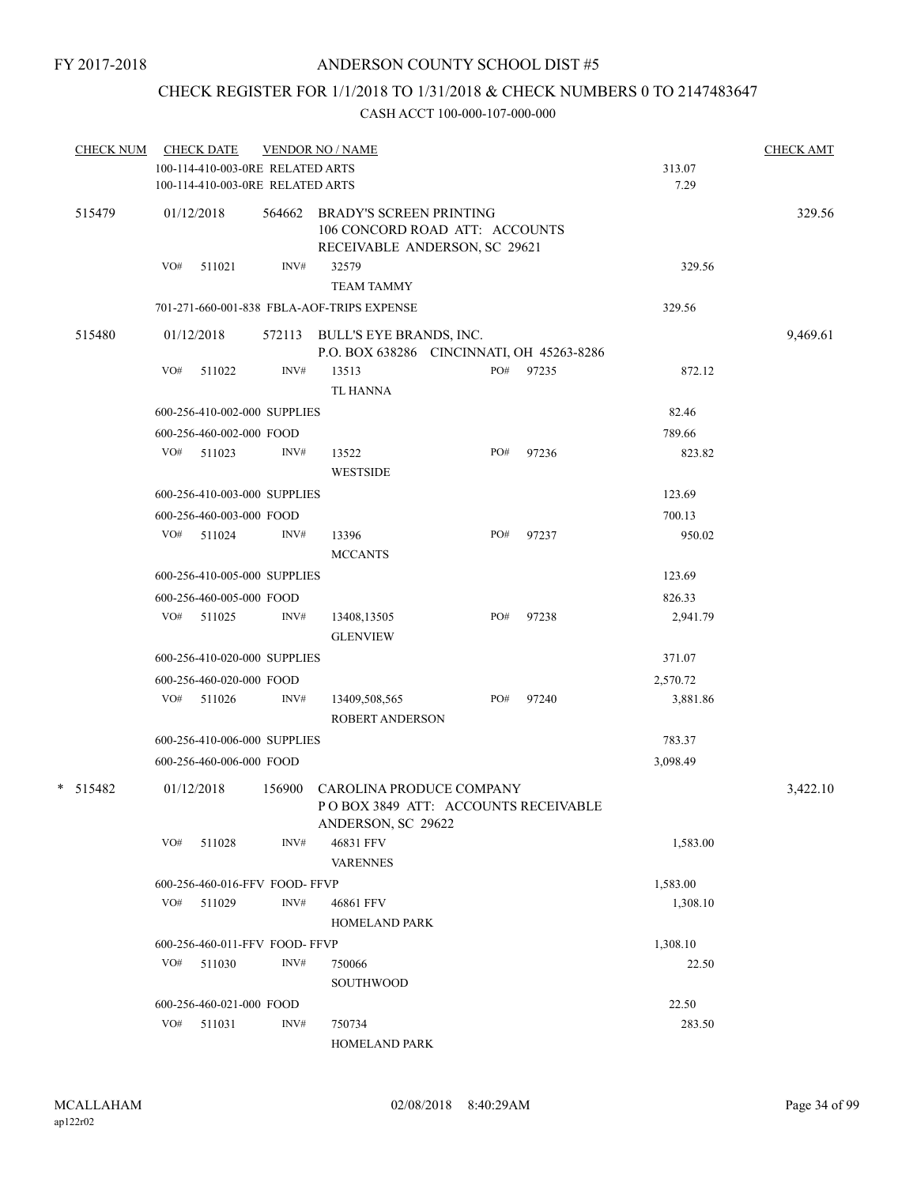FY 2017-2018

# ANDERSON COUNTY SCHOOL DIST #5

## CHECK REGISTER FOR 1/1/2018 TO 1/31/2018 & CHECK NUMBERS 0 TO 2147483647

### CASH ACCT 100-000-107-000-000

| CHECK NUM | CHECK DATE | VENDOR NO / NAME | | | CHECK AMT |
|---|---|---|---|---|---|
| | 100-114-410-003-0RE RELATED ARTS | | | 313.07 | |
| | 100-114-410-003-0RE RELATED ARTS | | | 7.29 | |
| 515479 | 01/12/2018 | 564662 BRADY'S SCREEN PRINTING<br>106 CONCORD ROAD ATT: ACCOUNTS<br>RECEIVABLE ANDERSON, SC 29621 | | | 329.56 |
| | VO# 511021 | INV# 32579<br>TEAM TAMMY | | 329.56 | |
| | 701-271-660-001-838 FBLA-AOF-TRIPS EXPENSE | | | 329.56 | |
| 515480 | 01/12/2018 | 572113 BULL'S EYE BRANDS, INC.<br>P.O. BOX 638286 CINCINNATI, OH 45263-8286 | | | 9,469.61 |
| | VO# 511022 | INV# 13513<br>TL HANNA | PO# 97235 | 872.12 | |
| | 600-256-410-002-000 SUPPLIES | | | 82.46 | |
| | 600-256-460-002-000 FOOD | | | 789.66 | |
| | VO# 511023 | INV# 13522<br>WESTSIDE | PO# 97236 | 823.82 | |
| | 600-256-410-003-000 SUPPLIES | | | 123.69 | |
| | 600-256-460-003-000 FOOD | | | 700.13 | |
| | VO# 511024 | INV# 13396<br>MCCANTS | PO# 97237 | 950.02 | |
| | 600-256-410-005-000 SUPPLIES | | | 123.69 | |
| | 600-256-460-005-000 FOOD | | | 826.33 | |
| | VO# 511025 | INV# 13408,13505<br>GLENVIEW | PO# 97238 | 2,941.79 | |
| | 600-256-410-020-000 SUPPLIES | | | 371.07 | |
| | 600-256-460-020-000 FOOD | | | 2,570.72 | |
| | VO# 511026 | INV# 13409,508,565<br>ROBERT ANDERSON | PO# 97240 | 3,881.86 | |
| | 600-256-410-006-000 SUPPLIES | | | 783.37 | |
| | 600-256-460-006-000 FOOD | | | 3,098.49 | |
| * 515482 | 01/12/2018 | 156900 CAROLINA PRODUCE COMPANY<br>P O BOX 3849 ATT: ACCOUNTS RECEIVABLE<br>ANDERSON, SC 29622 | | | 3,422.10 |
| | VO# 511028 | INV# 46831 FFV<br>VARENNES | | 1,583.00 | |
| | 600-256-460-016-FFV FOOD- FFVP | | | 1,583.00 | |
| | VO# 511029 | INV# 46861 FFV<br>HOMELAND PARK | | 1,308.10 | |
| | 600-256-460-011-FFV FOOD- FFVP | | | 1,308.10 | |
| | VO# 511030 | INV# 750066<br>SOUTHWOOD | | 22.50 | |
| | 600-256-460-021-000 FOOD | | | 22.50 | |
| | VO# 511031 | INV# 750734<br>HOMELAND PARK | | 283.50 | |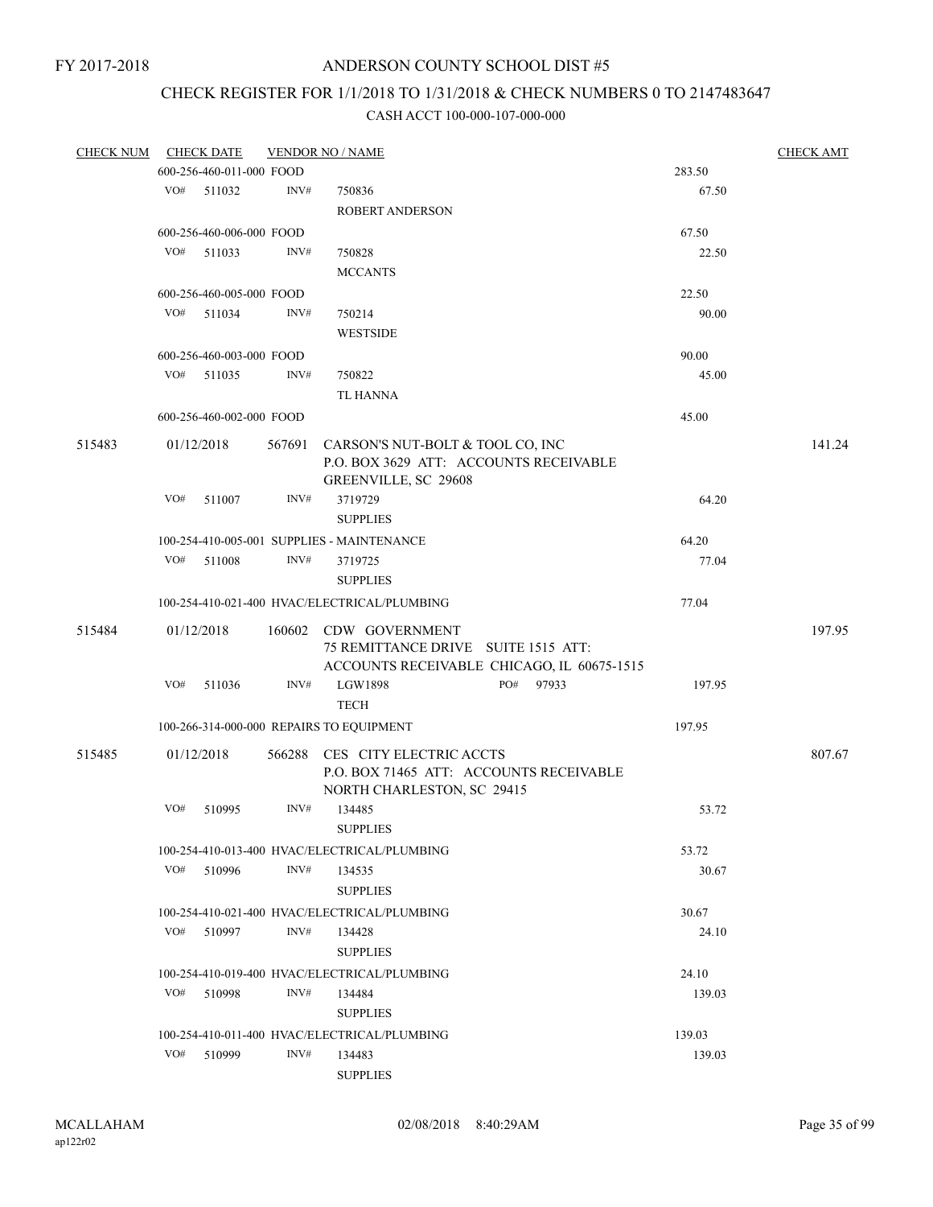FY 2017-2018

# ANDERSON COUNTY SCHOOL DIST #5

## CHECK REGISTER FOR 1/1/2018 TO 1/31/2018 & CHECK NUMBERS 0 TO 2147483647

### CASH ACCT 100-000-107-000-000

| CHECK NUM | CHECK DATE | VENDOR NO / NAME | | CHECK AMT |
|---|---|---|---|---|
| | 600-256-460-011-000 FOOD | | 283.50 | |
| | VO# 511032 | INV# 750836 ROBERT ANDERSON | 67.50 | |
| | 600-256-460-006-000 FOOD | | 67.50 | |
| | VO# 511033 | INV# 750828 MCCANTS | 22.50 | |
| | 600-256-460-005-000 FOOD | | 22.50 | |
| | VO# 511034 | INV# 750214 WESTSIDE | 90.00 | |
| | 600-256-460-003-000 FOOD | | 90.00 | |
| | VO# 511035 | INV# 750822 TL HANNA | 45.00 | |
| | 600-256-460-002-000 FOOD | | 45.00 | |
| 515483 | 01/12/2018 | 567691 CARSON'S NUT-BOLT & TOOL CO, INC P.O. BOX 3629 ATT: ACCOUNTS RECEIVABLE GREENVILLE, SC 29608 | | 141.24 |
| | VO# 511007 | INV# 3719729 SUPPLIES | 64.20 | |
| | 100-254-410-005-001 SUPPLIES - MAINTENANCE | | 64.20 | |
| | VO# 511008 | INV# 3719725 SUPPLIES | 77.04 | |
| | 100-254-410-021-400 HVAC/ELECTRICAL/PLUMBING | | 77.04 | |
| 515484 | 01/12/2018 | 160602 CDW GOVERNMENT 75 REMITTANCE DRIVE SUITE 1515 ATT: ACCOUNTS RECEIVABLE CHICAGO, IL 60675-1515 | | 197.95 |
| | VO# 511036 | INV# LGW1898 PO# 97933 TECH | 197.95 | |
| | 100-266-314-000-000 REPAIRS TO EQUIPMENT | | 197.95 | |
| 515485 | 01/12/2018 | 566288 CES CITY ELECTRIC ACCTS P.O. BOX 71465 ATT: ACCOUNTS RECEIVABLE NORTH CHARLESTON, SC 29415 | | 807.67 |
| | VO# 510995 | INV# 134485 SUPPLIES | 53.72 | |
| | 100-254-410-013-400 HVAC/ELECTRICAL/PLUMBING | | 53.72 | |
| | VO# 510996 | INV# 134535 SUPPLIES | 30.67 | |
| | 100-254-410-021-400 HVAC/ELECTRICAL/PLUMBING | | 30.67 | |
| | VO# 510997 | INV# 134428 SUPPLIES | 24.10 | |
| | 100-254-410-019-400 HVAC/ELECTRICAL/PLUMBING | | 24.10 | |
| | VO# 510998 | INV# 134484 SUPPLIES | 139.03 | |
| | 100-254-410-011-400 HVAC/ELECTRICAL/PLUMBING | | 139.03 | |
| | VO# 510999 | INV# 134483 SUPPLIES | 139.03 | |

MCALLAHAM ap122r02 02/08/2018 8:40:29AM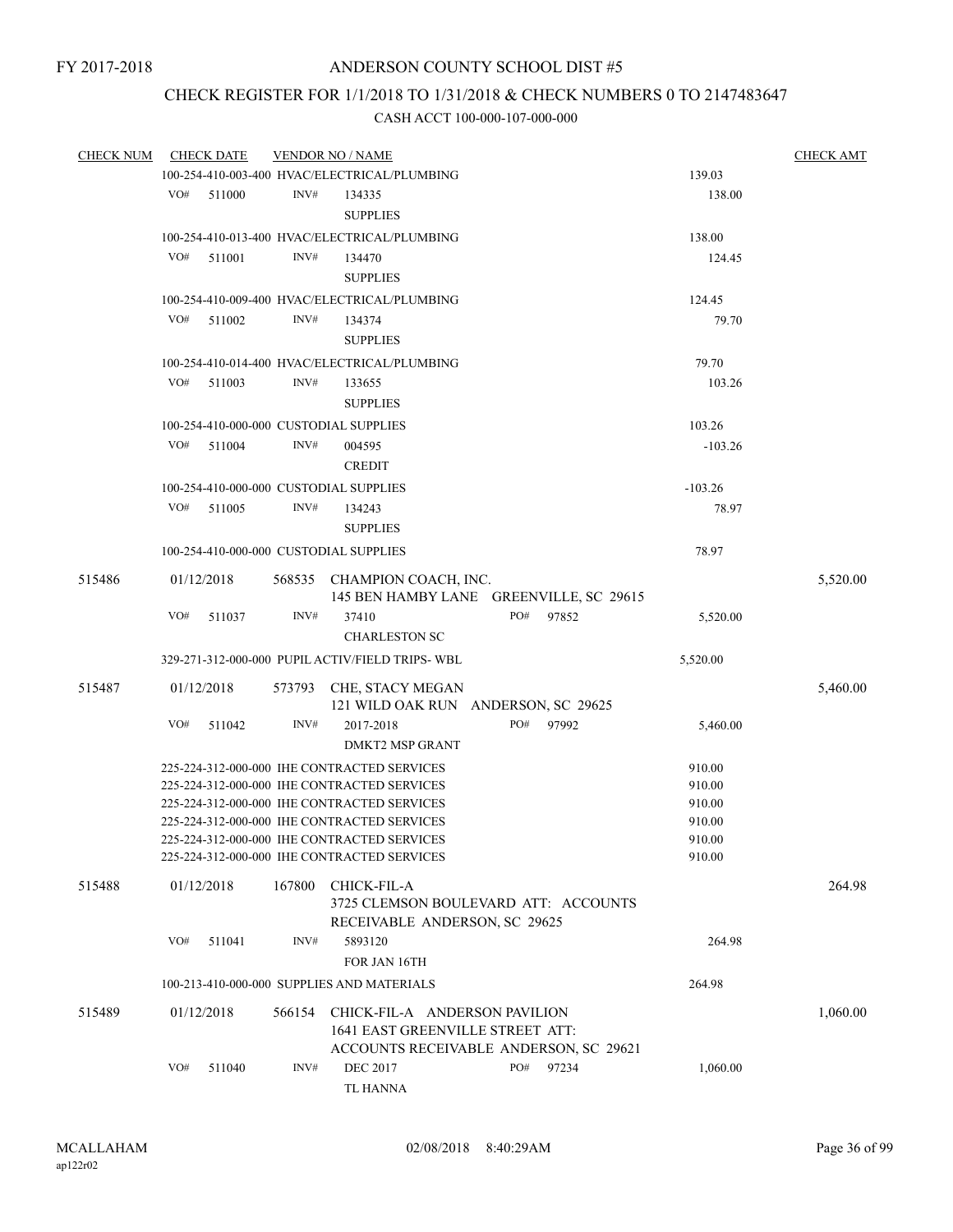FY 2017-2018

# ANDERSON COUNTY SCHOOL DIST #5

## CHECK REGISTER FOR 1/1/2018 TO 1/31/2018 & CHECK NUMBERS 0 TO 2147483647

### CASH ACCT 100-000-107-000-000

| CHECK NUM | CHECK DATE | VENDOR NO / NAME | | CHECK AMT |
|---|---|---|---|---|
| | | 100-254-410-003-400 HVAC/ELECTRICAL/PLUMBING | 139.03 | |
| | VO# 511000 | INV# 134335 SUPPLIES | 138.00 | |
| | | 100-254-410-013-400 HVAC/ELECTRICAL/PLUMBING | 138.00 | |
| | VO# 511001 | INV# 134470 SUPPLIES | 124.45 | |
| | | 100-254-410-009-400 HVAC/ELECTRICAL/PLUMBING | 124.45 | |
| | VO# 511002 | INV# 134374 SUPPLIES | 79.70 | |
| | | 100-254-410-014-400 HVAC/ELECTRICAL/PLUMBING | 79.70 | |
| | VO# 511003 | INV# 133655 SUPPLIES | 103.26 | |
| | | 100-254-410-000-000 CUSTODIAL SUPPLIES | 103.26 | |
| | VO# 511004 | INV# 004595 CREDIT | -103.26 | |
| | | 100-254-410-000-000 CUSTODIAL SUPPLIES | -103.26 | |
| | VO# 511005 | INV# 134243 SUPPLIES | 78.97 | |
| | | 100-254-410-000-000 CUSTODIAL SUPPLIES | 78.97 | |
| 515486 | 01/12/2018 | 568535 CHAMPION COACH, INC. 145 BEN HAMBY LANE GREENVILLE, SC 29615 | | 5,520.00 |
| | VO# 511037 | INV# 37410 PO# 97852 CHARLESTON SC | 5,520.00 | |
| | | 329-271-312-000-000 PUPIL ACTIV/FIELD TRIPS- WBL | 5,520.00 | |
| 515487 | 01/12/2018 | 573793 CHE, STACY MEGAN 121 WILD OAK RUN ANDERSON, SC 29625 | | 5,460.00 |
| | VO# 511042 | INV# 2017-2018 PO# 97992 DMKT2 MSP GRANT | 5,460.00 | |
| | | 225-224-312-000-000 IHE CONTRACTED SERVICES | 910.00 | |
| | | 225-224-312-000-000 IHE CONTRACTED SERVICES | 910.00 | |
| | | 225-224-312-000-000 IHE CONTRACTED SERVICES | 910.00 | |
| | | 225-224-312-000-000 IHE CONTRACTED SERVICES | 910.00 | |
| | | 225-224-312-000-000 IHE CONTRACTED SERVICES | 910.00 | |
| | | 225-224-312-000-000 IHE CONTRACTED SERVICES | 910.00 | |
| 515488 | 01/12/2018 | 167800 CHICK-FIL-A 3725 CLEMSON BOULEVARD ATT: ACCOUNTS RECEIVABLE ANDERSON, SC 29625 | | 264.98 |
| | VO# 511041 | INV# 5893120 FOR JAN 16TH | 264.98 | |
| | | 100-213-410-000-000 SUPPLIES AND MATERIALS | 264.98 | |
| 515489 | 01/12/2018 | 566154 CHICK-FIL-A ANDERSON PAVILION 1641 EAST GREENVILLE STREET ATT: ACCOUNTS RECEIVABLE ANDERSON, SC 29621 | | 1,060.00 |
| | VO# 511040 | INV# DEC 2017 PO# 97234 TL HANNA | 1,060.00 | |

MCALLAHAM
ap122r02

02/08/2018 8:40:29AM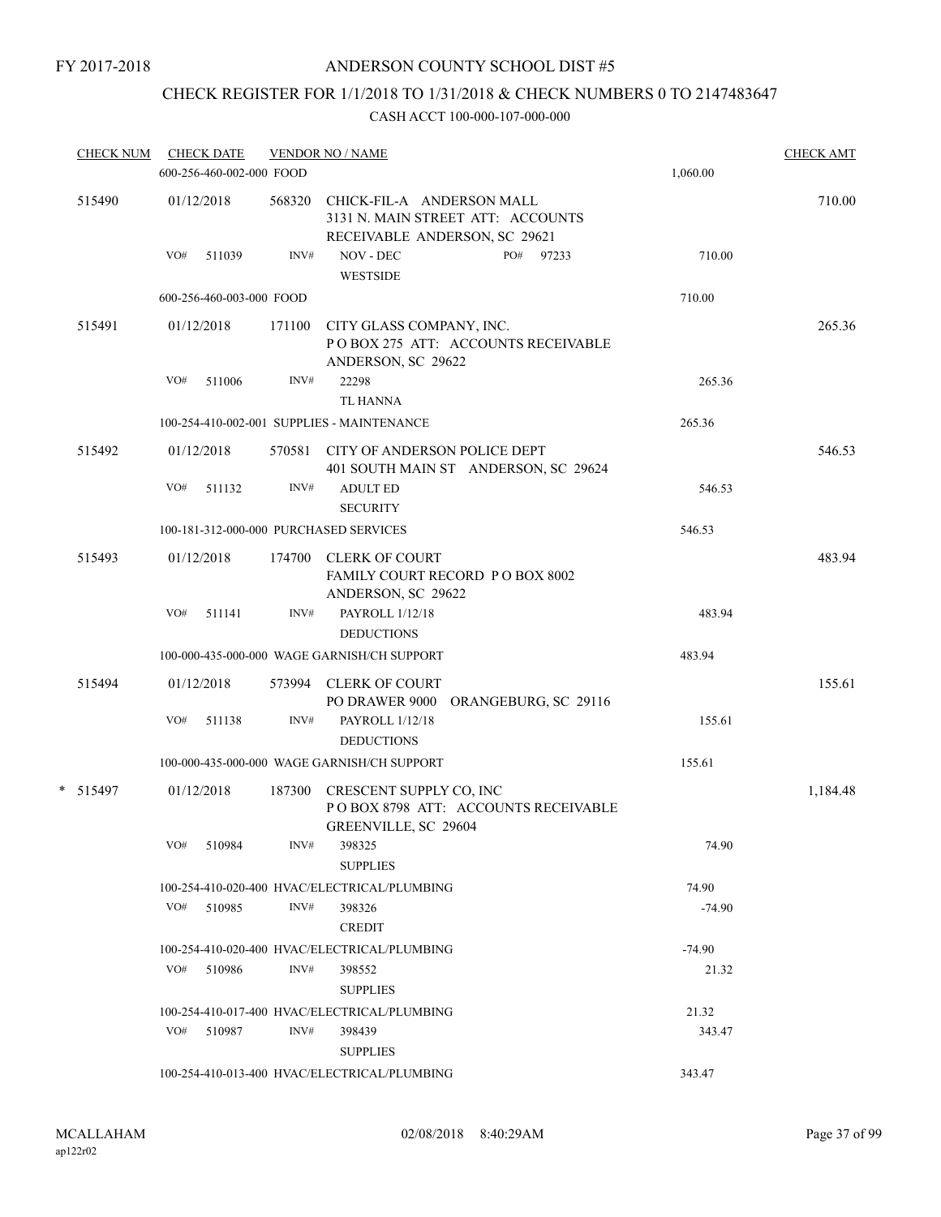FY 2017-2018

# ANDERSON COUNTY SCHOOL DIST #5

## CHECK REGISTER FOR 1/1/2018 TO 1/31/2018 & CHECK NUMBERS 0 TO 2147483647

CASH ACCT 100-000-107-000-000

| CHECK NUM | CHECK DATE | VENDOR NO / NAME | | CHECK AMT |
|---|---|---|---|---|
| | 600-256-460-002-000 FOOD | | 1,060.00 | |
| 515490 | 01/12/2018 | 568320 CHICK-FIL-A ANDERSON MALL<br>3131 N. MAIN STREET ATT: ACCOUNTS<br>RECEIVABLE ANDERSON, SC 29621 | | 710.00 |
| | VO# 511039 INV# | NOV - DEC PO# 97233<br>WESTSIDE | 710.00 | |
| | 600-256-460-003-000 FOOD | | 710.00 | |
| 515491 | 01/12/2018 | 171100 CITY GLASS COMPANY, INC.<br>P O BOX 275 ATT: ACCOUNTS RECEIVABLE<br>ANDERSON, SC 29622 | | 265.36 |
| | VO# 511006 INV# | 22298<br>TL HANNA | 265.36 | |
| | 100-254-410-002-001 SUPPLIES - MAINTENANCE | | 265.36 | |
| 515492 | 01/12/2018 | 570581 CITY OF ANDERSON POLICE DEPT<br>401 SOUTH MAIN ST ANDERSON, SC 29624 | | 546.53 |
| | VO# 511132 INV# | ADULT ED<br>SECURITY | 546.53 | |
| | 100-181-312-000-000 PURCHASED SERVICES | | 546.53 | |
| 515493 | 01/12/2018 | 174700 CLERK OF COURT<br>FAMILY COURT RECORD P O BOX 8002<br>ANDERSON, SC 29622 | | 483.94 |
| | VO# 511141 INV# | PAYROLL 1/12/18<br>DEDUCTIONS | 483.94 | |
| | 100-000-435-000-000 WAGE GARNISH/CH SUPPORT | | 483.94 | |
| 515494 | 01/12/2018 | 573994 CLERK OF COURT<br>PO DRAWER 9000 ORANGEBURG, SC 29116 | | 155.61 |
| | VO# 511138 INV# | PAYROLL 1/12/18<br>DEDUCTIONS | 155.61 | |
| | 100-000-435-000-000 WAGE GARNISH/CH SUPPORT | | 155.61 | |
| * 515497 | 01/12/2018 | 187300 CRESCENT SUPPLY CO, INC<br>P O BOX 8798 ATT: ACCOUNTS RECEIVABLE<br>GREENVILLE, SC 29604 | | 1,184.48 |
| | VO# 510984 INV# | 398325<br>SUPPLIES | 74.90 | |
| | 100-254-410-020-400 HVAC/ELECTRICAL/PLUMBING | | 74.90 | |
| | VO# 510985 INV# | 398326<br>CREDIT | -74.90 | |
| | 100-254-410-020-400 HVAC/ELECTRICAL/PLUMBING | | -74.90 | |
| | VO# 510986 INV# | 398552<br>SUPPLIES | 21.32 | |
| | 100-254-410-017-400 HVAC/ELECTRICAL/PLUMBING | | 21.32 | |
| | VO# 510987 INV# | 398439<br>SUPPLIES | 343.47 | |
| | 100-254-410-013-400 HVAC/ELECTRICAL/PLUMBING | | 343.47 | |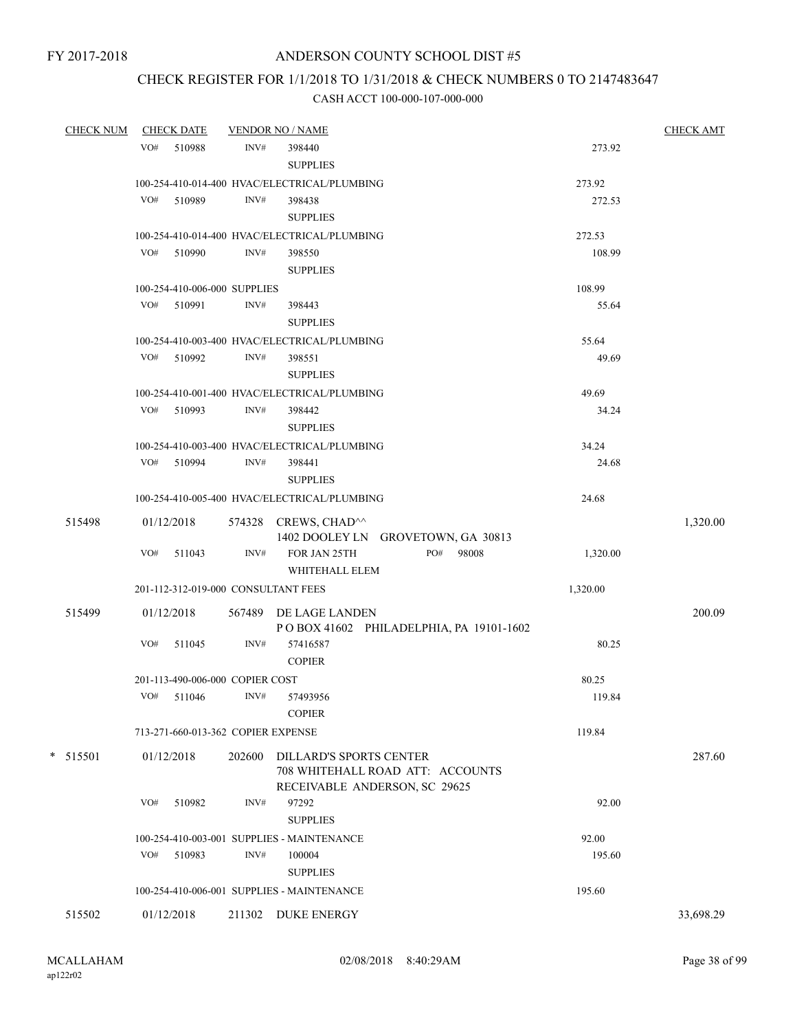FY 2017-2018

# ANDERSON COUNTY SCHOOL DIST #5

## CHECK REGISTER FOR 1/1/2018 TO 1/31/2018 & CHECK NUMBERS 0 TO 2147483647

### CASH ACCT 100-000-107-000-000

| CHECK NUM | CHECK DATE | VENDOR NO / NAME | | CHECK AMT |
|---|---|---|---|---|
| | VO# 510988 | INV# 398440 SUPPLIES | 273.92 | |
| | 100-254-410-014-400 HVAC/ELECTRICAL/PLUMBING | | 273.92 | |
| | VO# 510989 | INV# 398438 SUPPLIES | 272.53 | |
| | 100-254-410-014-400 HVAC/ELECTRICAL/PLUMBING | | 272.53 | |
| | VO# 510990 | INV# 398550 SUPPLIES | 108.99 | |
| | 100-254-410-006-000 SUPPLIES | | 108.99 | |
| | VO# 510991 | INV# 398443 SUPPLIES | 55.64 | |
| | 100-254-410-003-400 HVAC/ELECTRICAL/PLUMBING | | 55.64 | |
| | VO# 510992 | INV# 398551 SUPPLIES | 49.69 | |
| | 100-254-410-001-400 HVAC/ELECTRICAL/PLUMBING | | 49.69 | |
| | VO# 510993 | INV# 398442 SUPPLIES | 34.24 | |
| | 100-254-410-003-400 HVAC/ELECTRICAL/PLUMBING | | 34.24 | |
| | VO# 510994 | INV# 398441 SUPPLIES | 24.68 | |
| | 100-254-410-005-400 HVAC/ELECTRICAL/PLUMBING | | 24.68 | |
| 515498 | 01/12/2018 | 574328 CREWS, CHAD^^ 1402 DOOLEY LN GROVETOWN, GA 30813 | | 1,320.00 |
| | VO# 511043 | INV# FOR JAN 25TH WHITEHALL ELEM PO# 98008 | 1,320.00 | |
| | 201-112-312-019-000 CONSULTANT FEES | | 1,320.00 | |
| 515499 | 01/12/2018 | 567489 DE LAGE LANDEN P O BOX 41602 PHILADELPHIA, PA 19101-1602 | | 200.09 |
| | VO# 511045 | INV# 57416587 COPIER | 80.25 | |
| | 201-113-490-006-000 COPIER COST | | 80.25 | |
| | VO# 511046 | INV# 57493956 COPIER | 119.84 | |
| | 713-271-660-013-362 COPIER EXPENSE | | 119.84 | |
| * 515501 | 01/12/2018 | 202600 DILLARD'S SPORTS CENTER 708 WHITEHALL ROAD ATT: ACCOUNTS RECEIVABLE ANDERSON, SC 29625 | | 287.60 |
| | VO# 510982 | INV# 97292 SUPPLIES | 92.00 | |
| | 100-254-410-003-001 SUPPLIES - MAINTENANCE | | 92.00 | |
| | VO# 510983 | INV# 100004 SUPPLIES | 195.60 | |
| | 100-254-410-006-001 SUPPLIES - MAINTENANCE | | 195.60 | |
| 515502 | 01/12/2018 | 211302 DUKE ENERGY | | 33,698.29 |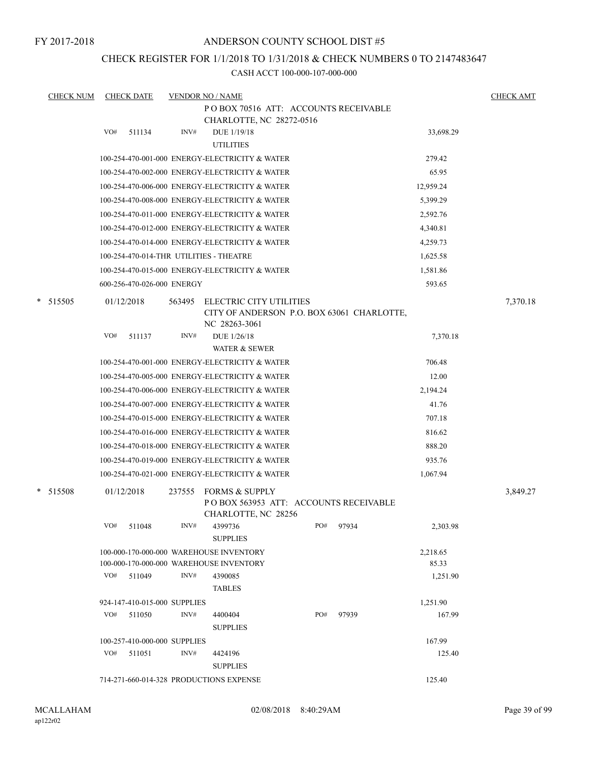FY 2017-2018

# ANDERSON COUNTY SCHOOL DIST #5

## CHECK REGISTER FOR 1/1/2018 TO 1/31/2018 & CHECK NUMBERS 0 TO 2147483647

CASH ACCT 100-000-107-000-000

| CHECK NUM | CHECK DATE | VENDOR NO / NAME | | CHECK AMT |
|---|---|---|---|---|
| | | P O BOX 70516 ATT: ACCOUNTS RECEIVABLE CHARLOTTE, NC 28272-0516 | | |
| | VO# 511134 | INV# DUE 1/19/18 UTILITIES | 33,698.29 | |
| | | 100-254-470-001-000 ENERGY-ELECTRICITY & WATER | 279.42 | |
| | | 100-254-470-002-000 ENERGY-ELECTRICITY & WATER | 65.95 | |
| | | 100-254-470-006-000 ENERGY-ELECTRICITY & WATER | 12,959.24 | |
| | | 100-254-470-008-000 ENERGY-ELECTRICITY & WATER | 5,399.29 | |
| | | 100-254-470-011-000 ENERGY-ELECTRICITY & WATER | 2,592.76 | |
| | | 100-254-470-012-000 ENERGY-ELECTRICITY & WATER | 4,340.81 | |
| | | 100-254-470-014-000 ENERGY-ELECTRICITY & WATER | 4,259.73 | |
| | | 100-254-470-014-THR UTILITIES - THEATRE | 1,625.58 | |
| | | 100-254-470-015-000 ENERGY-ELECTRICITY & WATER | 1,581.86 | |
| | | 600-256-470-026-000 ENERGY | 593.65 | |
| * 515505 | 01/12/2018 | 563495 ELECTRIC CITY UTILITIES CITY OF ANDERSON P.O. BOX 63061 CHARLOTTE, NC 28263-3061 | | 7,370.18 |
| | VO# 511137 | INV# DUE 1/26/18 WATER & SEWER | 7,370.18 | |
| | | 100-254-470-001-000 ENERGY-ELECTRICITY & WATER | 706.48 | |
| | | 100-254-470-005-000 ENERGY-ELECTRICITY & WATER | 12.00 | |
| | | 100-254-470-006-000 ENERGY-ELECTRICITY & WATER | 2,194.24 | |
| | | 100-254-470-007-000 ENERGY-ELECTRICITY & WATER | 41.76 | |
| | | 100-254-470-015-000 ENERGY-ELECTRICITY & WATER | 707.18 | |
| | | 100-254-470-016-000 ENERGY-ELECTRICITY & WATER | 816.62 | |
| | | 100-254-470-018-000 ENERGY-ELECTRICITY & WATER | 888.20 | |
| | | 100-254-470-019-000 ENERGY-ELECTRICITY & WATER | 935.76 | |
| | | 100-254-470-021-000 ENERGY-ELECTRICITY & WATER | 1,067.94 | |
| * 515508 | 01/12/2018 | 237555 FORMS & SUPPLY P O BOX 563953 ATT: ACCOUNTS RECEIVABLE CHARLOTTE, NC 28256 | | 3,849.27 |
| | VO# 511048 | INV# 4399736 SUPPLIES PO# 97934 | 2,303.98 | |
| | | 100-000-170-000-000 WAREHOUSE INVENTORY | 2,218.65 | |
| | | 100-000-170-000-000 WAREHOUSE INVENTORY | 85.33 | |
| | VO# 511049 | INV# 4390085 TABLES | 1,251.90 | |
| | | 924-147-410-015-000 SUPPLIES | 1,251.90 | |
| | VO# 511050 | INV# 4400404 SUPPLIES PO# 97939 | 167.99 | |
| | | 100-257-410-000-000 SUPPLIES | 167.99 | |
| | VO# 511051 | INV# 4424196 SUPPLIES | 125.40 | |
| | | 714-271-660-014-328 PRODUCTIONS EXPENSE | 125.40 | |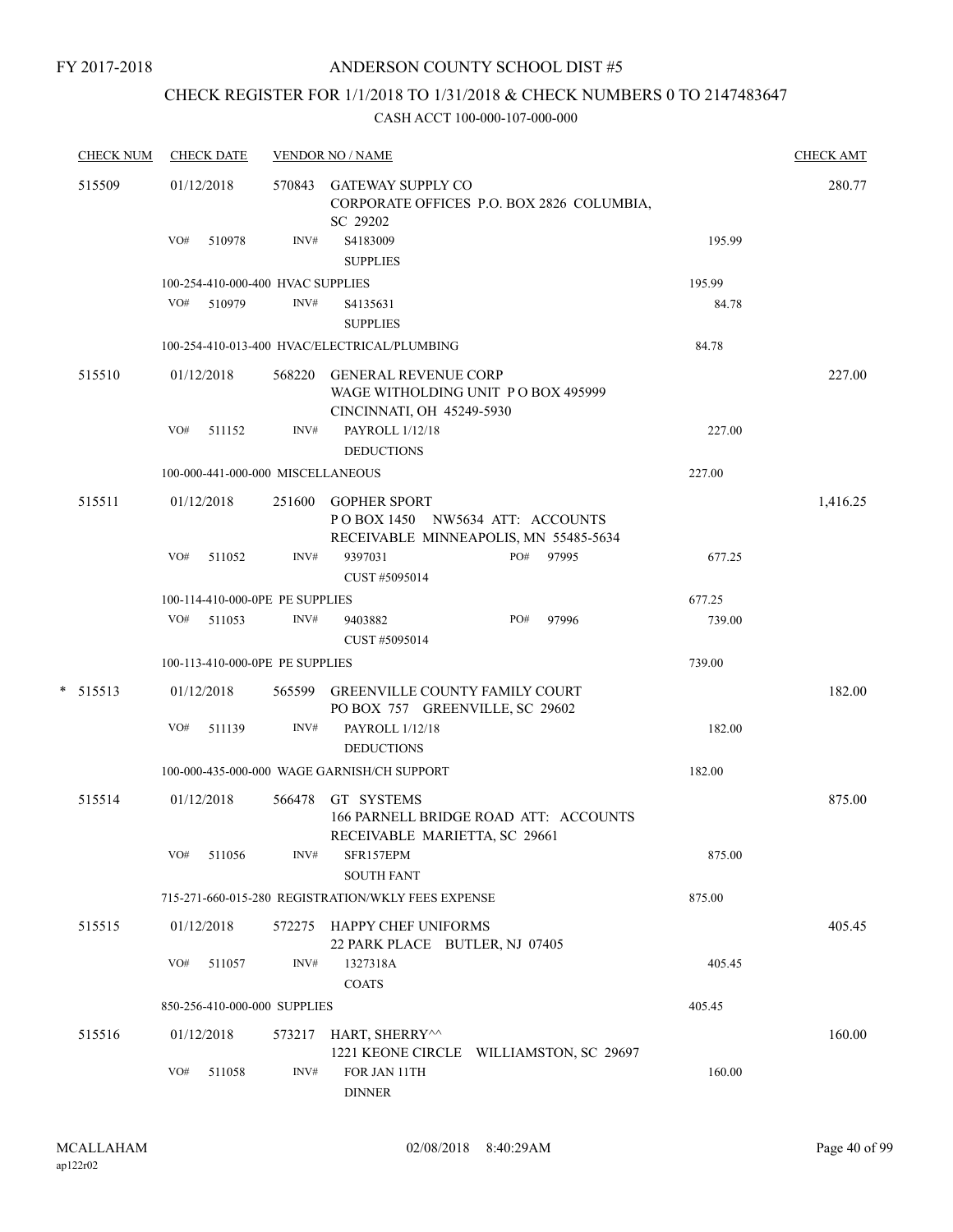FY 2017-2018

# ANDERSON COUNTY SCHOOL DIST #5

## CHECK REGISTER FOR 1/1/2018 TO 1/31/2018 & CHECK NUMBERS 0 TO 2147483647

### CASH ACCT 100-000-107-000-000

| CHECK NUM | CHECK DATE | VENDOR NO / NAME | | | CHECK AMT |
|---|---|---|---|---|---|
| 515509 | 01/12/2018 | 570843 | GATEWAY SUPPLY CO<br>CORPORATE OFFICES P.O. BOX 2826 COLUMBIA, SC 29202 | | 280.77 |
| | VO# 510978 | INV# | S4183009<br>SUPPLIES | 195.99 | |
| | 100-254-410-000-400 HVAC SUPPLIES | | | 195.99 | |
| | VO# 510979 | INV# | S4135631<br>SUPPLIES | 84.78 | |
| | 100-254-410-013-400 HVAC/ELECTRICAL/PLUMBING | | | 84.78 | |
| 515510 | 01/12/2018 | 568220 | GENERAL REVENUE CORP<br>WAGE WITHOLDING UNIT P O BOX 495999 CINCINNATI, OH 45249-5930 | | 227.00 |
| | VO# 511152 | INV# | PAYROLL 1/12/18<br>DEDUCTIONS | 227.00 | |
| | 100-000-441-000-000 MISCELLANEOUS | | | 227.00 | |
| 515511 | 01/12/2018 | 251600 | GOPHER SPORT<br>P O BOX 1450 NW5634 ATT: ACCOUNTS RECEIVABLE MINNEAPOLIS, MN 55485-5634 | | 1,416.25 |
| | VO# 511052 | INV# | 9397031 PO# 97995<br>CUST #5095014 | 677.25 | |
| | 100-114-410-000-0PE PE SUPPLIES | | | 677.25 | |
| | VO# 511053 | INV# | 9403882 PO# 97996<br>CUST #5095014 | 739.00 | |
| | 100-113-410-000-0PE PE SUPPLIES | | | 739.00 | |
| * 515513 | 01/12/2018 | 565599 | GREENVILLE COUNTY FAMILY COURT<br>PO BOX 757 GREENVILLE, SC 29602 | | 182.00 |
| | VO# 511139 | INV# | PAYROLL 1/12/18<br>DEDUCTIONS | 182.00 | |
| | 100-000-435-000-000 WAGE GARNISH/CH SUPPORT | | | 182.00 | |
| 515514 | 01/12/2018 | 566478 | GT SYSTEMS<br>166 PARNELL BRIDGE ROAD ATT: ACCOUNTS RECEIVABLE MARIETTA, SC 29661 | | 875.00 |
| | VO# 511056 | INV# | SFR157EPM<br>SOUTH FANT | 875.00 | |
| | 715-271-660-015-280 REGISTRATION/WKLY FEES EXPENSE | | | 875.00 | |
| 515515 | 01/12/2018 | 572275 | HAPPY CHEF UNIFORMS<br>22 PARK PLACE BUTLER, NJ 07405 | | 405.45 |
| | VO# 511057 | INV# | 1327318A<br>COATS | 405.45 | |
| | 850-256-410-000-000 SUPPLIES | | | 405.45 | |
| 515516 | 01/12/2018 | 573217 | HART, SHERRY^^<br>1221 KEONE CIRCLE WILLIAMSTON, SC 29697 | | 160.00 |
| | VO# 511058 | INV# | FOR JAN 11TH<br>DINNER | 160.00 | |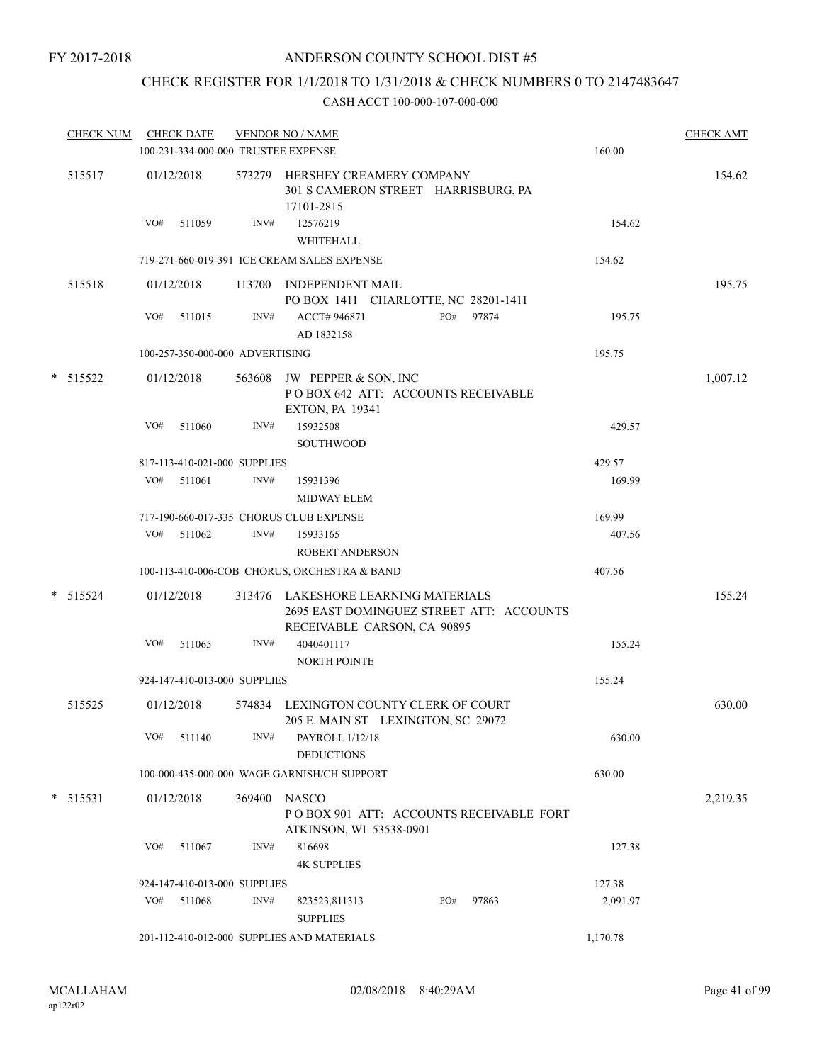FY 2017-2018

# ANDERSON COUNTY SCHOOL DIST #5

## CHECK REGISTER FOR 1/1/2018 TO 1/31/2018 & CHECK NUMBERS 0 TO 2147483647

### CASH ACCT 100-000-107-000-000

| CHECK NUM | CHECK DATE | VENDOR NO / NAME | | CHECK AMT |
|---|---|---|---|---|
| | 100-231-334-000-000 TRUSTEE EXPENSE | | 160.00 | |
| 515517 | 01/12/2018 | 573279 HERSHEY CREAMERY COMPANY<br>301 S CAMERON STREET HARRISBURG, PA 17101-2815 | | 154.62 |
| | VO# 511059 | INV# 12576219<br>WHITEHALL | 154.62 | |
| | 719-271-660-019-391 ICE CREAM SALES EXPENSE | | 154.62 | |
| 515518 | 01/12/2018 | 113700 INDEPENDENT MAIL<br>PO BOX 1411 CHARLOTTE, NC 28201-1411 | | 195.75 |
| | VO# 511015 | INV# ACCT# 946871 PO# 97874<br>AD 1832158 | 195.75 | |
| | 100-257-350-000-000 ADVERTISING | | 195.75 | |
| * 515522 | 01/12/2018 | 563608 JW PEPPER & SON, INC<br>P O BOX 642 ATT: ACCOUNTS RECEIVABLE EXTON, PA 19341 | | 1,007.12 |
| | VO# 511060 | INV# 15932508<br>SOUTHWOOD | 429.57 | |
| | 817-113-410-021-000 SUPPLIES | | 429.57 | |
| | VO# 511061 | INV# 15931396<br>MIDWAY ELEM | 169.99 | |
| | 717-190-660-017-335 CHORUS CLUB EXPENSE | | 169.99 | |
| | VO# 511062 | INV# 15933165<br>ROBERT ANDERSON | 407.56 | |
| | 100-113-410-006-COB CHORUS, ORCHESTRA & BAND | | 407.56 | |
| * 515524 | 01/12/2018 | 313476 LAKESHORE LEARNING MATERIALS<br>2695 EAST DOMINGUEZ STREET ATT: ACCOUNTS RECEIVABLE CARSON, CA 90895 | | 155.24 |
| | VO# 511065 | INV# 4040401117<br>NORTH POINTE | 155.24 | |
| | 924-147-410-013-000 SUPPLIES | | 155.24 | |
| 515525 | 01/12/2018 | 574834 LEXINGTON COUNTY CLERK OF COURT<br>205 E. MAIN ST LEXINGTON, SC 29072 | | 630.00 |
| | VO# 511140 | INV# PAYROLL 1/12/18<br>DEDUCTIONS | 630.00 | |
| | 100-000-435-000-000 WAGE GARNISH/CH SUPPORT | | 630.00 | |
| * 515531 | 01/12/2018 | 369400 NASCO<br>P O BOX 901 ATT: ACCOUNTS RECEIVABLE FORT ATKINSON, WI 53538-0901 | | 2,219.35 |
| | VO# 511067 | INV# 816698<br>4K SUPPLIES | 127.38 | |
| | 924-147-410-013-000 SUPPLIES | | 127.38 | |
| | VO# 511068 | INV# 823523,811313 PO# 97863<br>SUPPLIES | 2,091.97 | |
| | 201-112-410-012-000 SUPPLIES AND MATERIALS | | 1,170.78 | |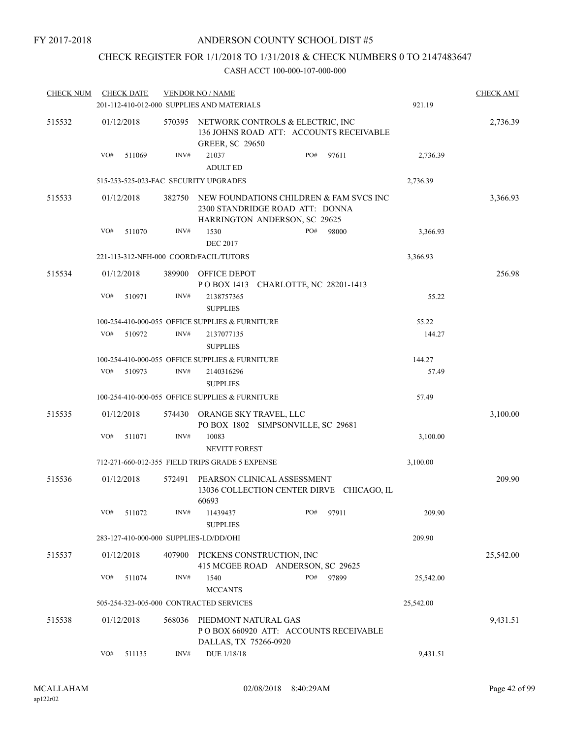FY 2017-2018

ANDERSON COUNTY SCHOOL DIST #5

CHECK REGISTER FOR 1/1/2018 TO 1/31/2018 & CHECK NUMBERS 0 TO 2147483647

CASH ACCT 100-000-107-000-000

| CHECK NUM | CHECK DATE | VENDOR NO / NAME | | CHECK AMT |
|---|---|---|---|---|
| | | 201-112-410-012-000 SUPPLIES AND MATERIALS | 921.19 | |
| 515532 | 01/12/2018 | 570395 NETWORK CONTROLS & ELECTRIC, INC 136 JOHNS ROAD ATT: ACCOUNTS RECEIVABLE GREER, SC 29650 | | 2,736.39 |
| | VO# 511069 | INV# 21037 ADULT ED PO# 97611 | 2,736.39 | |
| | | 515-253-525-023-FAC SECURITY UPGRADES | 2,736.39 | |
| 515533 | 01/12/2018 | 382750 NEW FOUNDATIONS CHILDREN & FAM SVCS INC 2300 STANDRIDGE ROAD ATT: DONNA HARRINGTON ANDERSON, SC 29625 | | 3,366.93 |
| | VO# 511070 | INV# 1530 DEC 2017 PO# 98000 | 3,366.93 | |
| | | 221-113-312-NFH-000 COORD/FACIL/TUTORS | 3,366.93 | |
| 515534 | 01/12/2018 | 389900 OFFICE DEPOT P O BOX 1413 CHARLOTTE, NC 28201-1413 | | 256.98 |
| | VO# 510971 | INV# 2138757365 SUPPLIES | 55.22 | |
| | | 100-254-410-000-055 OFFICE SUPPLIES & FURNITURE | 55.22 | |
| | VO# 510972 | INV# 2137077135 SUPPLIES | 144.27 | |
| | | 100-254-410-000-055 OFFICE SUPPLIES & FURNITURE | 144.27 | |
| | VO# 510973 | INV# 2140316296 SUPPLIES | 57.49 | |
| | | 100-254-410-000-055 OFFICE SUPPLIES & FURNITURE | 57.49 | |
| 515535 | 01/12/2018 | 574430 ORANGE SKY TRAVEL, LLC PO BOX 1802 SIMPSONVILLE, SC 29681 | | 3,100.00 |
| | VO# 511071 | INV# 10083 NEVITT FOREST | 3,100.00 | |
| | | 712-271-660-012-355 FIELD TRIPS GRADE 5 EXPENSE | 3,100.00 | |
| 515536 | 01/12/2018 | 572491 PEARSON CLINICAL ASSESSMENT 13036 COLLECTION CENTER DIRVE CHICAGO, IL 60693 | | 209.90 |
| | VO# 511072 | INV# 11439437 SUPPLIES PO# 97911 | 209.90 | |
| | | 283-127-410-000-000 SUPPLIES-LD/DD/OHI | 209.90 | |
| 515537 | 01/12/2018 | 407900 PICKENS CONSTRUCTION, INC 415 MCGEE ROAD ANDERSON, SC 29625 | | 25,542.00 |
| | VO# 511074 | INV# 1540 MCCANTS PO# 97899 | 25,542.00 | |
| | | 505-254-323-005-000 CONTRACTED SERVICES | 25,542.00 | |
| 515538 | 01/12/2018 | 568036 PIEDMONT NATURAL GAS P O BOX 660920 ATT: ACCOUNTS RECEIVABLE DALLAS, TX 75266-0920 | | 9,431.51 |
| | VO# 511135 | INV# DUE 1/18/18 | 9,431.51 | |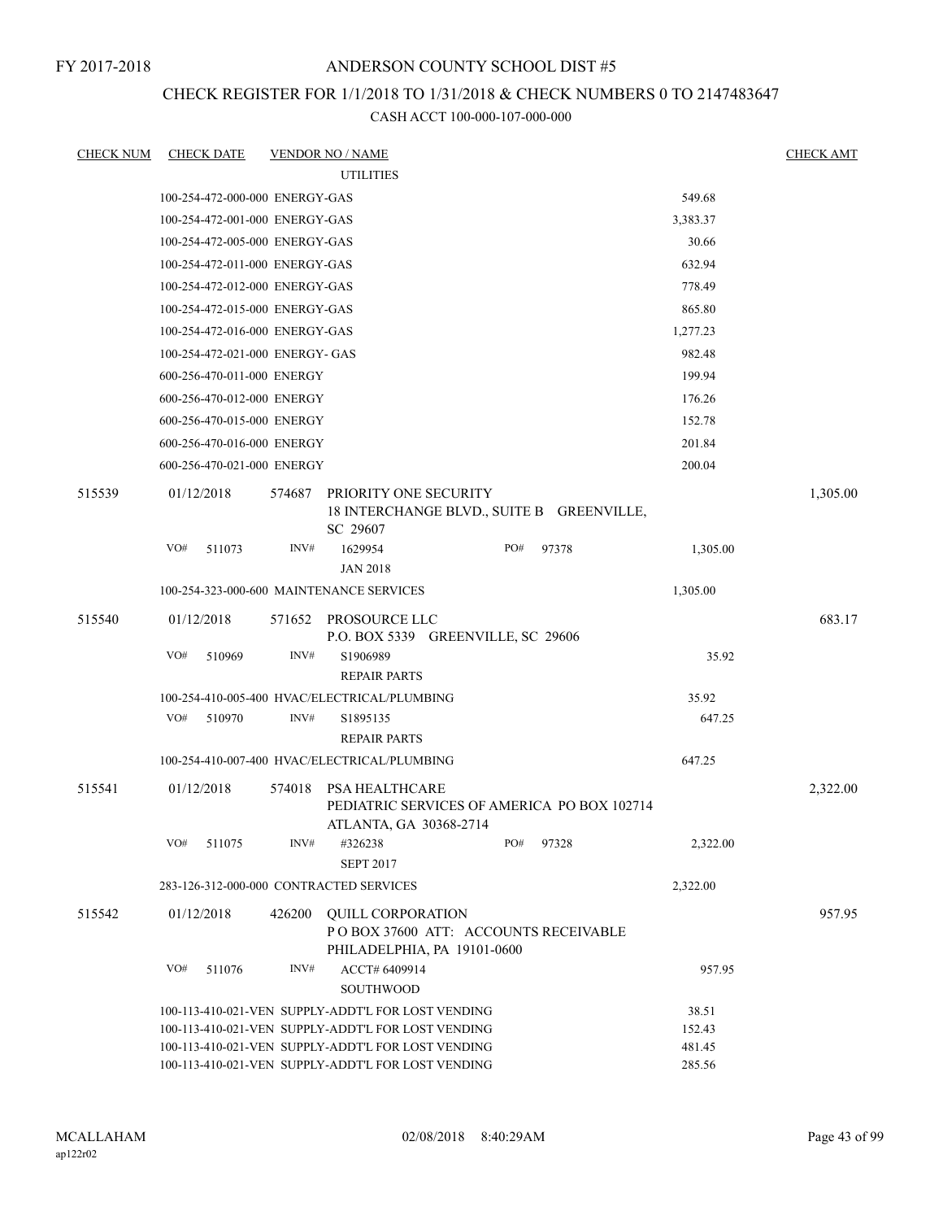FY 2017-2018

# ANDERSON COUNTY SCHOOL DIST #5

## CHECK REGISTER FOR 1/1/2018 TO 1/31/2018 & CHECK NUMBERS 0 TO 2147483647

CASH ACCT 100-000-107-000-000

| CHECK NUM | CHECK DATE | VENDOR NO / NAME | | CHECK AMT |
|---|---|---|---|---|
| | | UTILITIES | | |
| | 100-254-472-000-000 ENERGY-GAS | | 549.68 | |
| | 100-254-472-001-000 ENERGY-GAS | | 3,383.37 | |
| | 100-254-472-005-000 ENERGY-GAS | | 30.66 | |
| | 100-254-472-011-000 ENERGY-GAS | | 632.94 | |
| | 100-254-472-012-000 ENERGY-GAS | | 778.49 | |
| | 100-254-472-015-000 ENERGY-GAS | | 865.80 | |
| | 100-254-472-016-000 ENERGY-GAS | | 1,277.23 | |
| | 100-254-472-021-000 ENERGY- GAS | | 982.48 | |
| | 600-256-470-011-000 ENERGY | | 199.94 | |
| | 600-256-470-012-000 ENERGY | | 176.26 | |
| | 600-256-470-015-000 ENERGY | | 152.78 | |
| | 600-256-470-016-000 ENERGY | | 201.84 | |
| | 600-256-470-021-000 ENERGY | | 200.04 | |
| 515539 | 01/12/2018 | 574687 PRIORITY ONE SECURITY<br>18 INTERCHANGE BLVD., SUITE B GREENVILLE, SC 29607 | | 1,305.00 |
| | VO# 511073 | INV# 1629954 PO# 97378<br>JAN 2018 | 1,305.00 | |
| | 100-254-323-000-600 MAINTENANCE SERVICES | | 1,305.00 | |
| 515540 | 01/12/2018 | 571652 PROSOURCE LLC<br>P.O. BOX 5339 GREENVILLE, SC 29606 | | 683.17 |
| | VO# 510969 | INV# S1906989<br>REPAIR PARTS | 35.92 | |
| | 100-254-410-005-400 HVAC/ELECTRICAL/PLUMBING | | 35.92 | |
| | VO# 510970 | INV# S1895135<br>REPAIR PARTS | 647.25 | |
| | 100-254-410-007-400 HVAC/ELECTRICAL/PLUMBING | | 647.25 | |
| 515541 | 01/12/2018 | 574018 PSA HEALTHCARE<br>PEDIATRIC SERVICES OF AMERICA PO BOX 102714<br>ATLANTA, GA 30368-2714 | | 2,322.00 |
| | VO# 511075 | INV# #326238 PO# 97328<br>SEPT 2017 | 2,322.00 | |
| | 283-126-312-000-000 CONTRACTED SERVICES | | 2,322.00 | |
| 515542 | 01/12/2018 | 426200 QUILL CORPORATION<br>P O BOX 37600 ATT: ACCOUNTS RECEIVABLE<br>PHILADELPHIA, PA 19101-0600 | | 957.95 |
| | VO# 511076 | INV# ACCT# 6409914<br>SOUTHWOOD | 957.95 | |
| | 100-113-410-021-VEN SUPPLY-ADDT'L FOR LOST VENDING | | 38.51 | |
| | 100-113-410-021-VEN SUPPLY-ADDT'L FOR LOST VENDING | | 152.43 | |
| | 100-113-410-021-VEN SUPPLY-ADDT'L FOR LOST VENDING | | 481.45 | |
| | 100-113-410-021-VEN SUPPLY-ADDT'L FOR LOST VENDING | | 285.56 | |

MCALLAHAM
ap122r02

02/08/2018 8:40:29AM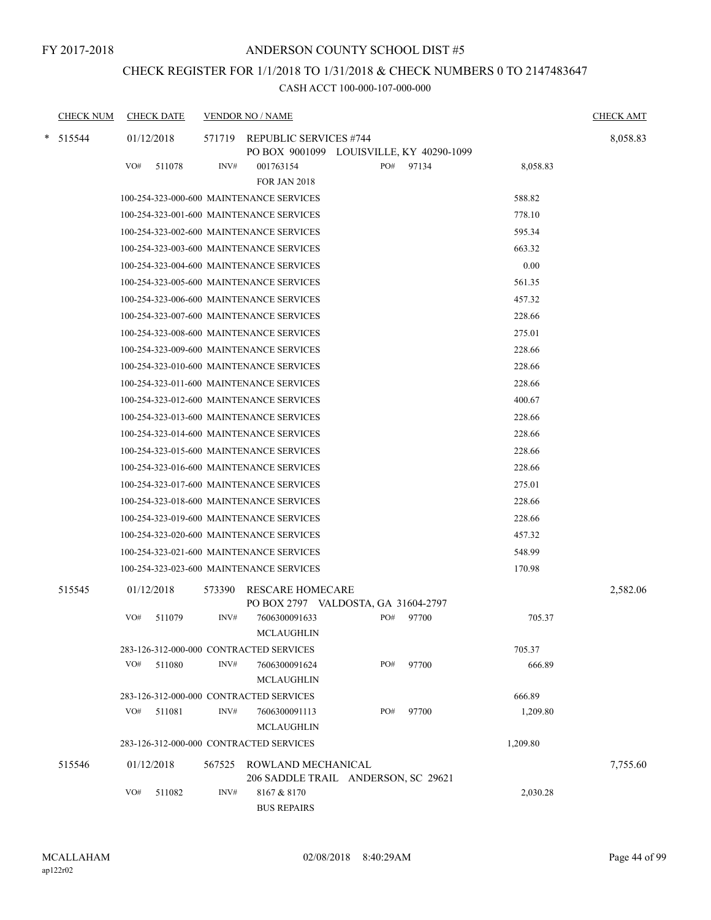FY 2017-2018

# ANDERSON COUNTY SCHOOL DIST #5

## CHECK REGISTER FOR 1/1/2018 TO 1/31/2018 & CHECK NUMBERS 0 TO 2147483647

CASH ACCT 100-000-107-000-000

| CHECK NUM | CHECK DATE | VENDOR NO / NAME | | | CHECK AMT |
|---|---|---|---|---|---|
| * 515544 | 01/12/2018 | 571719 REPUBLIC SERVICES #744<br>PO BOX 9001099 LOUISVILLE, KY 40290-1099 | | | 8,058.83 |
| | VO# 511078 | INV# 001763154<br>FOR JAN 2018 | PO# 97134 | 8,058.83 | |
| | 100-254-323-000-600 MAINTENANCE SERVICES | | | 588.82 | |
| | 100-254-323-001-600 MAINTENANCE SERVICES | | | 778.10 | |
| | 100-254-323-002-600 MAINTENANCE SERVICES | | | 595.34 | |
| | 100-254-323-003-600 MAINTENANCE SERVICES | | | 663.32 | |
| | 100-254-323-004-600 MAINTENANCE SERVICES | | | 0.00 | |
| | 100-254-323-005-600 MAINTENANCE SERVICES | | | 561.35 | |
| | 100-254-323-006-600 MAINTENANCE SERVICES | | | 457.32 | |
| | 100-254-323-007-600 MAINTENANCE SERVICES | | | 228.66 | |
| | 100-254-323-008-600 MAINTENANCE SERVICES | | | 275.01 | |
| | 100-254-323-009-600 MAINTENANCE SERVICES | | | 228.66 | |
| | 100-254-323-010-600 MAINTENANCE SERVICES | | | 228.66 | |
| | 100-254-323-011-600 MAINTENANCE SERVICES | | | 228.66 | |
| | 100-254-323-012-600 MAINTENANCE SERVICES | | | 400.67 | |
| | 100-254-323-013-600 MAINTENANCE SERVICES | | | 228.66 | |
| | 100-254-323-014-600 MAINTENANCE SERVICES | | | 228.66 | |
| | 100-254-323-015-600 MAINTENANCE SERVICES | | | 228.66 | |
| | 100-254-323-016-600 MAINTENANCE SERVICES | | | 228.66 | |
| | 100-254-323-017-600 MAINTENANCE SERVICES | | | 275.01 | |
| | 100-254-323-018-600 MAINTENANCE SERVICES | | | 228.66 | |
| | 100-254-323-019-600 MAINTENANCE SERVICES | | | 228.66 | |
| | 100-254-323-020-600 MAINTENANCE SERVICES | | | 457.32 | |
| | 100-254-323-021-600 MAINTENANCE SERVICES | | | 548.99 | |
| | 100-254-323-023-600 MAINTENANCE SERVICES | | | 170.98 | |
| 515545 | 01/12/2018 | 573390 RESCARE HOMECARE<br>PO BOX 2797 VALDOSTA, GA 31604-2797 | | | 2,582.06 |
| | VO# 511079 | INV# 7606300091633<br>MCLAUGHLIN | PO# 97700 | 705.37 | |
| | 283-126-312-000-000 CONTRACTED SERVICES | | | 705.37 | |
| | VO# 511080 | INV# 7606300091624<br>MCLAUGHLIN | PO# 97700 | 666.89 | |
| | 283-126-312-000-000 CONTRACTED SERVICES | | | 666.89 | |
| | VO# 511081 | INV# 7606300091113<br>MCLAUGHLIN | PO# 97700 | 1,209.80 | |
| | 283-126-312-000-000 CONTRACTED SERVICES | | | 1,209.80 | |
| 515546 | 01/12/2018 | 567525 ROWLAND MECHANICAL<br>206 SADDLE TRAIL ANDERSON, SC 29621 | | | 7,755.60 |
| | VO# 511082 | INV# 8167 & 8170<br>BUS REPAIRS | | 2,030.28 | |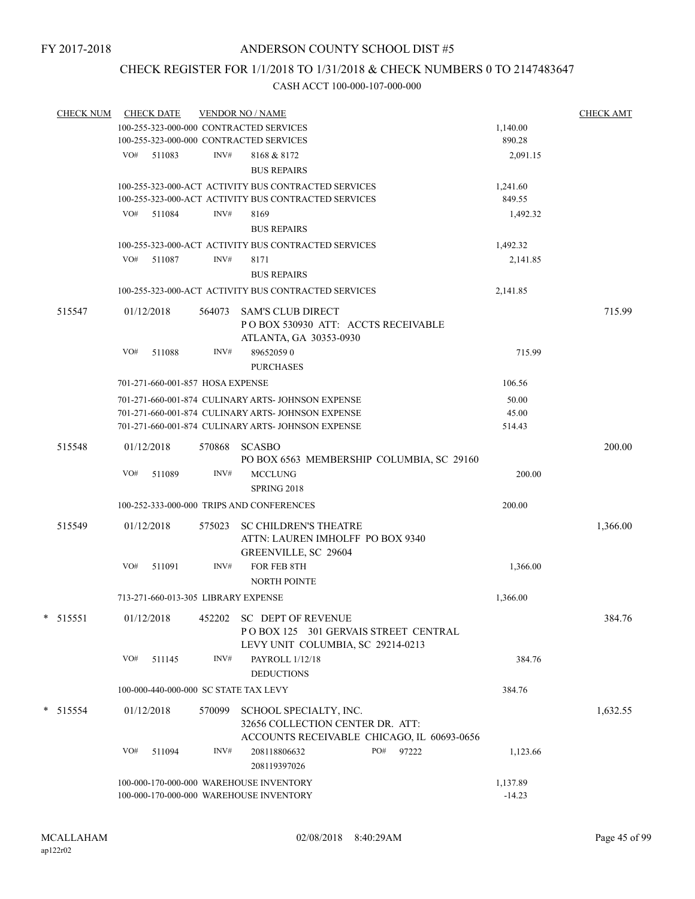FY 2017-2018

# ANDERSON COUNTY SCHOOL DIST #5

## CHECK REGISTER FOR 1/1/2018 TO 1/31/2018 & CHECK NUMBERS 0 TO 2147483647

### CASH ACCT 100-000-107-000-000

| CHECK NUM | CHECK DATE | VENDOR NO / NAME | | CHECK AMT |
|---|---|---|---|---|
| | | 100-255-323-000-000 CONTRACTED SERVICES | 1,140.00 | |
| | | 100-255-323-000-000 CONTRACTED SERVICES | 890.28 | |
| | VO# 511083 | INV# 8168 & 8172 BUS REPAIRS | 2,091.15 | |
| | | 100-255-323-000-ACT ACTIVITY BUS CONTRACTED SERVICES | 1,241.60 | |
| | | 100-255-323-000-ACT ACTIVITY BUS CONTRACTED SERVICES | 849.55 | |
| | VO# 511084 | INV# 8169 BUS REPAIRS | 1,492.32 | |
| | | 100-255-323-000-ACT ACTIVITY BUS CONTRACTED SERVICES | 1,492.32 | |
| | VO# 511087 | INV# 8171 BUS REPAIRS | 2,141.85 | |
| | | 100-255-323-000-ACT ACTIVITY BUS CONTRACTED SERVICES | 2,141.85 | |
| 515547 | 01/12/2018 | 564073 SAM'S CLUB DIRECT<br>P O BOX 530930 ATT: ACCTS RECEIVABLE<br>ATLANTA, GA 30353-0930 | | 715.99 |
| | VO# 511088 | INV# 89652059 0 PURCHASES | 715.99 | |
| | | 701-271-660-001-857 HOSA EXPENSE | 106.56 | |
| | | 701-271-660-001-874 CULINARY ARTS- JOHNSON EXPENSE | 50.00 | |
| | | 701-271-660-001-874 CULINARY ARTS- JOHNSON EXPENSE | 45.00 | |
| | | 701-271-660-001-874 CULINARY ARTS- JOHNSON EXPENSE | 514.43 | |
| 515548 | 01/12/2018 | 570868 SCASBO<br>PO BOX 6563 MEMBERSHIP COLUMBIA, SC 29160 | | 200.00 |
| | VO# 511089 | INV# MCCLUNG SPRING 2018 | 200.00 | |
| | | 100-252-333-000-000 TRIPS AND CONFERENCES | 200.00 | |
| 515549 | 01/12/2018 | 575023 SC CHILDREN'S THEATRE<br>ATTN: LAUREN IMHOLFF PO BOX 9340<br>GREENVILLE, SC 29604 | | 1,366.00 |
| | VO# 511091 | INV# FOR FEB 8TH NORTH POINTE | 1,366.00 | |
| | | 713-271-660-013-305 LIBRARY EXPENSE | 1,366.00 | |
| * 515551 | 01/12/2018 | 452202 SC DEPT OF REVENUE<br>P O BOX 125 301 GERVAIS STREET CENTRAL<br>LEVY UNIT COLUMBIA, SC 29214-0213 | | 384.76 |
| | VO# 511145 | INV# PAYROLL 1/12/18 DEDUCTIONS | 384.76 | |
| | | 100-000-440-000-000 SC STATE TAX LEVY | 384.76 | |
| * 515554 | 01/12/2018 | 570099 SCHOOL SPECIALTY, INC.<br>32656 COLLECTION CENTER DR. ATT:<br>ACCOUNTS RECEIVABLE CHICAGO, IL 60693-0656 | | 1,632.55 |
| | VO# 511094 | INV# 208118806632 208119397026 PO# 97222 | 1,123.66 | |
| | | 100-000-170-000-000 WAREHOUSE INVENTORY | 1,137.89 | |
| | | 100-000-170-000-000 WAREHOUSE INVENTORY | -14.23 | |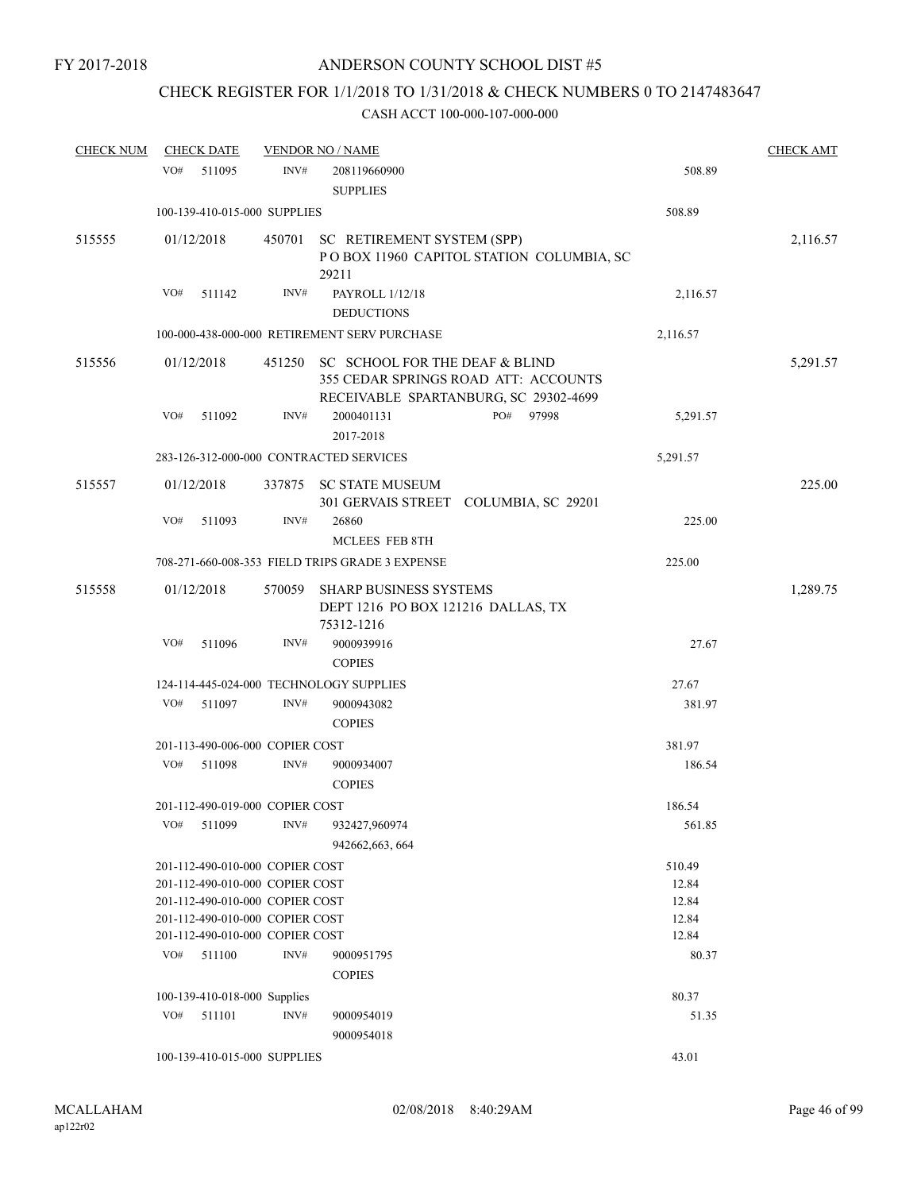FY 2017-2018

# ANDERSON COUNTY SCHOOL DIST #5

## CHECK REGISTER FOR 1/1/2018 TO 1/31/2018 & CHECK NUMBERS 0 TO 2147483647

### CASH ACCT 100-000-107-000-000

| CHECK NUM | CHECK DATE | VENDOR NO / NAME | | CHECK AMT |
|---|---|---|---|---|
| | VO# 511095 | INV# 208119660900 SUPPLIES | 508.89 | |
| | 100-139-410-015-000 SUPPLIES | | 508.89 | |
| 515555 | 01/12/2018 | 450701 SC RETIREMENT SYSTEM (SPP) P O BOX 11960 CAPITOL STATION COLUMBIA, SC 29211 | | 2,116.57 |
| | VO# 511142 | INV# PAYROLL 1/12/18 DEDUCTIONS | 2,116.57 | |
| | 100-000-438-000-000 RETIREMENT SERV PURCHASE | | 2,116.57 | |
| 515556 | 01/12/2018 | 451250 SC SCHOOL FOR THE DEAF & BLIND 355 CEDAR SPRINGS ROAD ATT: ACCOUNTS RECEIVABLE SPARTANBURG, SC 29302-4699 | | 5,291.57 |
| | VO# 511092 | INV# 2000401131 PO# 97998 2017-2018 | 5,291.57 | |
| | 283-126-312-000-000 CONTRACTED SERVICES | | 5,291.57 | |
| 515557 | 01/12/2018 | 337875 SC STATE MUSEUM 301 GERVAIS STREET COLUMBIA, SC 29201 | | 225.00 |
| | VO# 511093 | INV# 26860 MCLEES FEB 8TH | 225.00 | |
| | 708-271-660-008-353 FIELD TRIPS GRADE 3 EXPENSE | | 225.00 | |
| 515558 | 01/12/2018 | 570059 SHARP BUSINESS SYSTEMS DEPT 1216 PO BOX 121216 DALLAS, TX 75312-1216 | | 1,289.75 |
| | VO# 511096 | INV# 9000939916 COPIES | 27.67 | |
| | 124-114-445-024-000 TECHNOLOGY SUPPLIES | | 27.67 | |
| | VO# 511097 | INV# 9000943082 COPIES | 381.97 | |
| | 201-113-490-006-000 COPIER COST | | 381.97 | |
| | VO# 511098 | INV# 9000934007 COPIES | 186.54 | |
| | 201-112-490-019-000 COPIER COST | | 186.54 | |
| | VO# 511099 | INV# 932427,960974 942662,663, 664 | 561.85 | |
| | 201-112-490-010-000 COPIER COST | | 510.49 | |
| | 201-112-490-010-000 COPIER COST | | 12.84 | |
| | 201-112-490-010-000 COPIER COST | | 12.84 | |
| | 201-112-490-010-000 COPIER COST | | 12.84 | |
| | 201-112-490-010-000 COPIER COST | | 12.84 | |
| | VO# 511100 | INV# 9000951795 COPIES | 80.37 | |
| | 100-139-410-018-000 Supplies | | 80.37 | |
| | VO# 511101 | INV# 9000954019 9000954018 | 51.35 | |
| | 100-139-410-015-000 SUPPLIES | | 43.01 | |

MCALLAHAM ap122r02 02/08/2018 8:40:29AM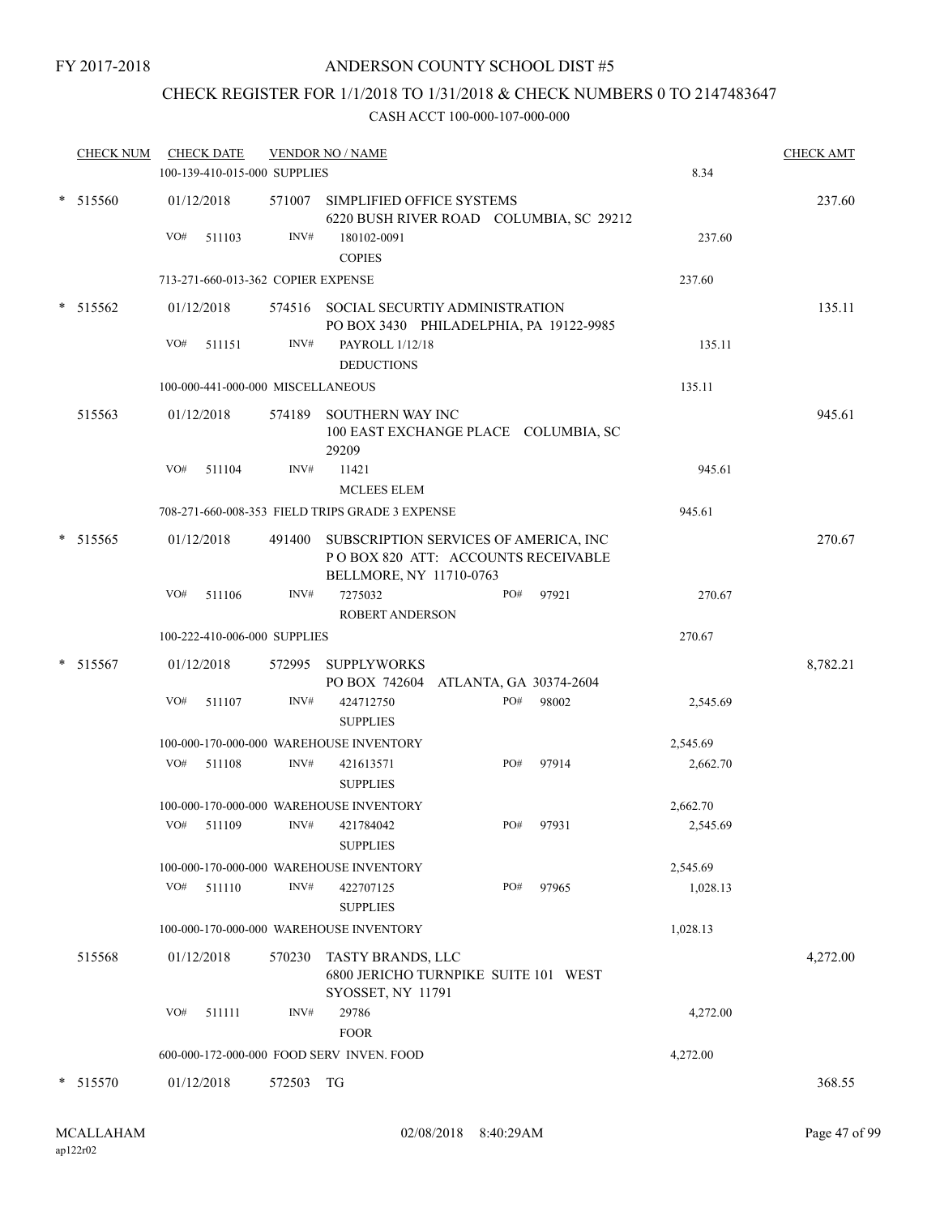FY 2017-2018

# ANDERSON COUNTY SCHOOL DIST #5

## CHECK REGISTER FOR 1/1/2018 TO 1/31/2018 & CHECK NUMBERS 0 TO 2147483647

CASH ACCT 100-000-107-000-000

| CHECK NUM | CHECK DATE | VENDOR NO / NAME | | | CHECK AMT |
|---|---|---|---|---|---|
| | 100-139-410-015-000 SUPPLIES | | | 8.34 | |
| * 515560 | 01/12/2018 | 571007 | SIMPLIFIED OFFICE SYSTEMS<br>6220 BUSH RIVER ROAD COLUMBIA, SC 29212 | | 237.60 |
| | VO# 511103 | INV# 180102-0091 | COPIES | 237.60 | |
| | 713-271-660-013-362 COPIER EXPENSE | | | 237.60 | |
| * 515562 | 01/12/2018 | 574516 | SOCIAL SECURTIY ADMINISTRATION<br>PO BOX 3430 PHILADELPHIA, PA 19122-9985 | | 135.11 |
| | VO# 511151 | INV# PAYROLL 1/12/18 | DEDUCTIONS | 135.11 | |
| | 100-000-441-000-000 MISCELLANEOUS | | | 135.11 | |
| 515563 | 01/12/2018 | 574189 | SOUTHERN WAY INC<br>100 EAST EXCHANGE PLACE COLUMBIA, SC 29209 | | 945.61 |
| | VO# 511104 | INV# 11421 | MCLEES ELEM | 945.61 | |
| | 708-271-660-008-353 FIELD TRIPS GRADE 3 EXPENSE | | | 945.61 | |
| * 515565 | 01/12/2018 | 491400 | SUBSCRIPTION SERVICES OF AMERICA, INC<br>P O BOX 820 ATT: ACCOUNTS RECEIVABLE<br>BELLMORE, NY 11710-0763 | | 270.67 |
| | VO# 511106 | INV# 7275032 | ROBERT ANDERSON PO# 97921 | 270.67 | |
| | 100-222-410-006-000 SUPPLIES | | | 270.67 | |
| * 515567 | 01/12/2018 | 572995 | SUPPLYWORKS<br>PO BOX 742604 ATLANTA, GA 30374-2604 | | 8,782.21 |
| | VO# 511107 | INV# 424712750 | SUPPLIES PO# 98002 | 2,545.69 | |
| | 100-000-170-000-000 WAREHOUSE INVENTORY | | | 2,545.69 | |
| | VO# 511108 | INV# 421613571 | SUPPLIES PO# 97914 | 2,662.70 | |
| | 100-000-170-000-000 WAREHOUSE INVENTORY | | | 2,662.70 | |
| | VO# 511109 | INV# 421784042 | SUPPLIES PO# 97931 | 2,545.69 | |
| | 100-000-170-000-000 WAREHOUSE INVENTORY | | | 2,545.69 | |
| | VO# 511110 | INV# 422707125 | SUPPLIES PO# 97965 | 1,028.13 | |
| | 100-000-170-000-000 WAREHOUSE INVENTORY | | | 1,028.13 | |
| 515568 | 01/12/2018 | 570230 | TASTY BRANDS, LLC<br>6800 JERICHO TURNPIKE SUITE 101 WEST<br>SYOSSET, NY 11791 | | 4,272.00 |
| | VO# 511111 | INV# 29786 | FOOR | 4,272.00 | |
| | 600-000-172-000-000 FOOD SERV INVEN. FOOD | | | 4,272.00 | |
| * 515570 | 01/12/2018 | 572503 | TG | | 368.55 |

MCALLAHAM ap122r02 02/08/2018 8:40:29AM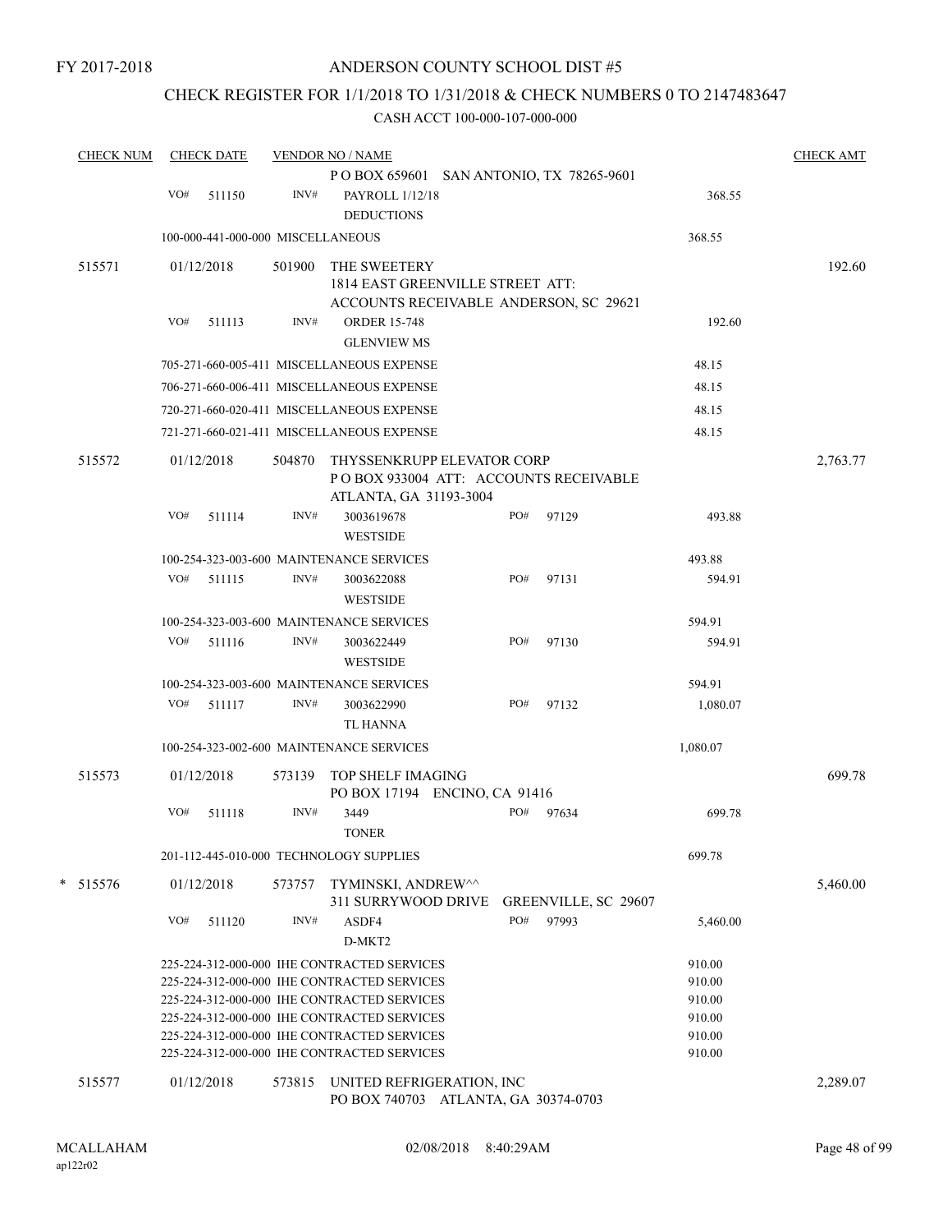FY 2017-2018

# ANDERSON COUNTY SCHOOL DIST #5

## CHECK REGISTER FOR 1/1/2018 TO 1/31/2018 & CHECK NUMBERS 0 TO 2147483647

CASH ACCT 100-000-107-000-000

| CHECK NUM | CHECK DATE | VENDOR NO / NAME | | | CHECK AMT |
|---|---|---|---|---|---|
| | | P O BOX 659601 SAN ANTONIO, TX 78265-9601 | | | |
| | VO# 511150 | INV# PAYROLL 1/12/18 DEDUCTIONS | | 368.55 | |
| | 100-000-441-000-000 MISCELLANEOUS | | | 368.55 | |
| 515571 | 01/12/2018 | 501900 THE SWEETERY 1814 EAST GREENVILLE STREET ATT: ACCOUNTS RECEIVABLE ANDERSON, SC 29621 | | | 192.60 |
| | VO# 511113 | INV# ORDER 15-748 GLENVIEW MS | | 192.60 | |
| | 705-271-660-005-411 MISCELLANEOUS EXPENSE | | | 48.15 | |
| | 706-271-660-006-411 MISCELLANEOUS EXPENSE | | | 48.15 | |
| | 720-271-660-020-411 MISCELLANEOUS EXPENSE | | | 48.15 | |
| | 721-271-660-021-411 MISCELLANEOUS EXPENSE | | | 48.15 | |
| 515572 | 01/12/2018 | 504870 THYSSENKRUPP ELEVATOR CORP P O BOX 933004 ATT: ACCOUNTS RECEIVABLE ATLANTA, GA 31193-3004 | | | 2,763.77 |
| | VO# 511114 | INV# 3003619678 WESTSIDE | PO# 97129 | 493.88 | |
| | 100-254-323-003-600 MAINTENANCE SERVICES | | | 493.88 | |
| | VO# 511115 | INV# 3003622088 WESTSIDE | PO# 97131 | 594.91 | |
| | 100-254-323-003-600 MAINTENANCE SERVICES | | | 594.91 | |
| | VO# 511116 | INV# 3003622449 WESTSIDE | PO# 97130 | 594.91 | |
| | 100-254-323-003-600 MAINTENANCE SERVICES | | | 594.91 | |
| | VO# 511117 | INV# 3003622990 TL HANNA | PO# 97132 | 1,080.07 | |
| | 100-254-323-002-600 MAINTENANCE SERVICES | | | 1,080.07 | |
| 515573 | 01/12/2018 | 573139 TOP SHELF IMAGING PO BOX 17194 ENCINO, CA 91416 | | | 699.78 |
| | VO# 511118 | INV# 3449 TONER | PO# 97634 | 699.78 | |
| | 201-112-445-010-000 TECHNOLOGY SUPPLIES | | | 699.78 | |
| * 515576 | 01/12/2018 | 573757 TYMINSKI, ANDREW^^ 311 SURRYWOOD DRIVE GREENVILLE, SC 29607 | | | 5,460.00 |
| | VO# 511120 | INV# ASDF4 D-MKT2 | PO# 97993 | 5,460.00 | |
| | 225-224-312-000-000 IHE CONTRACTED SERVICES | | | 910.00 | |
| | 225-224-312-000-000 IHE CONTRACTED SERVICES | | | 910.00 | |
| | 225-224-312-000-000 IHE CONTRACTED SERVICES | | | 910.00 | |
| | 225-224-312-000-000 IHE CONTRACTED SERVICES | | | 910.00 | |
| | 225-224-312-000-000 IHE CONTRACTED SERVICES | | | 910.00 | |
| | 225-224-312-000-000 IHE CONTRACTED SERVICES | | | 910.00 | |
| 515577 | 01/12/2018 | 573815 UNITED REFRIGERATION, INC PO BOX 740703 ATLANTA, GA 30374-0703 | | | 2,289.07 |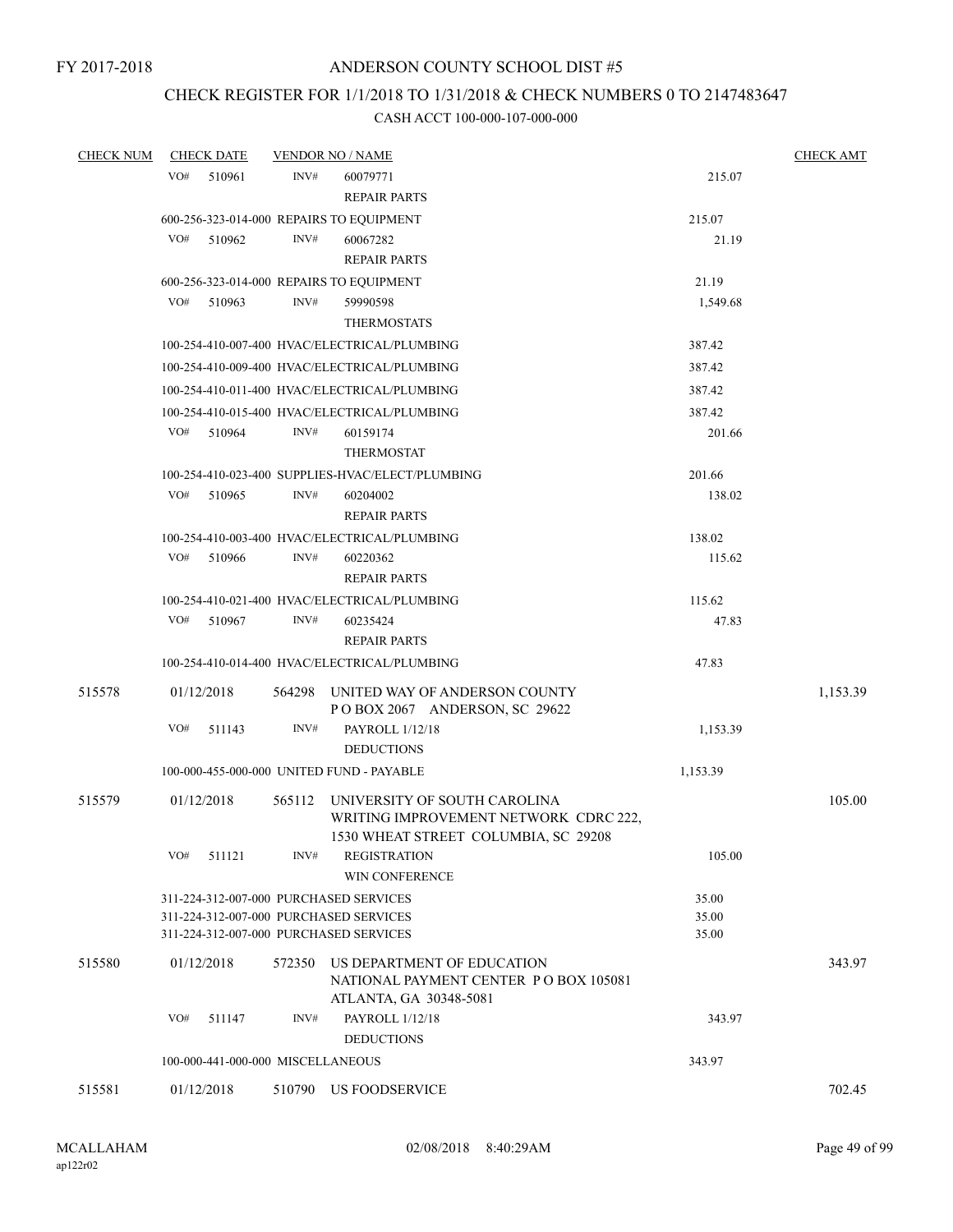FY 2017-2018

# ANDERSON COUNTY SCHOOL DIST #5

## CHECK REGISTER FOR 1/1/2018 TO 1/31/2018 & CHECK NUMBERS 0 TO 2147483647

### CASH ACCT 100-000-107-000-000

| CHECK NUM | CHECK DATE | VENDOR NO / NAME | | CHECK AMT |
|---|---|---|---|---|
| | VO# 510961 | INV# 60079771 REPAIR PARTS | 215.07 | |
| | 600-256-323-014-000 REPAIRS TO EQUIPMENT | | 215.07 | |
| | VO# 510962 | INV# 60067282 REPAIR PARTS | 21.19 | |
| | 600-256-323-014-000 REPAIRS TO EQUIPMENT | | 21.19 | |
| | VO# 510963 | INV# 59990598 THERMOSTATS | 1,549.68 | |
| | 100-254-410-007-400 HVAC/ELECTRICAL/PLUMBING | | 387.42 | |
| | 100-254-410-009-400 HVAC/ELECTRICAL/PLUMBING | | 387.42 | |
| | 100-254-410-011-400 HVAC/ELECTRICAL/PLUMBING | | 387.42 | |
| | 100-254-410-015-400 HVAC/ELECTRICAL/PLUMBING | | 387.42 | |
| | VO# 510964 | INV# 60159174 THERMOSTAT | 201.66 | |
| | 100-254-410-023-400 SUPPLIES-HVAC/ELECT/PLUMBING | | 201.66 | |
| | VO# 510965 | INV# 60204002 REPAIR PARTS | 138.02 | |
| | 100-254-410-003-400 HVAC/ELECTRICAL/PLUMBING | | 138.02 | |
| | VO# 510966 | INV# 60220362 REPAIR PARTS | 115.62 | |
| | 100-254-410-021-400 HVAC/ELECTRICAL/PLUMBING | | 115.62 | |
| | VO# 510967 | INV# 60235424 REPAIR PARTS | 47.83 | |
| | 100-254-410-014-400 HVAC/ELECTRICAL/PLUMBING | | 47.83 | |
| 515578 | 01/12/2018 | 564298 UNITED WAY OF ANDERSON COUNTY P O BOX 2067 ANDERSON, SC 29622 | | 1,153.39 |
| | VO# 511143 | INV# PAYROLL 1/12/18 DEDUCTIONS | 1,153.39 | |
| | 100-000-455-000-000 UNITED FUND - PAYABLE | | 1,153.39 | |
| 515579 | 01/12/2018 | 565112 UNIVERSITY OF SOUTH CAROLINA WRITING IMPROVEMENT NETWORK CDRC 222, 1530 WHEAT STREET COLUMBIA, SC 29208 | | 105.00 |
| | VO# 511121 | INV# REGISTRATION WIN CONFERENCE | 105.00 | |
| | 311-224-312-007-000 PURCHASED SERVICES | | 35.00 | |
| | 311-224-312-007-000 PURCHASED SERVICES | | 35.00 | |
| | 311-224-312-007-000 PURCHASED SERVICES | | 35.00 | |
| 515580 | 01/12/2018 | 572350 US DEPARTMENT OF EDUCATION NATIONAL PAYMENT CENTER P O BOX 105081 ATLANTA, GA 30348-5081 | | 343.97 |
| | VO# 511147 | INV# PAYROLL 1/12/18 DEDUCTIONS | 343.97 | |
| | 100-000-441-000-000 MISCELLANEOUS | | 343.97 | |
| 515581 | 01/12/2018 | 510790 US FOODSERVICE | | 702.45 |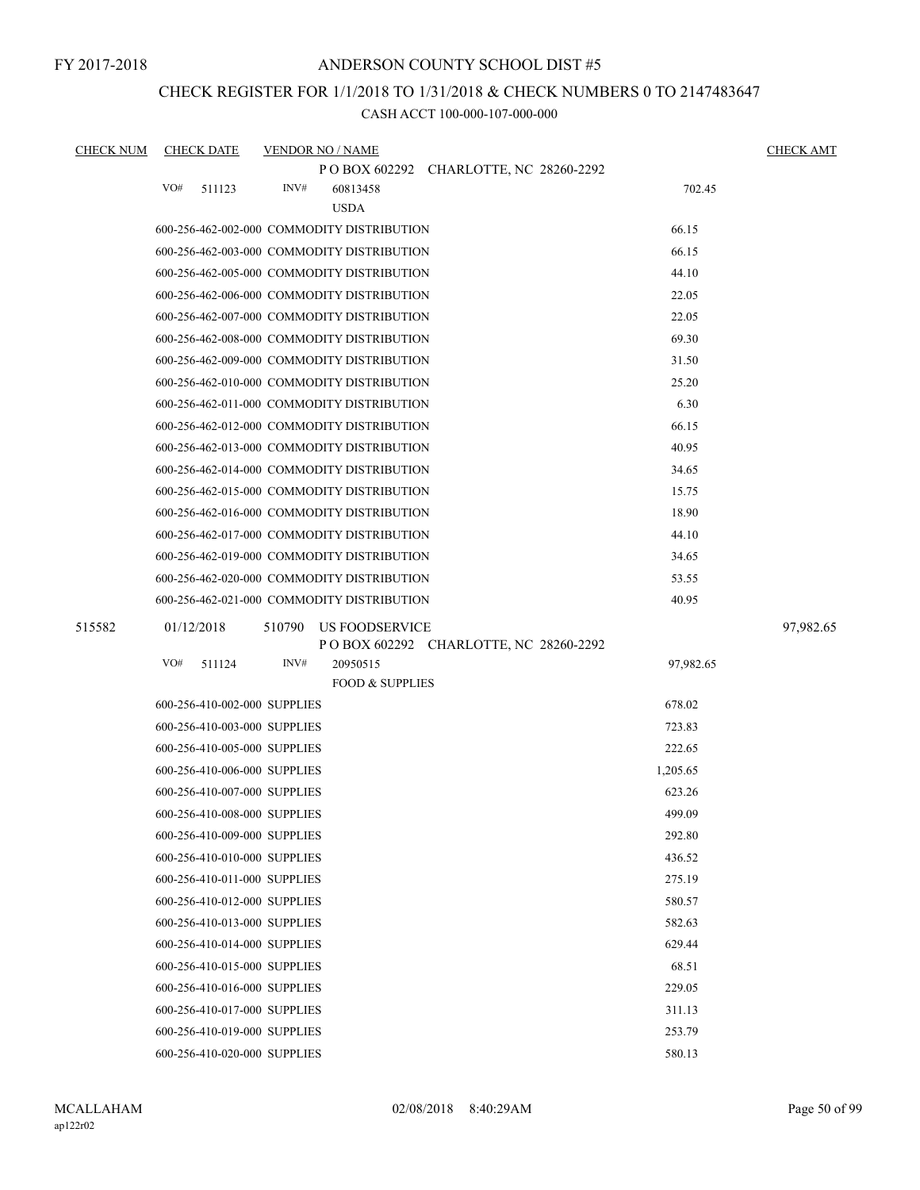FY 2017-2018

# ANDERSON COUNTY SCHOOL DIST #5

## CHECK REGISTER FOR 1/1/2018 TO 1/31/2018 & CHECK NUMBERS 0 TO 2147483647

### CASH ACCT 100-000-107-000-000

| CHECK NUM | CHECK DATE | VENDOR NO / NAME | | CHECK AMT |
|---|---|---|---|---|
| | | P O BOX 602292 CHARLOTTE, NC 28260-2292 | | |
| | VO# 511123 | INV# 60813458 USDA | 702.45 | |
| | | 600-256-462-002-000 COMMODITY DISTRIBUTION | 66.15 | |
| | | 600-256-462-003-000 COMMODITY DISTRIBUTION | 66.15 | |
| | | 600-256-462-005-000 COMMODITY DISTRIBUTION | 44.10 | |
| | | 600-256-462-006-000 COMMODITY DISTRIBUTION | 22.05 | |
| | | 600-256-462-007-000 COMMODITY DISTRIBUTION | 22.05 | |
| | | 600-256-462-008-000 COMMODITY DISTRIBUTION | 69.30 | |
| | | 600-256-462-009-000 COMMODITY DISTRIBUTION | 31.50 | |
| | | 600-256-462-010-000 COMMODITY DISTRIBUTION | 25.20 | |
| | | 600-256-462-011-000 COMMODITY DISTRIBUTION | 6.30 | |
| | | 600-256-462-012-000 COMMODITY DISTRIBUTION | 66.15 | |
| | | 600-256-462-013-000 COMMODITY DISTRIBUTION | 40.95 | |
| | | 600-256-462-014-000 COMMODITY DISTRIBUTION | 34.65 | |
| | | 600-256-462-015-000 COMMODITY DISTRIBUTION | 15.75 | |
| | | 600-256-462-016-000 COMMODITY DISTRIBUTION | 18.90 | |
| | | 600-256-462-017-000 COMMODITY DISTRIBUTION | 44.10 | |
| | | 600-256-462-019-000 COMMODITY DISTRIBUTION | 34.65 | |
| | | 600-256-462-020-000 COMMODITY DISTRIBUTION | 53.55 | |
| | | 600-256-462-021-000 COMMODITY DISTRIBUTION | 40.95 | |
| 515582 | 01/12/2018 | 510790 US FOODSERVICE | | 97,982.65 |
| | | P O BOX 602292 CHARLOTTE, NC 28260-2292 | | |
| | VO# 511124 | INV# 20950515 FOOD & SUPPLIES | 97,982.65 | |
| | | 600-256-410-002-000 SUPPLIES | 678.02 | |
| | | 600-256-410-003-000 SUPPLIES | 723.83 | |
| | | 600-256-410-005-000 SUPPLIES | 222.65 | |
| | | 600-256-410-006-000 SUPPLIES | 1,205.65 | |
| | | 600-256-410-007-000 SUPPLIES | 623.26 | |
| | | 600-256-410-008-000 SUPPLIES | 499.09 | |
| | | 600-256-410-009-000 SUPPLIES | 292.80 | |
| | | 600-256-410-010-000 SUPPLIES | 436.52 | |
| | | 600-256-410-011-000 SUPPLIES | 275.19 | |
| | | 600-256-410-012-000 SUPPLIES | 580.57 | |
| | | 600-256-410-013-000 SUPPLIES | 582.63 | |
| | | 600-256-410-014-000 SUPPLIES | 629.44 | |
| | | 600-256-410-015-000 SUPPLIES | 68.51 | |
| | | 600-256-410-016-000 SUPPLIES | 229.05 | |
| | | 600-256-410-017-000 SUPPLIES | 311.13 | |
| | | 600-256-410-019-000 SUPPLIES | 253.79 | |
| | | 600-256-410-020-000 SUPPLIES | 580.13 | |

MCALLAHAM ap122r02 02/08/2018 8:40:29AM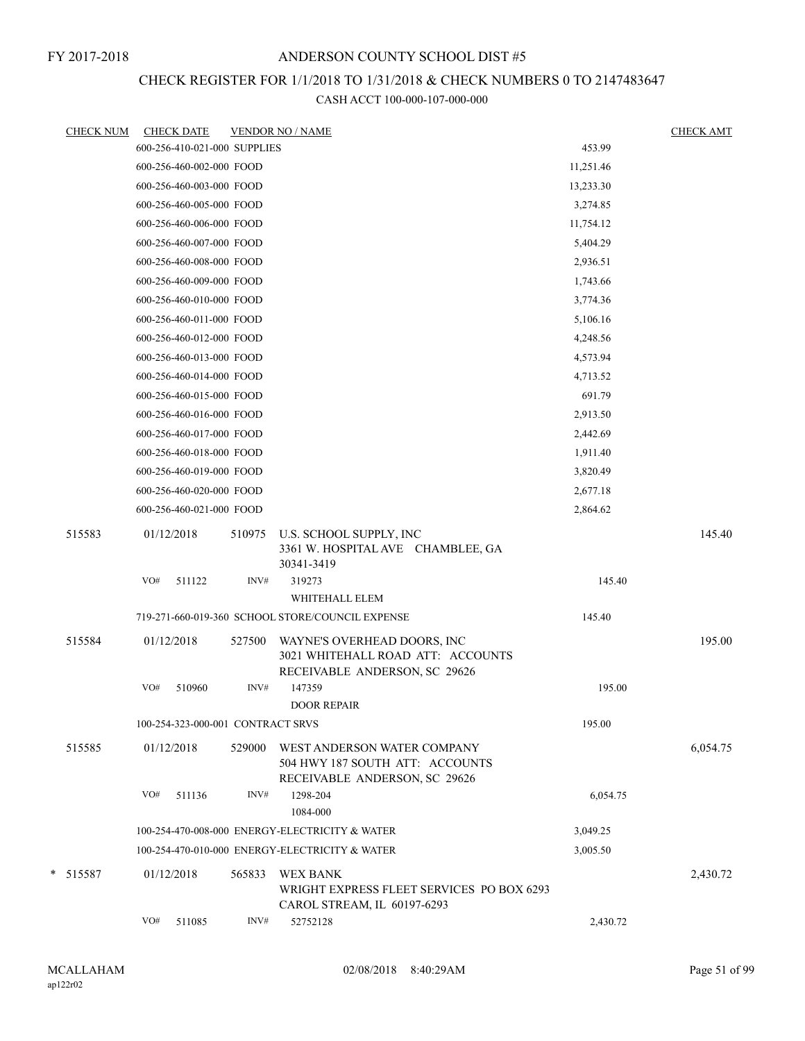FY 2017-2018

# ANDERSON COUNTY SCHOOL DIST #5

## CHECK REGISTER FOR 1/1/2018 TO 1/31/2018 & CHECK NUMBERS 0 TO 2147483647

CASH ACCT 100-000-107-000-000

| CHECK NUM | CHECK DATE | VENDOR NO / NAME | | CHECK AMT |
|---|---|---|---|---|
| | 600-256-410-021-000 SUPPLIES | | 453.99 | |
| | 600-256-460-002-000 FOOD | | 11,251.46 | |
| | 600-256-460-003-000 FOOD | | 13,233.30 | |
| | 600-256-460-005-000 FOOD | | 3,274.85 | |
| | 600-256-460-006-000 FOOD | | 11,754.12 | |
| | 600-256-460-007-000 FOOD | | 5,404.29 | |
| | 600-256-460-008-000 FOOD | | 2,936.51 | |
| | 600-256-460-009-000 FOOD | | 1,743.66 | |
| | 600-256-460-010-000 FOOD | | 3,774.36 | |
| | 600-256-460-011-000 FOOD | | 5,106.16 | |
| | 600-256-460-012-000 FOOD | | 4,248.56 | |
| | 600-256-460-013-000 FOOD | | 4,573.94 | |
| | 600-256-460-014-000 FOOD | | 4,713.52 | |
| | 600-256-460-015-000 FOOD | | 691.79 | |
| | 600-256-460-016-000 FOOD | | 2,913.50 | |
| | 600-256-460-017-000 FOOD | | 2,442.69 | |
| | 600-256-460-018-000 FOOD | | 1,911.40 | |
| | 600-256-460-019-000 FOOD | | 3,820.49 | |
| | 600-256-460-020-000 FOOD | | 2,677.18 | |
| | 600-256-460-021-000 FOOD | | 2,864.62 | |
| 515583 | 01/12/2018 | 510975 U.S. SCHOOL SUPPLY, INC<br>3361 W. HOSPITAL AVE CHAMBLEE, GA 30341-3419 | | 145.40 |
| | VO# 511122 | INV# 319273<br>WHITEHALL ELEM | 145.40 | |
| | 719-271-660-019-360 SCHOOL STORE/COUNCIL EXPENSE | | 145.40 | |
| 515584 | 01/12/2018 | 527500 WAYNE'S OVERHEAD DOORS, INC<br>3021 WHITEHALL ROAD ATT: ACCOUNTS RECEIVABLE ANDERSON, SC 29626 | | 195.00 |
| | VO# 510960 | INV# 147359<br>DOOR REPAIR | 195.00 | |
| | 100-254-323-000-001 CONTRACT SRVS | | 195.00 | |
| 515585 | 01/12/2018 | 529000 WEST ANDERSON WATER COMPANY<br>504 HWY 187 SOUTH ATT: ACCOUNTS RECEIVABLE ANDERSON, SC 29626 | | 6,054.75 |
| | VO# 511136 | INV# 1298-204<br>1084-000 | 6,054.75 | |
| | 100-254-470-008-000 ENERGY-ELECTRICITY & WATER | | 3,049.25 | |
| | 100-254-470-010-000 ENERGY-ELECTRICITY & WATER | | 3,005.50 | |
| * 515587 | 01/12/2018 | 565833 WEX BANK<br>WRIGHT EXPRESS FLEET SERVICES PO BOX 6293 CAROL STREAM, IL 60197-6293 | | 2,430.72 |
| | VO# 511085 | INV# 52752128 | 2,430.72 | |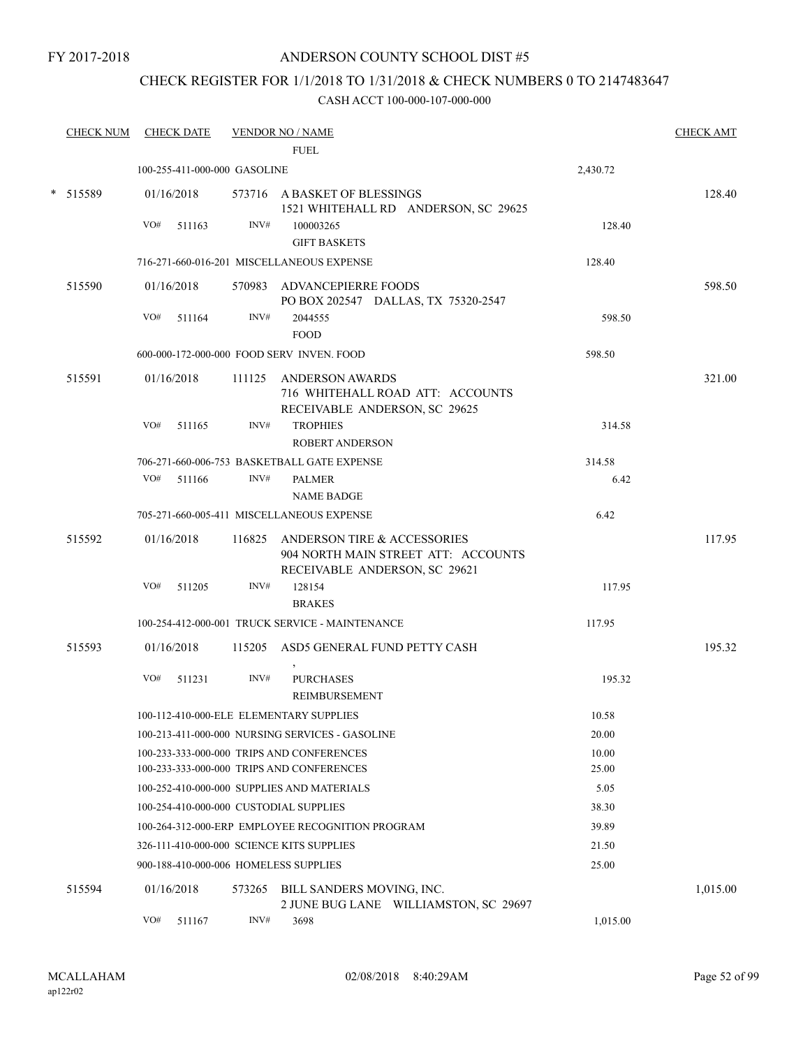FY 2017-2018

# ANDERSON COUNTY SCHOOL DIST #5

## CHECK REGISTER FOR 1/1/2018 TO 1/31/2018 & CHECK NUMBERS 0 TO 2147483647

### CASH ACCT 100-000-107-000-000

| CHECK NUM | CHECK DATE | VENDOR NO / NAME | | CHECK AMT |
|---|---|---|---|---|
| | | FUEL | | |
| | 100-255-411-000-000 GASOLINE | | 2,430.72 | |
| * 515589 | 01/16/2018 | 573716 A BASKET OF BLESSINGS<br>1521 WHITEHALL RD ANDERSON, SC 29625 | | 128.40 |
| | VO# 511163 | INV# 100003265<br>GIFT BASKETS | 128.40 | |
| | 716-271-660-016-201 MISCELLANEOUS EXPENSE | | 128.40 | |
| 515590 | 01/16/2018 | 570983 ADVANCEPIERRE FOODS<br>PO BOX 202547 DALLAS, TX 75320-2547 | | 598.50 |
| | VO# 511164 | INV# 2044555<br>FOOD | 598.50 | |
| | 600-000-172-000-000 FOOD SERV INVEN. FOOD | | 598.50 | |
| 515591 | 01/16/2018 | 111125 ANDERSON AWARDS<br>716 WHITEHALL ROAD ATT: ACCOUNTS RECEIVABLE ANDERSON, SC 29625 | | 321.00 |
| | VO# 511165 | INV# TROPHIES<br>ROBERT ANDERSON | 314.58 | |
| | 706-271-660-006-753 BASKETBALL GATE EXPENSE | | 314.58 | |
| | VO# 511166 | INV# PALMER<br>NAME BADGE | 6.42 | |
| | 705-271-660-005-411 MISCELLANEOUS EXPENSE | | 6.42 | |
| 515592 | 01/16/2018 | 116825 ANDERSON TIRE & ACCESSORIES<br>904 NORTH MAIN STREET ATT: ACCOUNTS RECEIVABLE ANDERSON, SC 29621 | | 117.95 |
| | VO# 511205 | INV# 128154<br>BRAKES | 117.95 | |
| | 100-254-412-000-001 TRUCK SERVICE - MAINTENANCE | | 117.95 | |
| 515593 | 01/16/2018 | 115205 ASD5 GENERAL FUND PETTY CASH<br>, | | 195.32 |
| | VO# 511231 | INV# PURCHASES<br>REIMBURSEMENT | 195.32 | |
| | 100-112-410-000-ELE ELEMENTARY SUPPLIES | | 10.58 | |
| | 100-213-411-000-000 NURSING SERVICES - GASOLINE | | 20.00 | |
| | 100-233-333-000-000 TRIPS AND CONFERENCES | | 10.00 | |
| | 100-233-333-000-000 TRIPS AND CONFERENCES | | 25.00 | |
| | 100-252-410-000-000 SUPPLIES AND MATERIALS | | 5.05 | |
| | 100-254-410-000-000 CUSTODIAL SUPPLIES | | 38.30 | |
| | 100-264-312-000-ERP EMPLOYEE RECOGNITION PROGRAM | | 39.89 | |
| | 326-111-410-000-000 SCIENCE KITS SUPPLIES | | 21.50 | |
| | 900-188-410-000-006 HOMELESS SUPPLIES | | 25.00 | |
| 515594 | 01/16/2018 | 573265 BILL SANDERS MOVING, INC.<br>2 JUNE BUG LANE WILLIAMSTON, SC 29697 | | 1,015.00 |
| | VO# 511167 | INV# 3698 | 1,015.00 | |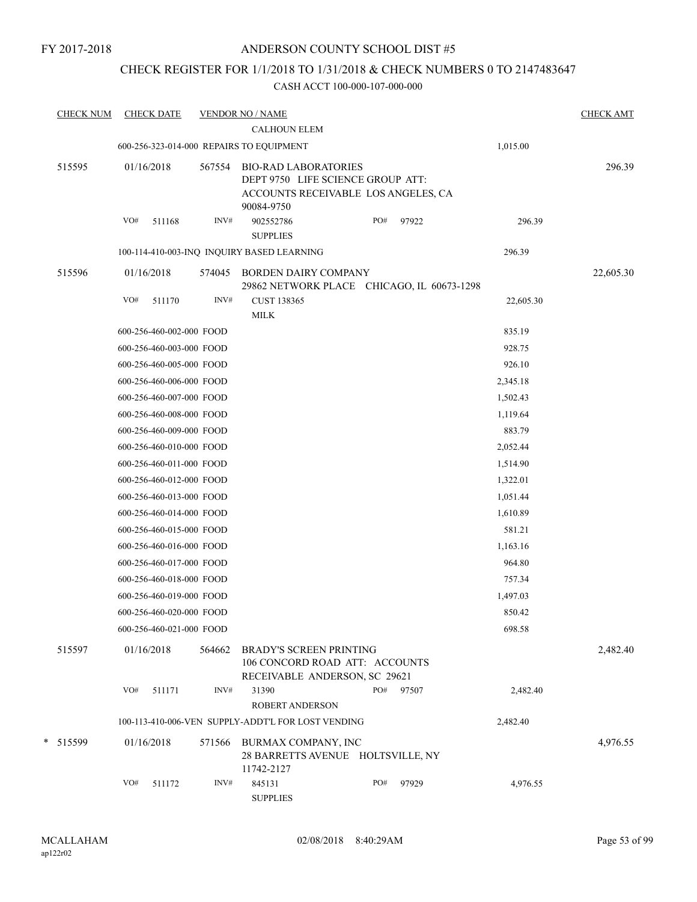FY 2017-2018

ANDERSON COUNTY SCHOOL DIST #5

CHECK REGISTER FOR 1/1/2018 TO 1/31/2018 & CHECK NUMBERS 0 TO 2147483647

CASH ACCT 100-000-107-000-000

| CHECK NUM | CHECK DATE | VENDOR NO / NAME | | | CHECK AMT |
|---|---|---|---|---|---|
| | | | CALHOUN ELEM | | |
| | 600-256-323-014-000 REPAIRS TO EQUIPMENT | | | 1,015.00 | |
| 515595 | 01/16/2018 | 567554 | BIO-RAD LABORATORIES DEPT 9750 LIFE SCIENCE GROUP ATT: ACCOUNTS RECEIVABLE LOS ANGELES, CA 90084-9750 | | 296.39 |
| | VO# 511168 | INV# | 902552786 SUPPLIES PO# 97922 | 296.39 | |
| | 100-114-410-003-INQ INQUIRY BASED LEARNING | | | 296.39 | |
| 515596 | 01/16/2018 | 574045 | BORDEN DAIRY COMPANY 29862 NETWORK PLACE CHICAGO, IL 60673-1298 | | 22,605.30 |
| | VO# 511170 | INV# | CUST 138365 MILK | 22,605.30 | |
| | 600-256-460-002-000 FOOD | | | 835.19 | |
| | 600-256-460-003-000 FOOD | | | 928.75 | |
| | 600-256-460-005-000 FOOD | | | 926.10 | |
| | 600-256-460-006-000 FOOD | | | 2,345.18 | |
| | 600-256-460-007-000 FOOD | | | 1,502.43 | |
| | 600-256-460-008-000 FOOD | | | 1,119.64 | |
| | 600-256-460-009-000 FOOD | | | 883.79 | |
| | 600-256-460-010-000 FOOD | | | 2,052.44 | |
| | 600-256-460-011-000 FOOD | | | 1,514.90 | |
| | 600-256-460-012-000 FOOD | | | 1,322.01 | |
| | 600-256-460-013-000 FOOD | | | 1,051.44 | |
| | 600-256-460-014-000 FOOD | | | 1,610.89 | |
| | 600-256-460-015-000 FOOD | | | 581.21 | |
| | 600-256-460-016-000 FOOD | | | 1,163.16 | |
| | 600-256-460-017-000 FOOD | | | 964.80 | |
| | 600-256-460-018-000 FOOD | | | 757.34 | |
| | 600-256-460-019-000 FOOD | | | 1,497.03 | |
| | 600-256-460-020-000 FOOD | | | 850.42 | |
| | 600-256-460-021-000 FOOD | | | 698.58 | |
| 515597 | 01/16/2018 | 564662 | BRADY'S SCREEN PRINTING 106 CONCORD ROAD ATT: ACCOUNTS RECEIVABLE ANDERSON, SC 29621 | | 2,482.40 |
| | VO# 511171 | INV# | 31390 ROBERT ANDERSON PO# 97507 | 2,482.40 | |
| | 100-113-410-006-VEN SUPPLY-ADDT'L FOR LOST VENDING | | | 2,482.40 | |
| * 515599 | 01/16/2018 | 571566 | BURMAX COMPANY, INC 28 BARRETTS AVENUE HOLTSVILLE, NY 11742-2127 | | 4,976.55 |
| | VO# 511172 | INV# | 845131 SUPPLIES PO# 97929 | 4,976.55 | |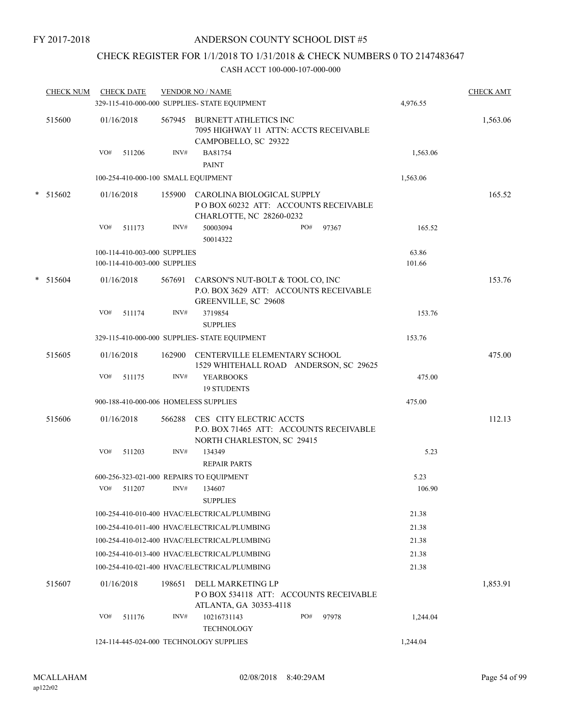FY 2017-2018

# ANDERSON COUNTY SCHOOL DIST #5

## CHECK REGISTER FOR 1/1/2018 TO 1/31/2018 & CHECK NUMBERS 0 TO 2147483647

### CASH ACCT 100-000-107-000-000

| CHECK NUM | CHECK DATE | VENDOR NO / NAME | | CHECK AMT |
|---|---|---|---|---|
| | 329-115-410-000-000 SUPPLIES- STATE EQUIPMENT | | 4,976.55 | |
| 515600 | 01/16/2018 | 567945 BURNETT ATHLETICS INC<br>7095 HIGHWAY 11 ATTN: ACCTS RECEIVABLE<br>CAMPOBELLO, SC 29322 | | 1,563.06 |
| | VO# 511206 | INV# BA81754<br>PAINT | 1,563.06 | |
| | 100-254-410-000-100 SMALL EQUIPMENT | | 1,563.06 | |
| * 515602 | 01/16/2018 | 155900 CAROLINA BIOLOGICAL SUPPLY<br>P O BOX 60232 ATT: ACCOUNTS RECEIVABLE<br>CHARLOTTE, NC 28260-0232 | | 165.52 |
| | VO# 511173 | INV# 50003094 PO# 97367<br>50014322 | 165.52 | |
| | 100-114-410-003-000 SUPPLIES | | 63.86 | |
| | 100-114-410-003-000 SUPPLIES | | 101.66 | |
| * 515604 | 01/16/2018 | 567691 CARSON'S NUT-BOLT & TOOL CO, INC<br>P.O. BOX 3629 ATT: ACCOUNTS RECEIVABLE<br>GREENVILLE, SC 29608 | | 153.76 |
| | VO# 511174 | INV# 3719854<br>SUPPLIES | 153.76 | |
| | 329-115-410-000-000 SUPPLIES- STATE EQUIPMENT | | 153.76 | |
| 515605 | 01/16/2018 | 162900 CENTERVILLE ELEMENTARY SCHOOL<br>1529 WHITEHALL ROAD ANDERSON, SC 29625 | | 475.00 |
| | VO# 511175 | INV# YEARBOOKS<br>19 STUDENTS | 475.00 | |
| | 900-188-410-000-006 HOMELESS SUPPLIES | | 475.00 | |
| 515606 | 01/16/2018 | 566288 CES CITY ELECTRIC ACCTS<br>P.O. BOX 71465 ATT: ACCOUNTS RECEIVABLE<br>NORTH CHARLESTON, SC 29415 | | 112.13 |
| | VO# 511203 | INV# 134349<br>REPAIR PARTS | 5.23 | |
| | 600-256-323-021-000 REPAIRS TO EQUIPMENT | | 5.23 | |
| | VO# 511207 | INV# 134607<br>SUPPLIES | 106.90 | |
| | 100-254-410-010-400 HVAC/ELECTRICAL/PLUMBING | | 21.38 | |
| | 100-254-410-011-400 HVAC/ELECTRICAL/PLUMBING | | 21.38 | |
| | 100-254-410-012-400 HVAC/ELECTRICAL/PLUMBING | | 21.38 | |
| | 100-254-410-013-400 HVAC/ELECTRICAL/PLUMBING | | 21.38 | |
| | 100-254-410-021-400 HVAC/ELECTRICAL/PLUMBING | | 21.38 | |
| 515607 | 01/16/2018 | 198651 DELL MARKETING LP<br>P O BOX 534118 ATT: ACCOUNTS RECEIVABLE<br>ATLANTA, GA 30353-4118 | | 1,853.91 |
| | VO# 511176 | INV# 10216731143 PO# 97978<br>TECHNOLOGY | 1,244.04 | |
| | 124-114-445-024-000 TECHNOLOGY SUPPLIES | | 1,244.04 | |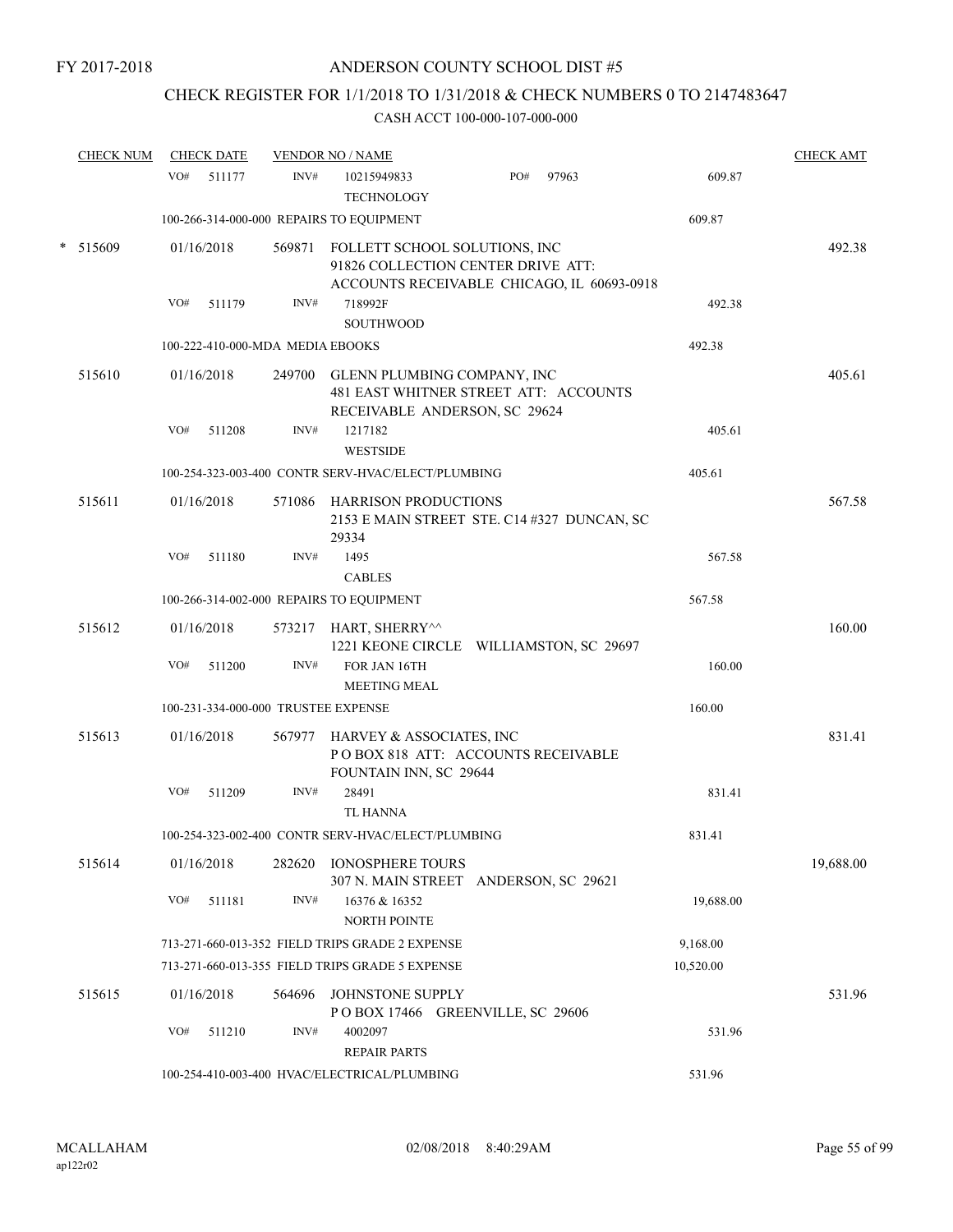FY 2017-2018

ANDERSON COUNTY SCHOOL DIST #5

CHECK REGISTER FOR 1/1/2018 TO 1/31/2018 & CHECK NUMBERS 0 TO 2147483647

CASH ACCT 100-000-107-000-000

| CHECK NUM | CHECK DATE | VENDOR NO / NAME | | CHECK AMT |
|---|---|---|---|---|
| | VO# 511177 | INV# 10215949833 PO# 97963<br>TECHNOLOGY | 609.87 | |
| | 100-266-314-000-000 REPAIRS TO EQUIPMENT | | 609.87 | |
| * 515609 | 01/16/2018 | 569871 FOLLETT SCHOOL SOLUTIONS, INC<br>91826 COLLECTION CENTER DRIVE ATT:<br>ACCOUNTS RECEIVABLE CHICAGO, IL 60693-0918 | | 492.38 |
| | VO# 511179 | INV# 718992F<br>SOUTHWOOD | 492.38 | |
| | 100-222-410-000-MDA MEDIA EBOOKS | | 492.38 | |
| 515610 | 01/16/2018 | 249700 GLENN PLUMBING COMPANY, INC<br>481 EAST WHITNER STREET ATT: ACCOUNTS<br>RECEIVABLE ANDERSON, SC 29624 | | 405.61 |
| | VO# 511208 | INV# 1217182<br>WESTSIDE | 405.61 | |
| | 100-254-323-003-400 CONTR SERV-HVAC/ELECT/PLUMBING | | 405.61 | |
| 515611 | 01/16/2018 | 571086 HARRISON PRODUCTIONS<br>2153 E MAIN STREET STE. C14 #327 DUNCAN, SC<br>29334 | | 567.58 |
| | VO# 511180 | INV# 1495<br>CABLES | 567.58 | |
| | 100-266-314-002-000 REPAIRS TO EQUIPMENT | | 567.58 | |
| 515612 | 01/16/2018 | 573217 HART, SHERRY^^<br>1221 KEONE CIRCLE WILLIAMSTON, SC 29697 | | 160.00 |
| | VO# 511200 | INV# FOR JAN 16TH<br>MEETING MEAL | 160.00 | |
| | 100-231-334-000-000 TRUSTEE EXPENSE | | 160.00 | |
| 515613 | 01/16/2018 | 567977 HARVEY & ASSOCIATES, INC<br>P O BOX 818 ATT: ACCOUNTS RECEIVABLE<br>FOUNTAIN INN, SC 29644 | | 831.41 |
| | VO# 511209 | INV# 28491<br>TL HANNA | 831.41 | |
| | 100-254-323-002-400 CONTR SERV-HVAC/ELECT/PLUMBING | | 831.41 | |
| 515614 | 01/16/2018 | 282620 IONOSPHERE TOURS<br>307 N. MAIN STREET ANDERSON, SC 29621 | | 19,688.00 |
| | VO# 511181 | INV# 16376 & 16352<br>NORTH POINTE | 19,688.00 | |
| | 713-271-660-013-352 FIELD TRIPS GRADE 2 EXPENSE | | 9,168.00 | |
| | 713-271-660-013-355 FIELD TRIPS GRADE 5 EXPENSE | | 10,520.00 | |
| 515615 | 01/16/2018 | 564696 JOHNSTONE SUPPLY<br>P O BOX 17466 GREENVILLE, SC 29606 | | 531.96 |
| | VO# 511210 | INV# 4002097<br>REPAIR PARTS | 531.96 | |
| | 100-254-410-003-400 HVAC/ELECTRICAL/PLUMBING | | 531.96 | |

MCALLAHAM
ap122r02

02/08/2018 8:40:29AM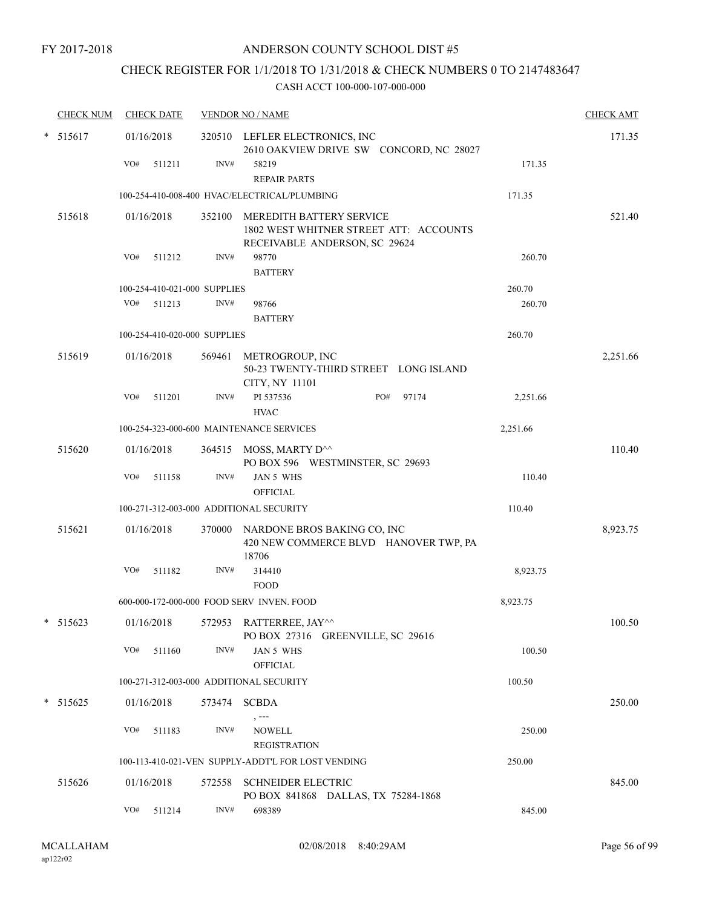FY 2017-2018

# ANDERSON COUNTY SCHOOL DIST #5

## CHECK REGISTER FOR 1/1/2018 TO 1/31/2018 & CHECK NUMBERS 0 TO 2147483647

### CASH ACCT 100-000-107-000-000

| CHECK NUM | CHECK DATE | VENDOR NO / NAME | | CHECK AMT |
|---|---|---|---|---|
| * 515617 | 01/16/2018 | 320510 LEFLER ELECTRONICS, INC<br>2610 OAKVIEW DRIVE SW CONCORD, NC 28027 | | 171.35 |
| | VO# 511211 | INV# 58219<br>REPAIR PARTS | 171.35 | |
| | 100-254-410-008-400 HVAC/ELECTRICAL/PLUMBING | | 171.35 | |
| 515618 | 01/16/2018 | 352100 MEREDITH BATTERY SERVICE<br>1802 WEST WHITNER STREET ATT: ACCOUNTS RECEIVABLE ANDERSON, SC 29624 | | 521.40 |
| | VO# 511212 | INV# 98770<br>BATTERY | 260.70 | |
| | 100-254-410-021-000 SUPPLIES | | 260.70 | |
| | VO# 511213 | INV# 98766<br>BATTERY | 260.70 | |
| | 100-254-410-020-000 SUPPLIES | | 260.70 | |
| 515619 | 01/16/2018 | 569461 METROGROUP, INC<br>50-23 TWENTY-THIRD STREET LONG ISLAND CITY, NY 11101 | | 2,251.66 |
| | VO# 511201 | INV# PI 537536 PO# 97174<br>HVAC | 2,251.66 | |
| | 100-254-323-000-600 MAINTENANCE SERVICES | | 2,251.66 | |
| 515620 | 01/16/2018 | 364515 MOSS, MARTY D^^<br>PO BOX 596 WESTMINSTER, SC 29693 | | 110.40 |
| | VO# 511158 | INV# JAN 5 WHS<br>OFFICIAL | 110.40 | |
| | 100-271-312-003-000 ADDITIONAL SECURITY | | 110.40 | |
| 515621 | 01/16/2018 | 370000 NARDONE BROS BAKING CO, INC<br>420 NEW COMMERCE BLVD HANOVER TWP, PA 18706 | | 8,923.75 |
| | VO# 511182 | INV# 314410<br>FOOD | 8,923.75 | |
| | 600-000-172-000-000 FOOD SERV INVEN. FOOD | | 8,923.75 | |
| * 515623 | 01/16/2018 | 572953 RATTERREE, JAY^^<br>PO BOX 27316 GREENVILLE, SC 29616 | | 100.50 |
| | VO# 511160 | INV# JAN 5 WHS<br>OFFICIAL | 100.50 | |
| | 100-271-312-003-000 ADDITIONAL SECURITY | | 100.50 | |
| * 515625 | 01/16/2018 | 573474 SCBDA<br>, --- | | 250.00 |
| | VO# 511183 | INV# NOWELL<br>REGISTRATION | 250.00 | |
| | 100-113-410-021-VEN SUPPLY-ADDT'L FOR LOST VENDING | | 250.00 | |
| 515626 | 01/16/2018 | 572558 SCHNEIDER ELECTRIC<br>PO BOX 841868 DALLAS, TX 75284-1868 | | 845.00 |
| | VO# 511214 | INV# 698389 | 845.00 | |

MCALLAHAM
ap122r02

02/08/2018 8:40:29AM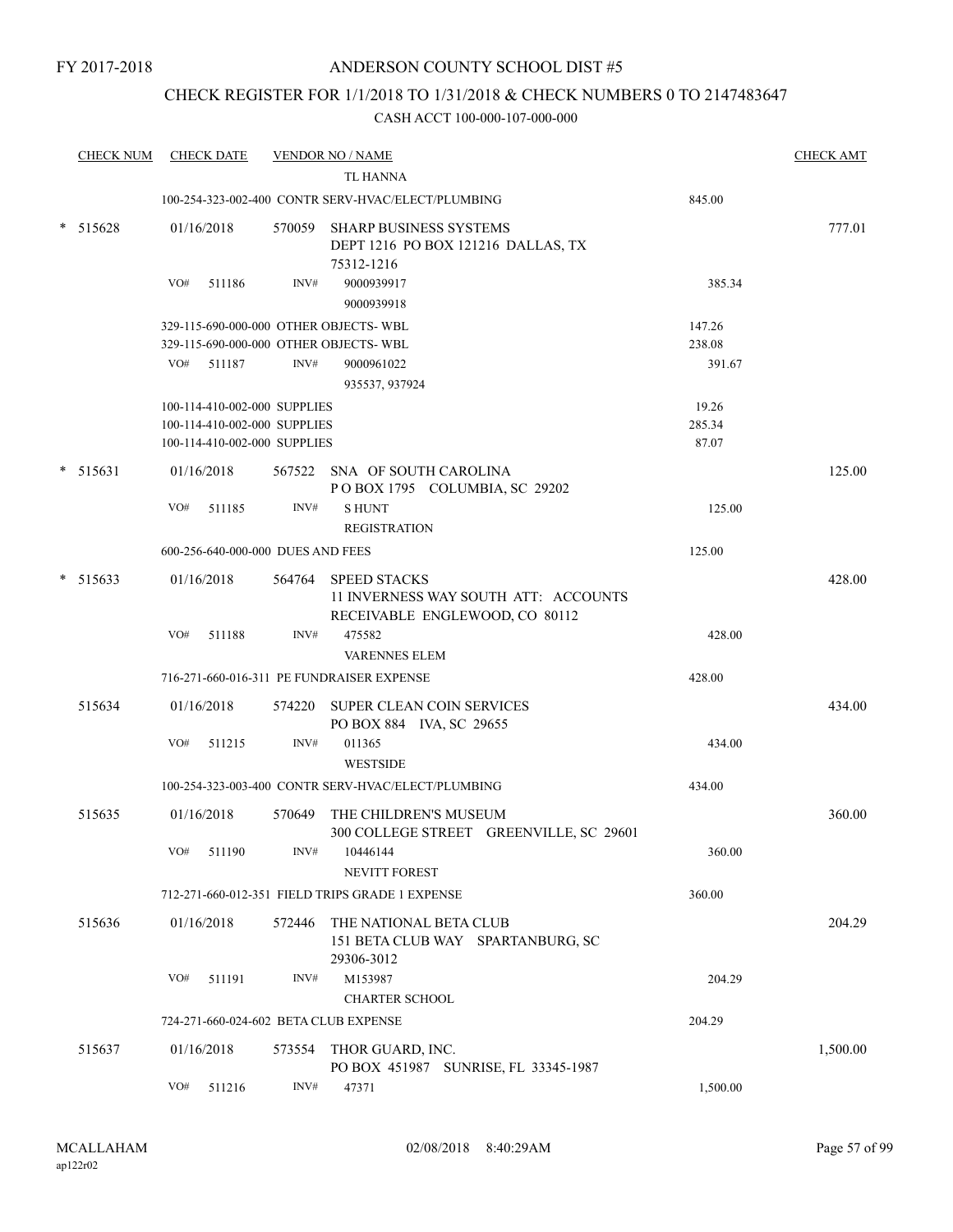FY 2017-2018

ANDERSON COUNTY SCHOOL DIST #5

CHECK REGISTER FOR 1/1/2018 TO 1/31/2018 & CHECK NUMBERS 0 TO 2147483647

CASH ACCT 100-000-107-000-000

| CHECK NUM | CHECK DATE | VENDOR NO / NAME | | CHECK AMT |
|---|---|---|---|---|
| | | TL HANNA | | |
| | 100-254-323-002-400 CONTR SERV-HVAC/ELECT/PLUMBING | | 845.00 | |
| * 515628 | 01/16/2018 | 570059 SHARP BUSINESS SYSTEMS DEPT 1216 PO BOX 121216 DALLAS, TX 75312-1216 | | 777.01 |
| | VO# 511186 | INV# 9000939917 9000939918 | 385.34 | |
| | 329-115-690-000-000 OTHER OBJECTS- WBL | | 147.26 | |
| | 329-115-690-000-000 OTHER OBJECTS- WBL | | 238.08 | |
| | VO# 511187 | INV# 9000961022 935537, 937924 | 391.67 | |
| | 100-114-410-002-000 SUPPLIES | | 19.26 | |
| | 100-114-410-002-000 SUPPLIES | | 285.34 | |
| | 100-114-410-002-000 SUPPLIES | | 87.07 | |
| * 515631 | 01/16/2018 | 567522 SNA OF SOUTH CAROLINA P O BOX 1795 COLUMBIA, SC 29202 | | 125.00 |
| | VO# 511185 | INV# S HUNT REGISTRATION | 125.00 | |
| | 600-256-640-000-000 DUES AND FEES | | 125.00 | |
| * 515633 | 01/16/2018 | 564764 SPEED STACKS 11 INVERNESS WAY SOUTH ATT: ACCOUNTS RECEIVABLE ENGLEWOOD, CO 80112 | | 428.00 |
| | VO# 511188 | INV# 475582 VARENNES ELEM | 428.00 | |
| | 716-271-660-016-311 PE FUNDRAISER EXPENSE | | 428.00 | |
| 515634 | 01/16/2018 | 574220 SUPER CLEAN COIN SERVICES PO BOX 884 IVA, SC 29655 | | 434.00 |
| | VO# 511215 | INV# 011365 WESTSIDE | 434.00 | |
| | 100-254-323-003-400 CONTR SERV-HVAC/ELECT/PLUMBING | | 434.00 | |
| 515635 | 01/16/2018 | 570649 THE CHILDREN'S MUSEUM 300 COLLEGE STREET GREENVILLE, SC 29601 | | 360.00 |
| | VO# 511190 | INV# 10446144 NEVITT FOREST | 360.00 | |
| | 712-271-660-012-351 FIELD TRIPS GRADE 1 EXPENSE | | 360.00 | |
| 515636 | 01/16/2018 | 572446 THE NATIONAL BETA CLUB 151 BETA CLUB WAY SPARTANBURG, SC 29306-3012 | | 204.29 |
| | VO# 511191 | INV# M153987 CHARTER SCHOOL | 204.29 | |
| | 724-271-660-024-602 BETA CLUB EXPENSE | | 204.29 | |
| 515637 | 01/16/2018 | 573554 THOR GUARD, INC. PO BOX 451987 SUNRISE, FL 33345-1987 | | 1,500.00 |
| | VO# 511216 | INV# 47371 | 1,500.00 | |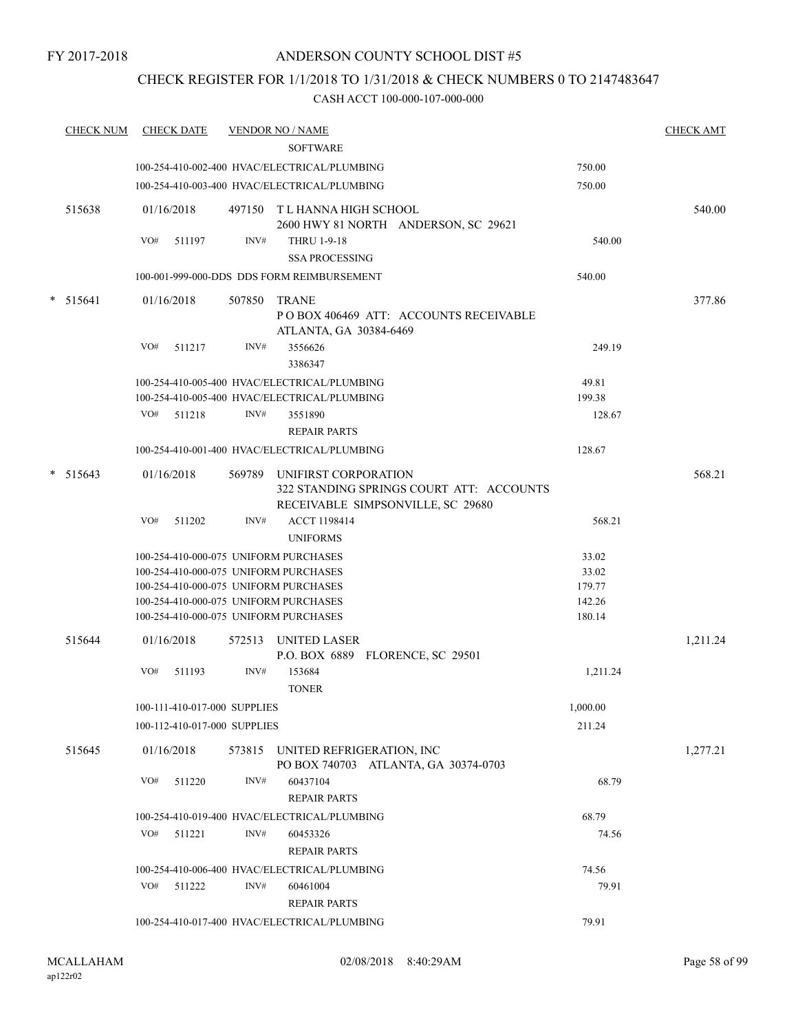FY 2017-2018

# ANDERSON COUNTY SCHOOL DIST #5

## CHECK REGISTER FOR 1/1/2018 TO 1/31/2018 & CHECK NUMBERS 0 TO 2147483647

CASH ACCT 100-000-107-000-000

| CHECK NUM | CHECK DATE | VENDOR NO / NAME | | CHECK AMT |
|---|---|---|---|---|
| | | SOFTWARE | | |
| | | 100-254-410-002-400 HVAC/ELECTRICAL/PLUMBING | 750.00 | |
| | | 100-254-410-003-400 HVAC/ELECTRICAL/PLUMBING | 750.00 | |
| 515638 | 01/16/2018 | 497150 T L HANNA HIGH SCHOOL<br>2600 HWY 81 NORTH ANDERSON, SC 29621 | | 540.00 |
| | VO# 511197 | INV# THRU 1-9-18<br>SSA PROCESSING | 540.00 | |
| | | 100-001-999-000-DDS DDS FORM REIMBURSEMENT | 540.00 | |
| * 515641 | 01/16/2018 | 507850 TRANE<br>P O BOX 406469 ATT: ACCOUNTS RECEIVABLE<br>ATLANTA, GA 30384-6469 | | 377.86 |
| | VO# 511217 | INV# 3556626<br>3386347 | 249.19 | |
| | | 100-254-410-005-400 HVAC/ELECTRICAL/PLUMBING | 49.81 | |
| | | 100-254-410-005-400 HVAC/ELECTRICAL/PLUMBING | 199.38 | |
| | VO# 511218 | INV# 3551890<br>REPAIR PARTS | 128.67 | |
| | | 100-254-410-001-400 HVAC/ELECTRICAL/PLUMBING | 128.67 | |
| * 515643 | 01/16/2018 | 569789 UNIFIRST CORPORATION<br>322 STANDING SPRINGS COURT ATT: ACCOUNTS<br>RECEIVABLE SIMPSONVILLE, SC 29680 | | 568.21 |
| | VO# 511202 | INV# ACCT 1198414<br>UNIFORMS | 568.21 | |
| | | 100-254-410-000-075 UNIFORM PURCHASES | 33.02 | |
| | | 100-254-410-000-075 UNIFORM PURCHASES | 33.02 | |
| | | 100-254-410-000-075 UNIFORM PURCHASES | 179.77 | |
| | | 100-254-410-000-075 UNIFORM PURCHASES | 142.26 | |
| | | 100-254-410-000-075 UNIFORM PURCHASES | 180.14 | |
| 515644 | 01/16/2018 | 572513 UNITED LASER<br>P.O. BOX 6889 FLORENCE, SC 29501 | | 1,211.24 |
| | VO# 511193 | INV# 153684<br>TONER | 1,211.24 | |
| | | 100-111-410-017-000 SUPPLIES | 1,000.00 | |
| | | 100-112-410-017-000 SUPPLIES | 211.24 | |
| 515645 | 01/16/2018 | 573815 UNITED REFRIGERATION, INC<br>PO BOX 740703 ATLANTA, GA 30374-0703 | | 1,277.21 |
| | VO# 511220 | INV# 60437104<br>REPAIR PARTS | 68.79 | |
| | | 100-254-410-019-400 HVAC/ELECTRICAL/PLUMBING | 68.79 | |
| | VO# 511221 | INV# 60453326<br>REPAIR PARTS | 74.56 | |
| | | 100-254-410-006-400 HVAC/ELECTRICAL/PLUMBING | 74.56 | |
| | VO# 511222 | INV# 60461004<br>REPAIR PARTS | 79.91 | |
| | | 100-254-410-017-400 HVAC/ELECTRICAL/PLUMBING | 79.91 | |

MCALLAHAM
ap122r02
02/08/2018 8:40:29AM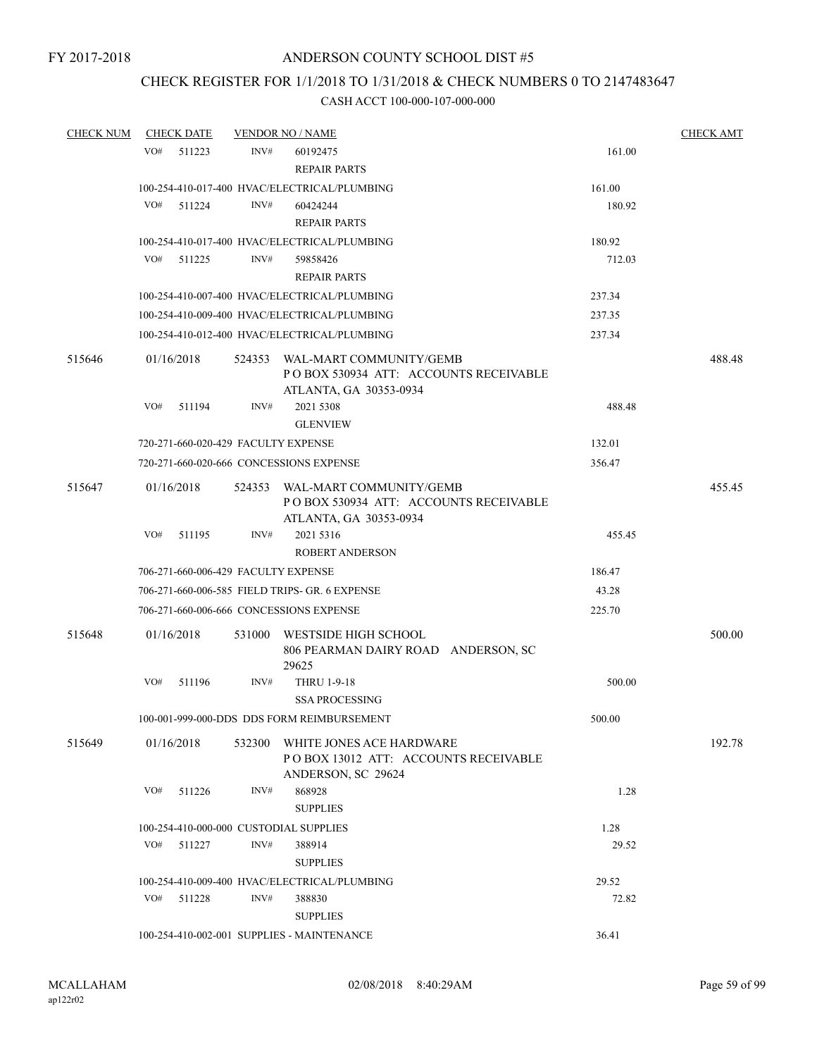FY 2017-2018

ANDERSON COUNTY SCHOOL DIST #5

## CHECK REGISTER FOR 1/1/2018 TO 1/31/2018 & CHECK NUMBERS 0 TO 2147483647

CASH ACCT 100-000-107-000-000

| CHECK NUM | CHECK DATE | VENDOR NO / NAME | | CHECK AMT |
|---|---|---|---|---|
| | VO# 511223 | INV# 60192475 REPAIR PARTS | 161.00 | |
| | | 100-254-410-017-400 HVAC/ELECTRICAL/PLUMBING | 161.00 | |
| | VO# 511224 | INV# 60424244 REPAIR PARTS | 180.92 | |
| | | 100-254-410-017-400 HVAC/ELECTRICAL/PLUMBING | 180.92 | |
| | VO# 511225 | INV# 59858426 REPAIR PARTS | 712.03 | |
| | | 100-254-410-007-400 HVAC/ELECTRICAL/PLUMBING | 237.34 | |
| | | 100-254-410-009-400 HVAC/ELECTRICAL/PLUMBING | 237.35 | |
| | | 100-254-410-012-400 HVAC/ELECTRICAL/PLUMBING | 237.34 | |
| 515646 | 01/16/2018 | 524353 WAL-MART COMMUNITY/GEMB P O BOX 530934 ATT: ACCOUNTS RECEIVABLE ATLANTA, GA 30353-0934 | | 488.48 |
| | VO# 511194 | INV# 2021 5308 GLENVIEW | 488.48 | |
| | | 720-271-660-020-429 FACULTY EXPENSE | 132.01 | |
| | | 720-271-660-020-666 CONCESSIONS EXPENSE | 356.47 | |
| 515647 | 01/16/2018 | 524353 WAL-MART COMMUNITY/GEMB P O BOX 530934 ATT: ACCOUNTS RECEIVABLE ATLANTA, GA 30353-0934 | | 455.45 |
| | VO# 511195 | INV# 2021 5316 ROBERT ANDERSON | 455.45 | |
| | | 706-271-660-006-429 FACULTY EXPENSE | 186.47 | |
| | | 706-271-660-006-585 FIELD TRIPS- GR. 6 EXPENSE | 43.28 | |
| | | 706-271-660-006-666 CONCESSIONS EXPENSE | 225.70 | |
| 515648 | 01/16/2018 | 531000 WESTSIDE HIGH SCHOOL 806 PEARMAN DAIRY ROAD ANDERSON, SC 29625 | | 500.00 |
| | VO# 511196 | INV# THRU 1-9-18 SSA PROCESSING | 500.00 | |
| | | 100-001-999-000-DDS DDS FORM REIMBURSEMENT | 500.00 | |
| 515649 | 01/16/2018 | 532300 WHITE JONES ACE HARDWARE P O BOX 13012 ATT: ACCOUNTS RECEIVABLE ANDERSON, SC 29624 | | 192.78 |
| | VO# 511226 | INV# 868928 SUPPLIES | 1.28 | |
| | | 100-254-410-000-000 CUSTODIAL SUPPLIES | 1.28 | |
| | VO# 511227 | INV# 388914 SUPPLIES | 29.52 | |
| | | 100-254-410-009-400 HVAC/ELECTRICAL/PLUMBING | 29.52 | |
| | VO# 511228 | INV# 388830 SUPPLIES | 72.82 | |
| | | 100-254-410-002-001 SUPPLIES - MAINTENANCE | 36.41 | |

MCALLAHAM
ap122r02

02/08/2018 8:40:29AM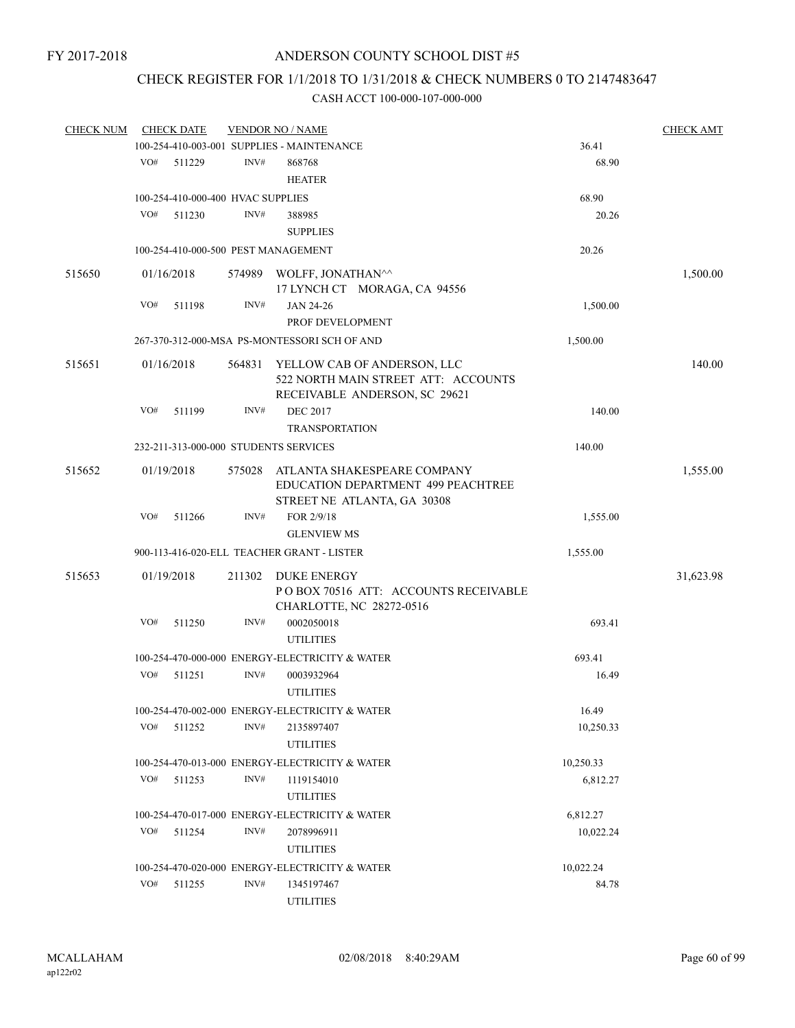FY 2017-2018

# ANDERSON COUNTY SCHOOL DIST #5

## CHECK REGISTER FOR 1/1/2018 TO 1/31/2018 & CHECK NUMBERS 0 TO 2147483647

### CASH ACCT 100-000-107-000-000

| CHECK NUM | CHECK DATE | VENDOR NO / NAME | | CHECK AMT |
|---|---|---|---|---|
| | 100-254-410-003-001 SUPPLIES - MAINTENANCE | | 36.41 | |
| | VO# 511229 | INV# 868768 HEATER | 68.90 | |
| | 100-254-410-000-400 HVAC SUPPLIES | | 68.90 | |
| | VO# 511230 | INV# 388985 SUPPLIES | 20.26 | |
| | 100-254-410-000-500 PEST MANAGEMENT | | 20.26 | |
| 515650 | 01/16/2018 | 574989 WOLFF, JONATHAN^^ 17 LYNCH CT MORAGA, CA 94556 | | 1,500.00 |
| | VO# 511198 | INV# JAN 24-26 PROF DEVELOPMENT | 1,500.00 | |
| | 267-370-312-000-MSA PS-MONTESSORI SCH OF AND | | 1,500.00 | |
| 515651 | 01/16/2018 | 564831 YELLOW CAB OF ANDERSON, LLC 522 NORTH MAIN STREET ATT: ACCOUNTS RECEIVABLE ANDERSON, SC 29621 | | 140.00 |
| | VO# 511199 | INV# DEC 2017 TRANSPORTATION | 140.00 | |
| | 232-211-313-000-000 STUDENTS SERVICES | | 140.00 | |
| 515652 | 01/19/2018 | 575028 ATLANTA SHAKESPEARE COMPANY EDUCATION DEPARTMENT 499 PEACHTREE STREET NE ATLANTA, GA 30308 | | 1,555.00 |
| | VO# 511266 | INV# FOR 2/9/18 GLENVIEW MS | 1,555.00 | |
| | 900-113-416-020-ELL TEACHER GRANT - LISTER | | 1,555.00 | |
| 515653 | 01/19/2018 | 211302 DUKE ENERGY P O BOX 70516 ATT: ACCOUNTS RECEIVABLE CHARLOTTE, NC 28272-0516 | | 31,623.98 |
| | VO# 511250 | INV# 0002050018 UTILITIES | 693.41 | |
| | 100-254-470-000-000 ENERGY-ELECTRICITY & WATER | | 693.41 | |
| | VO# 511251 | INV# 0003932964 UTILITIES | 16.49 | |
| | 100-254-470-002-000 ENERGY-ELECTRICITY & WATER | | 16.49 | |
| | VO# 511252 | INV# 2135897407 UTILITIES | 10,250.33 | |
| | 100-254-470-013-000 ENERGY-ELECTRICITY & WATER | | 10,250.33 | |
| | VO# 511253 | INV# 1119154010 UTILITIES | 6,812.27 | |
| | 100-254-470-017-000 ENERGY-ELECTRICITY & WATER | | 6,812.27 | |
| | VO# 511254 | INV# 2078996911 UTILITIES | 10,022.24 | |
| | 100-254-470-020-000 ENERGY-ELECTRICITY & WATER | | 10,022.24 | |
| | VO# 511255 | INV# 1345197467 UTILITIES | 84.78 | |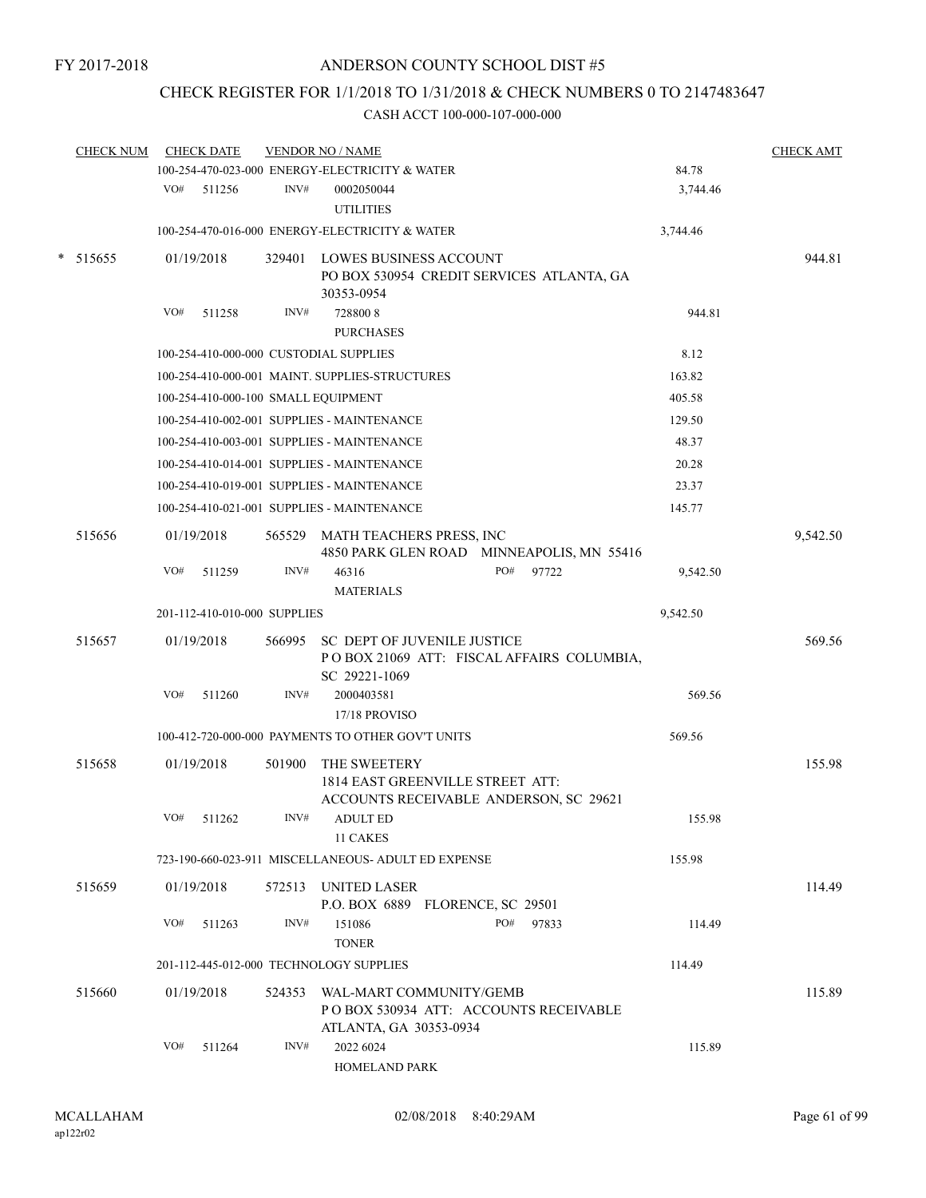FY 2017-2018

# ANDERSON COUNTY SCHOOL DIST #5

## CHECK REGISTER FOR 1/1/2018 TO 1/31/2018 & CHECK NUMBERS 0 TO 2147483647

### CASH ACCT 100-000-107-000-000

| CHECK NUM | CHECK DATE | VENDOR NO / NAME | | CHECK AMT |
|---|---|---|---|---|
| | 100-254-470-023-000 ENERGY-ELECTRICITY & WATER | | 84.78 | |
| | VO# 511256 | INV# 0002050044 UTILITIES | 3,744.46 | |
| | 100-254-470-016-000 ENERGY-ELECTRICITY & WATER | | 3,744.46 | |
| * 515655 | 01/19/2018 | 329401 LOWES BUSINESS ACCOUNT PO BOX 530954 CREDIT SERVICES ATLANTA, GA 30353-0954 | | 944.81 |
| | VO# 511258 | INV# 728800 8 PURCHASES | 944.81 | |
| | 100-254-410-000-000 CUSTODIAL SUPPLIES | | 8.12 | |
| | 100-254-410-000-001 MAINT. SUPPLIES-STRUCTURES | | 163.82 | |
| | 100-254-410-000-100 SMALL EQUIPMENT | | 405.58 | |
| | 100-254-410-002-001 SUPPLIES - MAINTENANCE | | 129.50 | |
| | 100-254-410-003-001 SUPPLIES - MAINTENANCE | | 48.37 | |
| | 100-254-410-014-001 SUPPLIES - MAINTENANCE | | 20.28 | |
| | 100-254-410-019-001 SUPPLIES - MAINTENANCE | | 23.37 | |
| | 100-254-410-021-001 SUPPLIES - MAINTENANCE | | 145.77 | |
| 515656 | 01/19/2018 | 565529 MATH TEACHERS PRESS, INC 4850 PARK GLEN ROAD MINNEAPOLIS, MN 55416 | | 9,542.50 |
| | VO# 511259 | INV# 46316 PO# 97722 MATERIALS | 9,542.50 | |
| | 201-112-410-010-000 SUPPLIES | | 9,542.50 | |
| 515657 | 01/19/2018 | 566995 SC DEPT OF JUVENILE JUSTICE P O BOX 21069 ATT: FISCAL AFFAIRS COLUMBIA, SC 29221-1069 | | 569.56 |
| | VO# 511260 | INV# 2000403581 17/18 PROVISO | 569.56 | |
| | 100-412-720-000-000 PAYMENTS TO OTHER GOV'T UNITS | | 569.56 | |
| 515658 | 01/19/2018 | 501900 THE SWEETERY 1814 EAST GREENVILLE STREET ATT: ACCOUNTS RECEIVABLE ANDERSON, SC 29621 | | 155.98 |
| | VO# 511262 | INV# ADULT ED 11 CAKES | 155.98 | |
| | 723-190-660-023-911 MISCELLANEOUS- ADULT ED EXPENSE | | 155.98 | |
| 515659 | 01/19/2018 | 572513 UNITED LASER P.O. BOX 6889 FLORENCE, SC 29501 | | 114.49 |
| | VO# 511263 | INV# 151086 PO# 97833 TONER | 114.49 | |
| | 201-112-445-012-000 TECHNOLOGY SUPPLIES | | 114.49 | |
| 515660 | 01/19/2018 | 524353 WAL-MART COMMUNITY/GEMB P O BOX 530934 ATT: ACCOUNTS RECEIVABLE ATLANTA, GA 30353-0934 | | 115.89 |
| | VO# 511264 | INV# 2022 6024 HOMELAND PARK | 115.89 | |

MCALLAHAM
ap122r02

02/08/2018 8:40:29AM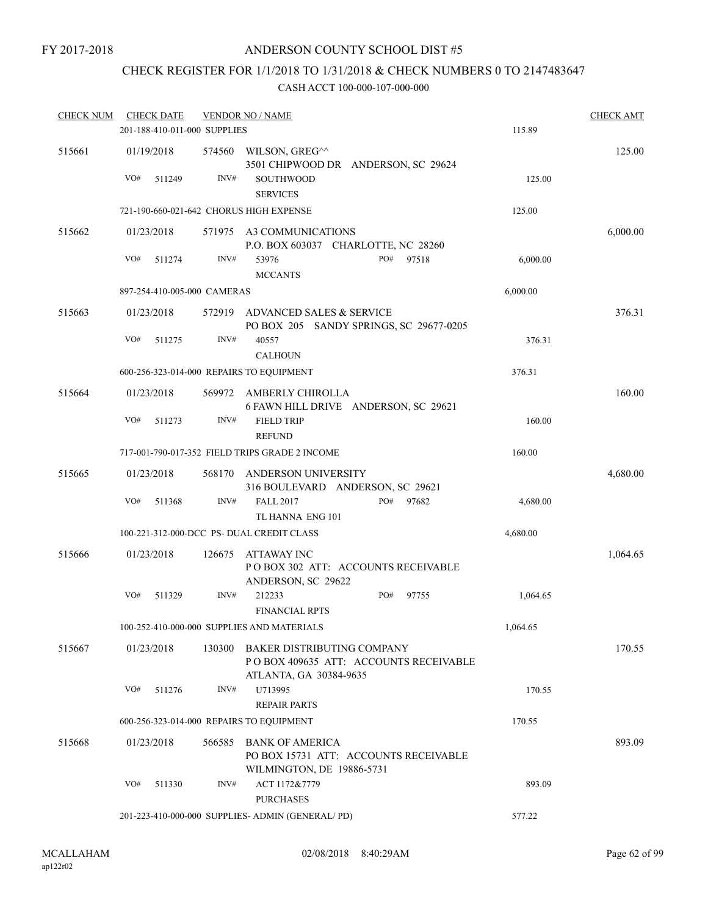FY 2017-2018

# ANDERSON COUNTY SCHOOL DIST #5

## CHECK REGISTER FOR 1/1/2018 TO 1/31/2018 & CHECK NUMBERS 0 TO 2147483647

### CASH ACCT 100-000-107-000-000

| CHECK NUM | CHECK DATE | VENDOR NO / NAME | | CHECK AMT |
|---|---|---|---|---|
| | 201-188-410-011-000 SUPPLIES | | 115.89 | |
| 515661 | 01/19/2018 | 574560 WILSON, GREG^^ 3501 CHIPWOOD DR ANDERSON, SC 29624 | | 125.00 |
| | VO# 511249 | INV# SOUTHWOOD SERVICES | 125.00 | |
| | 721-190-660-021-642 CHORUS HIGH EXPENSE | | 125.00 | |
| 515662 | 01/23/2018 | 571975 A3 COMMUNICATIONS P.O. BOX 603037 CHARLOTTE, NC 28260 | | 6,000.00 |
| | VO# 511274 | INV# 53976 PO# 97518 MCCANTS | 6,000.00 | |
| | 897-254-410-005-000 CAMERAS | | 6,000.00 | |
| 515663 | 01/23/2018 | 572919 ADVANCED SALES & SERVICE PO BOX 205 SANDY SPRINGS, SC 29677-0205 | | 376.31 |
| | VO# 511275 | INV# 40557 CALHOUN | 376.31 | |
| | 600-256-323-014-000 REPAIRS TO EQUIPMENT | | 376.31 | |
| 515664 | 01/23/2018 | 569972 AMBERLY CHIROLLA 6 FAWN HILL DRIVE ANDERSON, SC 29621 | | 160.00 |
| | VO# 511273 | INV# FIELD TRIP REFUND | 160.00 | |
| | 717-001-790-017-352 FIELD TRIPS GRADE 2 INCOME | | 160.00 | |
| 515665 | 01/23/2018 | 568170 ANDERSON UNIVERSITY 316 BOULEVARD ANDERSON, SC 29621 | | 4,680.00 |
| | VO# 511368 | INV# FALL 2017 PO# 97682 TL HANNA ENG 101 | 4,680.00 | |
| | 100-221-312-000-DCC PS- DUAL CREDIT CLASS | | 4,680.00 | |
| 515666 | 01/23/2018 | 126675 ATTAWAY INC P O BOX 302 ATT: ACCOUNTS RECEIVABLE ANDERSON, SC 29622 | | 1,064.65 |
| | VO# 511329 | INV# 212233 PO# 97755 FINANCIAL RPTS | 1,064.65 | |
| | 100-252-410-000-000 SUPPLIES AND MATERIALS | | 1,064.65 | |
| 515667 | 01/23/2018 | 130300 BAKER DISTRIBUTING COMPANY P O BOX 409635 ATT: ACCOUNTS RECEIVABLE ATLANTA, GA 30384-9635 | | 170.55 |
| | VO# 511276 | INV# U713995 REPAIR PARTS | 170.55 | |
| | 600-256-323-014-000 REPAIRS TO EQUIPMENT | | 170.55 | |
| 515668 | 01/23/2018 | 566585 BANK OF AMERICA PO BOX 15731 ATT: ACCOUNTS RECEIVABLE WILMINGTON, DE 19886-5731 | | 893.09 |
| | VO# 511330 | INV# ACT 1172&7779 PURCHASES | 893.09 | |
| | 201-223-410-000-000 SUPPLIES- ADMIN (GENERAL/ PD) | | 577.22 | |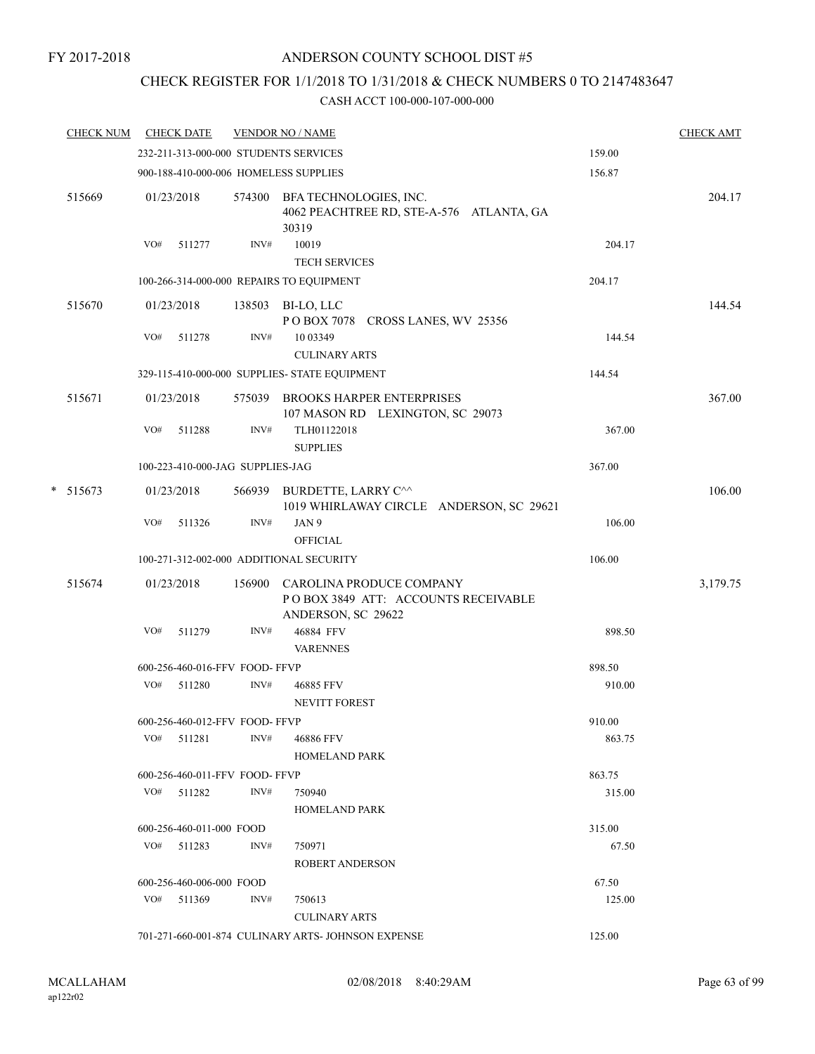FY 2017-2018

# ANDERSON COUNTY SCHOOL DIST #5

## CHECK REGISTER FOR 1/1/2018 TO 1/31/2018 & CHECK NUMBERS 0 TO 2147483647

### CASH ACCT 100-000-107-000-000

| CHECK NUM | CHECK DATE | VENDOR NO / NAME | | CHECK AMT |
|---|---|---|---|---|
| | 232-211-313-000-000 STUDENTS SERVICES | | 159.00 | |
| | 900-188-410-000-006 HOMELESS SUPPLIES | | 156.87 | |
| 515669 | 01/23/2018 | 574300 BFA TECHNOLOGIES, INC.<br>4062 PEACHTREE RD, STE-A-576 ATLANTA, GA 30319 | | 204.17 |
| | VO# 511277 | INV# 10019<br>TECH SERVICES | 204.17 | |
| | 100-266-314-000-000 REPAIRS TO EQUIPMENT | | 204.17 | |
| 515670 | 01/23/2018 | 138503 BI-LO, LLC<br>P O BOX 7078 CROSS LANES, WV 25356 | | 144.54 |
| | VO# 511278 | INV# 10 03349<br>CULINARY ARTS | 144.54 | |
| | 329-115-410-000-000 SUPPLIES- STATE EQUIPMENT | | 144.54 | |
| 515671 | 01/23/2018 | 575039 BROOKS HARPER ENTERPRISES<br>107 MASON RD LEXINGTON, SC 29073 | | 367.00 |
| | VO# 511288 | INV# TLH01122018<br>SUPPLIES | 367.00 | |
| | 100-223-410-000-JAG SUPPLIES-JAG | | 367.00 | |
| * 515673 | 01/23/2018 | 566939 BURDETTE, LARRY C^^<br>1019 WHIRLAWAY CIRCLE ANDERSON, SC 29621 | | 106.00 |
| | VO# 511326 | INV# JAN 9<br>OFFICIAL | 106.00 | |
| | 100-271-312-002-000 ADDITIONAL SECURITY | | 106.00 | |
| 515674 | 01/23/2018 | 156900 CAROLINA PRODUCE COMPANY<br>P O BOX 3849 ATT: ACCOUNTS RECEIVABLE<br>ANDERSON, SC 29622 | | 3,179.75 |
| | VO# 511279 | INV# 46884 FFV<br>VARENNES | 898.50 | |
| | 600-256-460-016-FFV FOOD- FFVP | | 898.50 | |
| | VO# 511280 | INV# 46885 FFV<br>NEVITT FOREST | 910.00 | |
| | 600-256-460-012-FFV FOOD- FFVP | | 910.00 | |
| | VO# 511281 | INV# 46886 FFV<br>HOMELAND PARK | 863.75 | |
| | 600-256-460-011-FFV FOOD- FFVP | | 863.75 | |
| | VO# 511282 | INV# 750940<br>HOMELAND PARK | 315.00 | |
| | 600-256-460-011-000 FOOD | | 315.00 | |
| | VO# 511283 | INV# 750971<br>ROBERT ANDERSON | 67.50 | |
| | 600-256-460-006-000 FOOD | | 67.50 | |
| | VO# 511369 | INV# 750613<br>CULINARY ARTS | 125.00 | |
| | 701-271-660-001-874 CULINARY ARTS- JOHNSON EXPENSE | | 125.00 | |

MCALLAHAM
ap122r02

02/08/2018 8:40:29AM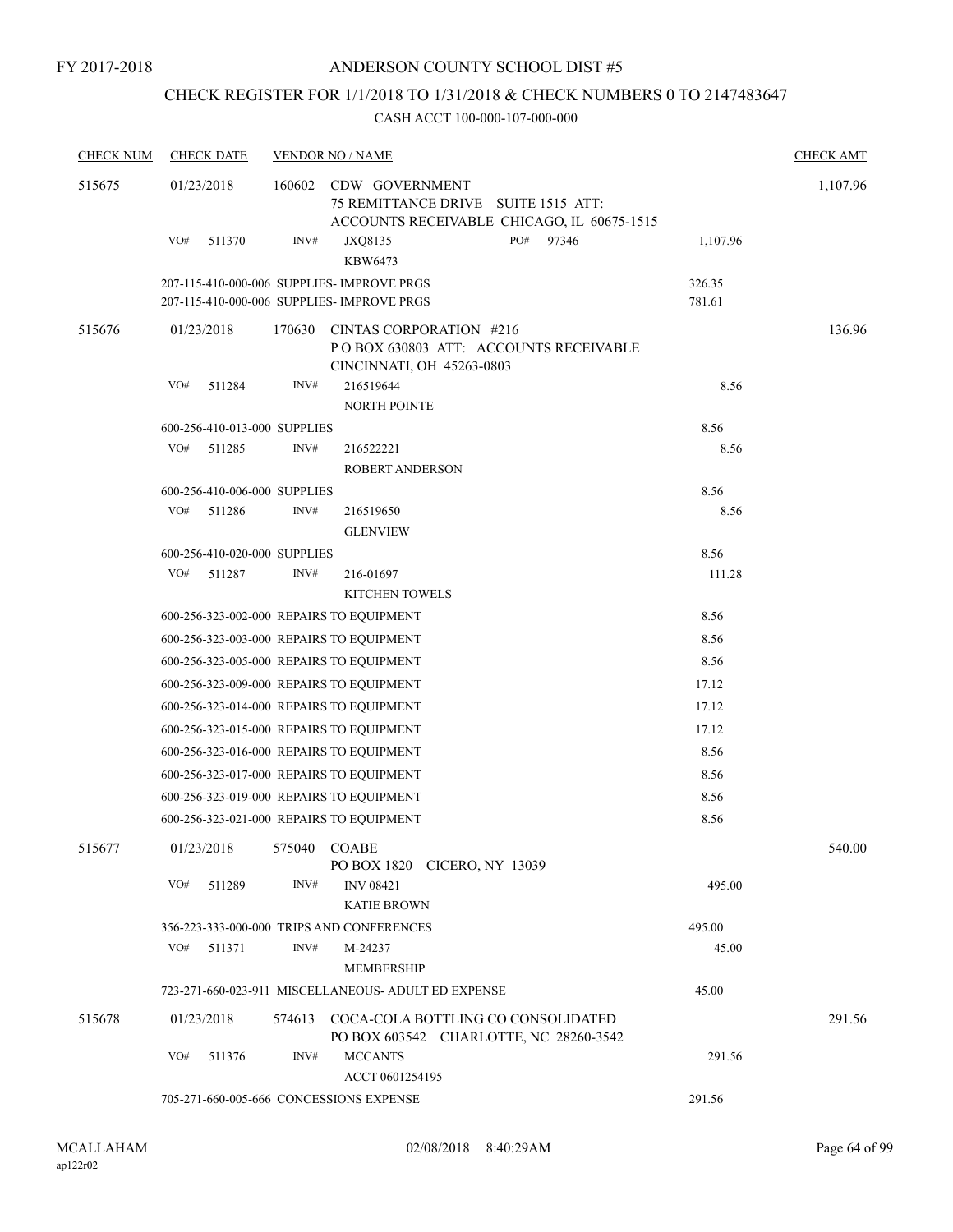FY 2017-2018

# ANDERSON COUNTY SCHOOL DIST #5

## CHECK REGISTER FOR 1/1/2018 TO 1/31/2018 & CHECK NUMBERS 0 TO 2147483647

### CASH ACCT 100-000-107-000-000

| CHECK NUM | CHECK DATE | VENDOR NO / NAME | | CHECK AMT |
|---|---|---|---|---|
| 515675 | 01/23/2018 | 160602 CDW GOVERNMENT<br>75 REMITTANCE DRIVE SUITE 1515 ATT:<br>ACCOUNTS RECEIVABLE CHICAGO, IL 60675-1515 | | 1,107.96 |
| | VO# 511370 | INV# JXQ8135 PO# 97346<br>KBW6473 | 1,107.96 | |
| | | 207-115-410-000-006 SUPPLIES- IMPROVE PRGS | 326.35 | |
| | | 207-115-410-000-006 SUPPLIES- IMPROVE PRGS | 781.61 | |
| 515676 | 01/23/2018 | 170630 CINTAS CORPORATION #216<br>P O BOX 630803 ATT: ACCOUNTS RECEIVABLE<br>CINCINNATI, OH 45263-0803 | | 136.96 |
| | VO# 511284 | INV# 216519644<br>NORTH POINTE | 8.56 | |
| | | 600-256-410-013-000 SUPPLIES | 8.56 | |
| | VO# 511285 | INV# 216522221<br>ROBERT ANDERSON | 8.56 | |
| | | 600-256-410-006-000 SUPPLIES | 8.56 | |
| | VO# 511286 | INV# 216519650<br>GLENVIEW | 8.56 | |
| | | 600-256-410-020-000 SUPPLIES | 8.56 | |
| | VO# 511287 | INV# 216-01697<br>KITCHEN TOWELS | 111.28 | |
| | | 600-256-323-002-000 REPAIRS TO EQUIPMENT | 8.56 | |
| | | 600-256-323-003-000 REPAIRS TO EQUIPMENT | 8.56 | |
| | | 600-256-323-005-000 REPAIRS TO EQUIPMENT | 8.56 | |
| | | 600-256-323-009-000 REPAIRS TO EQUIPMENT | 17.12 | |
| | | 600-256-323-014-000 REPAIRS TO EQUIPMENT | 17.12 | |
| | | 600-256-323-015-000 REPAIRS TO EQUIPMENT | 17.12 | |
| | | 600-256-323-016-000 REPAIRS TO EQUIPMENT | 8.56 | |
| | | 600-256-323-017-000 REPAIRS TO EQUIPMENT | 8.56 | |
| | | 600-256-323-019-000 REPAIRS TO EQUIPMENT | 8.56 | |
| | | 600-256-323-021-000 REPAIRS TO EQUIPMENT | 8.56 | |
| 515677 | 01/23/2018 | 575040 COABE<br>PO BOX 1820 CICERO, NY 13039 | | 540.00 |
| | VO# 511289 | INV# INV 08421<br>KATIE BROWN | 495.00 | |
| | | 356-223-333-000-000 TRIPS AND CONFERENCES | 495.00 | |
| | VO# 511371 | INV# M-24237<br>MEMBERSHIP | 45.00 | |
| | | 723-271-660-023-911 MISCELLANEOUS- ADULT ED EXPENSE | 45.00 | |
| 515678 | 01/23/2018 | 574613 COCA-COLA BOTTLING CO CONSOLIDATED<br>PO BOX 603542 CHARLOTTE, NC 28260-3542 | | 291.56 |
| | VO# 511376 | INV# MCCANTS<br>ACCT 0601254195 | 291.56 | |
| | | 705-271-660-005-666 CONCESSIONS EXPENSE | 291.56 | |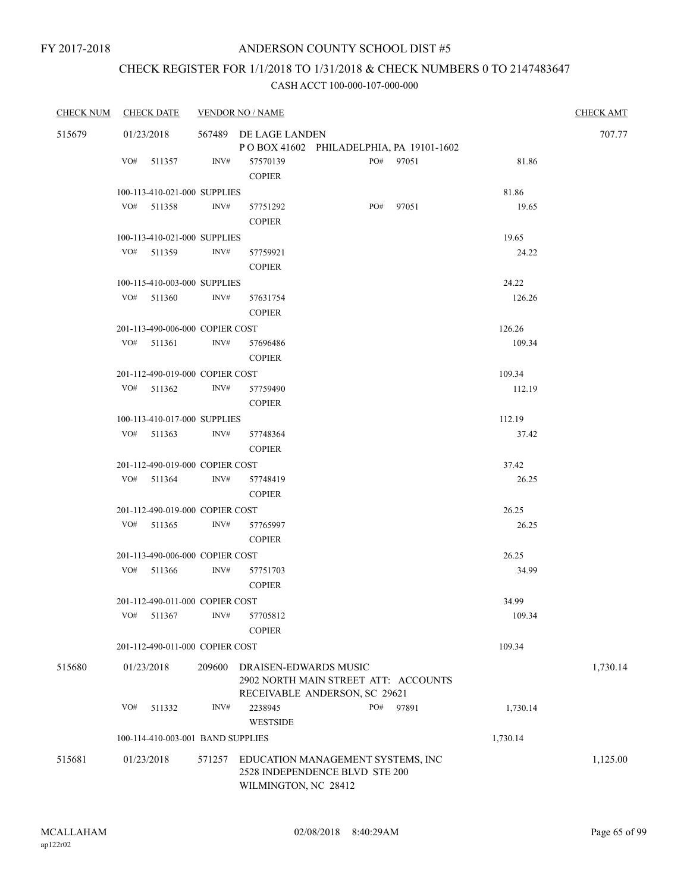FY 2017-2018

# ANDERSON COUNTY SCHOOL DIST #5

## CHECK REGISTER FOR 1/1/2018 TO 1/31/2018 & CHECK NUMBERS 0 TO 2147483647

### CASH ACCT 100-000-107-000-000

| CHECK NUM | CHECK DATE | VENDOR NO / NAME | | | CHECK AMT |
|---|---|---|---|---|---|
| 515679 | 01/23/2018 | 567489 DE LAGE LANDEN<br>P O BOX 41602 PHILADELPHIA, PA 19101-1602 | | | 707.77 |
| | VO# 511357 | INV# 57570139<br>COPIER | PO# 97051 | 81.86 | |
| | 100-113-410-021-000 SUPPLIES | | | 81.86 | |
| | VO# 511358 | INV# 57751292<br>COPIER | PO# 97051 | 19.65 | |
| | 100-113-410-021-000 SUPPLIES | | | 19.65 | |
| | VO# 511359 | INV# 57759921<br>COPIER | | 24.22 | |
| | 100-115-410-003-000 SUPPLIES | | | 24.22 | |
| | VO# 511360 | INV# 57631754<br>COPIER | | 126.26 | |
| | 201-113-490-006-000 COPIER COST | | | 126.26 | |
| | VO# 511361 | INV# 57696486<br>COPIER | | 109.34 | |
| | 201-112-490-019-000 COPIER COST | | | 109.34 | |
| | VO# 511362 | INV# 57759490<br>COPIER | | 112.19 | |
| | 100-113-410-017-000 SUPPLIES | | | 112.19 | |
| | VO# 511363 | INV# 57748364<br>COPIER | | 37.42 | |
| | 201-112-490-019-000 COPIER COST | | | 37.42 | |
| | VO# 511364 | INV# 57748419<br>COPIER | | 26.25 | |
| | 201-112-490-019-000 COPIER COST | | | 26.25 | |
| | VO# 511365 | INV# 57765997<br>COPIER | | 26.25 | |
| | 201-113-490-006-000 COPIER COST | | | 26.25 | |
| | VO# 511366 | INV# 57751703<br>COPIER | | 34.99 | |
| | 201-112-490-011-000 COPIER COST | | | 34.99 | |
| | VO# 511367 | INV# 57705812<br>COPIER | | 109.34 | |
| | 201-112-490-011-000 COPIER COST | | | 109.34 | |
| 515680 | 01/23/2018 | 209600 DRAISEN-EDWARDS MUSIC<br>2902 NORTH MAIN STREET ATT: ACCOUNTS RECEIVABLE ANDERSON, SC 29621 | | | 1,730.14 |
| | VO# 511332 | INV# 2238945<br>WESTSIDE | PO# 97891 | 1,730.14 | |
| | 100-114-410-003-001 BAND SUPPLIES | | | 1,730.14 | |
| 515681 | 01/23/2018 | 571257 EDUCATION MANAGEMENT SYSTEMS, INC<br>2528 INDEPENDENCE BLVD STE 200<br>WILMINGTON, NC 28412 | | | 1,125.00 |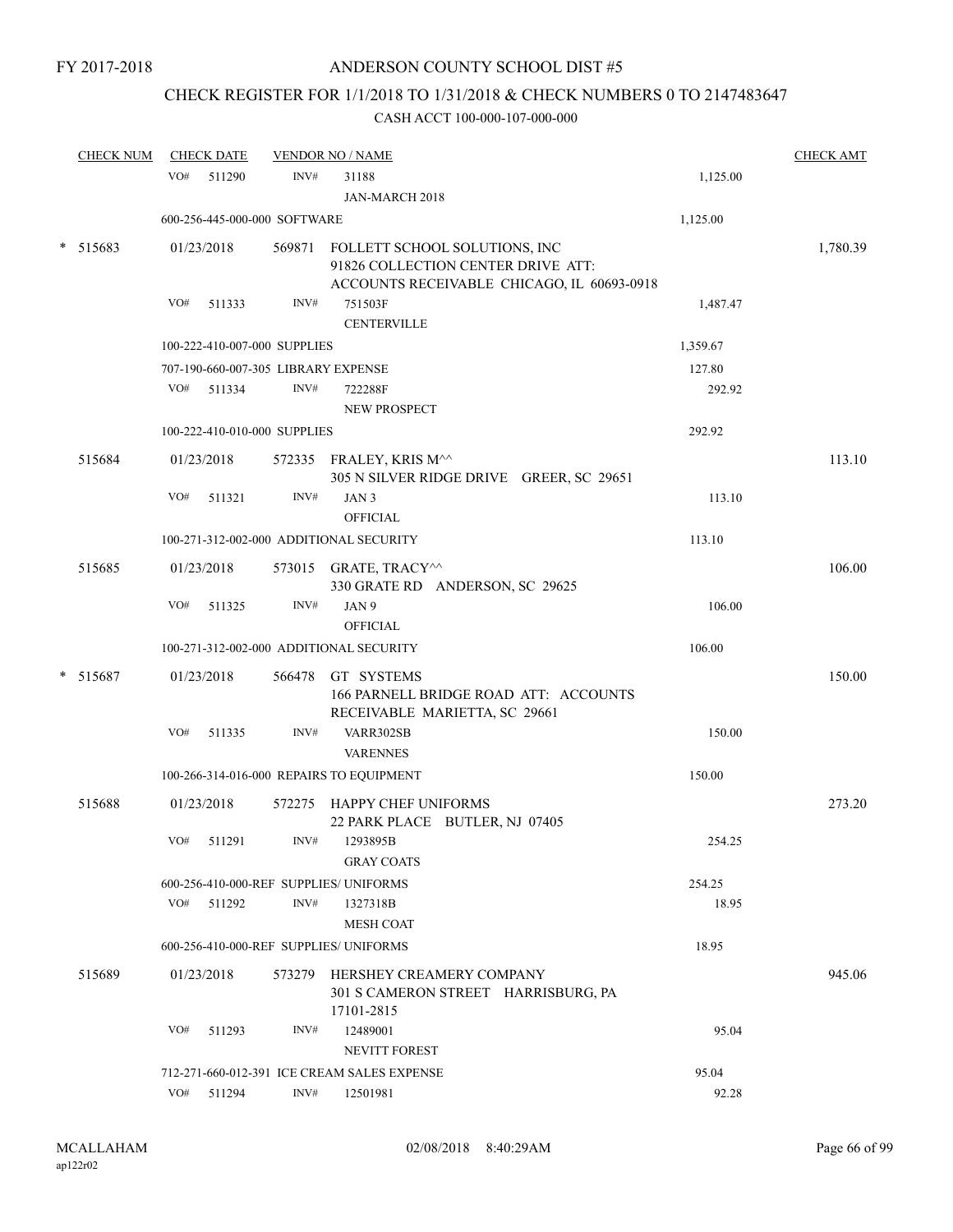FY 2017-2018

# ANDERSON COUNTY SCHOOL DIST #5

## CHECK REGISTER FOR 1/1/2018 TO 1/31/2018 & CHECK NUMBERS 0 TO 2147483647

### CASH ACCT 100-000-107-000-000

| CHECK NUM | CHECK DATE | VENDOR NO / NAME | | CHECK AMT |
|---|---|---|---|---|
| | VO# 511290 | INV# 31188<br>JAN-MARCH 2018 | 1,125.00 | |
| | 600-256-445-000-000 SOFTWARE | | 1,125.00 | |
| * 515683 | 01/23/2018 | 569871 FOLLETT SCHOOL SOLUTIONS, INC<br>91826 COLLECTION CENTER DRIVE ATT:<br>ACCOUNTS RECEIVABLE CHICAGO, IL 60693-0918 | | 1,780.39 |
| | VO# 511333 | INV# 751503F<br>CENTERVILLE | 1,487.47 | |
| | 100-222-410-007-000 SUPPLIES | | 1,359.67 | |
| | 707-190-660-007-305 LIBRARY EXPENSE | | 127.80 | |
| | VO# 511334 | INV# 722288F<br>NEW PROSPECT | 292.92 | |
| | 100-222-410-010-000 SUPPLIES | | 292.92 | |
| 515684 | 01/23/2018 | 572335 FRALEY, KRIS M^^<br>305 N SILVER RIDGE DRIVE GREER, SC 29651 | | 113.10 |
| | VO# 511321 | INV# JAN 3<br>OFFICIAL | 113.10 | |
| | 100-271-312-002-000 ADDITIONAL SECURITY | | 113.10 | |
| 515685 | 01/23/2018 | 573015 GRATE, TRACY^^<br>330 GRATE RD ANDERSON, SC 29625 | | 106.00 |
| | VO# 511325 | INV# JAN 9<br>OFFICIAL | 106.00 | |
| | 100-271-312-002-000 ADDITIONAL SECURITY | | 106.00 | |
| * 515687 | 01/23/2018 | 566478 GT SYSTEMS<br>166 PARNELL BRIDGE ROAD ATT: ACCOUNTS<br>RECEIVABLE MARIETTA, SC 29661 | | 150.00 |
| | VO# 511335 | INV# VARR302SB<br>VARENNES | 150.00 | |
| | 100-266-314-016-000 REPAIRS TO EQUIPMENT | | 150.00 | |
| 515688 | 01/23/2018 | 572275 HAPPY CHEF UNIFORMS<br>22 PARK PLACE BUTLER, NJ 07405 | | 273.20 |
| | VO# 511291 | INV# 1293895B<br>GRAY COATS | 254.25 | |
| | 600-256-410-000-REF SUPPLIES/ UNIFORMS | | 254.25 | |
| | VO# 511292 | INV# 1327318B<br>MESH COAT | 18.95 | |
| | 600-256-410-000-REF SUPPLIES/ UNIFORMS | | 18.95 | |
| 515689 | 01/23/2018 | 573279 HERSHEY CREAMERY COMPANY<br>301 S CAMERON STREET HARRISBURG, PA<br>17101-2815 | | 945.06 |
| | VO# 511293 | INV# 12489001<br>NEVITT FOREST | 95.04 | |
| | 712-271-660-012-391 ICE CREAM SALES EXPENSE | | 95.04 | |
| | VO# 511294 | INV# 12501981 | 92.28 | |

MCALLAHAM
ap122r02

02/08/2018 8:40:29AM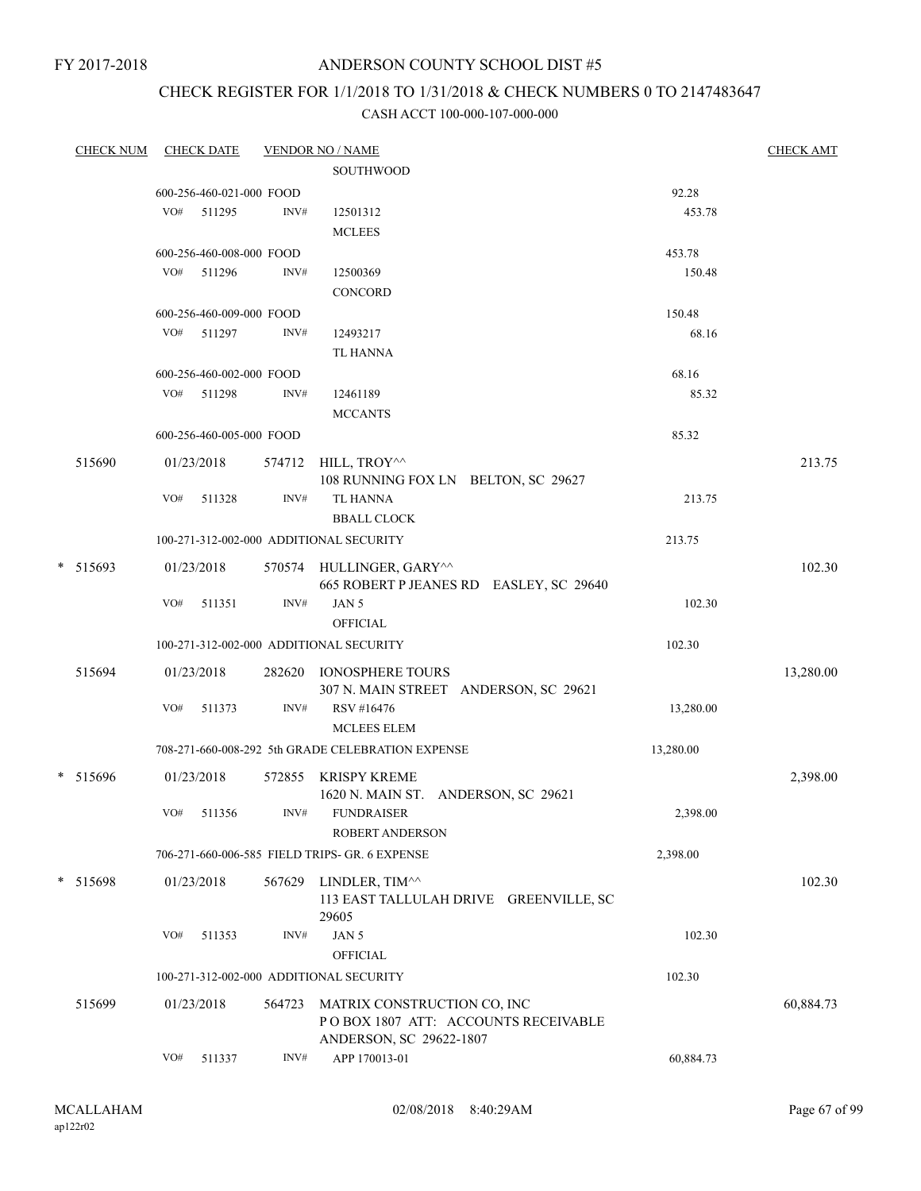FY 2017-2018

# ANDERSON COUNTY SCHOOL DIST #5

## CHECK REGISTER FOR 1/1/2018 TO 1/31/2018 & CHECK NUMBERS 0 TO 2147483647

CASH ACCT 100-000-107-000-000

| CHECK NUM | CHECK DATE | VENDOR NO / NAME | | CHECK AMT |
|---|---|---|---|---|
| | | SOUTHWOOD | | |
| | 600-256-460-021-000 FOOD | | 92.28 | |
| | VO# 511295 INV# | 12501312 MCLEES | 453.78 | |
| | 600-256-460-008-000 FOOD | | 453.78 | |
| | VO# 511296 INV# | 12500369 CONCORD | 150.48 | |
| | 600-256-460-009-000 FOOD | | 150.48 | |
| | VO# 511297 INV# | 12493217 TL HANNA | 68.16 | |
| | 600-256-460-002-000 FOOD | | 68.16 | |
| | VO# 511298 INV# | 12461189 MCCANTS | 85.32 | |
| | 600-256-460-005-000 FOOD | | 85.32 | |
| 515690 | 01/23/2018 | 574712 HILL, TROY^^ 108 RUNNING FOX LN BELTON, SC 29627 | | 213.75 |
| | VO# 511328 INV# | TL HANNA BBALL CLOCK | 213.75 | |
| | 100-271-312-002-000 ADDITIONAL SECURITY | | 213.75 | |
| * 515693 | 01/23/2018 | 570574 HULLINGER, GARY^^ 665 ROBERT P JEANES RD EASLEY, SC 29640 | | 102.30 |
| | VO# 511351 INV# | JAN 5 OFFICIAL | 102.30 | |
| | 100-271-312-002-000 ADDITIONAL SECURITY | | 102.30 | |
| 515694 | 01/23/2018 | 282620 IONOSPHERE TOURS 307 N. MAIN STREET ANDERSON, SC 29621 | | 13,280.00 |
| | VO# 511373 INV# | RSV #16476 MCLEES ELEM | 13,280.00 | |
| | 708-271-660-008-292 5th GRADE CELEBRATION EXPENSE | | 13,280.00 | |
| * 515696 | 01/23/2018 | 572855 KRISPY KREME 1620 N. MAIN ST. ANDERSON, SC 29621 | | 2,398.00 |
| | VO# 511356 INV# | FUNDRAISER ROBERT ANDERSON | 2,398.00 | |
| | 706-271-660-006-585 FIELD TRIPS- GR. 6 EXPENSE | | 2,398.00 | |
| * 515698 | 01/23/2018 | 567629 LINDLER, TIM^^ 113 EAST TALLULAH DRIVE GREENVILLE, SC 29605 | | 102.30 |
| | VO# 511353 INV# | JAN 5 OFFICIAL | 102.30 | |
| | 100-271-312-002-000 ADDITIONAL SECURITY | | 102.30 | |
| 515699 | 01/23/2018 | 564723 MATRIX CONSTRUCTION CO, INC P O BOX 1807 ATT: ACCOUNTS RECEIVABLE ANDERSON, SC 29622-1807 | | 60,884.73 |
| | VO# 511337 INV# | APP 170013-01 | 60,884.73 | |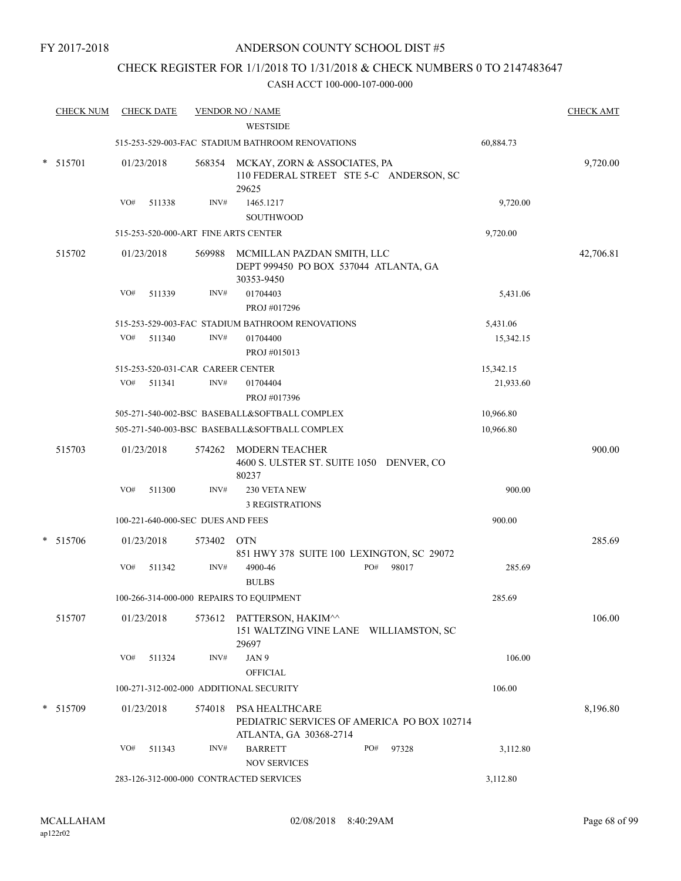FY 2017-2018

# ANDERSON COUNTY SCHOOL DIST #5

## CHECK REGISTER FOR 1/1/2018 TO 1/31/2018 & CHECK NUMBERS 0 TO 2147483647

CASH ACCT 100-000-107-000-000

| CHECK NUM | CHECK DATE | VENDOR NO / NAME | | CHECK AMT |
|---|---|---|---|---|
| | | WESTSIDE | | |
| | | 515-253-529-003-FAC STADIUM BATHROOM RENOVATIONS | 60,884.73 | |
| * 515701 | 01/23/2018 | 568354 MCKAY, ZORN & ASSOCIATES, PA 110 FEDERAL STREET STE 5-C ANDERSON, SC 29625 | | 9,720.00 |
| | VO# 511338 | INV# 1465.1217 SOUTHWOOD | 9,720.00 | |
| | | 515-253-520-000-ART FINE ARTS CENTER | 9,720.00 | |
| 515702 | 01/23/2018 | 569988 MCMILLAN PAZDAN SMITH, LLC DEPT 999450 PO BOX 537044 ATLANTA, GA 30353-9450 | | 42,706.81 |
| | VO# 511339 | INV# 01704403 PROJ #017296 | 5,431.06 | |
| | | 515-253-529-003-FAC STADIUM BATHROOM RENOVATIONS | 5,431.06 | |
| | VO# 511340 | INV# 01704400 PROJ #015013 | 15,342.15 | |
| | | 515-253-520-031-CAR CAREER CENTER | 15,342.15 | |
| | VO# 511341 | INV# 01704404 PROJ #017396 | 21,933.60 | |
| | | 505-271-540-002-BSC BASEBALL&SOFTBALL COMPLEX | 10,966.80 | |
| | | 505-271-540-003-BSC BASEBALL&SOFTBALL COMPLEX | 10,966.80 | |
| 515703 | 01/23/2018 | 574262 MODERN TEACHER 4600 S. ULSTER ST. SUITE 1050 DENVER, CO 80237 | | 900.00 |
| | VO# 511300 | INV# 230 VETA NEW 3 REGISTRATIONS | 900.00 | |
| | | 100-221-640-000-SEC DUES AND FEES | 900.00 | |
| * 515706 | 01/23/2018 | 573402 OTN 851 HWY 378 SUITE 100 LEXINGTON, SC 29072 | | 285.69 |
| | VO# 511342 | INV# 4900-46 PO# 98017 BULBS | 285.69 | |
| | | 100-266-314-000-000 REPAIRS TO EQUIPMENT | 285.69 | |
| 515707 | 01/23/2018 | 573612 PATTERSON, HAKIM^^ 151 WALTZING VINE LANE WILLIAMSTON, SC 29697 | | 106.00 |
| | VO# 511324 | INV# JAN 9 OFFICIAL | 106.00 | |
| | | 100-271-312-002-000 ADDITIONAL SECURITY | 106.00 | |
| * 515709 | 01/23/2018 | 574018 PSA HEALTHCARE PEDIATRIC SERVICES OF AMERICA PO BOX 102714 ATLANTA, GA 30368-2714 | | 8,196.80 |
| | VO# 511343 | INV# BARRETT PO# 97328 NOV SERVICES | 3,112.80 | |
| | | 283-126-312-000-000 CONTRACTED SERVICES | 3,112.80 | |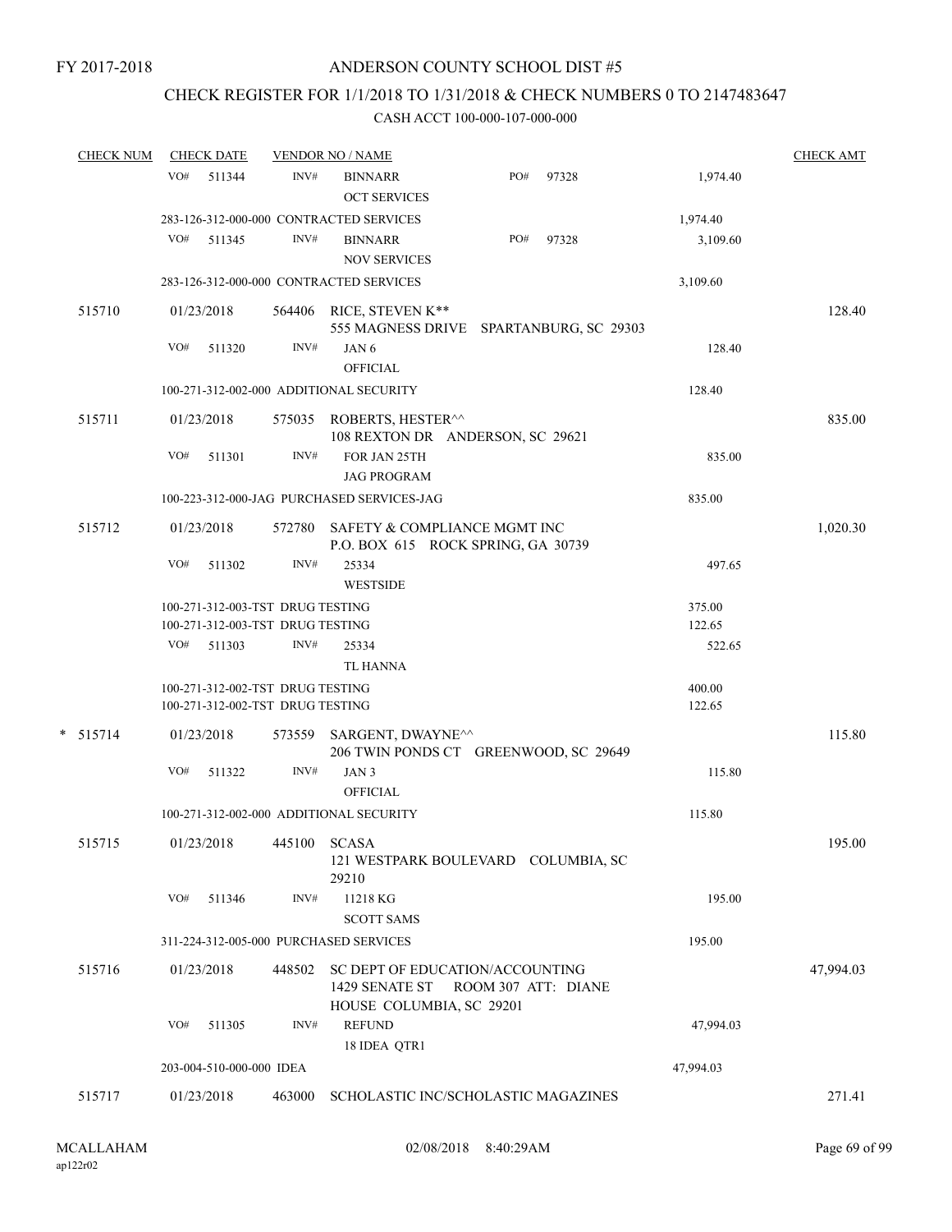FY 2017-2018

# ANDERSON COUNTY SCHOOL DIST #5

## CHECK REGISTER FOR 1/1/2018 TO 1/31/2018 & CHECK NUMBERS 0 TO 2147483647

### CASH ACCT 100-000-107-000-000

| CHECK NUM | CHECK DATE | VENDOR NO / NAME | | | CHECK AMT |
|---|---|---|---|---|---|
| | VO# 511344 | INV# BINNARR<br>OCT SERVICES | PO# 97328 | 1,974.40 | |
| | 283-126-312-000-000 CONTRACTED SERVICES | | | 1,974.40 | |
| | VO# 511345 | INV# BINNARR<br>NOV SERVICES | PO# 97328 | 3,109.60 | |
| | 283-126-312-000-000 CONTRACTED SERVICES | | | 3,109.60 | |
| 515710 | 01/23/2018 | 564406 RICE, STEVEN K**<br>555 MAGNESS DRIVE SPARTANBURG, SC 29303 | | | 128.40 |
| | VO# 511320 | INV# JAN 6<br>OFFICIAL | | 128.40 | |
| | 100-271-312-002-000 ADDITIONAL SECURITY | | | 128.40 | |
| 515711 | 01/23/2018 | 575035 ROBERTS, HESTER^^<br>108 REXTON DR ANDERSON, SC 29621 | | | 835.00 |
| | VO# 511301 | INV# FOR JAN 25TH<br>JAG PROGRAM | | 835.00 | |
| | 100-223-312-000-JAG PURCHASED SERVICES-JAG | | | 835.00 | |
| 515712 | 01/23/2018 | 572780 SAFETY & COMPLIANCE MGMT INC<br>P.O. BOX 615 ROCK SPRING, GA 30739 | | | 1,020.30 |
| | VO# 511302 | INV# 25334<br>WESTSIDE | | 497.65 | |
| | 100-271-312-003-TST DRUG TESTING | | | 375.00 | |
| | 100-271-312-003-TST DRUG TESTING | | | 122.65 | |
| | VO# 511303 | INV# 25334<br>TL HANNA | | 522.65 | |
| | 100-271-312-002-TST DRUG TESTING | | | 400.00 | |
| | 100-271-312-002-TST DRUG TESTING | | | 122.65 | |
| * 515714 | 01/23/2018 | 573559 SARGENT, DWAYNE^^<br>206 TWIN PONDS CT GREENWOOD, SC 29649 | | | 115.80 |
| | VO# 511322 | INV# JAN 3<br>OFFICIAL | | 115.80 | |
| | 100-271-312-002-000 ADDITIONAL SECURITY | | | 115.80 | |
| 515715 | 01/23/2018 | 445100 SCASA<br>121 WESTPARK BOULEVARD COLUMBIA, SC 29210 | | | 195.00 |
| | VO# 511346 | INV# 11218 KG<br>SCOTT SAMS | | 195.00 | |
| | 311-224-312-005-000 PURCHASED SERVICES | | | 195.00 | |
| 515716 | 01/23/2018 | 448502 SC DEPT OF EDUCATION/ACCOUNTING<br>1429 SENATE ST ROOM 307 ATT: DIANE HOUSE COLUMBIA, SC 29201 | | | 47,994.03 |
| | VO# 511305 | INV# REFUND<br>18 IDEA QTR1 | | 47,994.03 | |
| | 203-004-510-000-000 IDEA | | | 47,994.03 | |
| 515717 | 01/23/2018 | 463000 SCHOLASTIC INC/SCHOLASTIC MAGAZINES | | | 271.41 |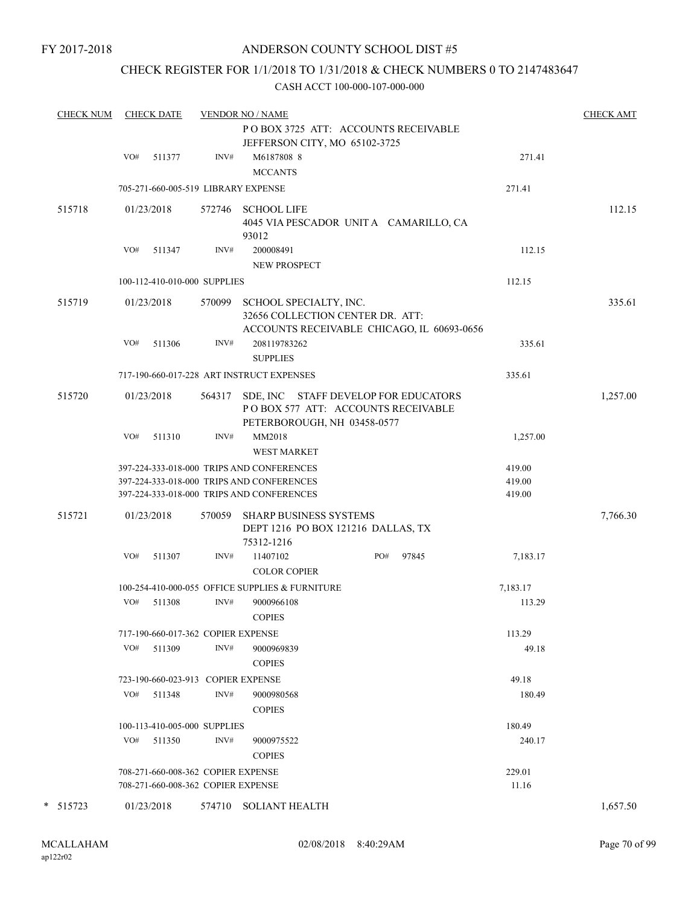FY 2017-2018

# ANDERSON COUNTY SCHOOL DIST #5

## CHECK REGISTER FOR 1/1/2018 TO 1/31/2018 & CHECK NUMBERS 0 TO 2147483647

CASH ACCT 100-000-107-000-000

| CHECK NUM | CHECK DATE | VENDOR NO / NAME | | CHECK AMT |
|---|---|---|---|---|
| | | P O BOX 3725 ATT: ACCOUNTS RECEIVABLE JEFFERSON CITY, MO 65102-3725 | | |
| | VO# 511377 | INV# M6187808 8 MCCANTS | 271.41 | |
| | | 705-271-660-005-519 LIBRARY EXPENSE | 271.41 | |
| 515718 | 01/23/2018 | 572746 SCHOOL LIFE 4045 VIA PESCADOR UNIT A CAMARILLO, CA 93012 | | 112.15 |
| | VO# 511347 | INV# 200008491 NEW PROSPECT | 112.15 | |
| | | 100-112-410-010-000 SUPPLIES | 112.15 | |
| 515719 | 01/23/2018 | 570099 SCHOOL SPECIALTY, INC. 32656 COLLECTION CENTER DR. ATT: ACCOUNTS RECEIVABLE CHICAGO, IL 60693-0656 | | 335.61 |
| | VO# 511306 | INV# 208119783262 SUPPLIES | 335.61 | |
| | | 717-190-660-017-228 ART INSTRUCT EXPENSES | 335.61 | |
| 515720 | 01/23/2018 | 564317 SDE, INC STAFF DEVELOP FOR EDUCATORS P O BOX 577 ATT: ACCOUNTS RECEIVABLE PETERBOROUGH, NH 03458-0577 | | 1,257.00 |
| | VO# 511310 | INV# MM2018 WEST MARKET | 1,257.00 | |
| | | 397-224-333-018-000 TRIPS AND CONFERENCES | 419.00 | |
| | | 397-224-333-018-000 TRIPS AND CONFERENCES | 419.00 | |
| | | 397-224-333-018-000 TRIPS AND CONFERENCES | 419.00 | |
| 515721 | 01/23/2018 | 570059 SHARP BUSINESS SYSTEMS DEPT 1216 PO BOX 121216 DALLAS, TX 75312-1216 | | 7,766.30 |
| | VO# 511307 | INV# 11407102 PO# 97845 COLOR COPIER | 7,183.17 | |
| | | 100-254-410-000-055 OFFICE SUPPLIES & FURNITURE | 7,183.17 | |
| | VO# 511308 | INV# 9000966108 COPIES | 113.29 | |
| | | 717-190-660-017-362 COPIER EXPENSE | 113.29 | |
| | VO# 511309 | INV# 9000969839 COPIES | 49.18 | |
| | | 723-190-660-023-913 COPIER EXPENSE | 49.18 | |
| | VO# 511348 | INV# 9000980568 COPIES | 180.49 | |
| | | 100-113-410-005-000 SUPPLIES | 180.49 | |
| | VO# 511350 | INV# 9000975522 COPIES | 240.17 | |
| | | 708-271-660-008-362 COPIER EXPENSE | 229.01 | |
| | | 708-271-660-008-362 COPIER EXPENSE | 11.16 | |
| * 515723 | 01/23/2018 | 574710 SOLIANT HEALTH | | 1,657.50 |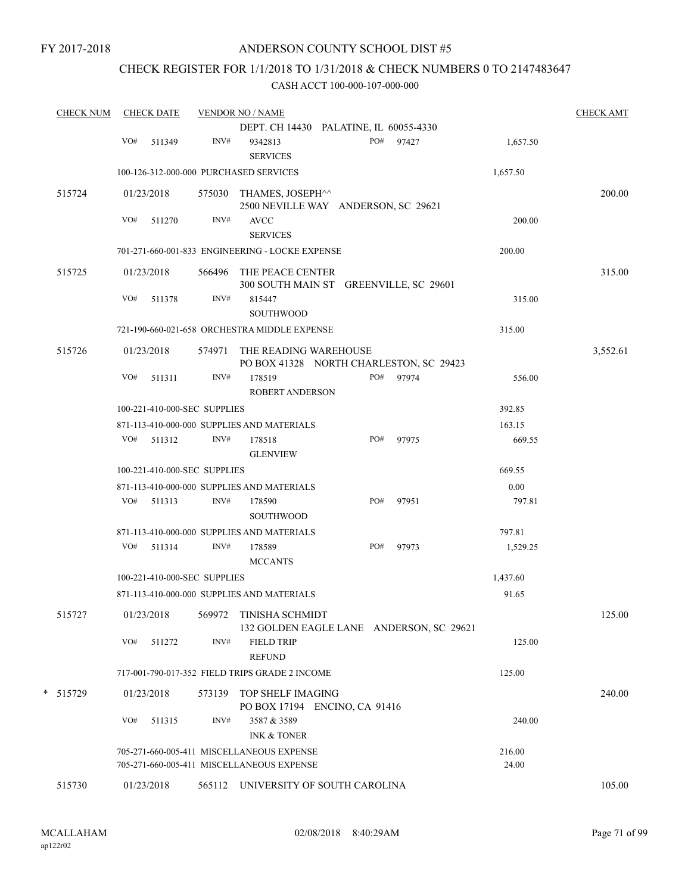FY 2017-2018

ANDERSON COUNTY SCHOOL DIST #5

CHECK REGISTER FOR 1/1/2018 TO 1/31/2018 & CHECK NUMBERS 0 TO 2147483647

CASH ACCT 100-000-107-000-000

| CHECK NUM | CHECK DATE | VENDOR NO / NAME | | CHECK AMT |
|---|---|---|---|---|
| | | DEPT. CH 14430 PALATINE, IL 60055-4330 | | |
| | VO# 511349 | INV# 9342813 SERVICES PO# 97427 | 1,657.50 | |
| | | 100-126-312-000-000 PURCHASED SERVICES | 1,657.50 | |
| 515724 | 01/23/2018 | 575030 THAMES, JOSEPH^^ 2500 NEVILLE WAY ANDERSON, SC 29621 | | 200.00 |
| | VO# 511270 | INV# AVCC SERVICES | 200.00 | |
| | | 701-271-660-001-833 ENGINEERING - LOCKE EXPENSE | 200.00 | |
| 515725 | 01/23/2018 | 566496 THE PEACE CENTER 300 SOUTH MAIN ST GREENVILLE, SC 29601 | | 315.00 |
| | VO# 511378 | INV# 815447 SOUTHWOOD | 315.00 | |
| | | 721-190-660-021-658 ORCHESTRA MIDDLE EXPENSE | 315.00 | |
| 515726 | 01/23/2018 | 574971 THE READING WAREHOUSE PO BOX 41328 NORTH CHARLESTON, SC 29423 | | 3,552.61 |
| | VO# 511311 | INV# 178519 ROBERT ANDERSON PO# 97974 | 556.00 | |
| | | 100-221-410-000-SEC SUPPLIES | 392.85 | |
| | | 871-113-410-000-000 SUPPLIES AND MATERIALS | 163.15 | |
| | VO# 511312 | INV# 178518 GLENVIEW PO# 97975 | 669.55 | |
| | | 100-221-410-000-SEC SUPPLIES | 669.55 | |
| | | 871-113-410-000-000 SUPPLIES AND MATERIALS | 0.00 | |
| | VO# 511313 | INV# 178590 SOUTHWOOD PO# 97951 | 797.81 | |
| | | 871-113-410-000-000 SUPPLIES AND MATERIALS | 797.81 | |
| | VO# 511314 | INV# 178589 MCCANTS PO# 97973 | 1,529.25 | |
| | | 100-221-410-000-SEC SUPPLIES | 1,437.60 | |
| | | 871-113-410-000-000 SUPPLIES AND MATERIALS | 91.65 | |
| 515727 | 01/23/2018 | 569972 TINISHA SCHMIDT 132 GOLDEN EAGLE LANE ANDERSON, SC 29621 | | 125.00 |
| | VO# 511272 | INV# FIELD TRIP REFUND | 125.00 | |
| | | 717-001-790-017-352 FIELD TRIPS GRADE 2 INCOME | 125.00 | |
| * 515729 | 01/23/2018 | 573139 TOP SHELF IMAGING PO BOX 17194 ENCINO, CA 91416 | | 240.00 |
| | VO# 511315 | INV# 3587 & 3589 INK & TONER | 240.00 | |
| | | 705-271-660-005-411 MISCELLANEOUS EXPENSE | 216.00 | |
| | | 705-271-660-005-411 MISCELLANEOUS EXPENSE | 24.00 | |
| 515730 | 01/23/2018 | 565112 UNIVERSITY OF SOUTH CAROLINA | | 105.00 |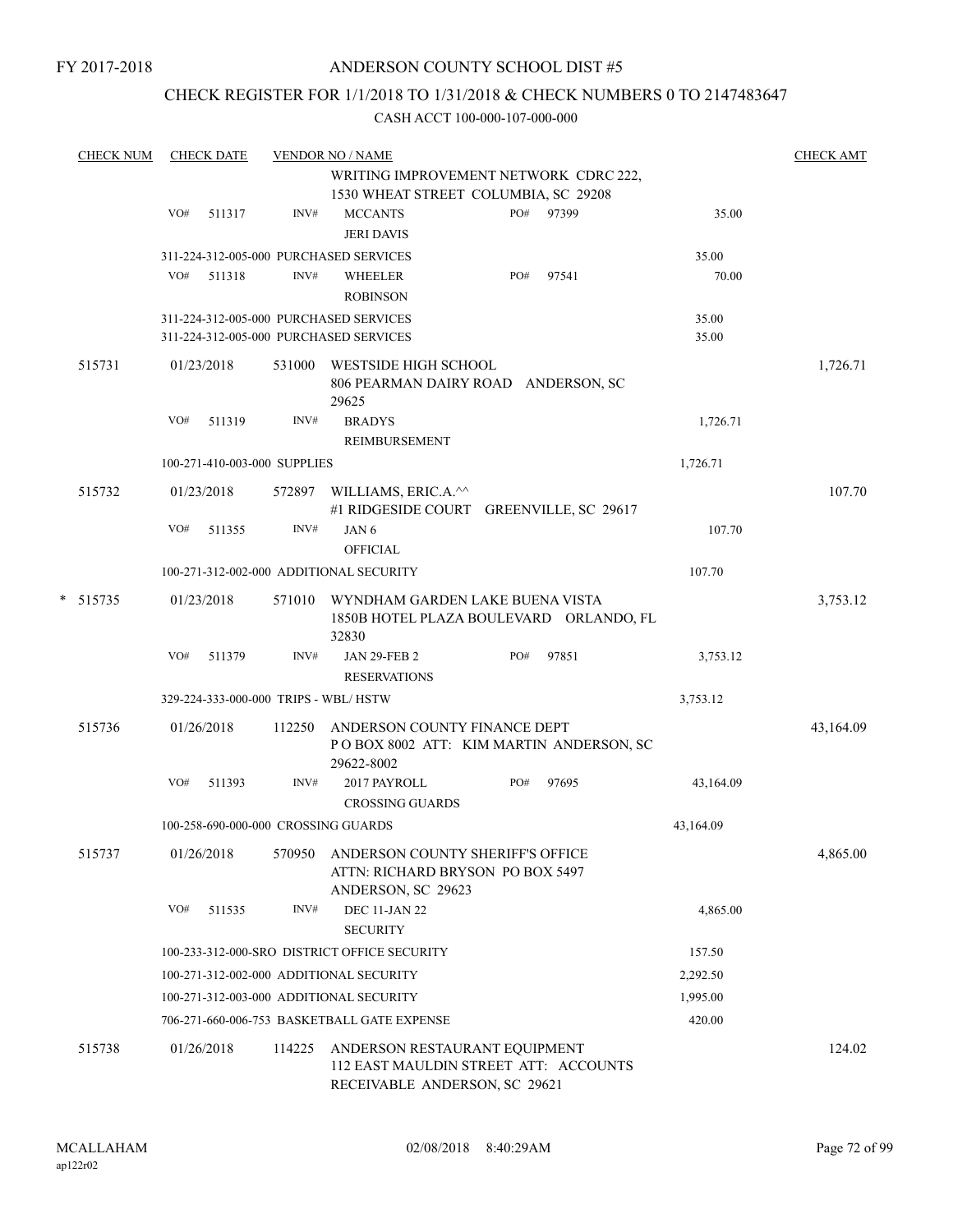FY 2017-2018

# ANDERSON COUNTY SCHOOL DIST #5

## CHECK REGISTER FOR 1/1/2018 TO 1/31/2018 & CHECK NUMBERS 0 TO 2147483647

CASH ACCT 100-000-107-000-000

| CHECK NUM | CHECK DATE | VENDOR NO / NAME | | | CHECK AMT |
|---|---|---|---|---|---|
| | | WRITING IMPROVEMENT NETWORK CDRC 222, 1530 WHEAT STREET COLUMBIA, SC 29208 | | | |
| | VO# 511317 | INV# MCCANTS JERI DAVIS | PO# 97399 | 35.00 | |
| | 311-224-312-005-000 PURCHASED SERVICES | | | 35.00 | |
| | VO# 511318 | INV# WHEELER ROBINSON | PO# 97541 | 70.00 | |
| | 311-224-312-005-000 PURCHASED SERVICES | | | 35.00 | |
| | 311-224-312-005-000 PURCHASED SERVICES | | | 35.00 | |
| 515731 | 01/23/2018 | 531000 WESTSIDE HIGH SCHOOL 806 PEARMAN DAIRY ROAD ANDERSON, SC 29625 | | | 1,726.71 |
| | VO# 511319 | INV# BRADYS REIMBURSEMENT | | 1,726.71 | |
| | 100-271-410-003-000 SUPPLIES | | | 1,726.71 | |
| 515732 | 01/23/2018 | 572897 WILLIAMS, ERIC.A.^^ #1 RIDGESIDE COURT GREENVILLE, SC 29617 | | | 107.70 |
| | VO# 511355 | INV# JAN 6 OFFICIAL | | 107.70 | |
| | 100-271-312-002-000 ADDITIONAL SECURITY | | | 107.70 | |
| * 515735 | 01/23/2018 | 571010 WYNDHAM GARDEN LAKE BUENA VISTA 1850B HOTEL PLAZA BOULEVARD ORLANDO, FL 32830 | | | 3,753.12 |
| | VO# 511379 | INV# JAN 29-FEB 2 RESERVATIONS | PO# 97851 | 3,753.12 | |
| | 329-224-333-000-000 TRIPS - WBL/ HSTW | | | 3,753.12 | |
| 515736 | 01/26/2018 | 112250 ANDERSON COUNTY FINANCE DEPT P O BOX 8002 ATT: KIM MARTIN ANDERSON, SC 29622-8002 | | | 43,164.09 |
| | VO# 511393 | INV# 2017 PAYROLL CROSSING GUARDS | PO# 97695 | 43,164.09 | |
| | 100-258-690-000-000 CROSSING GUARDS | | | 43,164.09 | |
| 515737 | 01/26/2018 | 570950 ANDERSON COUNTY SHERIFF'S OFFICE ATTN: RICHARD BRYSON PO BOX 5497 ANDERSON, SC 29623 | | | 4,865.00 |
| | VO# 511535 | INV# DEC 11-JAN 22 SECURITY | | 4,865.00 | |
| | 100-233-312-000-SRO DISTRICT OFFICE SECURITY | | | 157.50 | |
| | 100-271-312-002-000 ADDITIONAL SECURITY | | | 2,292.50 | |
| | 100-271-312-003-000 ADDITIONAL SECURITY | | | 1,995.00 | |
| | 706-271-660-006-753 BASKETBALL GATE EXPENSE | | | 420.00 | |
| 515738 | 01/26/2018 | 114225 ANDERSON RESTAURANT EQUIPMENT 112 EAST MAULDIN STREET ATT: ACCOUNTS RECEIVABLE ANDERSON, SC 29621 | | | 124.02 |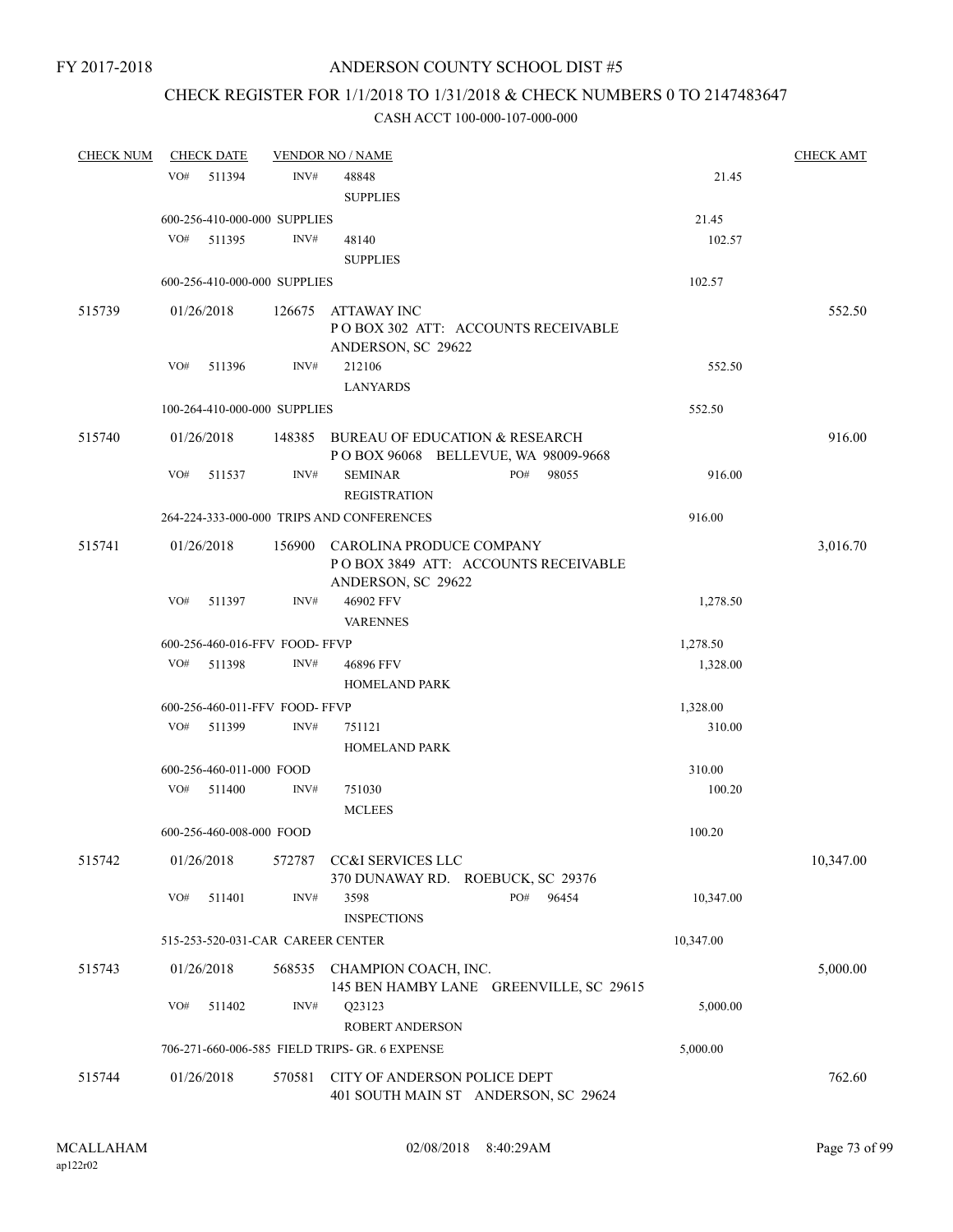FY 2017-2018

# ANDERSON COUNTY SCHOOL DIST #5

## CHECK REGISTER FOR 1/1/2018 TO 1/31/2018 & CHECK NUMBERS 0 TO 2147483647

### CASH ACCT 100-000-107-000-000

| CHECK NUM | CHECK DATE | VENDOR NO / NAME | | CHECK AMT |
|---|---|---|---|---|
| | VO# 511394 | INV# 48848<br>SUPPLIES | 21.45 | |
| | 600-256-410-000-000 SUPPLIES | | 21.45 | |
| | VO# 511395 | INV# 48140<br>SUPPLIES | 102.57 | |
| | 600-256-410-000-000 SUPPLIES | | 102.57 | |
| 515739 | 01/26/2018 | 126675 ATTAWAY INC<br>P O BOX 302 ATT: ACCOUNTS RECEIVABLE<br>ANDERSON, SC 29622 | | 552.50 |
| | VO# 511396 | INV# 212106<br>LANYARDS | 552.50 | |
| | 100-264-410-000-000 SUPPLIES | | 552.50 | |
| 515740 | 01/26/2018 | 148385 BUREAU OF EDUCATION & RESEARCH<br>P O BOX 96068 BELLEVUE, WA 98009-9668 | | 916.00 |
| | VO# 511537 | INV# SEMINAR PO# 98055<br>REGISTRATION | 916.00 | |
| | 264-224-333-000-000 TRIPS AND CONFERENCES | | 916.00 | |
| 515741 | 01/26/2018 | 156900 CAROLINA PRODUCE COMPANY<br>P O BOX 3849 ATT: ACCOUNTS RECEIVABLE<br>ANDERSON, SC 29622 | | 3,016.70 |
| | VO# 511397 | INV# 46902 FFV<br>VARENNES | 1,278.50 | |
| | 600-256-460-016-FFV FOOD- FFVP | | 1,278.50 | |
| | VO# 511398 | INV# 46896 FFV<br>HOMELAND PARK | 1,328.00 | |
| | 600-256-460-011-FFV FOOD- FFVP | | 1,328.00 | |
| | VO# 511399 | INV# 751121<br>HOMELAND PARK | 310.00 | |
| | 600-256-460-011-000 FOOD | | 310.00 | |
| | VO# 511400 | INV# 751030<br>MCLEES | 100.20 | |
| | 600-256-460-008-000 FOOD | | 100.20 | |
| 515742 | 01/26/2018 | 572787 CC&I SERVICES LLC<br>370 DUNAWAY RD. ROEBUCK, SC 29376 | | 10,347.00 |
| | VO# 511401 | INV# 3598 PO# 96454<br>INSPECTIONS | 10,347.00 | |
| | 515-253-520-031-CAR CAREER CENTER | | 10,347.00 | |
| 515743 | 01/26/2018 | 568535 CHAMPION COACH, INC.<br>145 BEN HAMBY LANE GREENVILLE, SC 29615 | | 5,000.00 |
| | VO# 511402 | INV# Q23123<br>ROBERT ANDERSON | 5,000.00 | |
| | 706-271-660-006-585 FIELD TRIPS- GR. 6 EXPENSE | | 5,000.00 | |
| 515744 | 01/26/2018 | 570581 CITY OF ANDERSON POLICE DEPT<br>401 SOUTH MAIN ST ANDERSON, SC 29624 | | 762.60 |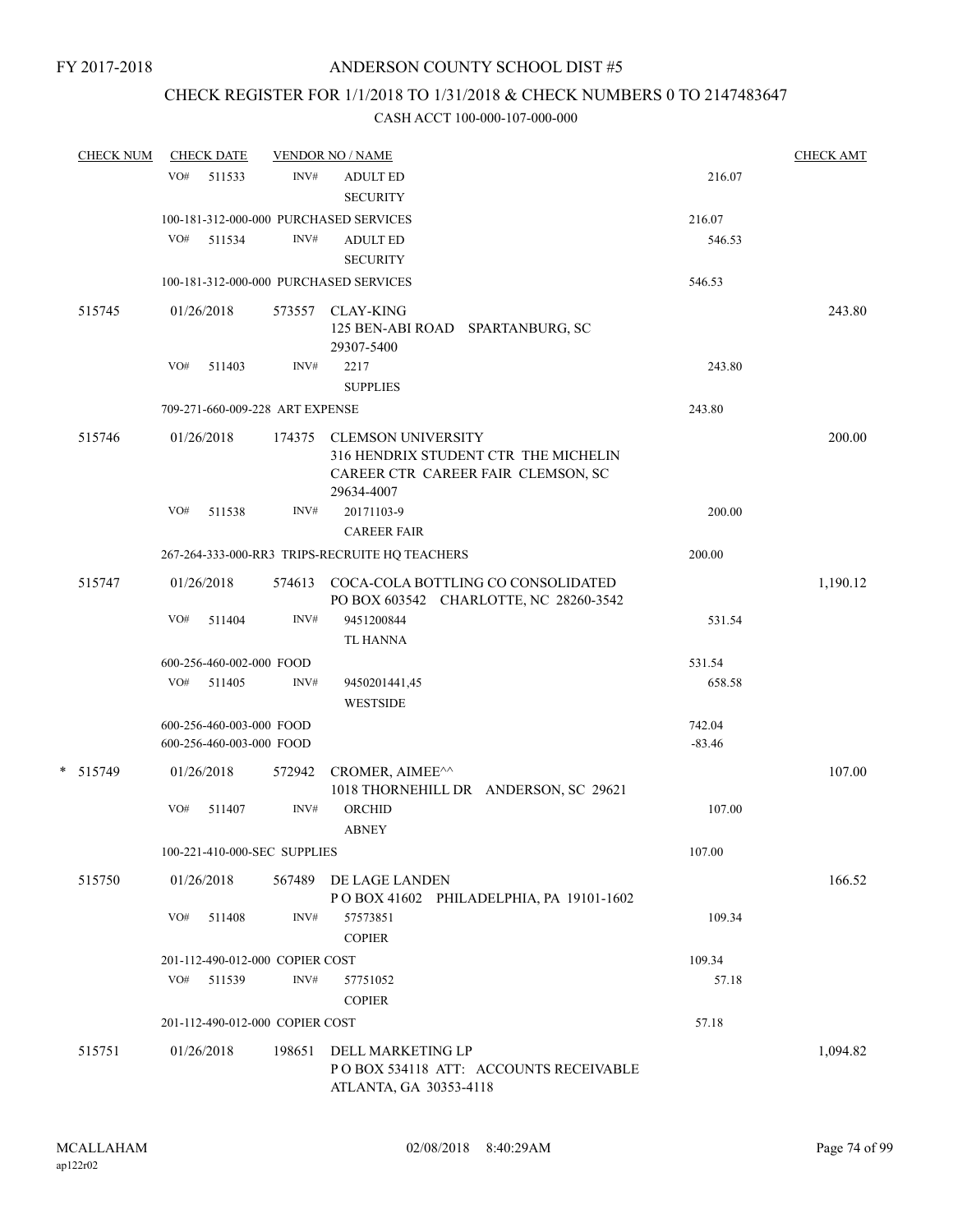FY 2017-2018

ANDERSON COUNTY SCHOOL DIST #5

CHECK REGISTER FOR 1/1/2018 TO 1/31/2018 & CHECK NUMBERS 0 TO 2147483647

CASH ACCT 100-000-107-000-000

| CHECK NUM | CHECK DATE | VENDOR NO / NAME | | CHECK AMT |
|---|---|---|---|---|
| | VO# 511533 | INV# ADULT ED SECURITY | 216.07 | |
| | 100-181-312-000-000 PURCHASED SERVICES | | 216.07 | |
| | VO# 511534 | INV# ADULT ED SECURITY | 546.53 | |
| | 100-181-312-000-000 PURCHASED SERVICES | | 546.53 | |
| 515745 | 01/26/2018 | 573557 CLAY-KING 125 BEN-ABI ROAD SPARTANBURG, SC 29307-5400 | | 243.80 |
| | VO# 511403 | INV# 2217 SUPPLIES | 243.80 | |
| | 709-271-660-009-228 ART EXPENSE | | 243.80 | |
| 515746 | 01/26/2018 | 174375 CLEMSON UNIVERSITY 316 HENDRIX STUDENT CTR THE MICHELIN CAREER CTR CAREER FAIR CLEMSON, SC 29634-4007 | | 200.00 |
| | VO# 511538 | INV# 20171103-9 CAREER FAIR | 200.00 | |
| | 267-264-333-000-RR3 TRIPS-RECRUITE HQ TEACHERS | | 200.00 | |
| 515747 | 01/26/2018 | 574613 COCA-COLA BOTTLING CO CONSOLIDATED PO BOX 603542 CHARLOTTE, NC 28260-3542 | | 1,190.12 |
| | VO# 511404 | INV# 9451200844 TL HANNA | 531.54 | |
| | 600-256-460-002-000 FOOD | | 531.54 | |
| | VO# 511405 | INV# 9450201441,45 WESTSIDE | 658.58 | |
| | 600-256-460-003-000 FOOD | | 742.04 | |
| | 600-256-460-003-000 FOOD | | -83.46 | |
| * 515749 | 01/26/2018 | 572942 CROMER, AIMEE^^ 1018 THORNEHILL DR ANDERSON, SC 29621 | | 107.00 |
| | VO# 511407 | INV# ORCHID ABNEY | 107.00 | |
| | 100-221-410-000-SEC SUPPLIES | | 107.00 | |
| 515750 | 01/26/2018 | 567489 DE LAGE LANDEN P O BOX 41602 PHILADELPHIA, PA 19101-1602 | | 166.52 |
| | VO# 511408 | INV# 57573851 COPIER | 109.34 | |
| | 201-112-490-012-000 COPIER COST | | 109.34 | |
| | VO# 511539 | INV# 57751052 COPIER | 57.18 | |
| | 201-112-490-012-000 COPIER COST | | 57.18 | |
| 515751 | 01/26/2018 | 198651 DELL MARKETING LP P O BOX 534118 ATT: ACCOUNTS RECEIVABLE ATLANTA, GA 30353-4118 | | 1,094.82 |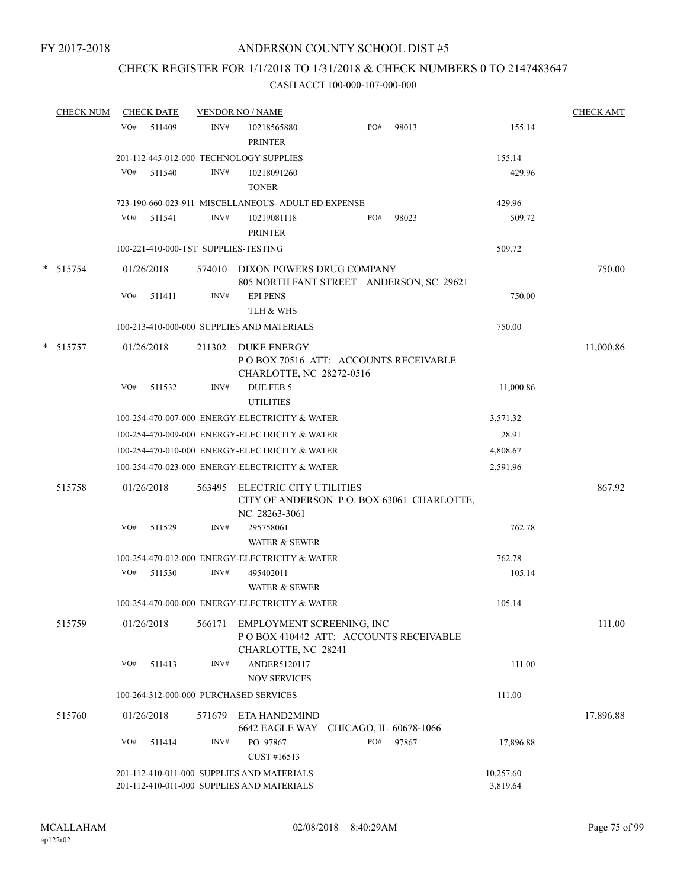FY 2017-2018

# ANDERSON COUNTY SCHOOL DIST #5

## CHECK REGISTER FOR 1/1/2018 TO 1/31/2018 & CHECK NUMBERS 0 TO 2147483647

### CASH ACCT 100-000-107-000-000

| CHECK NUM | CHECK DATE | VENDOR NO / NAME | | | CHECK AMT |
|---|---|---|---|---|---|
| | VO# 511409 | INV# 10218565880 PRINTER | PO# 98013 | 155.14 | |
| | 201-112-445-012-000 TECHNOLOGY SUPPLIES | | | 155.14 | |
| | VO# 511540 | INV# 10218091260 TONER | | 429.96 | |
| | 723-190-660-023-911 MISCELLANEOUS- ADULT ED EXPENSE | | | 429.96 | |
| | VO# 511541 | INV# 10219081118 PRINTER | PO# 98023 | 509.72 | |
| | 100-221-410-000-TST SUPPLIES-TESTING | | | 509.72 | |
| * 515754 | 01/26/2018 | 574010 DIXON POWERS DRUG COMPANY 805 NORTH FANT STREET ANDERSON, SC 29621 | | | 750.00 |
| | VO# 511411 | INV# EPI PENS TLH & WHS | | 750.00 | |
| | 100-213-410-000-000 SUPPLIES AND MATERIALS | | | 750.00 | |
| * 515757 | 01/26/2018 | 211302 DUKE ENERGY P O BOX 70516 ATT: ACCOUNTS RECEIVABLE CHARLOTTE, NC 28272-0516 | | | 11,000.86 |
| | VO# 511532 | INV# DUE FEB 5 UTILITIES | | 11,000.86 | |
| | 100-254-470-007-000 ENERGY-ELECTRICITY & WATER | | | 3,571.32 | |
| | 100-254-470-009-000 ENERGY-ELECTRICITY & WATER | | | 28.91 | |
| | 100-254-470-010-000 ENERGY-ELECTRICITY & WATER | | | 4,808.67 | |
| | 100-254-470-023-000 ENERGY-ELECTRICITY & WATER | | | 2,591.96 | |
| 515758 | 01/26/2018 | 563495 ELECTRIC CITY UTILITIES CITY OF ANDERSON P.O. BOX 63061 CHARLOTTE, NC 28263-3061 | | | 867.92 |
| | VO# 511529 | INV# 295758061 WATER & SEWER | | 762.78 | |
| | 100-254-470-012-000 ENERGY-ELECTRICITY & WATER | | | 762.78 | |
| | VO# 511530 | INV# 495402011 WATER & SEWER | | 105.14 | |
| | 100-254-470-000-000 ENERGY-ELECTRICITY & WATER | | | 105.14 | |
| 515759 | 01/26/2018 | 566171 EMPLOYMENT SCREENING, INC P O BOX 410442 ATT: ACCOUNTS RECEIVABLE CHARLOTTE, NC 28241 | | | 111.00 |
| | VO# 511413 | INV# ANDER5120117 NOV SERVICES | | 111.00 | |
| | 100-264-312-000-000 PURCHASED SERVICES | | | 111.00 | |
| 515760 | 01/26/2018 | 571679 ETA HAND2MIND 6642 EAGLE WAY CHICAGO, IL 60678-1066 | | | 17,896.88 |
| | VO# 511414 | INV# PO 97867 CUST #16513 | PO# 97867 | 17,896.88 | |
| | 201-112-410-011-000 SUPPLIES AND MATERIALS | | | 10,257.60 | |
| | 201-112-410-011-000 SUPPLIES AND MATERIALS | | | 3,819.64 | |

MCALLAHAM ap122r02 02/08/2018 8:40:29AM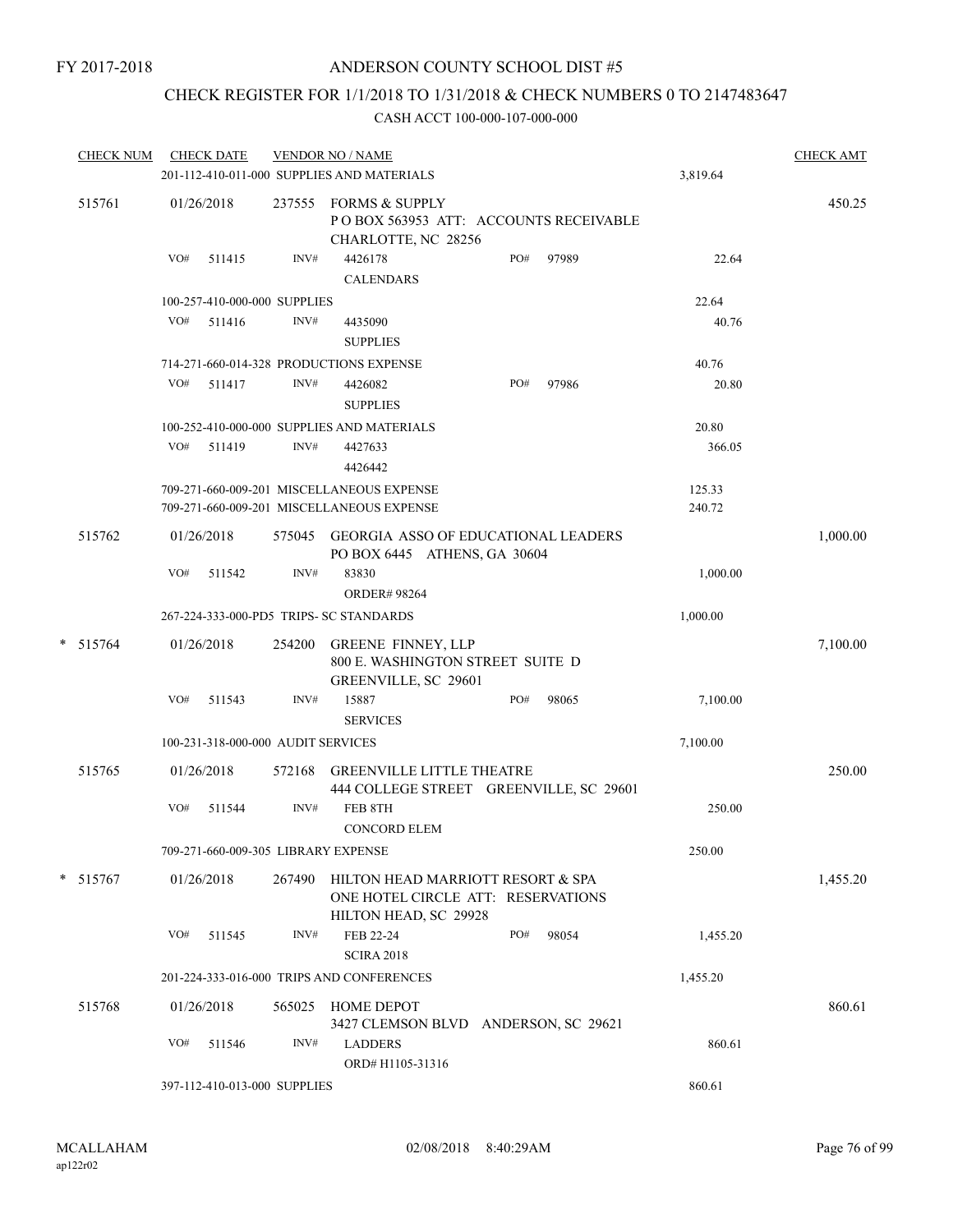FY 2017-2018

# ANDERSON COUNTY SCHOOL DIST #5

## CHECK REGISTER FOR 1/1/2018 TO 1/31/2018 & CHECK NUMBERS 0 TO 2147483647

CASH ACCT 100-000-107-000-000

| CHECK NUM | CHECK DATE | VENDOR NO / NAME | | CHECK AMT |
|---|---|---|---|---|
| | | 201-112-410-011-000 SUPPLIES AND MATERIALS | 3,819.64 | |
| 515761 | 01/26/2018 | 237555 FORMS & SUPPLY<br>P O BOX 563953 ATT: ACCOUNTS RECEIVABLE<br>CHARLOTTE, NC 28256 | | 450.25 |
| | VO# 511415 | INV# 4426178 PO# 97989<br>CALENDARS | 22.64 | |
| | | 100-257-410-000-000 SUPPLIES | 22.64 | |
| | VO# 511416 | INV# 4435090<br>SUPPLIES | 40.76 | |
| | | 714-271-660-014-328 PRODUCTIONS EXPENSE | 40.76 | |
| | VO# 511417 | INV# 4426082 PO# 97986<br>SUPPLIES | 20.80 | |
| | | 100-252-410-000-000 SUPPLIES AND MATERIALS | 20.80 | |
| | VO# 511419 | INV# 4427633<br>4426442 | 366.05 | |
| | | 709-271-660-009-201 MISCELLANEOUS EXPENSE | 125.33 | |
| | | 709-271-660-009-201 MISCELLANEOUS EXPENSE | 240.72 | |
| 515762 | 01/26/2018 | 575045 GEORGIA ASSO OF EDUCATIONAL LEADERS<br>PO BOX 6445 ATHENS, GA 30604 | | 1,000.00 |
| | VO# 511542 | INV# 83830<br>ORDER# 98264 | 1,000.00 | |
| | | 267-224-333-000-PD5 TRIPS- SC STANDARDS | 1,000.00 | |
| * 515764 | 01/26/2018 | 254200 GREENE FINNEY, LLP<br>800 E. WASHINGTON STREET SUITE D<br>GREENVILLE, SC 29601 | | 7,100.00 |
| | VO# 511543 | INV# 15887 PO# 98065<br>SERVICES | 7,100.00 | |
| | | 100-231-318-000-000 AUDIT SERVICES | 7,100.00 | |
| 515765 | 01/26/2018 | 572168 GREENVILLE LITTLE THEATRE<br>444 COLLEGE STREET GREENVILLE, SC 29601 | | 250.00 |
| | VO# 511544 | INV# FEB 8TH<br>CONCORD ELEM | 250.00 | |
| | | 709-271-660-009-305 LIBRARY EXPENSE | 250.00 | |
| * 515767 | 01/26/2018 | 267490 HILTON HEAD MARRIOTT RESORT & SPA<br>ONE HOTEL CIRCLE ATT: RESERVATIONS<br>HILTON HEAD, SC 29928 | | 1,455.20 |
| | VO# 511545 | INV# FEB 22-24 PO# 98054<br>SCIRA 2018 | 1,455.20 | |
| | | 201-224-333-016-000 TRIPS AND CONFERENCES | 1,455.20 | |
| 515768 | 01/26/2018 | 565025 HOME DEPOT<br>3427 CLEMSON BLVD ANDERSON, SC 29621 | | 860.61 |
| | VO# 511546 | INV# LADDERS<br>ORD# H1105-31316 | 860.61 | |
| | | 397-112-410-013-000 SUPPLIES | 860.61 | |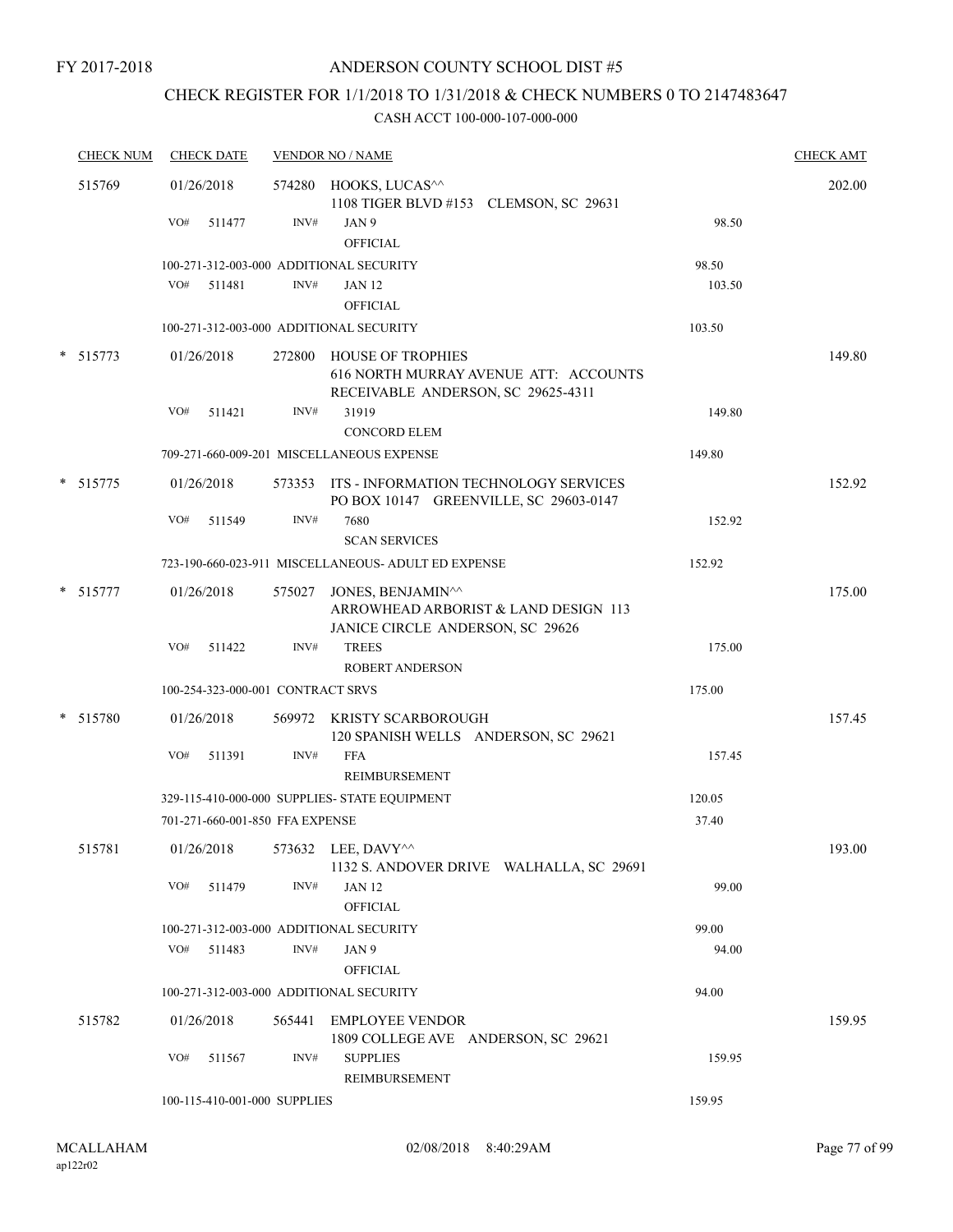FY 2017-2018

# ANDERSON COUNTY SCHOOL DIST #5

## CHECK REGISTER FOR 1/1/2018 TO 1/31/2018 & CHECK NUMBERS 0 TO 2147483647

CASH ACCT 100-000-107-000-000

| CHECK NUM | CHECK DATE | VENDOR NO / NAME | | CHECK AMT |
|---|---|---|---|---|
| 515769 | 01/26/2018 | 574280 HOOKS, LUCAS^^<br>1108 TIGER BLVD #153 CLEMSON, SC 29631 | | 202.00 |
| | VO# 511477 | INV# JAN 9<br>OFFICIAL | 98.50 | |
| | 100-271-312-003-000 ADDITIONAL SECURITY | | 98.50 | |
| | VO# 511481 | INV# JAN 12<br>OFFICIAL | 103.50 | |
| | 100-271-312-003-000 ADDITIONAL SECURITY | | 103.50 | |
| * 515773 | 01/26/2018 | 272800 HOUSE OF TROPHIES<br>616 NORTH MURRAY AVENUE ATT: ACCOUNTS RECEIVABLE ANDERSON, SC 29625-4311 | | 149.80 |
| | VO# 511421 | INV# 31919<br>CONCORD ELEM | 149.80 | |
| | 709-271-660-009-201 MISCELLANEOUS EXPENSE | | 149.80 | |
| * 515775 | 01/26/2018 | 573353 ITS - INFORMATION TECHNOLOGY SERVICES<br>PO BOX 10147 GREENVILLE, SC 29603-0147 | | 152.92 |
| | VO# 511549 | INV# 7680<br>SCAN SERVICES | 152.92 | |
| | 723-190-660-023-911 MISCELLANEOUS- ADULT ED EXPENSE | | 152.92 | |
| * 515777 | 01/26/2018 | 575027 JONES, BENJAMIN^^<br>ARROWHEAD ARBORIST & LAND DESIGN 113 JANICE CIRCLE ANDERSON, SC 29626 | | 175.00 |
| | VO# 511422 | INV# TREES<br>ROBERT ANDERSON | 175.00 | |
| | 100-254-323-000-001 CONTRACT SRVS | | 175.00 | |
| * 515780 | 01/26/2018 | 569972 KRISTY SCARBOROUGH<br>120 SPANISH WELLS ANDERSON, SC 29621 | | 157.45 |
| | VO# 511391 | INV# FFA<br>REIMBURSEMENT | 157.45 | |
| | 329-115-410-000-000 SUPPLIES- STATE EQUIPMENT | | 120.05 | |
| | 701-271-660-001-850 FFA EXPENSE | | 37.40 | |
| 515781 | 01/26/2018 | 573632 LEE, DAVY^^<br>1132 S. ANDOVER DRIVE WALHALLA, SC 29691 | | 193.00 |
| | VO# 511479 | INV# JAN 12<br>OFFICIAL | 99.00 | |
| | 100-271-312-003-000 ADDITIONAL SECURITY | | 99.00 | |
| | VO# 511483 | INV# JAN 9<br>OFFICIAL | 94.00 | |
| | 100-271-312-003-000 ADDITIONAL SECURITY | | 94.00 | |
| 515782 | 01/26/2018 | 565441 EMPLOYEE VENDOR<br>1809 COLLEGE AVE ANDERSON, SC 29621 | | 159.95 |
| | VO# 511567 | INV# SUPPLIES<br>REIMBURSEMENT | 159.95 | |
| | 100-115-410-001-000 SUPPLIES | | 159.95 | |

MCALLAHAM
ap122r02

02/08/2018 8:40:29AM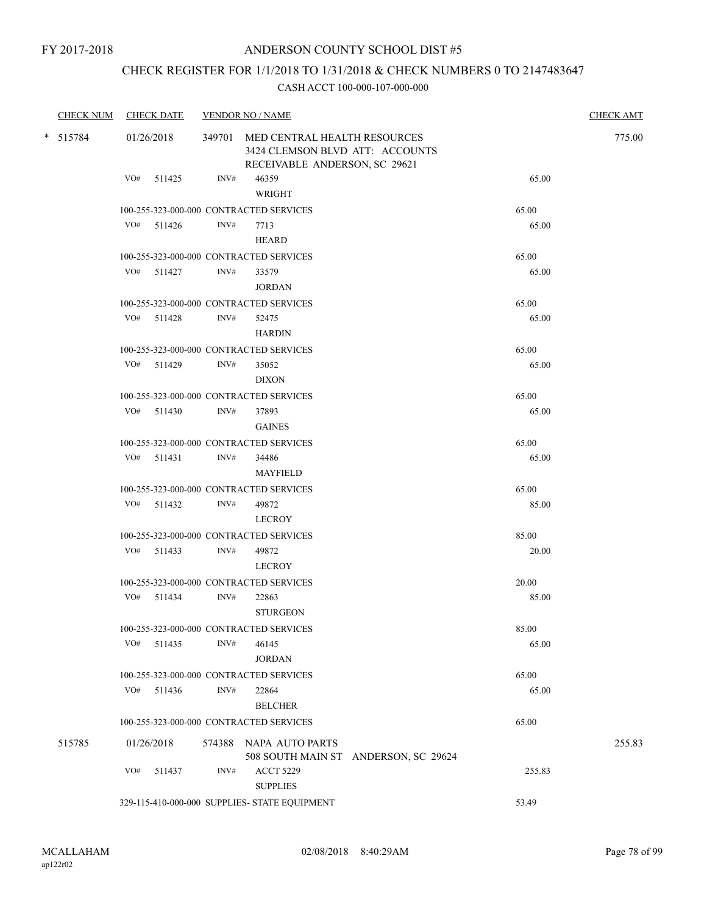FY 2017-2018

# ANDERSON COUNTY SCHOOL DIST #5

## CHECK REGISTER FOR 1/1/2018 TO 1/31/2018 & CHECK NUMBERS 0 TO 2147483647

### CASH ACCT 100-000-107-000-000

| CHECK NUM | CHECK DATE | VENDOR NO / NAME | | CHECK AMT |
|---|---|---|---|---|
| * 515784 | 01/26/2018 | 349701 MED CENTRAL HEALTH RESOURCES 3424 CLEMSON BLVD ATT: ACCOUNTS RECEIVABLE ANDERSON, SC 29621 | | 775.00 |
| | VO# 511425 | INV# 46359 WRIGHT | 65.00 | |
| | 100-255-323-000-000 CONTRACTED SERVICES | | 65.00 | |
| | VO# 511426 | INV# 7713 HEARD | 65.00 | |
| | 100-255-323-000-000 CONTRACTED SERVICES | | 65.00 | |
| | VO# 511427 | INV# 33579 JORDAN | 65.00 | |
| | 100-255-323-000-000 CONTRACTED SERVICES | | 65.00 | |
| | VO# 511428 | INV# 52475 HARDIN | 65.00 | |
| | 100-255-323-000-000 CONTRACTED SERVICES | | 65.00 | |
| | VO# 511429 | INV# 35052 DIXON | 65.00 | |
| | 100-255-323-000-000 CONTRACTED SERVICES | | 65.00 | |
| | VO# 511430 | INV# 37893 GAINES | 65.00 | |
| | 100-255-323-000-000 CONTRACTED SERVICES | | 65.00 | |
| | VO# 511431 | INV# 34486 MAYFIELD | 65.00 | |
| | 100-255-323-000-000 CONTRACTED SERVICES | | 65.00 | |
| | VO# 511432 | INV# 49872 LECROY | 85.00 | |
| | 100-255-323-000-000 CONTRACTED SERVICES | | 85.00 | |
| | VO# 511433 | INV# 49872 LECROY | 20.00 | |
| | 100-255-323-000-000 CONTRACTED SERVICES | | 20.00 | |
| | VO# 511434 | INV# 22863 STURGEON | 85.00 | |
| | 100-255-323-000-000 CONTRACTED SERVICES | | 85.00 | |
| | VO# 511435 | INV# 46145 JORDAN | 65.00 | |
| | 100-255-323-000-000 CONTRACTED SERVICES | | 65.00 | |
| | VO# 511436 | INV# 22864 BELCHER | 65.00 | |
| | 100-255-323-000-000 CONTRACTED SERVICES | | 65.00 | |
| 515785 | 01/26/2018 | 574388 NAPA AUTO PARTS 508 SOUTH MAIN ST ANDERSON, SC 29624 | | 255.83 |
| | VO# 511437 | INV# ACCT 5229 SUPPLIES | 255.83 | |
| | 329-115-410-000-000 SUPPLIES- STATE EQUIPMENT | | 53.49 | |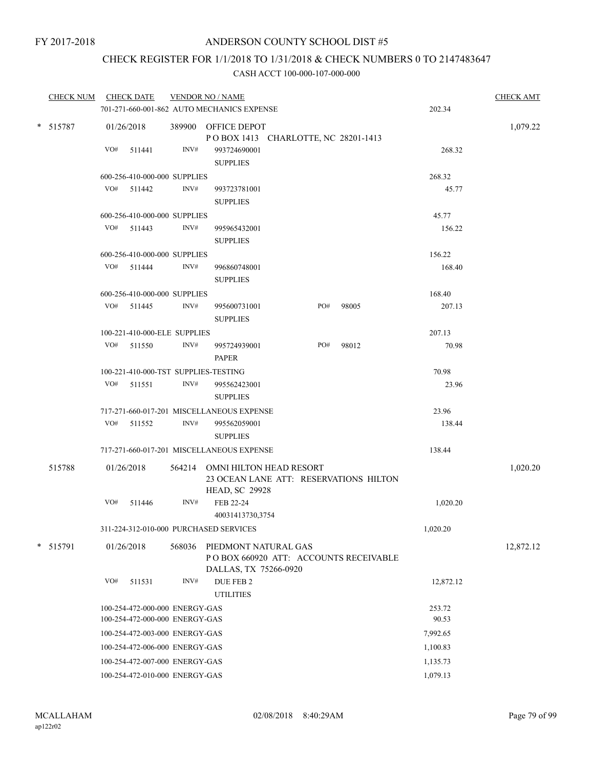FY 2017-2018

# ANDERSON COUNTY SCHOOL DIST #5

## CHECK REGISTER FOR 1/1/2018 TO 1/31/2018 & CHECK NUMBERS 0 TO 2147483647

### CASH ACCT 100-000-107-000-000

| CHECK NUM | CHECK DATE | VENDOR NO / NAME | | | CHECK AMT |
|---|---|---|---|---|---|
| | 701-271-660-001-862 AUTO MECHANICS EXPENSE | | | 202.34 | |
| * 515787 | 01/26/2018 | 389900 OFFICE DEPOT<br>P O BOX 1413 CHARLOTTE, NC 28201-1413 | | | 1,079.22 |
| | VO# 511441 | INV# 993724690001<br>SUPPLIES | | 268.32 | |
| | 600-256-410-000-000 SUPPLIES | | | 268.32 | |
| | VO# 511442 | INV# 993723781001<br>SUPPLIES | | 45.77 | |
| | 600-256-410-000-000 SUPPLIES | | | 45.77 | |
| | VO# 511443 | INV# 995965432001<br>SUPPLIES | | 156.22 | |
| | 600-256-410-000-000 SUPPLIES | | | 156.22 | |
| | VO# 511444 | INV# 996860748001<br>SUPPLIES | | 168.40 | |
| | 600-256-410-000-000 SUPPLIES | | | 168.40 | |
| | VO# 511445 | INV# 995600731001<br>SUPPLIES | PO# 98005 | 207.13 | |
| | 100-221-410-000-ELE SUPPLIES | | | 207.13 | |
| | VO# 511550 | INV# 995724939001<br>PAPER | PO# 98012 | 70.98 | |
| | 100-221-410-000-TST SUPPLIES-TESTING | | | 70.98 | |
| | VO# 511551 | INV# 995562423001<br>SUPPLIES | | 23.96 | |
| | 717-271-660-017-201 MISCELLANEOUS EXPENSE | | | 23.96 | |
| | VO# 511552 | INV# 995562059001<br>SUPPLIES | | 138.44 | |
| | 717-271-660-017-201 MISCELLANEOUS EXPENSE | | | 138.44 | |
| 515788 | 01/26/2018 | 564214 OMNI HILTON HEAD RESORT<br>23 OCEAN LANE ATT: RESERVATIONS HILTON HEAD, SC 29928 | | | 1,020.20 |
| | VO# 511446 | INV# FEB 22-24<br>40031413730,3754 | | 1,020.20 | |
| | 311-224-312-010-000 PURCHASED SERVICES | | | 1,020.20 | |
| * 515791 | 01/26/2018 | 568036 PIEDMONT NATURAL GAS<br>P O BOX 660920 ATT: ACCOUNTS RECEIVABLE<br>DALLAS, TX 75266-0920 | | | 12,872.12 |
| | VO# 511531 | INV# DUE FEB 2<br>UTILITIES | | 12,872.12 | |
| | 100-254-472-000-000 ENERGY-GAS | | | 253.72 | |
| | 100-254-472-000-000 ENERGY-GAS | | | 90.53 | |
| | 100-254-472-003-000 ENERGY-GAS | | | 7,992.65 | |
| | 100-254-472-006-000 ENERGY-GAS | | | 1,100.83 | |
| | 100-254-472-007-000 ENERGY-GAS | | | 1,135.73 | |
| | 100-254-472-010-000 ENERGY-GAS | | | 1,079.13 | |

MCALLAHAM
ap122r02

02/08/2018 8:40:29AM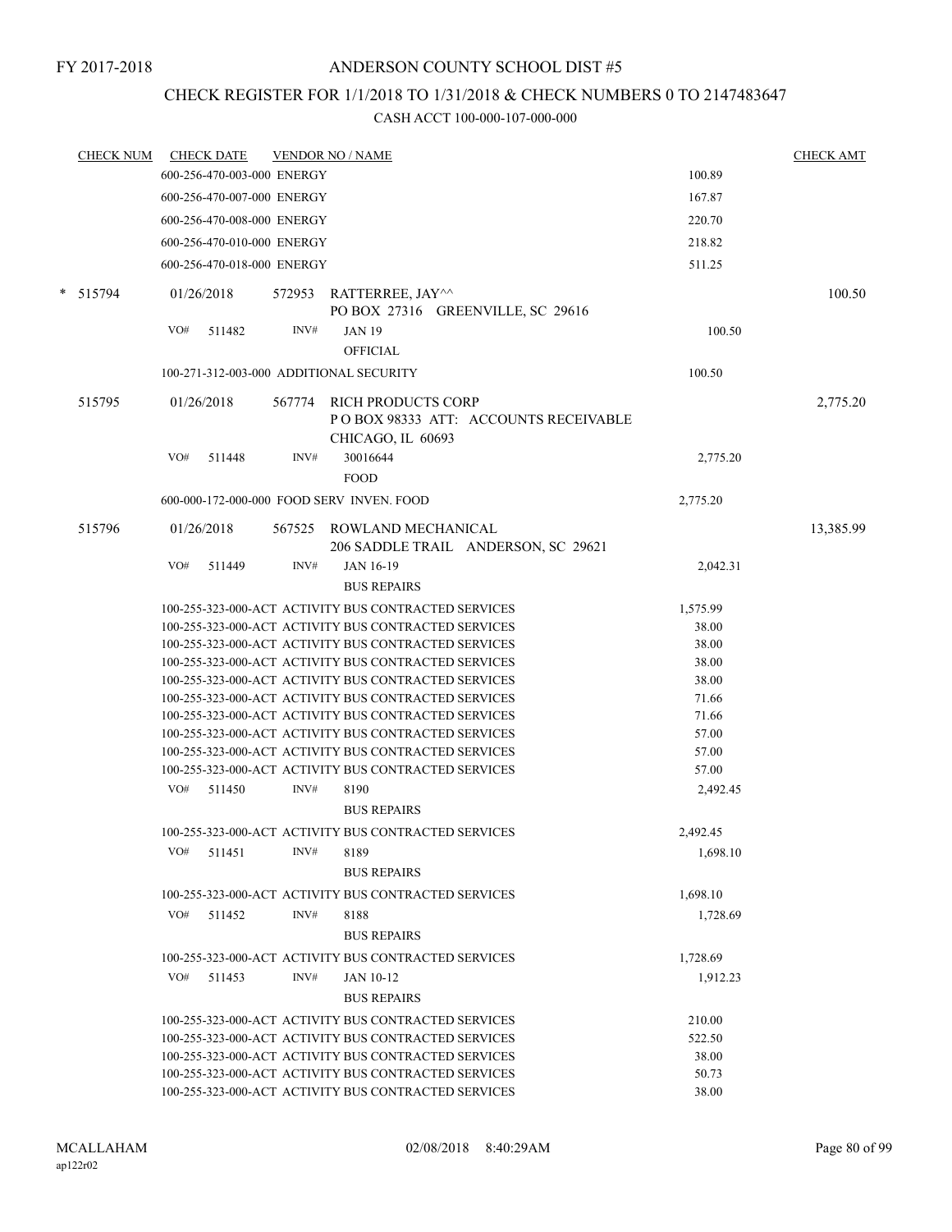FY 2017-2018

# ANDERSON COUNTY SCHOOL DIST #5

## CHECK REGISTER FOR 1/1/2018 TO 1/31/2018 & CHECK NUMBERS 0 TO 2147483647

### CASH ACCT 100-000-107-000-000

| CHECK NUM | CHECK DATE | VENDOR NO / NAME | | CHECK AMT |
|---|---|---|---|---|
| | 600-256-470-003-000 ENERGY | | 100.89 | |
| | 600-256-470-007-000 ENERGY | | 167.87 | |
| | 600-256-470-008-000 ENERGY | | 220.70 | |
| | 600-256-470-010-000 ENERGY | | 218.82 | |
| | 600-256-470-018-000 ENERGY | | 511.25 | |
| * 515794 | 01/26/2018 | 572953 RATTERREE, JAY^^ PO BOX 27316 GREENVILLE, SC 29616 | | 100.50 |
| | VO# 511482 | INV# JAN 19 OFFICIAL | 100.50 | |
| | 100-271-312-003-000 ADDITIONAL SECURITY | | 100.50 | |
| 515795 | 01/26/2018 | 567774 RICH PRODUCTS CORP P O BOX 98333 ATT: ACCOUNTS RECEIVABLE CHICAGO, IL 60693 | | 2,775.20 |
| | VO# 511448 | INV# 30016644 FOOD | 2,775.20 | |
| | 600-000-172-000-000 FOOD SERV INVEN. FOOD | | 2,775.20 | |
| 515796 | 01/26/2018 | 567525 ROWLAND MECHANICAL 206 SADDLE TRAIL ANDERSON, SC 29621 | | 13,385.99 |
| | VO# 511449 | INV# JAN 16-19 BUS REPAIRS | 2,042.31 | |
| | 100-255-323-000-ACT ACTIVITY BUS CONTRACTED SERVICES | | 1,575.99 | |
| | 100-255-323-000-ACT ACTIVITY BUS CONTRACTED SERVICES | | 38.00 | |
| | 100-255-323-000-ACT ACTIVITY BUS CONTRACTED SERVICES | | 38.00 | |
| | 100-255-323-000-ACT ACTIVITY BUS CONTRACTED SERVICES | | 38.00 | |
| | 100-255-323-000-ACT ACTIVITY BUS CONTRACTED SERVICES | | 38.00 | |
| | 100-255-323-000-ACT ACTIVITY BUS CONTRACTED SERVICES | | 71.66 | |
| | 100-255-323-000-ACT ACTIVITY BUS CONTRACTED SERVICES | | 71.66 | |
| | 100-255-323-000-ACT ACTIVITY BUS CONTRACTED SERVICES | | 57.00 | |
| | 100-255-323-000-ACT ACTIVITY BUS CONTRACTED SERVICES | | 57.00 | |
| | 100-255-323-000-ACT ACTIVITY BUS CONTRACTED SERVICES | | 57.00 | |
| | VO# 511450 | INV# 8190 BUS REPAIRS | 2,492.45 | |
| | 100-255-323-000-ACT ACTIVITY BUS CONTRACTED SERVICES | | 2,492.45 | |
| | VO# 511451 | INV# 8189 BUS REPAIRS | 1,698.10 | |
| | 100-255-323-000-ACT ACTIVITY BUS CONTRACTED SERVICES | | 1,698.10 | |
| | VO# 511452 | INV# 8188 BUS REPAIRS | 1,728.69 | |
| | 100-255-323-000-ACT ACTIVITY BUS CONTRACTED SERVICES | | 1,728.69 | |
| | VO# 511453 | INV# JAN 10-12 BUS REPAIRS | 1,912.23 | |
| | 100-255-323-000-ACT ACTIVITY BUS CONTRACTED SERVICES | | 210.00 | |
| | 100-255-323-000-ACT ACTIVITY BUS CONTRACTED SERVICES | | 522.50 | |
| | 100-255-323-000-ACT ACTIVITY BUS CONTRACTED SERVICES | | 38.00 | |
| | 100-255-323-000-ACT ACTIVITY BUS CONTRACTED SERVICES | | 50.73 | |
| | 100-255-323-000-ACT ACTIVITY BUS CONTRACTED SERVICES | | 38.00 | |

MCALLAHAM ap122r02 02/08/2018 8:40:29AM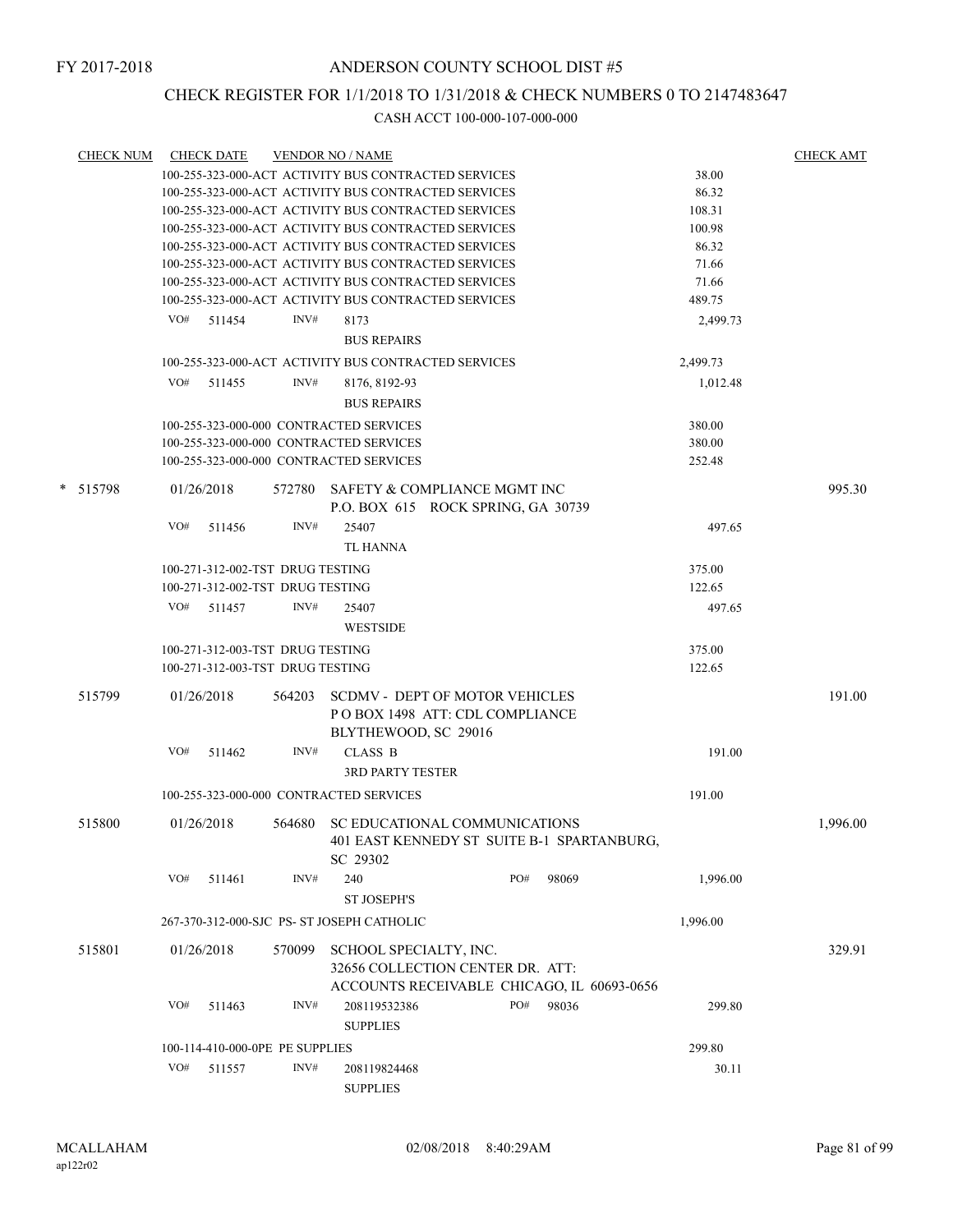# ANDERSON COUNTY SCHOOL DIST #5

FY 2017-2018

## CHECK REGISTER FOR 1/1/2018 TO 1/31/2018 & CHECK NUMBERS 0 TO 2147483647

### CASH ACCT 100-000-107-000-000

| CHECK NUM | CHECK DATE | VENDOR NO / NAME | | CHECK AMT |
|---|---|---|---|---|
| | | 100-255-323-000-ACT ACTIVITY BUS CONTRACTED SERVICES | 38.00 | |
| | | 100-255-323-000-ACT ACTIVITY BUS CONTRACTED SERVICES | 86.32 | |
| | | 100-255-323-000-ACT ACTIVITY BUS CONTRACTED SERVICES | 108.31 | |
| | | 100-255-323-000-ACT ACTIVITY BUS CONTRACTED SERVICES | 100.98 | |
| | | 100-255-323-000-ACT ACTIVITY BUS CONTRACTED SERVICES | 86.32 | |
| | | 100-255-323-000-ACT ACTIVITY BUS CONTRACTED SERVICES | 71.66 | |
| | | 100-255-323-000-ACT ACTIVITY BUS CONTRACTED SERVICES | 71.66 | |
| | | 100-255-323-000-ACT ACTIVITY BUS CONTRACTED SERVICES | 489.75 | |
| | | VO# 511454 INV# 8173 BUS REPAIRS | 2,499.73 | |
| | | 100-255-323-000-ACT ACTIVITY BUS CONTRACTED SERVICES | 2,499.73 | |
| | | VO# 511455 INV# 8176, 8192-93 BUS REPAIRS | 1,012.48 | |
| | | 100-255-323-000-000 CONTRACTED SERVICES | 380.00 | |
| | | 100-255-323-000-000 CONTRACTED SERVICES | 380.00 | |
| | | 100-255-323-000-000 CONTRACTED SERVICES | 252.48 | |
| * 515798 | 01/26/2018 | 572780 SAFETY & COMPLIANCE MGMT INC P.O. BOX 615 ROCK SPRING, GA 30739 | | 995.30 |
| | | VO# 511456 INV# 25407 TL HANNA | 497.65 | |
| | | 100-271-312-002-TST DRUG TESTING | 375.00 | |
| | | 100-271-312-002-TST DRUG TESTING | 122.65 | |
| | | VO# 511457 INV# 25407 WESTSIDE | 497.65 | |
| | | 100-271-312-003-TST DRUG TESTING | 375.00 | |
| | | 100-271-312-003-TST DRUG TESTING | 122.65 | |
| 515799 | 01/26/2018 | 564203 SCDMV - DEPT OF MOTOR VEHICLES P O BOX 1498 ATT: CDL COMPLIANCE BLYTHEWOOD, SC 29016 | | 191.00 |
| | | VO# 511462 INV# CLASS B 3RD PARTY TESTER | 191.00 | |
| | | 100-255-323-000-000 CONTRACTED SERVICES | 191.00 | |
| 515800 | 01/26/2018 | 564680 SC EDUCATIONAL COMMUNICATIONS 401 EAST KENNEDY ST SUITE B-1 SPARTANBURG, SC 29302 | | 1,996.00 |
| | | VO# 511461 INV# 240 PO# 98069 ST JOSEPH'S | 1,996.00 | |
| | | 267-370-312-000-SJC PS- ST JOSEPH CATHOLIC | 1,996.00 | |
| 515801 | 01/26/2018 | 570099 SCHOOL SPECIALTY, INC. 32656 COLLECTION CENTER DR. ATT: ACCOUNTS RECEIVABLE CHICAGO, IL 60693-0656 | | 329.91 |
| | | VO# 511463 INV# 208119532386 PO# 98036 SUPPLIES | 299.80 | |
| | | 100-114-410-000-0PE PE SUPPLIES | 299.80 | |
| | | VO# 511557 INV# 208119824468 SUPPLIES | 30.11 | |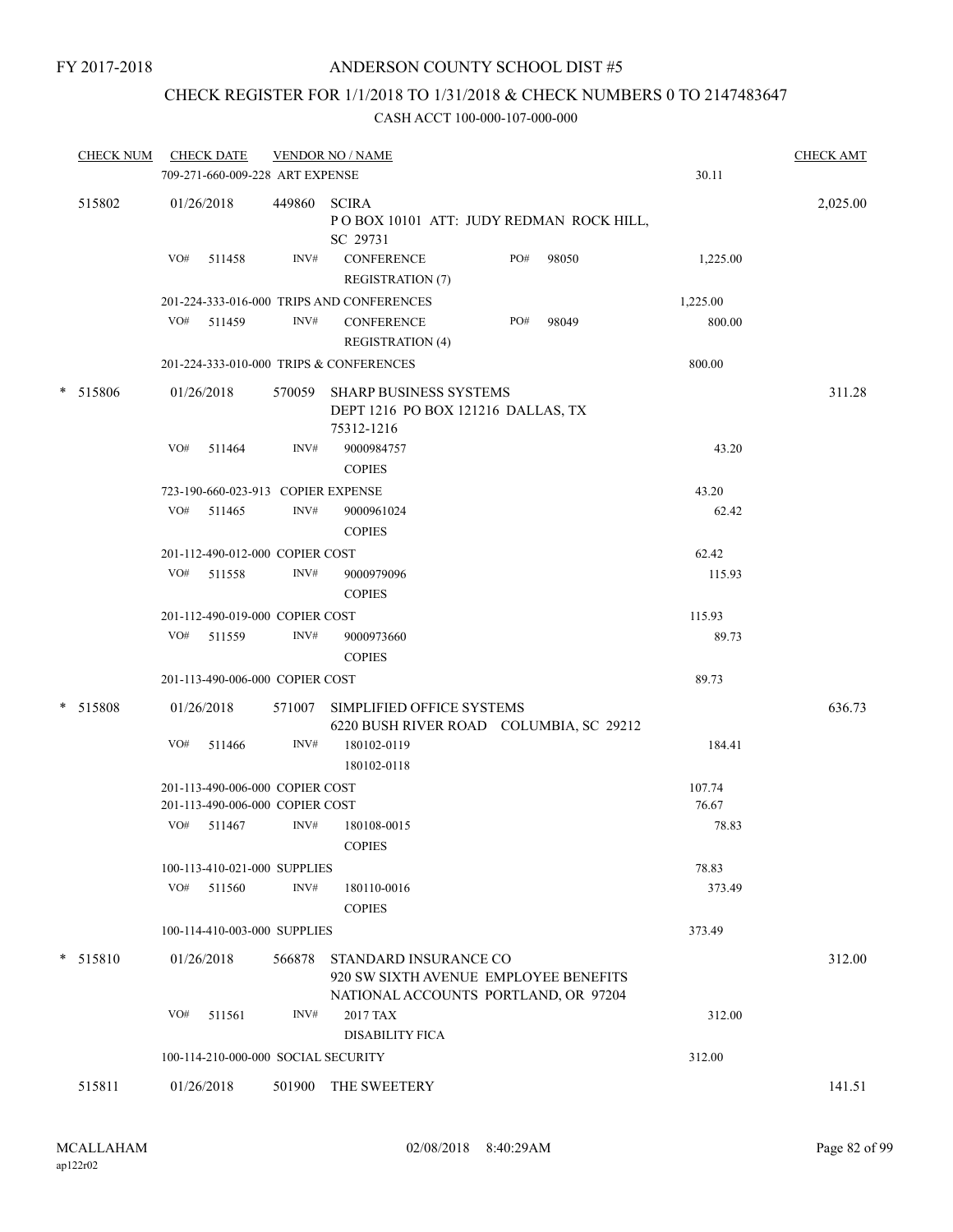FY 2017-2018

ANDERSON COUNTY SCHOOL DIST #5

CHECK REGISTER FOR 1/1/2018 TO 1/31/2018 & CHECK NUMBERS 0 TO 2147483647

CASH ACCT 100-000-107-000-000

| CHECK NUM | CHECK DATE | VENDOR NO / NAME | | | CHECK AMT |
|---|---|---|---|---|---|
| | 709-271-660-009-228 ART EXPENSE | | | 30.11 | |
| 515802 | 01/26/2018 | 449860 | SCIRA<br>P O BOX 10101 ATT: JUDY REDMAN ROCK HILL, SC 29731 | | 2,025.00 |
| | VO# 511458 | INV# | CONFERENCE REGISTRATION (7) PO# 98050 | 1,225.00 | |
| | 201-224-333-016-000 TRIPS AND CONFERENCES | | | 1,225.00 | |
| | VO# 511459 | INV# | CONFERENCE REGISTRATION (4) PO# 98049 | 800.00 | |
| | 201-224-333-010-000 TRIPS & CONFERENCES | | | 800.00 | |
| * 515806 | 01/26/2018 | 570059 | SHARP BUSINESS SYSTEMS<br>DEPT 1216 PO BOX 121216 DALLAS, TX 75312-1216 | | 311.28 |
| | VO# 511464 | INV# | 9000984757 COPIES | 43.20 | |
| | 723-190-660-023-913 COPIER EXPENSE | | | 43.20 | |
| | VO# 511465 | INV# | 9000961024 COPIES | 62.42 | |
| | 201-112-490-012-000 COPIER COST | | | 62.42 | |
| | VO# 511558 | INV# | 9000979096 COPIES | 115.93 | |
| | 201-112-490-019-000 COPIER COST | | | 115.93 | |
| | VO# 511559 | INV# | 9000973660 COPIES | 89.73 | |
| | 201-113-490-006-000 COPIER COST | | | 89.73 | |
| * 515808 | 01/26/2018 | 571007 | SIMPLIFIED OFFICE SYSTEMS<br>6220 BUSH RIVER ROAD COLUMBIA, SC 29212 | | 636.73 |
| | VO# 511466 | INV# | 180102-0119<br>180102-0118 | 184.41 | |
| | 201-113-490-006-000 COPIER COST | | | 107.74 | |
| | 201-113-490-006-000 COPIER COST | | | 76.67 | |
| | VO# 511467 | INV# | 180108-0015 COPIES | 78.83 | |
| | 100-113-410-021-000 SUPPLIES | | | 78.83 | |
| | VO# 511560 | INV# | 180110-0016 COPIES | 373.49 | |
| | 100-114-410-003-000 SUPPLIES | | | 373.49 | |
| * 515810 | 01/26/2018 | 566878 | STANDARD INSURANCE CO<br>920 SW SIXTH AVENUE EMPLOYEE BENEFITS NATIONAL ACCOUNTS PORTLAND, OR 97204 | | 312.00 |
| | VO# 511561 | INV# | 2017 TAX DISABILITY FICA | 312.00 | |
| | 100-114-210-000-000 SOCIAL SECURITY | | | 312.00 | |
| 515811 | 01/26/2018 | 501900 | THE SWEETERY | | 141.51 |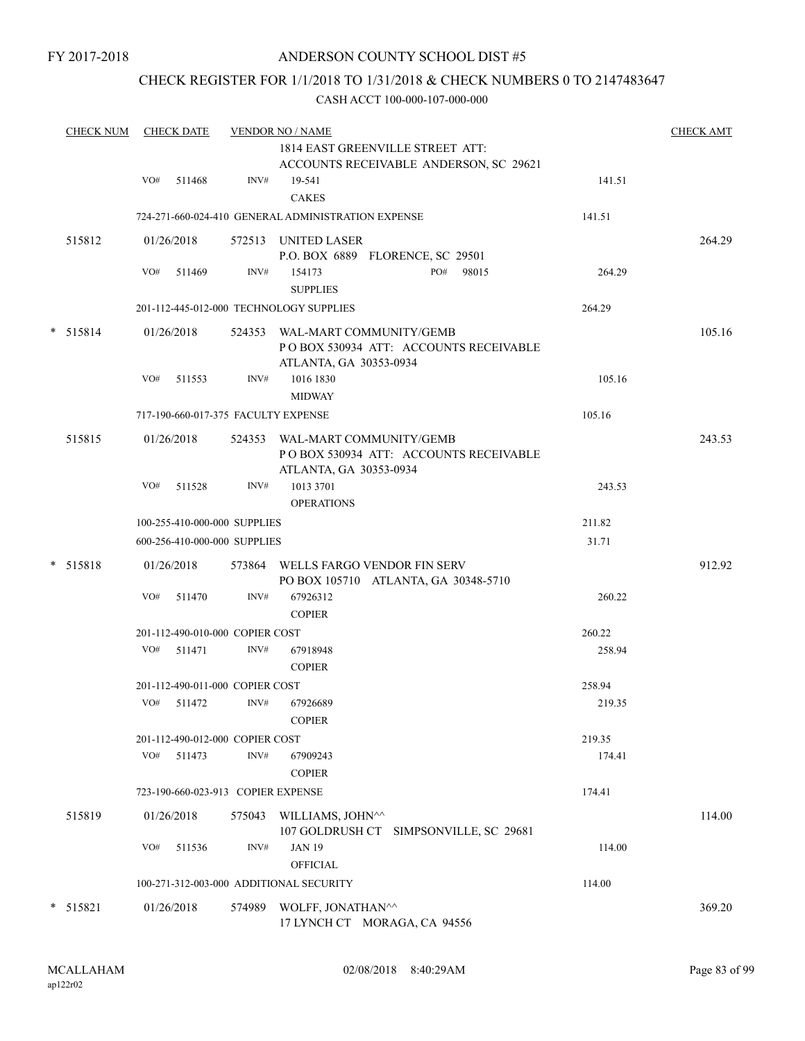FY 2017-2018

# ANDERSON COUNTY SCHOOL DIST #5

## CHECK REGISTER FOR 1/1/2018 TO 1/31/2018 & CHECK NUMBERS 0 TO 2147483647

CASH ACCT 100-000-107-000-000

| CHECK NUM | CHECK DATE | VENDOR NO / NAME | | CHECK AMT |
|---|---|---|---|---|
| | | 1814 EAST GREENVILLE STREET ATT: ACCOUNTS RECEIVABLE ANDERSON, SC 29621 | | |
| | VO# 511468 | INV# 19-541 CAKES | 141.51 | |
| | | 724-271-660-024-410 GENERAL ADMINISTRATION EXPENSE | 141.51 | |
| 515812 | 01/26/2018 | 572513 UNITED LASER P.O. BOX 6889 FLORENCE, SC 29501 | | 264.29 |
| | VO# 511469 | INV# 154173 PO# 98015 SUPPLIES | 264.29 | |
| | | 201-112-445-012-000 TECHNOLOGY SUPPLIES | 264.29 | |
| * 515814 | 01/26/2018 | 524353 WAL-MART COMMUNITY/GEMB P O BOX 530934 ATT: ACCOUNTS RECEIVABLE ATLANTA, GA 30353-0934 | | 105.16 |
| | VO# 511553 | INV# 1016 1830 MIDWAY | 105.16 | |
| | | 717-190-660-017-375 FACULTY EXPENSE | 105.16 | |
| 515815 | 01/26/2018 | 524353 WAL-MART COMMUNITY/GEMB P O BOX 530934 ATT: ACCOUNTS RECEIVABLE ATLANTA, GA 30353-0934 | | 243.53 |
| | VO# 511528 | INV# 1013 3701 OPERATIONS | 243.53 | |
| | | 100-255-410-000-000 SUPPLIES | 211.82 | |
| | | 600-256-410-000-000 SUPPLIES | 31.71 | |
| * 515818 | 01/26/2018 | 573864 WELLS FARGO VENDOR FIN SERV PO BOX 105710 ATLANTA, GA 30348-5710 | | 912.92 |
| | VO# 511470 | INV# 67926312 COPIER | 260.22 | |
| | | 201-112-490-010-000 COPIER COST | 260.22 | |
| | VO# 511471 | INV# 67918948 COPIER | 258.94 | |
| | | 201-112-490-011-000 COPIER COST | 258.94 | |
| | VO# 511472 | INV# 67926689 COPIER | 219.35 | |
| | | 201-112-490-012-000 COPIER COST | 219.35 | |
| | VO# 511473 | INV# 67909243 COPIER | 174.41 | |
| | | 723-190-660-023-913 COPIER EXPENSE | 174.41 | |
| 515819 | 01/26/2018 | 575043 WILLIAMS, JOHN^^ 107 GOLDRUSH CT SIMPSONVILLE, SC 29681 | | 114.00 |
| | VO# 511536 | INV# JAN 19 OFFICIAL | 114.00 | |
| | | 100-271-312-003-000 ADDITIONAL SECURITY | 114.00 | |
| * 515821 | 01/26/2018 | 574989 WOLFF, JONATHAN^^ 17 LYNCH CT MORAGA, CA 94556 | | 369.20 |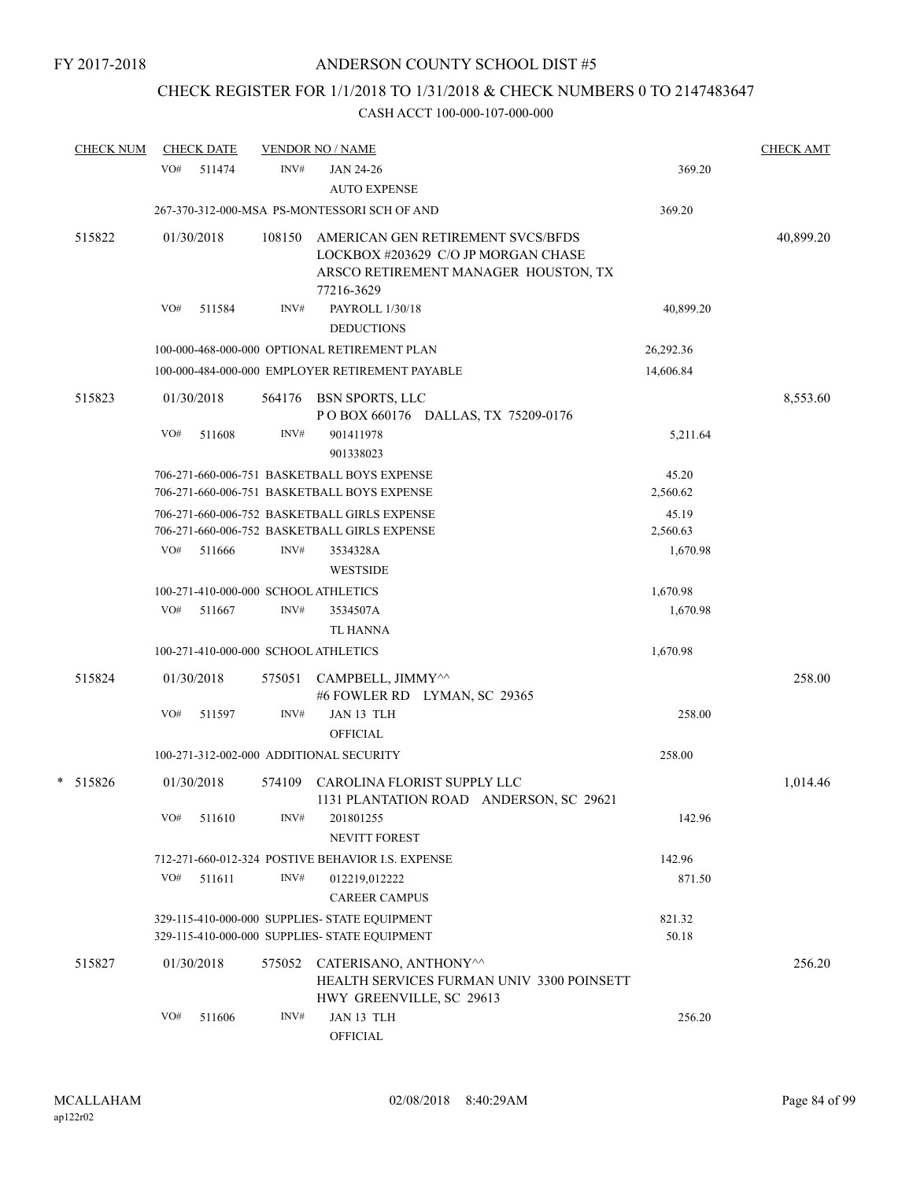FY 2017-2018

# ANDERSON COUNTY SCHOOL DIST #5

## CHECK REGISTER FOR 1/1/2018 TO 1/31/2018 & CHECK NUMBERS 0 TO 2147483647

CASH ACCT 100-000-107-000-000

| CHECK NUM | CHECK DATE | VENDOR NO / NAME | | CHECK AMT |
|---|---|---|---|---|
| | VO# 511474 | INV# JAN 24-26<br>AUTO EXPENSE | 369.20 | |
| | 267-370-312-000-MSA PS-MONTESSORI SCH OF AND | | 369.20 | |
| 515822 | 01/30/2018 | 108150 AMERICAN GEN RETIREMENT SVCS/BFDS<br>LOCKBOX #203629 C/O JP MORGAN CHASE<br>ARSCO RETIREMENT MANAGER HOUSTON, TX 77216-3629 | | 40,899.20 |
| | VO# 511584 | INV# PAYROLL 1/30/18<br>DEDUCTIONS | 40,899.20 | |
| | 100-000-468-000-000 OPTIONAL RETIREMENT PLAN | | 26,292.36 | |
| | 100-000-484-000-000 EMPLOYER RETIREMENT PAYABLE | | 14,606.84 | |
| 515823 | 01/30/2018 | 564176 BSN SPORTS, LLC<br>P O BOX 660176 DALLAS, TX 75209-0176 | | 8,553.60 |
| | VO# 511608 | INV# 901411978<br>901338023 | 5,211.64 | |
| | 706-271-660-006-751 BASKETBALL BOYS EXPENSE | | 45.20 | |
| | 706-271-660-006-751 BASKETBALL BOYS EXPENSE | | 2,560.62 | |
| | 706-271-660-006-752 BASKETBALL GIRLS EXPENSE | | 45.19 | |
| | 706-271-660-006-752 BASKETBALL GIRLS EXPENSE | | 2,560.63 | |
| | VO# 511666 | INV# 3534328A<br>WESTSIDE | 1,670.98 | |
| | 100-271-410-000-000 SCHOOL ATHLETICS | | 1,670.98 | |
| | VO# 511667 | INV# 3534507A<br>TL HANNA | 1,670.98 | |
| | 100-271-410-000-000 SCHOOL ATHLETICS | | 1,670.98 | |
| 515824 | 01/30/2018 | 575051 CAMPBELL, JIMMY^^<br>#6 FOWLER RD LYMAN, SC 29365 | | 258.00 |
| | VO# 511597 | INV# JAN 13 TLH<br>OFFICIAL | 258.00 | |
| | 100-271-312-002-000 ADDITIONAL SECURITY | | 258.00 | |
| * 515826 | 01/30/2018 | 574109 CAROLINA FLORIST SUPPLY LLC<br>1131 PLANTATION ROAD ANDERSON, SC 29621 | | 1,014.46 |
| | VO# 511610 | INV# 201801255<br>NEVITT FOREST | 142.96 | |
| | 712-271-660-012-324 POSTIVE BEHAVIOR I.S. EXPENSE | | 142.96 | |
| | VO# 511611 | INV# 012219,012222<br>CAREER CAMPUS | 871.50 | |
| | 329-115-410-000-000 SUPPLIES- STATE EQUIPMENT | | 821.32 | |
| | 329-115-410-000-000 SUPPLIES- STATE EQUIPMENT | | 50.18 | |
| 515827 | 01/30/2018 | 575052 CATERISANO, ANTHONY^^<br>HEALTH SERVICES FURMAN UNIV 3300 POINSETT HWY GREENVILLE, SC 29613 | | 256.20 |
| | VO# 511606 | INV# JAN 13 TLH<br>OFFICIAL | 256.20 | |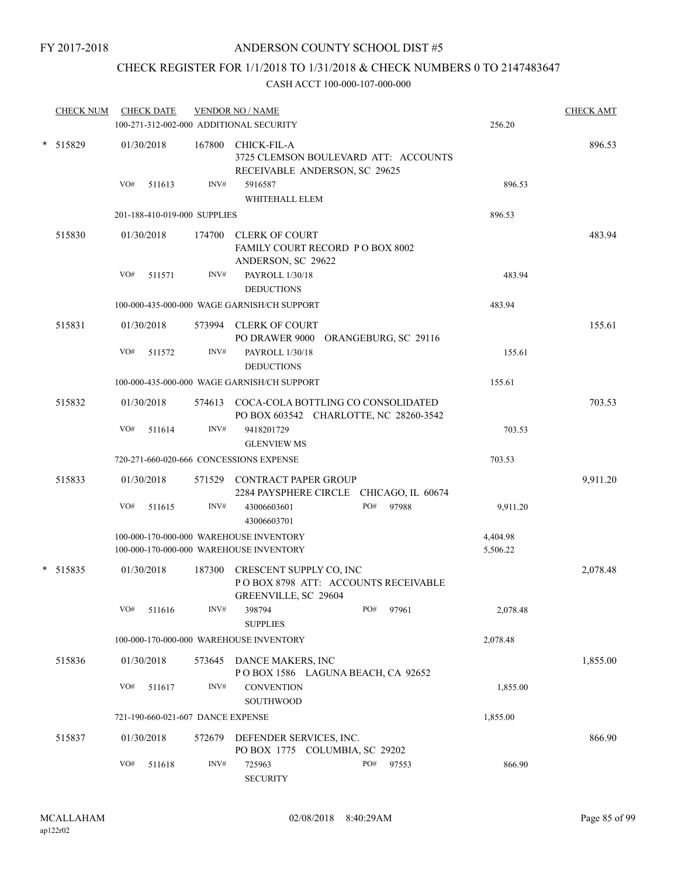FY 2017-2018

# ANDERSON COUNTY SCHOOL DIST #5

## CHECK REGISTER FOR 1/1/2018 TO 1/31/2018 & CHECK NUMBERS 0 TO 2147483647

### CASH ACCT 100-000-107-000-000

| CHECK NUM | CHECK DATE | VENDOR NO / NAME | | CHECK AMT |
|---|---|---|---|---|
| | 100-271-312-002-000 ADDITIONAL SECURITY | | 256.20 | |
| * 515829 | 01/30/2018 | 167800 CHICK-FIL-A<br>3725 CLEMSON BOULEVARD ATT: ACCOUNTS RECEIVABLE ANDERSON, SC 29625 | | 896.53 |
| | VO# 511613 | INV# 5916587<br>WHITEHALL ELEM | 896.53 | |
| | 201-188-410-019-000 SUPPLIES | | 896.53 | |
| 515830 | 01/30/2018 | 174700 CLERK OF COURT<br>FAMILY COURT RECORD P O BOX 8002<br>ANDERSON, SC 29622 | | 483.94 |
| | VO# 511571 | INV# PAYROLL 1/30/18<br>DEDUCTIONS | 483.94 | |
| | 100-000-435-000-000 WAGE GARNISH/CH SUPPORT | | 483.94 | |
| 515831 | 01/30/2018 | 573994 CLERK OF COURT<br>PO DRAWER 9000 ORANGEBURG, SC 29116 | | 155.61 |
| | VO# 511572 | INV# PAYROLL 1/30/18<br>DEDUCTIONS | 155.61 | |
| | 100-000-435-000-000 WAGE GARNISH/CH SUPPORT | | 155.61 | |
| 515832 | 01/30/2018 | 574613 COCA-COLA BOTTLING CO CONSOLIDATED<br>PO BOX 603542 CHARLOTTE, NC 28260-3542 | | 703.53 |
| | VO# 511614 | INV# 9418201729<br>GLENVIEW MS | 703.53 | |
| | 720-271-660-020-666 CONCESSIONS EXPENSE | | 703.53 | |
| 515833 | 01/30/2018 | 571529 CONTRACT PAPER GROUP<br>2284 PAYSPHERE CIRCLE CHICAGO, IL 60674 | | 9,911.20 |
| | VO# 511615 | INV# 43006603601 PO# 97988<br>43006603701 | 9,911.20 | |
| | 100-000-170-000-000 WAREHOUSE INVENTORY | | 4,404.98 | |
| | 100-000-170-000-000 WAREHOUSE INVENTORY | | 5,506.22 | |
| * 515835 | 01/30/2018 | 187300 CRESCENT SUPPLY CO, INC<br>P O BOX 8798 ATT: ACCOUNTS RECEIVABLE<br>GREENVILLE, SC 29604 | | 2,078.48 |
| | VO# 511616 | INV# 398794 PO# 97961<br>SUPPLIES | 2,078.48 | |
| | 100-000-170-000-000 WAREHOUSE INVENTORY | | 2,078.48 | |
| 515836 | 01/30/2018 | 573645 DANCE MAKERS, INC<br>P O BOX 1586 LAGUNA BEACH, CA 92652 | | 1,855.00 |
| | VO# 511617 | INV# CONVENTION<br>SOUTHWOOD | 1,855.00 | |
| | 721-190-660-021-607 DANCE EXPENSE | | 1,855.00 | |
| 515837 | 01/30/2018 | 572679 DEFENDER SERVICES, INC.<br>PO BOX 1775 COLUMBIA, SC 29202 | | 866.90 |
| | VO# 511618 | INV# 725963 PO# 97553<br>SECURITY | 866.90 | |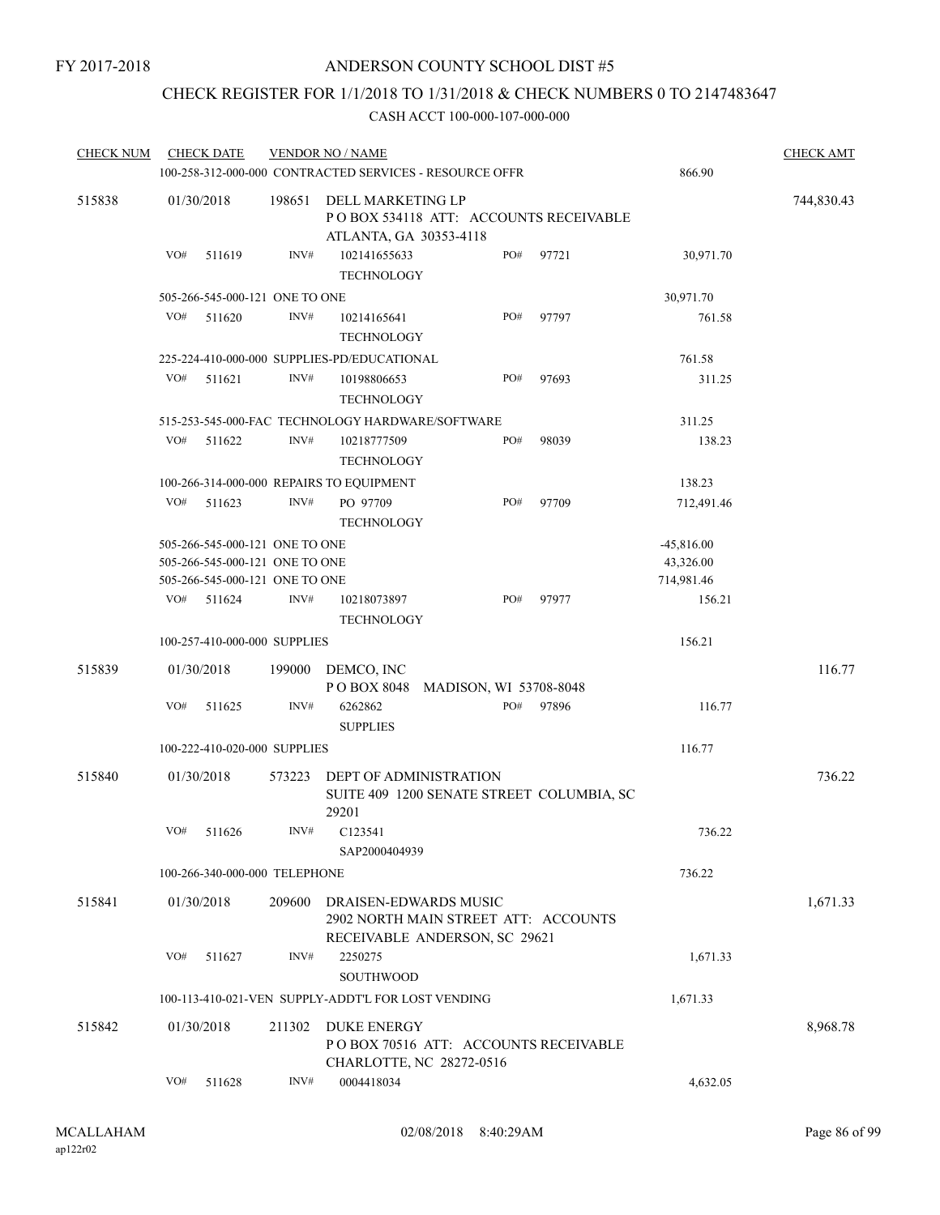FY 2017-2018

# ANDERSON COUNTY SCHOOL DIST #5

## CHECK REGISTER FOR 1/1/2018 TO 1/31/2018 & CHECK NUMBERS 0 TO 2147483647

CASH ACCT 100-000-107-000-000

| CHECK NUM | CHECK DATE | VENDOR NO / NAME | | | CHECK AMT |
|---|---|---|---|---|---|
| | | 100-258-312-000-000 CONTRACTED SERVICES - RESOURCE OFFR | | 866.90 | |
| 515838 | 01/30/2018 | 198651 DELL MARKETING LP<br>P O BOX 534118 ATT: ACCOUNTS RECEIVABLE<br>ATLANTA, GA 30353-4118 | | | 744,830.43 |
| | VO# 511619 | INV# 102141655633<br>TECHNOLOGY | PO# 97721 | 30,971.70 | |
| | | 505-266-545-000-121 ONE TO ONE | | 30,971.70 | |
| | VO# 511620 | INV# 10214165641<br>TECHNOLOGY | PO# 97797 | 761.58 | |
| | | 225-224-410-000-000 SUPPLIES-PD/EDUCATIONAL | | 761.58 | |
| | VO# 511621 | INV# 10198806653<br>TECHNOLOGY | PO# 97693 | 311.25 | |
| | | 515-253-545-000-FAC TECHNOLOGY HARDWARE/SOFTWARE | | 311.25 | |
| | VO# 511622 | INV# 10218777509<br>TECHNOLOGY | PO# 98039 | 138.23 | |
| | | 100-266-314-000-000 REPAIRS TO EQUIPMENT | | 138.23 | |
| | VO# 511623 | INV# PO 97709<br>TECHNOLOGY | PO# 97709 | 712,491.46 | |
| | | 505-266-545-000-121 ONE TO ONE | | -45,816.00 | |
| | | 505-266-545-000-121 ONE TO ONE | | 43,326.00 | |
| | | 505-266-545-000-121 ONE TO ONE | | 714,981.46 | |
| | VO# 511624 | INV# 10218073897<br>TECHNOLOGY | PO# 97977 | 156.21 | |
| | | 100-257-410-000-000 SUPPLIES | | 156.21 | |
| 515839 | 01/30/2018 | 199000 DEMCO, INC<br>P O BOX 8048 MADISON, WI 53708-8048 | | | 116.77 |
| | VO# 511625 | INV# 6262862<br>SUPPLIES | PO# 97896 | 116.77 | |
| | | 100-222-410-020-000 SUPPLIES | | 116.77 | |
| 515840 | 01/30/2018 | 573223 DEPT OF ADMINISTRATION<br>SUITE 409 1200 SENATE STREET COLUMBIA, SC 29201 | | | 736.22 |
| | VO# 511626 | INV# C123541<br>SAP2000404939 | | 736.22 | |
| | | 100-266-340-000-000 TELEPHONE | | 736.22 | |
| 515841 | 01/30/2018 | 209600 DRAISEN-EDWARDS MUSIC<br>2902 NORTH MAIN STREET ATT: ACCOUNTS<br>RECEIVABLE ANDERSON, SC 29621 | | | 1,671.33 |
| | VO# 511627 | INV# 2250275<br>SOUTHWOOD | | 1,671.33 | |
| | | 100-113-410-021-VEN SUPPLY-ADDT'L FOR LOST VENDING | | 1,671.33 | |
| 515842 | 01/30/2018 | 211302 DUKE ENERGY<br>P O BOX 70516 ATT: ACCOUNTS RECEIVABLE<br>CHARLOTTE, NC 28272-0516 | | | 8,968.78 |
| | VO# 511628 | INV# 0004418034 | | 4,632.05 | |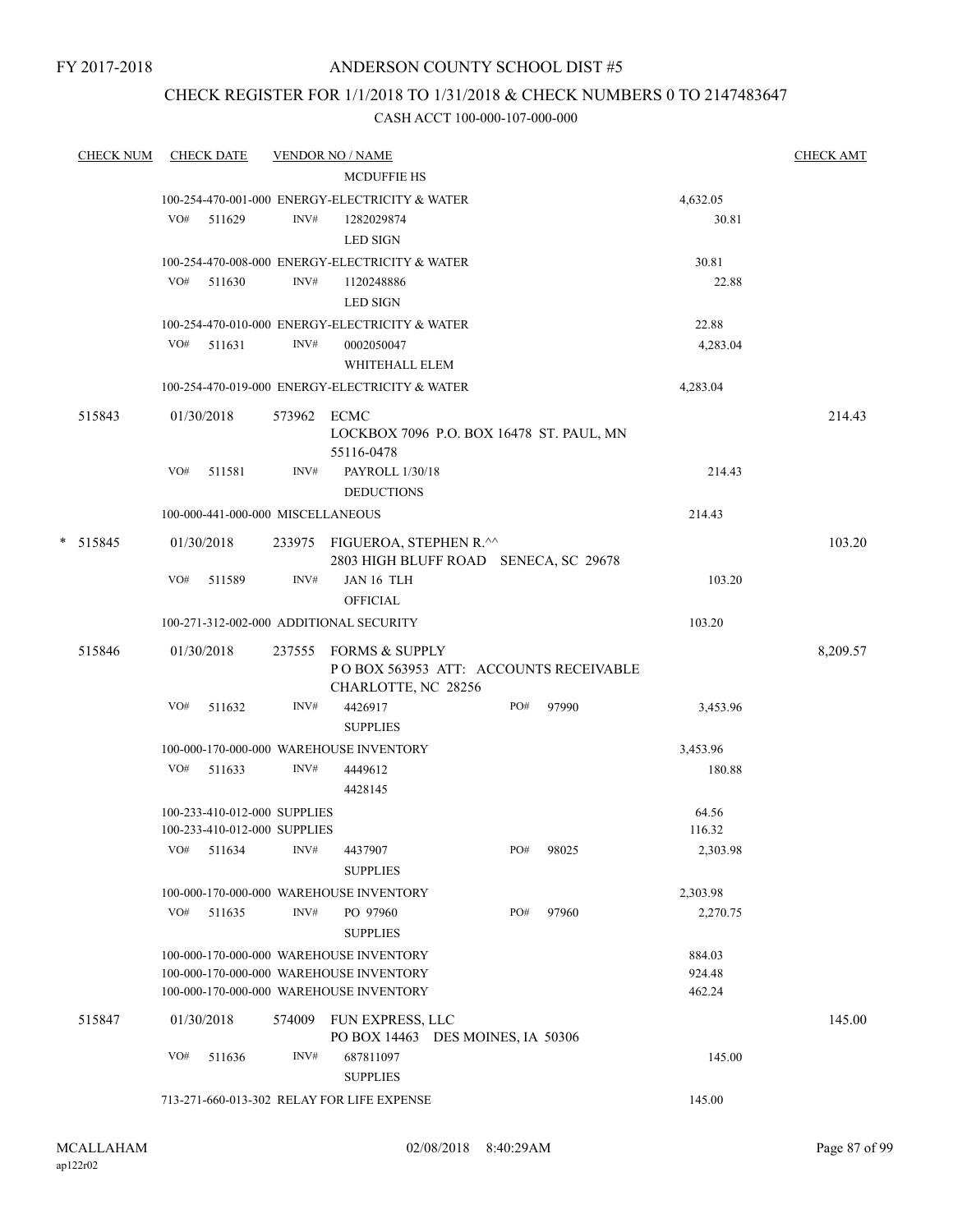# ANDERSON COUNTY SCHOOL DIST #5

FY 2017-2018

## CHECK REGISTER FOR 1/1/2018 TO 1/31/2018 & CHECK NUMBERS 0 TO 2147483647

CASH ACCT 100-000-107-000-000

| CHECK NUM | CHECK DATE | VENDOR NO / NAME | | CHECK AMT |
|---|---|---|---|---|
| | | MCDUFFIE HS | | |
| | | 100-254-470-001-000 ENERGY-ELECTRICITY & WATER | 4,632.05 | |
| | VO# 511629 | INV# 1282029874 | 30.81 | |
| | | LED SIGN | | |
| | | 100-254-470-008-000 ENERGY-ELECTRICITY & WATER | 30.81 | |
| | VO# 511630 | INV# 1120248886 | 22.88 | |
| | | LED SIGN | | |
| | | 100-254-470-010-000 ENERGY-ELECTRICITY & WATER | 22.88 | |
| | VO# 511631 | INV# 0002050047 | 4,283.04 | |
| | | WHITEHALL ELEM | | |
| | | 100-254-470-019-000 ENERGY-ELECTRICITY & WATER | 4,283.04 | |
| 515843 | 01/30/2018 | 573962 ECMC<br>LOCKBOX 7096 P.O. BOX 16478 ST. PAUL, MN 55116-0478 | | 214.43 |
| | VO# 511581 | INV# PAYROLL 1/30/18 | 214.43 | |
| | | DEDUCTIONS | | |
| | | 100-000-441-000-000 MISCELLANEOUS | 214.43 | |
| * 515845 | 01/30/2018 | 233975 FIGUEROA, STEPHEN R.^^<br>2803 HIGH BLUFF ROAD SENECA, SC 29678 | | 103.20 |
| | VO# 511589 | INV# JAN 16 TLH | 103.20 | |
| | | OFFICIAL | | |
| | | 100-271-312-002-000 ADDITIONAL SECURITY | 103.20 | |
| 515846 | 01/30/2018 | 237555 FORMS & SUPPLY<br>P O BOX 563953 ATT: ACCOUNTS RECEIVABLE CHARLOTTE, NC 28256 | | 8,209.57 |
| | VO# 511632 | INV# 4426917 PO# 97990 | 3,453.96 | |
| | | SUPPLIES | | |
| | | 100-000-170-000-000 WAREHOUSE INVENTORY | 3,453.96 | |
| | VO# 511633 | INV# 4449612 | 180.88 | |
| | | 4428145 | | |
| | | 100-233-410-012-000 SUPPLIES | 64.56 | |
| | | 100-233-410-012-000 SUPPLIES | 116.32 | |
| | VO# 511634 | INV# 4437907 PO# 98025 | 2,303.98 | |
| | | SUPPLIES | | |
| | | 100-000-170-000-000 WAREHOUSE INVENTORY | 2,303.98 | |
| | VO# 511635 | INV# PO 97960 PO# 97960 | 2,270.75 | |
| | | SUPPLIES | | |
| | | 100-000-170-000-000 WAREHOUSE INVENTORY | 884.03 | |
| | | 100-000-170-000-000 WAREHOUSE INVENTORY | 924.48 | |
| | | 100-000-170-000-000 WAREHOUSE INVENTORY | 462.24 | |
| 515847 | 01/30/2018 | 574009 FUN EXPRESS, LLC<br>PO BOX 14463 DES MOINES, IA 50306 | | 145.00 |
| | VO# 511636 | INV# 687811097 | 145.00 | |
| | | SUPPLIES | | |
| | | 713-271-660-013-302 RELAY FOR LIFE EXPENSE | 145.00 | |

MCALLAHAM
ap122r02

02/08/2018 8:40:29AM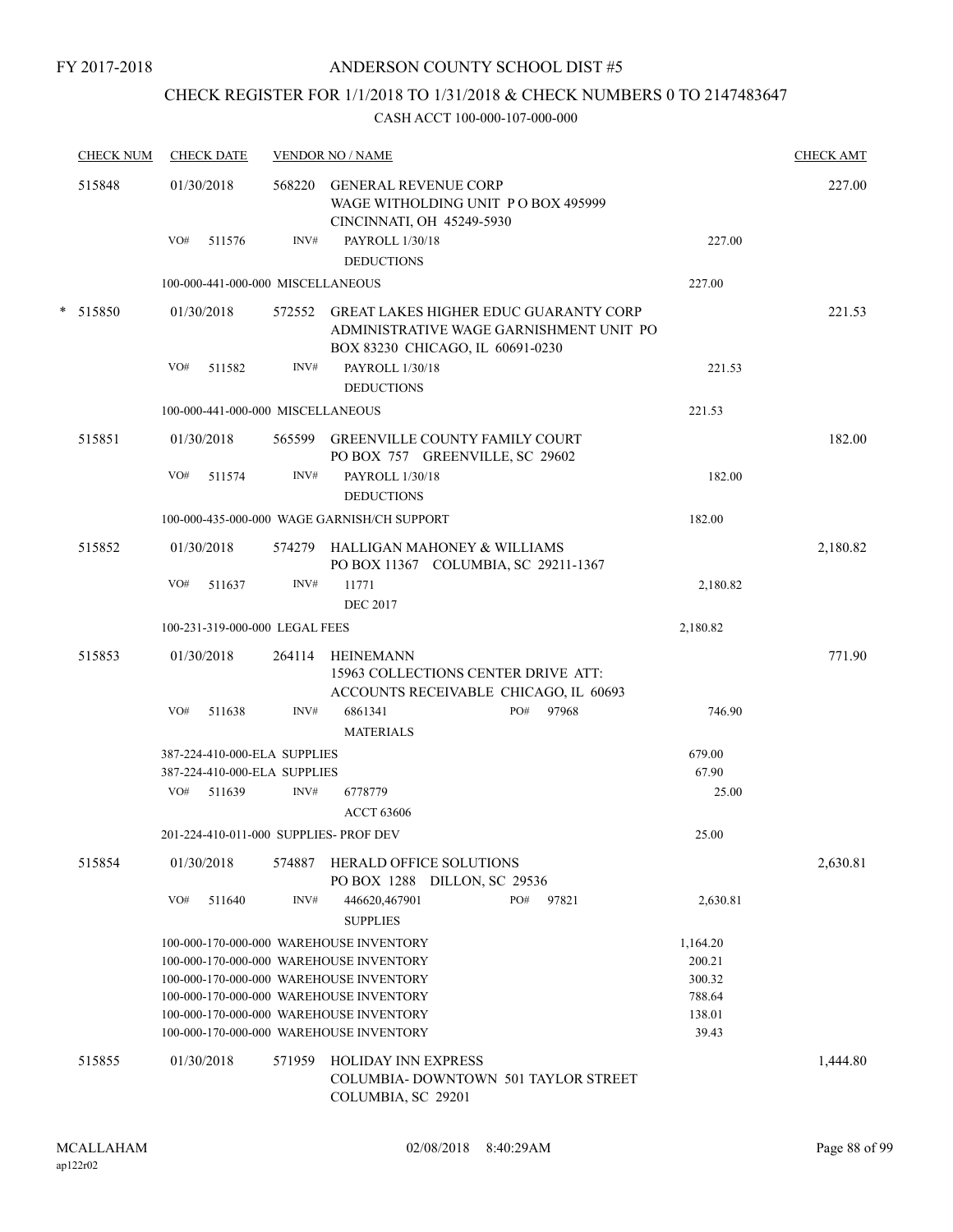FY 2017-2018

ANDERSON COUNTY SCHOOL DIST #5

CHECK REGISTER FOR 1/1/2018 TO 1/31/2018 & CHECK NUMBERS 0 TO 2147483647

CASH ACCT 100-000-107-000-000

| CHECK NUM | CHECK DATE | VENDOR NO / NAME | | CHECK AMT |
|---|---|---|---|---|
| 515848 | 01/30/2018 | 568220 GENERAL REVENUE CORP<br>WAGE WITHOLDING UNIT P O BOX 495999<br>CINCINNATI, OH 45249-5930 | | 227.00 |
| | VO# 511576 | INV# PAYROLL 1/30/18<br>DEDUCTIONS | 227.00 | |
| | 100-000-441-000-000 MISCELLANEOUS | | 227.00 | |
| * 515850 | 01/30/2018 | 572552 GREAT LAKES HIGHER EDUC GUARANTY CORP<br>ADMINISTRATIVE WAGE GARNISHMENT UNIT PO<br>BOX 83230 CHICAGO, IL 60691-0230 | | 221.53 |
| | VO# 511582 | INV# PAYROLL 1/30/18<br>DEDUCTIONS | 221.53 | |
| | 100-000-441-000-000 MISCELLANEOUS | | 221.53 | |
| 515851 | 01/30/2018 | 565599 GREENVILLE COUNTY FAMILY COURT<br>PO BOX 757 GREENVILLE, SC 29602 | | 182.00 |
| | VO# 511574 | INV# PAYROLL 1/30/18<br>DEDUCTIONS | 182.00 | |
| | 100-000-435-000-000 WAGE GARNISH/CH SUPPORT | | 182.00 | |
| 515852 | 01/30/2018 | 574279 HALLIGAN MAHONEY & WILLIAMS<br>PO BOX 11367 COLUMBIA, SC 29211-1367 | | 2,180.82 |
| | VO# 511637 | INV# 11771<br>DEC 2017 | 2,180.82 | |
| | 100-231-319-000-000 LEGAL FEES | | 2,180.82 | |
| 515853 | 01/30/2018 | 264114 HEINEMANN<br>15963 COLLECTIONS CENTER DRIVE ATT:<br>ACCOUNTS RECEIVABLE CHICAGO, IL 60693 | | 771.90 |
| | VO# 511638 | INV# 6861341 PO# 97968<br>MATERIALS | 746.90 | |
| | 387-224-410-000-ELA SUPPLIES | | 679.00 | |
| | 387-224-410-000-ELA SUPPLIES | | 67.90 | |
| | VO# 511639 | INV# 6778779<br>ACCT 63606 | 25.00 | |
| | 201-224-410-011-000 SUPPLIES- PROF DEV | | 25.00 | |
| 515854 | 01/30/2018 | 574887 HERALD OFFICE SOLUTIONS<br>PO BOX 1288 DILLON, SC 29536 | | 2,630.81 |
| | VO# 511640 | INV# 446620,467901 PO# 97821<br>SUPPLIES | 2,630.81 | |
| | 100-000-170-000-000 WAREHOUSE INVENTORY | | 1,164.20 | |
| | 100-000-170-000-000 WAREHOUSE INVENTORY | | 200.21 | |
| | 100-000-170-000-000 WAREHOUSE INVENTORY | | 300.32 | |
| | 100-000-170-000-000 WAREHOUSE INVENTORY | | 788.64 | |
| | 100-000-170-000-000 WAREHOUSE INVENTORY | | 138.01 | |
| | 100-000-170-000-000 WAREHOUSE INVENTORY | | 39.43 | |
| 515855 | 01/30/2018 | 571959 HOLIDAY INN EXPRESS<br>COLUMBIA- DOWNTOWN 501 TAYLOR STREET<br>COLUMBIA, SC 29201 | | 1,444.80 |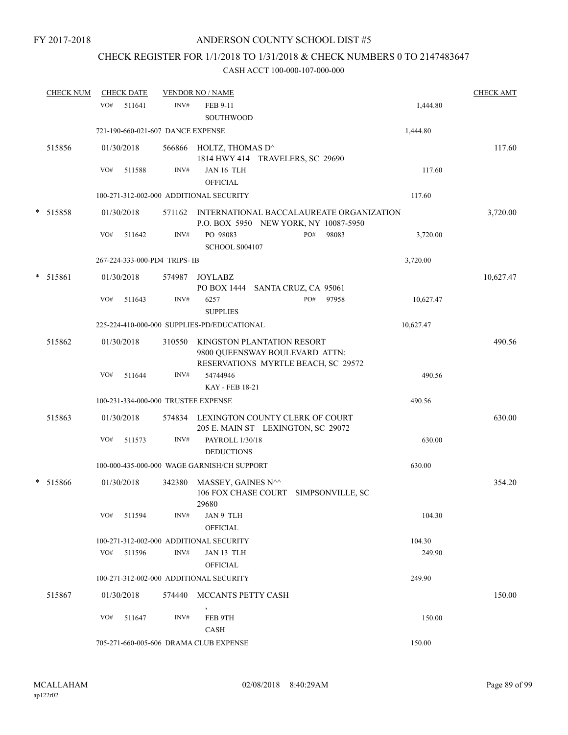FY 2017-2018

# ANDERSON COUNTY SCHOOL DIST #5

## CHECK REGISTER FOR 1/1/2018 TO 1/31/2018 & CHECK NUMBERS 0 TO 2147483647

### CASH ACCT 100-000-107-000-000

| CHECK NUM | CHECK DATE | VENDOR NO / NAME | | | CHECK AMT |
|---|---|---|---|---|---|
| | VO# 511641 | INV# | FEB 9-11 SOUTHWOOD | 1,444.80 | |
| | 721-190-660-021-607 DANCE EXPENSE | | | 1,444.80 | |
| 515856 | 01/30/2018 | 566866 | HOLTZ, THOMAS D^ 1814 HWY 414 TRAVELERS, SC 29690 | | 117.60 |
| | VO# 511588 | INV# | JAN 16 TLH OFFICIAL | 117.60 | |
| | 100-271-312-002-000 ADDITIONAL SECURITY | | | 117.60 | |
| * 515858 | 01/30/2018 | 571162 | INTERNATIONAL BACCALAUREATE ORGANIZATION P.O. BOX 5950 NEW YORK, NY 10087-5950 | | 3,720.00 |
| | VO# 511642 | INV# | PO 98083 PO# 98083 SCHOOL S004107 | 3,720.00 | |
| | 267-224-333-000-PD4 TRIPS- IB | | | 3,720.00 | |
| * 515861 | 01/30/2018 | 574987 | JOYLABZ PO BOX 1444 SANTA CRUZ, CA 95061 | | 10,627.47 |
| | VO# 511643 | INV# | 6257 PO# 97958 SUPPLIES | 10,627.47 | |
| | 225-224-410-000-000 SUPPLIES-PD/EDUCATIONAL | | | 10,627.47 | |
| 515862 | 01/30/2018 | 310550 | KINGSTON PLANTATION RESORT 9800 QUEENSWAY BOULEVARD ATTN: RESERVATIONS MYRTLE BEACH, SC 29572 | | 490.56 |
| | VO# 511644 | INV# | 54744946 KAY - FEB 18-21 | 490.56 | |
| | 100-231-334-000-000 TRUSTEE EXPENSE | | | 490.56 | |
| 515863 | 01/30/2018 | 574834 | LEXINGTON COUNTY CLERK OF COURT 205 E. MAIN ST LEXINGTON, SC 29072 | | 630.00 |
| | VO# 511573 | INV# | PAYROLL 1/30/18 DEDUCTIONS | 630.00 | |
| | 100-000-435-000-000 WAGE GARNISH/CH SUPPORT | | | 630.00 | |
| * 515866 | 01/30/2018 | 342380 | MASSEY, GAINES N^^ 106 FOX CHASE COURT SIMPSONVILLE, SC 29680 | | 354.20 |
| | VO# 511594 | INV# | JAN 9 TLH OFFICIAL | 104.30 | |
| | 100-271-312-002-000 ADDITIONAL SECURITY | | | 104.30 | |
| | VO# 511596 | INV# | JAN 13 TLH OFFICIAL | 249.90 | |
| | 100-271-312-002-000 ADDITIONAL SECURITY | | | 249.90 | |
| 515867 | 01/30/2018 | 574440 | MCCANTS PETTY CASH , | | 150.00 |
| | VO# 511647 | INV# | FEB 9TH CASH | 150.00 | |
| | 705-271-660-005-606 DRAMA CLUB EXPENSE | | | 150.00 | |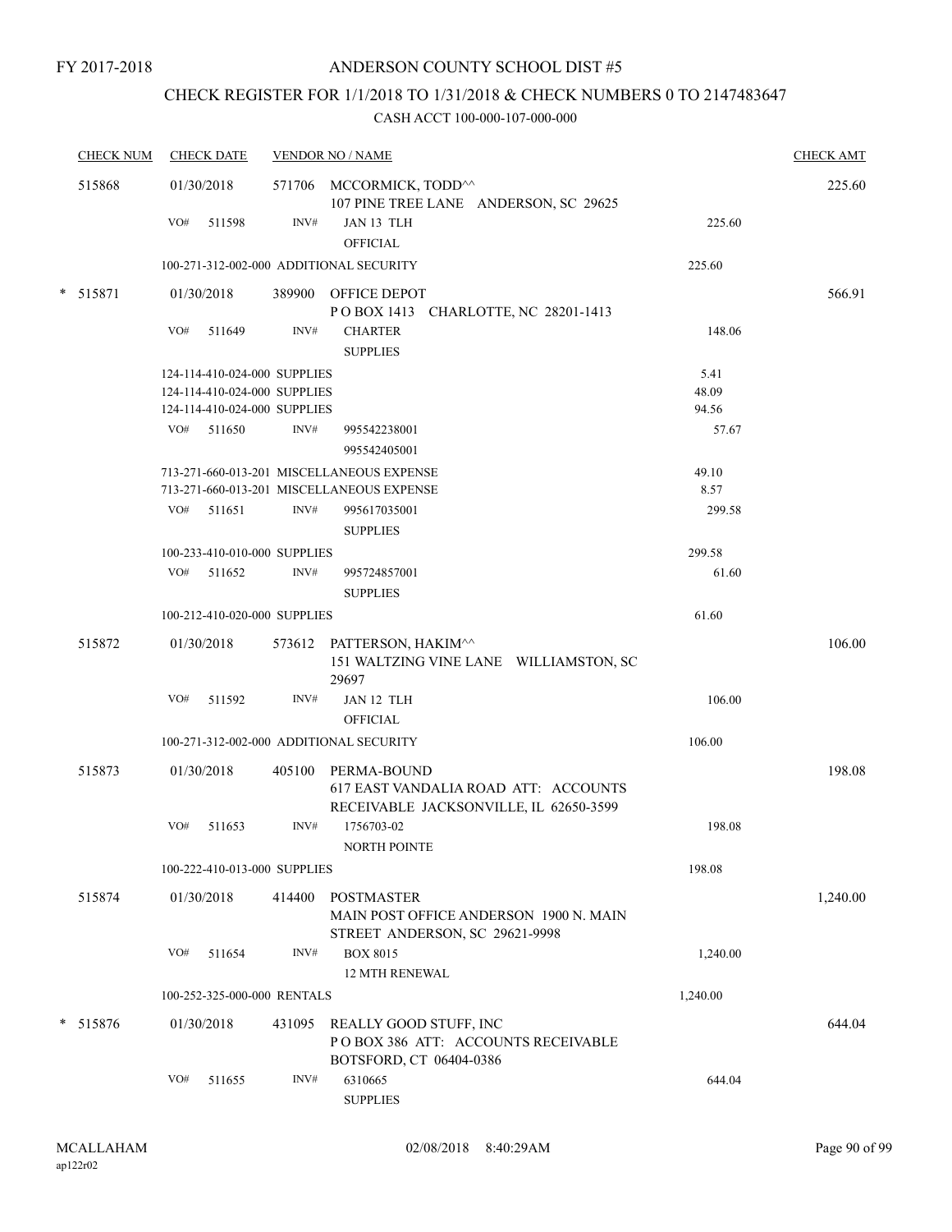FY 2017-2018

# ANDERSON COUNTY SCHOOL DIST #5

## CHECK REGISTER FOR 1/1/2018 TO 1/31/2018 & CHECK NUMBERS 0 TO 2147483647

CASH ACCT 100-000-107-000-000

| CHECK NUM | CHECK DATE | VENDOR NO / NAME | | CHECK AMT |
|---|---|---|---|---|
| 515868 | 01/30/2018 | 571706 MCCORMICK, TODD^^ 107 PINE TREE LANE ANDERSON, SC 29625 | | 225.60 |
| | VO# 511598 | INV# JAN 13 TLH OFFICIAL | 225.60 | |
| | 100-271-312-002-000 ADDITIONAL SECURITY | | 225.60 | |
| * 515871 | 01/30/2018 | 389900 OFFICE DEPOT P O BOX 1413 CHARLOTTE, NC 28201-1413 | | 566.91 |
| | VO# 511649 | INV# CHARTER SUPPLIES | 148.06 | |
| | 124-114-410-024-000 SUPPLIES | | 5.41 | |
| | 124-114-410-024-000 SUPPLIES | | 48.09 | |
| | 124-114-410-024-000 SUPPLIES | | 94.56 | |
| | VO# 511650 | INV# 995542238001 995542405001 | 57.67 | |
| | 713-271-660-013-201 MISCELLANEOUS EXPENSE | | 49.10 | |
| | 713-271-660-013-201 MISCELLANEOUS EXPENSE | | 8.57 | |
| | VO# 511651 | INV# 995617035001 SUPPLIES | 299.58 | |
| | 100-233-410-010-000 SUPPLIES | | 299.58 | |
| | VO# 511652 | INV# 995724857001 SUPPLIES | 61.60 | |
| | 100-212-410-020-000 SUPPLIES | | 61.60 | |
| 515872 | 01/30/2018 | 573612 PATTERSON, HAKIM^^ 151 WALTZING VINE LANE WILLIAMSTON, SC 29697 | | 106.00 |
| | VO# 511592 | INV# JAN 12 TLH OFFICIAL | 106.00 | |
| | 100-271-312-002-000 ADDITIONAL SECURITY | | 106.00 | |
| 515873 | 01/30/2018 | 405100 PERMA-BOUND 617 EAST VANDALIA ROAD ATT: ACCOUNTS RECEIVABLE JACKSONVILLE, IL 62650-3599 | | 198.08 |
| | VO# 511653 | INV# 1756703-02 NORTH POINTE | 198.08 | |
| | 100-222-410-013-000 SUPPLIES | | 198.08 | |
| 515874 | 01/30/2018 | 414400 POSTMASTER MAIN POST OFFICE ANDERSON 1900 N. MAIN STREET ANDERSON, SC 29621-9998 | | 1,240.00 |
| | VO# 511654 | INV# BOX 8015 12 MTH RENEWAL | 1,240.00 | |
| | 100-252-325-000-000 RENTALS | | 1,240.00 | |
| * 515876 | 01/30/2018 | 431095 REALLY GOOD STUFF, INC P O BOX 386 ATT: ACCOUNTS RECEIVABLE BOTSFORD, CT 06404-0386 | | 644.04 |
| | VO# 511655 | INV# 6310665 SUPPLIES | 644.04 | |

MCALLAHAM ap122r02 02/08/2018 8:40:29AM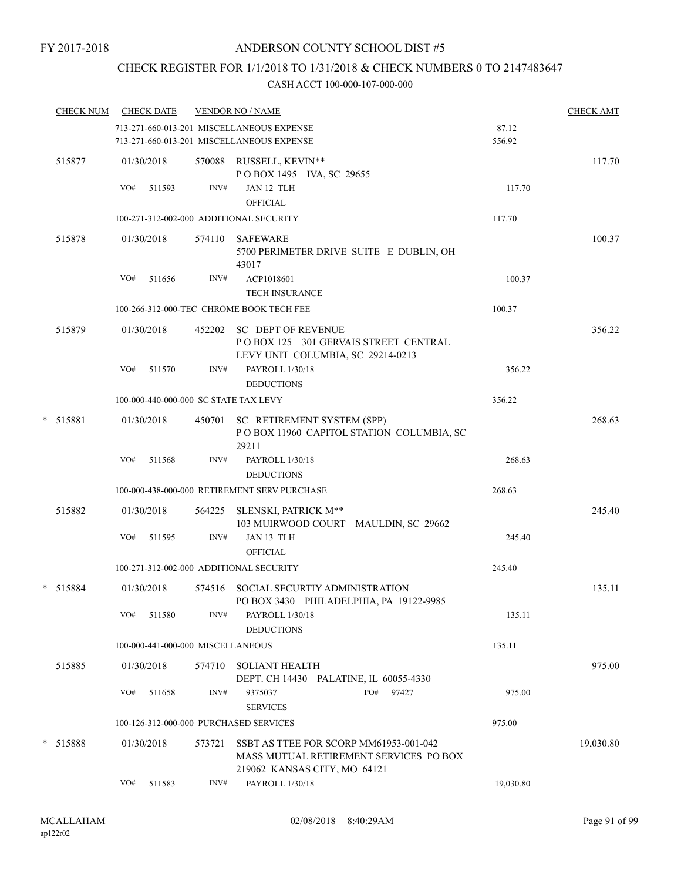FY 2017-2018

# ANDERSON COUNTY SCHOOL DIST #5

## CHECK REGISTER FOR 1/1/2018 TO 1/31/2018 & CHECK NUMBERS 0 TO 2147483647

### CASH ACCT 100-000-107-000-000

| CHECK NUM | CHECK DATE | VENDOR NO / NAME | | CHECK AMT |
|---|---|---|---|---|
| | | 713-271-660-013-201 MISCELLANEOUS EXPENSE | 87.12 | |
| | | 713-271-660-013-201 MISCELLANEOUS EXPENSE | 556.92 | |
| 515877 | 01/30/2018 | 570088 RUSSELL, KEVIN** P O BOX 1495 IVA, SC 29655 | | 117.70 |
| | VO# 511593 | INV# JAN 12 TLH OFFICIAL | 117.70 | |
| | | 100-271-312-002-000 ADDITIONAL SECURITY | 117.70 | |
| 515878 | 01/30/2018 | 574110 SAFEWARE 5700 PERIMETER DRIVE SUITE E DUBLIN, OH 43017 | | 100.37 |
| | VO# 511656 | INV# ACP1018601 TECH INSURANCE | 100.37 | |
| | | 100-266-312-000-TEC CHROME BOOK TECH FEE | 100.37 | |
| 515879 | 01/30/2018 | 452202 SC DEPT OF REVENUE P O BOX 125 301 GERVAIS STREET CENTRAL LEVY UNIT COLUMBIA, SC 29214-0213 | | 356.22 |
| | VO# 511570 | INV# PAYROLL 1/30/18 DEDUCTIONS | 356.22 | |
| | | 100-000-440-000-000 SC STATE TAX LEVY | 356.22 | |
| * 515881 | 01/30/2018 | 450701 SC RETIREMENT SYSTEM (SPP) P O BOX 11960 CAPITOL STATION COLUMBIA, SC 29211 | | 268.63 |
| | VO# 511568 | INV# PAYROLL 1/30/18 DEDUCTIONS | 268.63 | |
| | | 100-000-438-000-000 RETIREMENT SERV PURCHASE | 268.63 | |
| 515882 | 01/30/2018 | 564225 SLENSKI, PATRICK M** 103 MUIRWOOD COURT MAULDIN, SC 29662 | | 245.40 |
| | VO# 511595 | INV# JAN 13 TLH OFFICIAL | 245.40 | |
| | | 100-271-312-002-000 ADDITIONAL SECURITY | 245.40 | |
| * 515884 | 01/30/2018 | 574516 SOCIAL SECURTIY ADMINISTRATION PO BOX 3430 PHILADELPHIA, PA 19122-9985 | | 135.11 |
| | VO# 511580 | INV# PAYROLL 1/30/18 DEDUCTIONS | 135.11 | |
| | | 100-000-441-000-000 MISCELLANEOUS | 135.11 | |
| 515885 | 01/30/2018 | 574710 SOLIANT HEALTH DEPT. CH 14430 PALATINE, IL 60055-4330 | | 975.00 |
| | VO# 511658 | INV# 9375037 PO# 97427 SERVICES | 975.00 | |
| | | 100-126-312-000-000 PURCHASED SERVICES | 975.00 | |
| * 515888 | 01/30/2018 | 573721 SSBT AS TTEE FOR SCORP MM61953-001-042 MASS MUTUAL RETIREMENT SERVICES PO BOX 219062 KANSAS CITY, MO 64121 | | 19,030.80 |
| | VO# 511583 | INV# PAYROLL 1/30/18 | 19,030.80 | |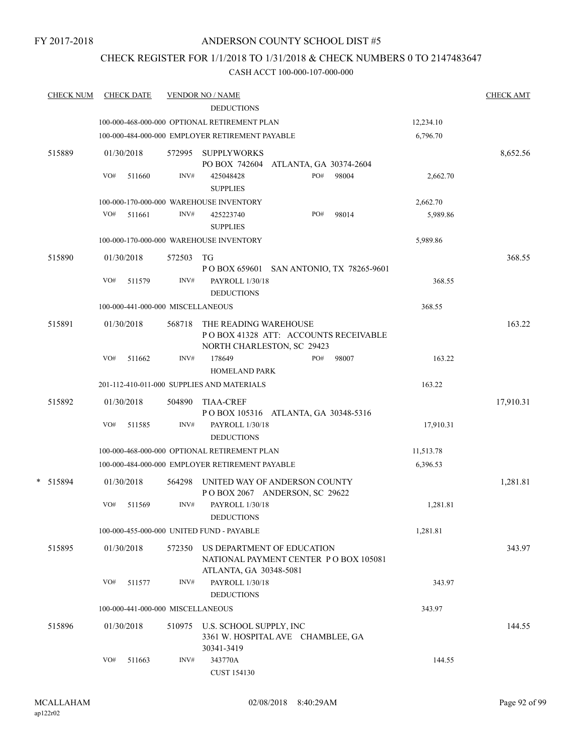FY 2017-2018

ANDERSON COUNTY SCHOOL DIST #5

CHECK REGISTER FOR 1/1/2018 TO 1/31/2018 & CHECK NUMBERS 0 TO 2147483647

CASH ACCT 100-000-107-000-000

| CHECK NUM | CHECK DATE | VENDOR NO / NAME | | CHECK AMT |
|---|---|---|---|---|
| | | DEDUCTIONS | | |
| | | 100-000-468-000-000 OPTIONAL RETIREMENT PLAN | 12,234.10 | |
| | | 100-000-484-000-000 EMPLOYER RETIREMENT PAYABLE | 6,796.70 | |
| 515889 | 01/30/2018 | 572995 SUPPLYWORKS<br>PO BOX 742604 ATLANTA, GA 30374-2604 | | 8,652.56 |
| | VO# 511660 | INV# 425048428 PO# 98004<br>SUPPLIES | 2,662.70 | |
| | | 100-000-170-000-000 WAREHOUSE INVENTORY | 2,662.70 | |
| | VO# 511661 | INV# 425223740 PO# 98014<br>SUPPLIES | 5,989.86 | |
| | | 100-000-170-000-000 WAREHOUSE INVENTORY | 5,989.86 | |
| 515890 | 01/30/2018 | 572503 TG<br>P O BOX 659601 SAN ANTONIO, TX 78265-9601 | | 368.55 |
| | VO# 511579 | INV# PAYROLL 1/30/18<br>DEDUCTIONS | 368.55 | |
| | | 100-000-441-000-000 MISCELLANEOUS | 368.55 | |
| 515891 | 01/30/2018 | 568718 THE READING WAREHOUSE<br>P O BOX 41328 ATT: ACCOUNTS RECEIVABLE<br>NORTH CHARLESTON, SC 29423 | | 163.22 |
| | VO# 511662 | INV# 178649 PO# 98007<br>HOMELAND PARK | 163.22 | |
| | | 201-112-410-011-000 SUPPLIES AND MATERIALS | 163.22 | |
| 515892 | 01/30/2018 | 504890 TIAA-CREF<br>P O BOX 105316 ATLANTA, GA 30348-5316 | | 17,910.31 |
| | VO# 511585 | INV# PAYROLL 1/30/18<br>DEDUCTIONS | 17,910.31 | |
| | | 100-000-468-000-000 OPTIONAL RETIREMENT PLAN | 11,513.78 | |
| | | 100-000-484-000-000 EMPLOYER RETIREMENT PAYABLE | 6,396.53 | |
| * 515894 | 01/30/2018 | 564298 UNITED WAY OF ANDERSON COUNTY<br>P O BOX 2067 ANDERSON, SC 29622 | | 1,281.81 |
| | VO# 511569 | INV# PAYROLL 1/30/18<br>DEDUCTIONS | 1,281.81 | |
| | | 100-000-455-000-000 UNITED FUND - PAYABLE | 1,281.81 | |
| 515895 | 01/30/2018 | 572350 US DEPARTMENT OF EDUCATION<br>NATIONAL PAYMENT CENTER P O BOX 105081<br>ATLANTA, GA 30348-5081 | | 343.97 |
| | VO# 511577 | INV# PAYROLL 1/30/18<br>DEDUCTIONS | 343.97 | |
| | | 100-000-441-000-000 MISCELLANEOUS | 343.97 | |
| 515896 | 01/30/2018 | 510975 U.S. SCHOOL SUPPLY, INC<br>3361 W. HOSPITAL AVE CHAMBLEE, GA<br>30341-3419 | | 144.55 |
| | VO# 511663 | INV# 343770A<br>CUST 154130 | 144.55 | |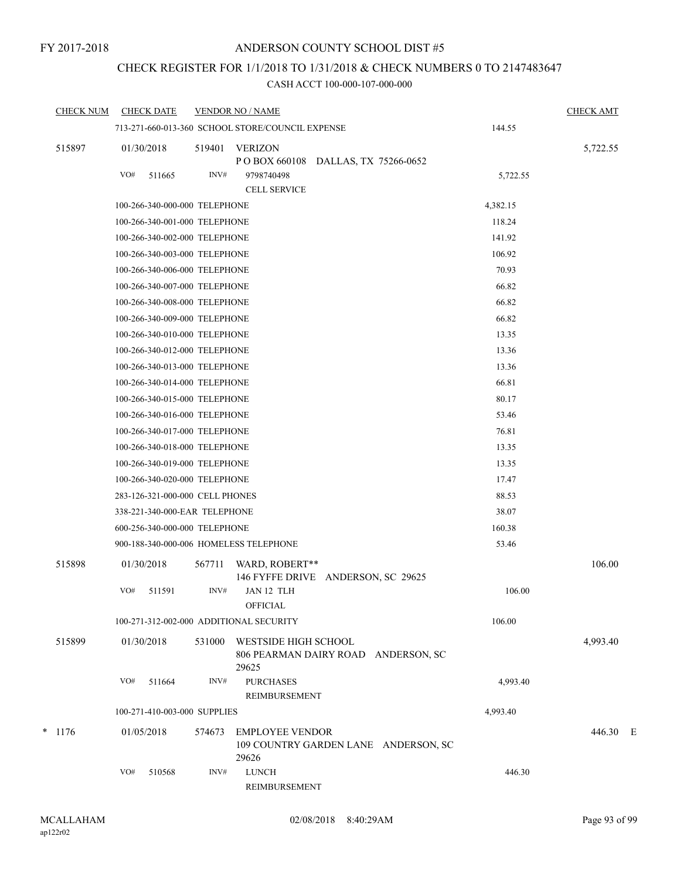FY 2017-2018

# ANDERSON COUNTY SCHOOL DIST #5

## CHECK REGISTER FOR 1/1/2018 TO 1/31/2018 & CHECK NUMBERS 0 TO 2147483647

### CASH ACCT 100-000-107-000-000

| CHECK NUM | CHECK DATE | VENDOR NO / NAME | | CHECK AMT |
|---|---|---|---|---|
| | 713-271-660-013-360 SCHOOL STORE/COUNCIL EXPENSE | | 144.55 | |
| 515897 | 01/30/2018 | 519401 VERIZON<br>P O BOX 660108 DALLAS, TX 75266-0652 | | 5,722.55 |
| | VO# 511665 | INV# 9798740498<br>CELL SERVICE | 5,722.55 | |
| | 100-266-340-000-000 TELEPHONE | | 4,382.15 | |
| | 100-266-340-001-000 TELEPHONE | | 118.24 | |
| | 100-266-340-002-000 TELEPHONE | | 141.92 | |
| | 100-266-340-003-000 TELEPHONE | | 106.92 | |
| | 100-266-340-006-000 TELEPHONE | | 70.93 | |
| | 100-266-340-007-000 TELEPHONE | | 66.82 | |
| | 100-266-340-008-000 TELEPHONE | | 66.82 | |
| | 100-266-340-009-000 TELEPHONE | | 66.82 | |
| | 100-266-340-010-000 TELEPHONE | | 13.35 | |
| | 100-266-340-012-000 TELEPHONE | | 13.36 | |
| | 100-266-340-013-000 TELEPHONE | | 13.36 | |
| | 100-266-340-014-000 TELEPHONE | | 66.81 | |
| | 100-266-340-015-000 TELEPHONE | | 80.17 | |
| | 100-266-340-016-000 TELEPHONE | | 53.46 | |
| | 100-266-340-017-000 TELEPHONE | | 76.81 | |
| | 100-266-340-018-000 TELEPHONE | | 13.35 | |
| | 100-266-340-019-000 TELEPHONE | | 13.35 | |
| | 100-266-340-020-000 TELEPHONE | | 17.47 | |
| | 283-126-321-000-000 CELL PHONES | | 88.53 | |
| | 338-221-340-000-EAR TELEPHONE | | 38.07 | |
| | 600-256-340-000-000 TELEPHONE | | 160.38 | |
| | 900-188-340-000-006 HOMELESS TELEPHONE | | 53.46 | |
| 515898 | 01/30/2018 | 567711 WARD, ROBERT**<br>146 FYFFE DRIVE ANDERSON, SC 29625 | | 106.00 |
| | VO# 511591 | INV# JAN 12 TLH<br>OFFICIAL | 106.00 | |
| | 100-271-312-002-000 ADDITIONAL SECURITY | | 106.00 | |
| 515899 | 01/30/2018 | 531000 WESTSIDE HIGH SCHOOL<br>806 PEARMAN DAIRY ROAD ANDERSON, SC 29625 | | 4,993.40 |
| | VO# 511664 | INV# PURCHASES<br>REIMBURSEMENT | 4,993.40 | |
| | 100-271-410-003-000 SUPPLIES | | 4,993.40 | |
| * 1176 | 01/05/2018 | 574673 EMPLOYEE VENDOR<br>109 COUNTRY GARDEN LANE ANDERSON, SC 29626 | | 446.30 E |
| | VO# 510568 | INV# LUNCH<br>REIMBURSEMENT | 446.30 | |

MCALLAHAM
ap122r02

02/08/2018 8:40:29AM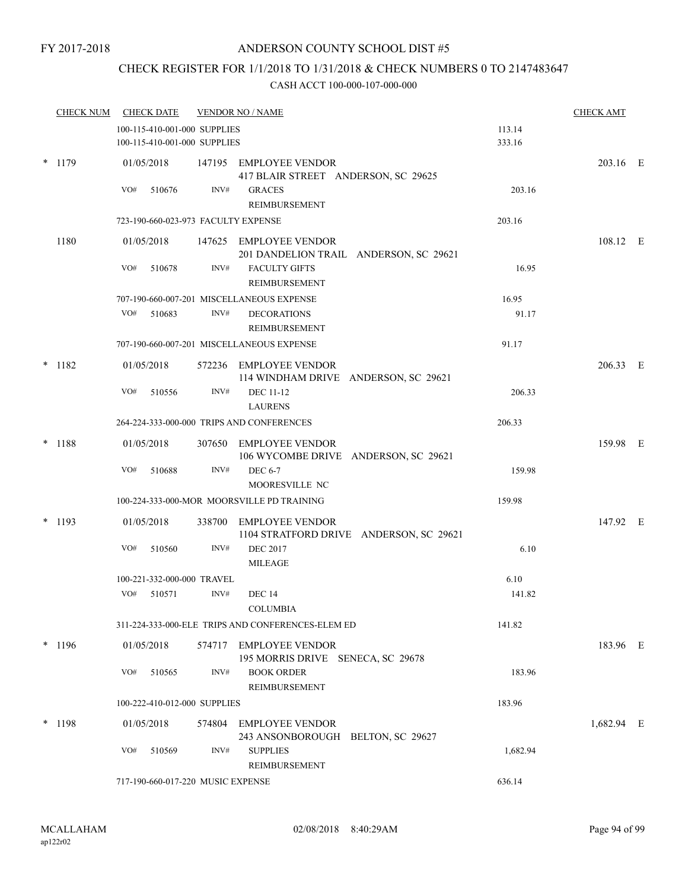FY 2017-2018

# ANDERSON COUNTY SCHOOL DIST #5

## CHECK REGISTER FOR 1/1/2018 TO 1/31/2018 & CHECK NUMBERS 0 TO 2147483647

### CASH ACCT 100-000-107-000-000

| CHECK NUM | CHECK DATE | VENDOR NO / NAME | | CHECK AMT |
|---|---|---|---|---|
| | 100-115-410-001-000 SUPPLIES | | 113.14 | |
| | 100-115-410-001-000 SUPPLIES | | 333.16 | |
| * 1179 | 01/05/2018 | 147195 EMPLOYEE VENDOR<br>417 BLAIR STREET ANDERSON, SC 29625 | | 203.16 E |
| | VO# 510676 | INV# GRACES<br>REIMBURSEMENT | 203.16 | |
| | 723-190-660-023-973 FACULTY EXPENSE | | 203.16 | |
| 1180 | 01/05/2018 | 147625 EMPLOYEE VENDOR<br>201 DANDELION TRAIL ANDERSON, SC 29621 | | 108.12 E |
| | VO# 510678 | INV# FACULTY GIFTS<br>REIMBURSEMENT | 16.95 | |
| | 707-190-660-007-201 MISCELLANEOUS EXPENSE | | 16.95 | |
| | VO# 510683 | INV# DECORATIONS<br>REIMBURSEMENT | 91.17 | |
| | 707-190-660-007-201 MISCELLANEOUS EXPENSE | | 91.17 | |
| * 1182 | 01/05/2018 | 572236 EMPLOYEE VENDOR<br>114 WINDHAM DRIVE ANDERSON, SC 29621 | | 206.33 E |
| | VO# 510556 | INV# DEC 11-12<br>LAURENS | 206.33 | |
| | 264-224-333-000-000 TRIPS AND CONFERENCES | | 206.33 | |
| * 1188 | 01/05/2018 | 307650 EMPLOYEE VENDOR<br>106 WYCOMBE DRIVE ANDERSON, SC 29621 | | 159.98 E |
| | VO# 510688 | INV# DEC 6-7<br>MOORESVILLE NC | 159.98 | |
| | 100-224-333-000-MOR MOORSVILLE PD TRAINING | | 159.98 | |
| * 1193 | 01/05/2018 | 338700 EMPLOYEE VENDOR<br>1104 STRATFORD DRIVE ANDERSON, SC 29621 | | 147.92 E |
| | VO# 510560 | INV# DEC 2017<br>MILEAGE | 6.10 | |
| | 100-221-332-000-000 TRAVEL | | 6.10 | |
| | VO# 510571 | INV# DEC 14<br>COLUMBIA | 141.82 | |
| | 311-224-333-000-ELE TRIPS AND CONFERENCES-ELEM ED | | 141.82 | |
| * 1196 | 01/05/2018 | 574717 EMPLOYEE VENDOR<br>195 MORRIS DRIVE SENECA, SC 29678 | | 183.96 E |
| | VO# 510565 | INV# BOOK ORDER<br>REIMBURSEMENT | 183.96 | |
| | 100-222-410-012-000 SUPPLIES | | 183.96 | |
| * 1198 | 01/05/2018 | 574804 EMPLOYEE VENDOR<br>243 ANSONBOROUGH BELTON, SC 29627 | | 1,682.94 E |
| | VO# 510569 | INV# SUPPLIES<br>REIMBURSEMENT | 1,682.94 | |
| | 717-190-660-017-220 MUSIC EXPENSE | | 636.14 | |

MCALLAHAM
ap122r02

02/08/2018 8:40:29AM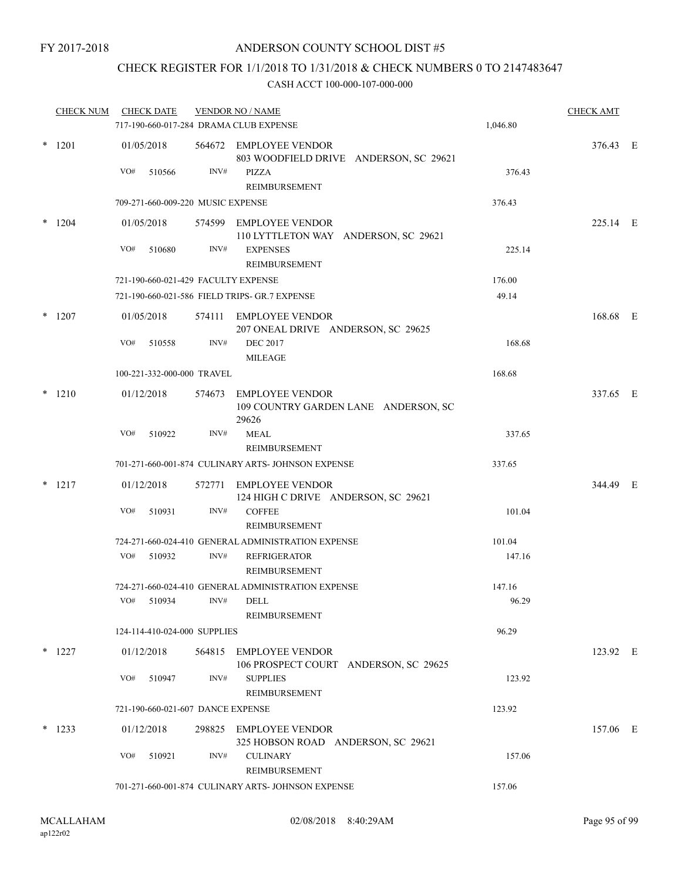FY 2017-2018

# ANDERSON COUNTY SCHOOL DIST #5

## CHECK REGISTER FOR 1/1/2018 TO 1/31/2018 & CHECK NUMBERS 0 TO 2147483647

### CASH ACCT 100-000-107-000-000

| CHECK NUM | CHECK DATE | VENDOR NO / NAME | | CHECK AMT |
|---|---|---|---|---|
| | 717-190-660-017-284 DRAMA CLUB EXPENSE | | 1,046.80 | |
| * 1201 | 01/05/2018 | 564672 EMPLOYEE VENDOR<br>803 WOODFIELD DRIVE ANDERSON, SC 29621 | | 376.43 E |
| | VO# 510566 | INV# PIZZA<br>REIMBURSEMENT | 376.43 | |
| | 709-271-660-009-220 MUSIC EXPENSE | | 376.43 | |
| * 1204 | 01/05/2018 | 574599 EMPLOYEE VENDOR<br>110 LYTTLETON WAY ANDERSON, SC 29621 | | 225.14 E |
| | VO# 510680 | INV# EXPENSES<br>REIMBURSEMENT | 225.14 | |
| | 721-190-660-021-429 FACULTY EXPENSE | | 176.00 | |
| | 721-190-660-021-586 FIELD TRIPS- GR.7 EXPENSE | | 49.14 | |
| * 1207 | 01/05/2018 | 574111 EMPLOYEE VENDOR<br>207 ONEAL DRIVE ANDERSON, SC 29625 | | 168.68 E |
| | VO# 510558 | INV# DEC 2017<br>MILEAGE | 168.68 | |
| | 100-221-332-000-000 TRAVEL | | 168.68 | |
| * 1210 | 01/12/2018 | 574673 EMPLOYEE VENDOR<br>109 COUNTRY GARDEN LANE ANDERSON, SC 29626 | | 337.65 E |
| | VO# 510922 | INV# MEAL<br>REIMBURSEMENT | 337.65 | |
| | 701-271-660-001-874 CULINARY ARTS- JOHNSON EXPENSE | | 337.65 | |
| * 1217 | 01/12/2018 | 572771 EMPLOYEE VENDOR<br>124 HIGH C DRIVE ANDERSON, SC 29621 | | 344.49 E |
| | VO# 510931 | INV# COFFEE<br>REIMBURSEMENT | 101.04 | |
| | 724-271-660-024-410 GENERAL ADMINISTRATION EXPENSE | | 101.04 | |
| | VO# 510932 | INV# REFRIGERATOR<br>REIMBURSEMENT | 147.16 | |
| | 724-271-660-024-410 GENERAL ADMINISTRATION EXPENSE | | 147.16 | |
| | VO# 510934 | INV# DELL<br>REIMBURSEMENT | 96.29 | |
| | 124-114-410-024-000 SUPPLIES | | 96.29 | |
| * 1227 | 01/12/2018 | 564815 EMPLOYEE VENDOR<br>106 PROSPECT COURT ANDERSON, SC 29625 | | 123.92 E |
| | VO# 510947 | INV# SUPPLIES<br>REIMBURSEMENT | 123.92 | |
| | 721-190-660-021-607 DANCE EXPENSE | | 123.92 | |
| * 1233 | 01/12/2018 | 298825 EMPLOYEE VENDOR<br>325 HOBSON ROAD ANDERSON, SC 29621 | | 157.06 E |
| | VO# 510921 | INV# CULINARY<br>REIMBURSEMENT | 157.06 | |
| | 701-271-660-001-874 CULINARY ARTS- JOHNSON EXPENSE | | 157.06 | |

MCALLAHAM
ap122r02

02/08/2018 8:40:29AM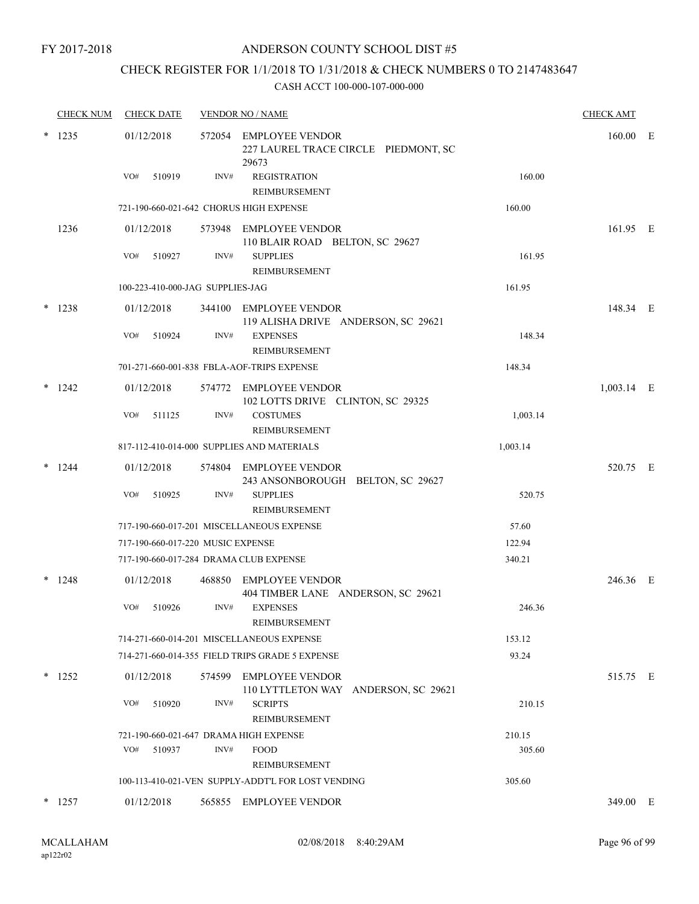FY 2017-2018

# ANDERSON COUNTY SCHOOL DIST #5

## CHECK REGISTER FOR 1/1/2018 TO 1/31/2018 & CHECK NUMBERS 0 TO 2147483647

### CASH ACCT 100-000-107-000-000

| CHECK NUM | CHECK DATE | VENDOR NO / NAME | | CHECK AMT |
|---|---|---|---|---|
| * 1235 | 01/12/2018 | 572054 EMPLOYEE VENDOR<br>227 LAUREL TRACE CIRCLE PIEDMONT, SC 29673 | | 160.00 E |
| | VO# 510919 | INV# REGISTRATION<br>REIMBURSEMENT | 160.00 | |
| | 721-190-660-021-642 CHORUS HIGH EXPENSE | | 160.00 | |
| 1236 | 01/12/2018 | 573948 EMPLOYEE VENDOR<br>110 BLAIR ROAD BELTON, SC 29627 | | 161.95 E |
| | VO# 510927 | INV# SUPPLIES<br>REIMBURSEMENT | 161.95 | |
| | 100-223-410-000-JAG SUPPLIES-JAG | | 161.95 | |
| * 1238 | 01/12/2018 | 344100 EMPLOYEE VENDOR<br>119 ALISHA DRIVE ANDERSON, SC 29621 | | 148.34 E |
| | VO# 510924 | INV# EXPENSES<br>REIMBURSEMENT | 148.34 | |
| | 701-271-660-001-838 FBLA-AOF-TRIPS EXPENSE | | 148.34 | |
| * 1242 | 01/12/2018 | 574772 EMPLOYEE VENDOR<br>102 LOTTS DRIVE CLINTON, SC 29325 | | 1,003.14 E |
| | VO# 511125 | INV# COSTUMES<br>REIMBURSEMENT | 1,003.14 | |
| | 817-112-410-014-000 SUPPLIES AND MATERIALS | | 1,003.14 | |
| * 1244 | 01/12/2018 | 574804 EMPLOYEE VENDOR<br>243 ANSONBOROUGH BELTON, SC 29627 | | 520.75 E |
| | VO# 510925 | INV# SUPPLIES<br>REIMBURSEMENT | 520.75 | |
| | 717-190-660-017-201 MISCELLANEOUS EXPENSE | | 57.60 | |
| | 717-190-660-017-220 MUSIC EXPENSE | | 122.94 | |
| | 717-190-660-017-284 DRAMA CLUB EXPENSE | | 340.21 | |
| * 1248 | 01/12/2018 | 468850 EMPLOYEE VENDOR<br>404 TIMBER LANE ANDERSON, SC 29621 | | 246.36 E |
| | VO# 510926 | INV# EXPENSES<br>REIMBURSEMENT | 246.36 | |
| | 714-271-660-014-201 MISCELLANEOUS EXPENSE | | 153.12 | |
| | 714-271-660-014-355 FIELD TRIPS GRADE 5 EXPENSE | | 93.24 | |
| * 1252 | 01/12/2018 | 574599 EMPLOYEE VENDOR<br>110 LYTTLETON WAY ANDERSON, SC 29621 | | 515.75 E |
| | VO# 510920 | INV# SCRIPTS<br>REIMBURSEMENT | 210.15 | |
| | 721-190-660-021-647 DRAMA HIGH EXPENSE | | 210.15 | |
| | VO# 510937 | INV# FOOD<br>REIMBURSEMENT | 305.60 | |
| | 100-113-410-021-VEN SUPPLY-ADDT'L FOR LOST VENDING | | 305.60 | |
| * 1257 | 01/12/2018 | 565855 EMPLOYEE VENDOR | | 349.00 E |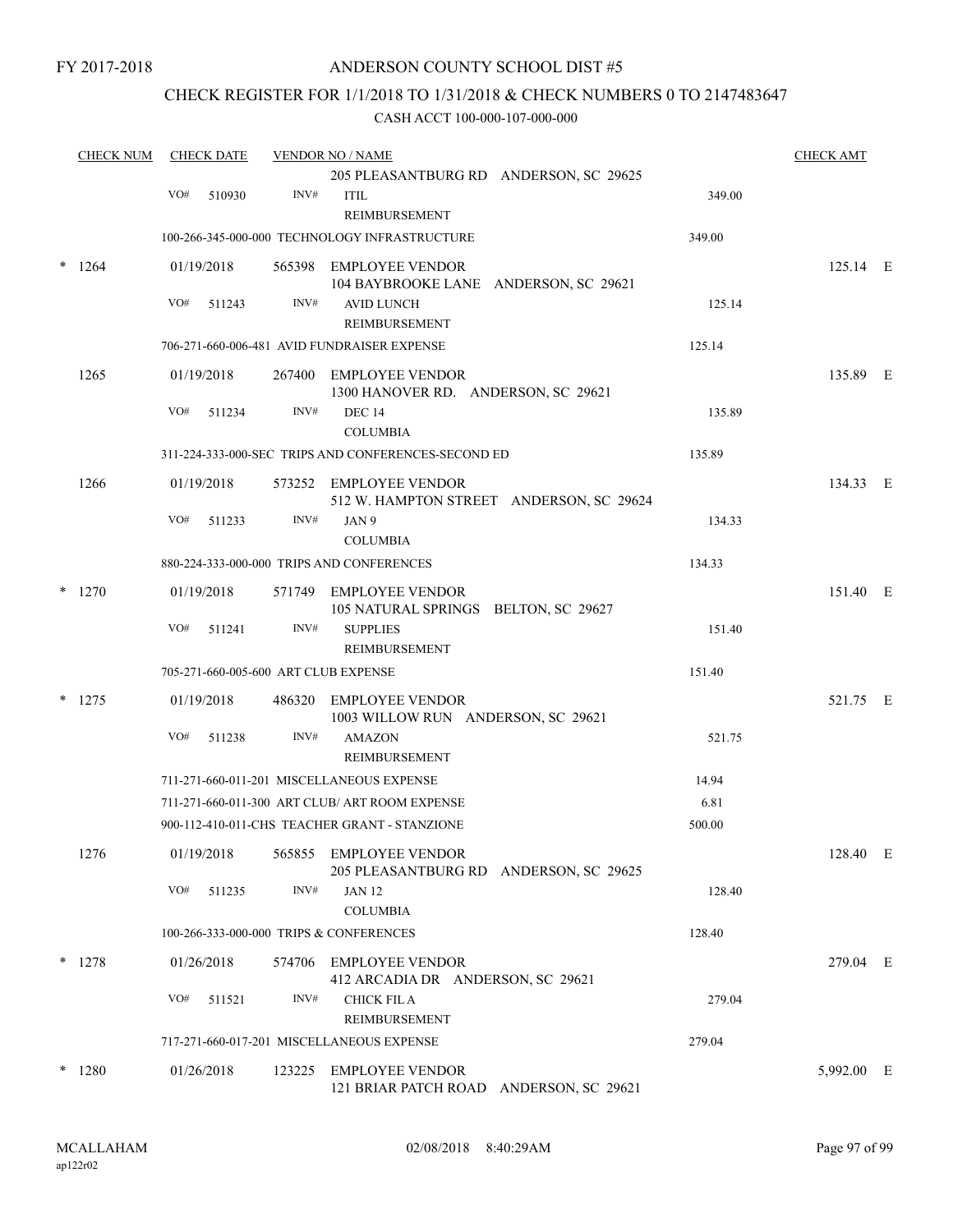FY 2017-2018

# ANDERSON COUNTY SCHOOL DIST #5

## CHECK REGISTER FOR 1/1/2018 TO 1/31/2018 & CHECK NUMBERS 0 TO 2147483647

### CASH ACCT 100-000-107-000-000

| CHECK NUM | CHECK DATE | VENDOR NO / NAME | | CHECK AMT |
|---|---|---|---|---|
| | | 205 PLEASANTBURG RD ANDERSON, SC 29625 | | |
| | VO# 510930 | INV# ITIL REIMBURSEMENT | 349.00 | |
| | | 100-266-345-000-000 TECHNOLOGY INFRASTRUCTURE | 349.00 | |
| * 1264 | 01/19/2018 | 565398 EMPLOYEE VENDOR 104 BAYBROOKE LANE ANDERSON, SC 29621 | | 125.14 E |
| | VO# 511243 | INV# AVID LUNCH REIMBURSEMENT | 125.14 | |
| | | 706-271-660-006-481 AVID FUNDRAISER EXPENSE | 125.14 | |
| 1265 | 01/19/2018 | 267400 EMPLOYEE VENDOR 1300 HANOVER RD. ANDERSON, SC 29621 | | 135.89 E |
| | VO# 511234 | INV# DEC 14 COLUMBIA | 135.89 | |
| | | 311-224-333-000-SEC TRIPS AND CONFERENCES-SECOND ED | 135.89 | |
| 1266 | 01/19/2018 | 573252 EMPLOYEE VENDOR 512 W. HAMPTON STREET ANDERSON, SC 29624 | | 134.33 E |
| | VO# 511233 | INV# JAN 9 COLUMBIA | 134.33 | |
| | | 880-224-333-000-000 TRIPS AND CONFERENCES | 134.33 | |
| * 1270 | 01/19/2018 | 571749 EMPLOYEE VENDOR 105 NATURAL SPRINGS BELTON, SC 29627 | | 151.40 E |
| | VO# 511241 | INV# SUPPLIES REIMBURSEMENT | 151.40 | |
| | | 705-271-660-005-600 ART CLUB EXPENSE | 151.40 | |
| * 1275 | 01/19/2018 | 486320 EMPLOYEE VENDOR 1003 WILLOW RUN ANDERSON, SC 29621 | | 521.75 E |
| | VO# 511238 | INV# AMAZON REIMBURSEMENT | 521.75 | |
| | | 711-271-660-011-201 MISCELLANEOUS EXPENSE | 14.94 | |
| | | 711-271-660-011-300 ART CLUB/ ART ROOM EXPENSE | 6.81 | |
| | | 900-112-410-011-CHS TEACHER GRANT - STANZIONE | 500.00 | |
| 1276 | 01/19/2018 | 565855 EMPLOYEE VENDOR 205 PLEASANTBURG RD ANDERSON, SC 29625 | | 128.40 E |
| | VO# 511235 | INV# JAN 12 COLUMBIA | 128.40 | |
| | | 100-266-333-000-000 TRIPS & CONFERENCES | 128.40 | |
| * 1278 | 01/26/2018 | 574706 EMPLOYEE VENDOR 412 ARCADIA DR ANDERSON, SC 29621 | | 279.04 E |
| | VO# 511521 | INV# CHICK FIL A REIMBURSEMENT | 279.04 | |
| | | 717-271-660-017-201 MISCELLANEOUS EXPENSE | 279.04 | |
| * 1280 | 01/26/2018 | 123225 EMPLOYEE VENDOR 121 BRIAR PATCH ROAD ANDERSON, SC 29621 | | 5,992.00 E |

MCALLAHAM
ap122r02

02/08/2018 8:40:29AM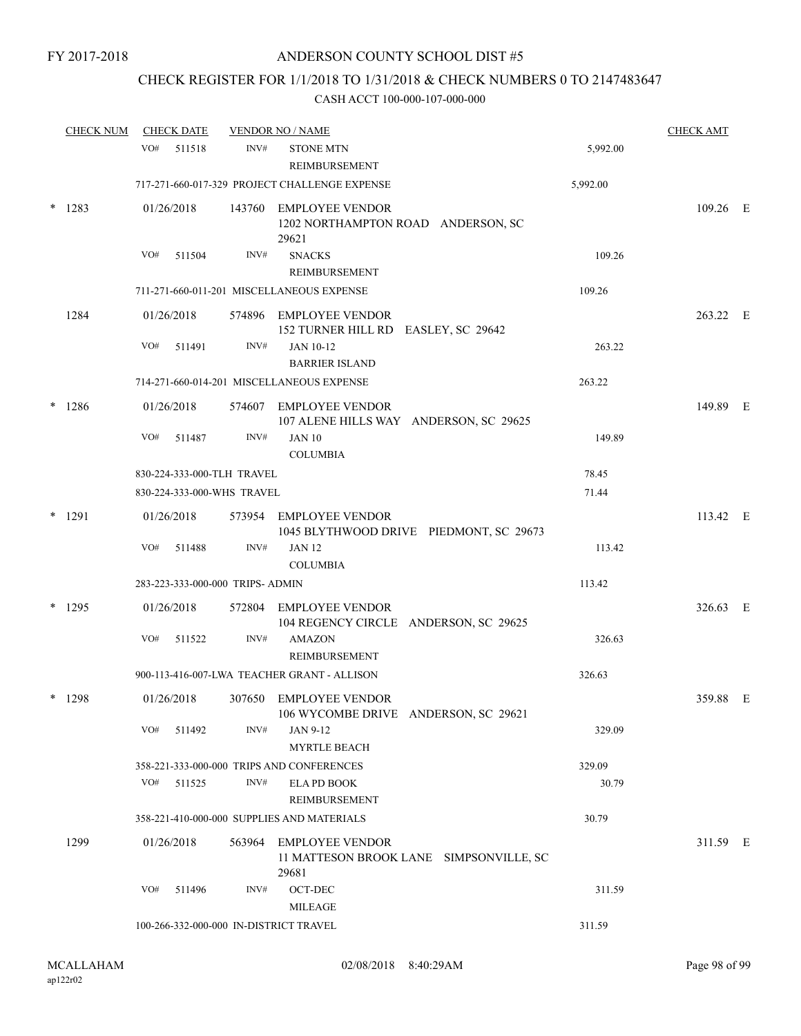FY 2017-2018

ANDERSON COUNTY SCHOOL DIST #5

CHECK REGISTER FOR 1/1/2018 TO 1/31/2018 & CHECK NUMBERS 0 TO 2147483647

CASH ACCT 100-000-107-000-000

| CHECK NUM | CHECK DATE | VENDOR NO / NAME | | CHECK AMT |
|---|---|---|---|---|
| | VO# 511518 | INV# STONE MTN REIMBURSEMENT | 5,992.00 | |
| | 717-271-660-017-329 PROJECT CHALLENGE EXPENSE | | 5,992.00 | |
| * 1283 | 01/26/2018 | 143760 EMPLOYEE VENDOR 1202 NORTHAMPTON ROAD ANDERSON, SC 29621 | | 109.26 E |
| | VO# 511504 | INV# SNACKS REIMBURSEMENT | 109.26 | |
| | 711-271-660-011-201 MISCELLANEOUS EXPENSE | | 109.26 | |
| 1284 | 01/26/2018 | 574896 EMPLOYEE VENDOR 152 TURNER HILL RD EASLEY, SC 29642 | | 263.22 E |
| | VO# 511491 | INV# JAN 10-12 BARRIER ISLAND | 263.22 | |
| | 714-271-660-014-201 MISCELLANEOUS EXPENSE | | 263.22 | |
| * 1286 | 01/26/2018 | 574607 EMPLOYEE VENDOR 107 ALENE HILLS WAY ANDERSON, SC 29625 | | 149.89 E |
| | VO# 511487 | INV# JAN 10 COLUMBIA | 149.89 | |
| | 830-224-333-000-TLH TRAVEL | | 78.45 | |
| | 830-224-333-000-WHS TRAVEL | | 71.44 | |
| * 1291 | 01/26/2018 | 573954 EMPLOYEE VENDOR 1045 BLYTHWOOD DRIVE PIEDMONT, SC 29673 | | 113.42 E |
| | VO# 511488 | INV# JAN 12 COLUMBIA | 113.42 | |
| | 283-223-333-000-000 TRIPS- ADMIN | | 113.42 | |
| * 1295 | 01/26/2018 | 572804 EMPLOYEE VENDOR 104 REGENCY CIRCLE ANDERSON, SC 29625 | | 326.63 E |
| | VO# 511522 | INV# AMAZON REIMBURSEMENT | 326.63 | |
| | 900-113-416-007-LWA TEACHER GRANT - ALLISON | | 326.63 | |
| * 1298 | 01/26/2018 | 307650 EMPLOYEE VENDOR 106 WYCOMBE DRIVE ANDERSON, SC 29621 | | 359.88 E |
| | VO# 511492 | INV# JAN 9-12 MYRTLE BEACH | 329.09 | |
| | 358-221-333-000-000 TRIPS AND CONFERENCES | | 329.09 | |
| | VO# 511525 | INV# ELA PD BOOK REIMBURSEMENT | 30.79 | |
| | 358-221-410-000-000 SUPPLIES AND MATERIALS | | 30.79 | |
| 1299 | 01/26/2018 | 563964 EMPLOYEE VENDOR 11 MATTESON BROOK LANE SIMPSONVILLE, SC 29681 | | 311.59 E |
| | VO# 511496 | INV# OCT-DEC MILEAGE | 311.59 | |
| | 100-266-332-000-000 IN-DISTRICT TRAVEL | | 311.59 | |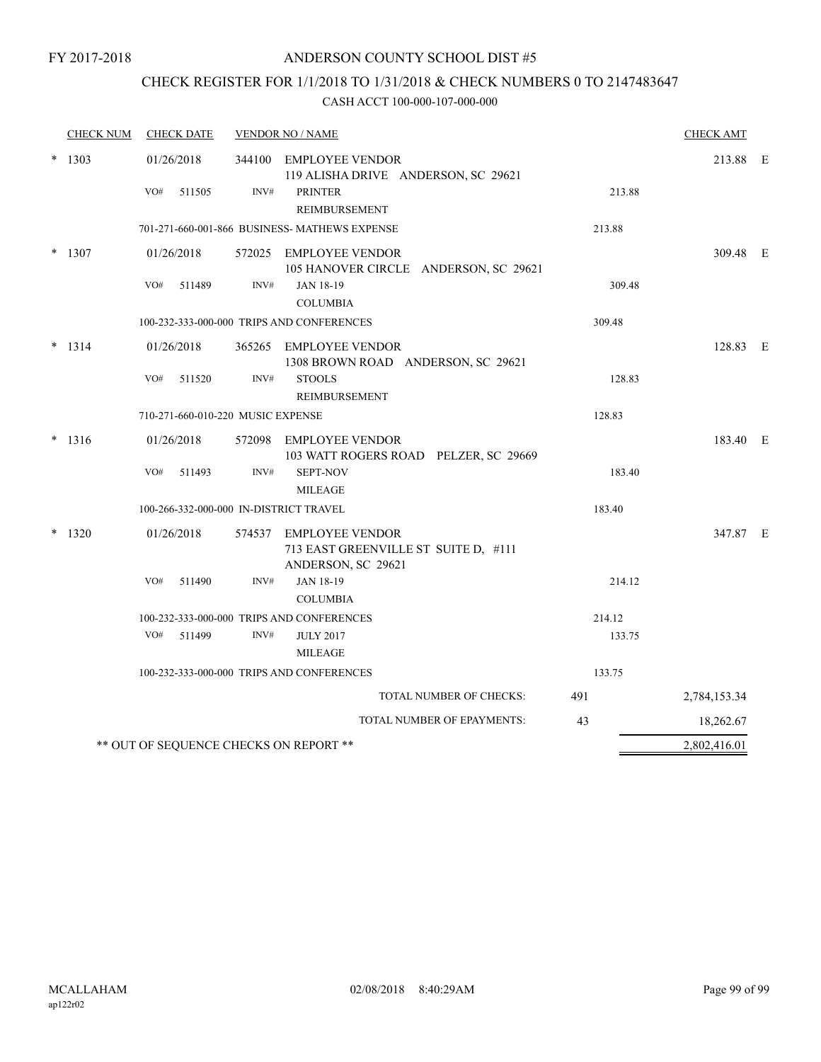FY 2017-2018

# ANDERSON COUNTY SCHOOL DIST #5

## CHECK REGISTER FOR 1/1/2018 TO 1/31/2018 & CHECK NUMBERS 0 TO 2147483647

### CASH ACCT 100-000-107-000-000

| CHECK NUM | CHECK DATE | VENDOR NO / NAME | | CHECK AMT | |
|---|---|---|---|---|---|
| * 1303 | 01/26/2018 | 344100 EMPLOYEE VENDOR<br>119 ALISHA DRIVE ANDERSON, SC 29621 | | 213.88 | E |
| | VO# 511505 | INV# PRINTER<br>REIMBURSEMENT | 213.88 | | |
| | 701-271-660-001-866 BUSINESS- MATHEWS EXPENSE | | 213.88 | | |
| * 1307 | 01/26/2018 | 572025 EMPLOYEE VENDOR<br>105 HANOVER CIRCLE ANDERSON, SC 29621 | | 309.48 | E |
| | VO# 511489 | INV# JAN 18-19<br>COLUMBIA | 309.48 | | |
| | 100-232-333-000-000 TRIPS AND CONFERENCES | | 309.48 | | |
| * 1314 | 01/26/2018 | 365265 EMPLOYEE VENDOR<br>1308 BROWN ROAD ANDERSON, SC 29621 | | 128.83 | E |
| | VO# 511520 | INV# STOOLS<br>REIMBURSEMENT | 128.83 | | |
| | 710-271-660-010-220 MUSIC EXPENSE | | 128.83 | | |
| * 1316 | 01/26/2018 | 572098 EMPLOYEE VENDOR<br>103 WATT ROGERS ROAD PELZER, SC 29669 | | 183.40 | E |
| | VO# 511493 | INV# SEPT-NOV<br>MILEAGE | 183.40 | | |
| | 100-266-332-000-000 IN-DISTRICT TRAVEL | | 183.40 | | |
| * 1320 | 01/26/2018 | 574537 EMPLOYEE VENDOR<br>713 EAST GREENVILLE ST SUITE D, #111<br>ANDERSON, SC 29621 | | 347.87 | E |
| | VO# 511490 | INV# JAN 18-19<br>COLUMBIA | 214.12 | | |
| | 100-232-333-000-000 TRIPS AND CONFERENCES | | 214.12 | | |
| | VO# 511499 | INV# JULY 2017<br>MILEAGE | 133.75 | | |
| | 100-232-333-000-000 TRIPS AND CONFERENCES | | 133.75 | | |
| | | TOTAL NUMBER OF CHECKS: | 491 | 2,784,153.34 | |
| | | TOTAL NUMBER OF EPAYMENTS: | 43 | 18,262.67 | |
| ** OUT OF SEQUENCE CHECKS ON REPORT ** | | | | 2,802,416.01 | |

MCALLAHAM
ap122r02

02/08/2018 8:40:29AM